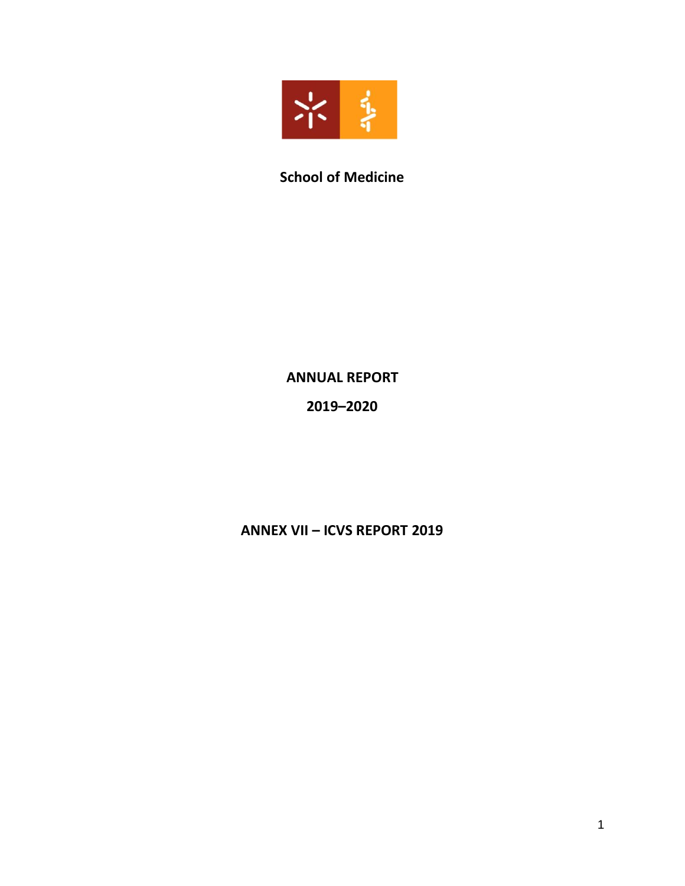**School of Medicine**

# ANNUAL REPORT

## 2019–2020

## ANNEX VII – ICVS REPORT 2019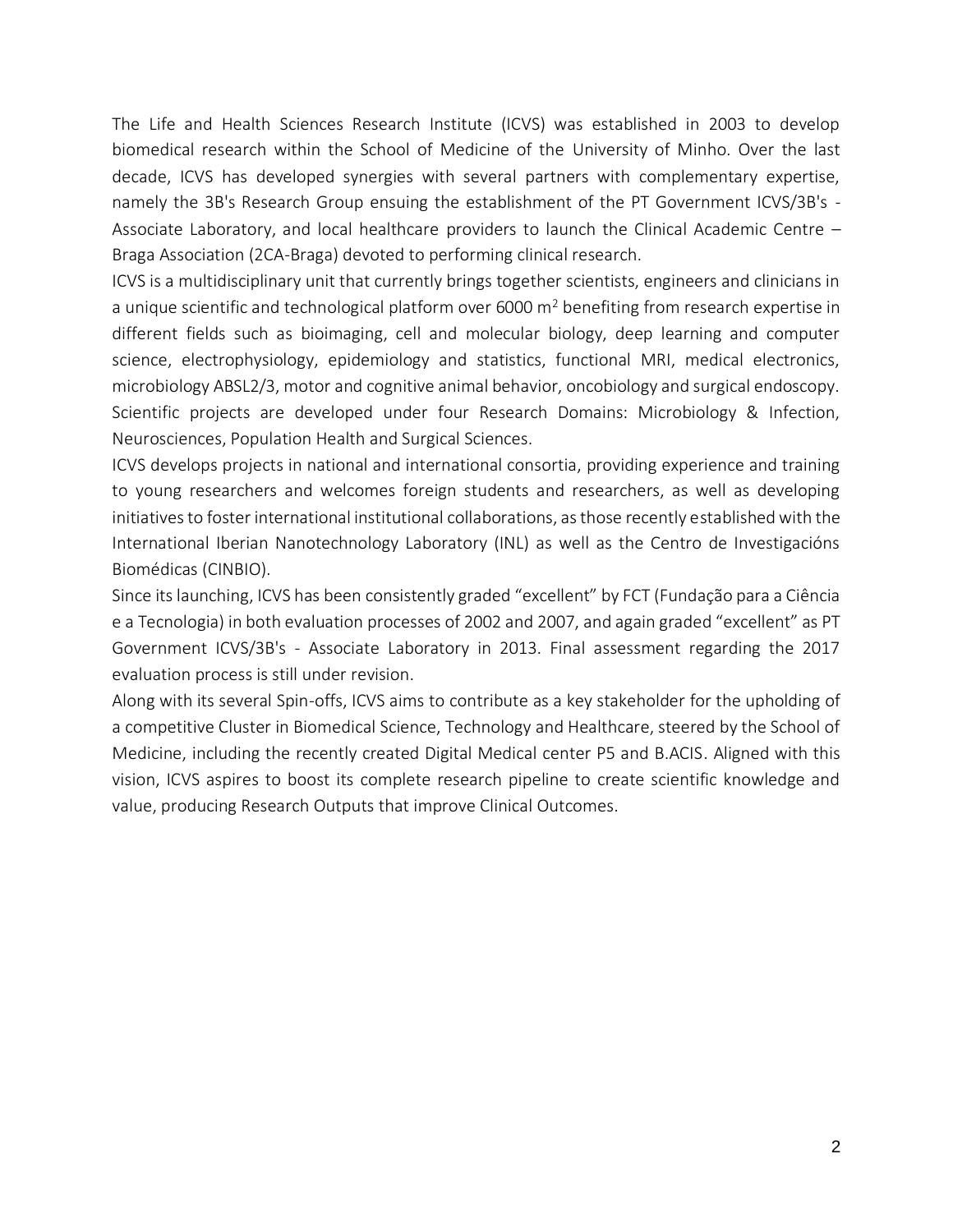The Life and Health Sciences Research Institute (ICVS) was established in 2003 to develop biomedical research within the School of Medicine of the University of Minho. Over the last decade, ICVS has developed synergies with several partners with complementary expertise, namely the 3B's Research Group ensuing the establishment of the PT Government ICVS/3B's - Associate Laboratory, and local healthcare providers to launch the Clinical Academic Centre – Braga Association (2CA-Braga) devoted to performing clinical research.

ICVS is a multidisciplinary unit that currently brings together scientists, engineers and clinicians in a unique scientific and technological platform over 6000 $m^2$ benefiting from research expertise in different fields such as bioimaging, cell and molecular biology, deep learning and computer science, electrophysiology, epidemiology and statistics, functional MRI, medical electronics, microbiology ABSL2/3, motor and cognitive animal behavior, oncobiology and surgical endoscopy. Scientific projects are developed under four Research Domains: Microbiology & Infection, Neurosciences, Population Health and Surgical Sciences.

ICVS develops projects in national and international consortia, providing experience and training to young researchers and welcomes foreign students and researchers, as well as developing initiatives to foster international institutional collaborations, as those recently established with the International Iberian Nanotechnology Laboratory (INL) as well as the Centro de Investigacións Biomédicas (CINBIO).

Since its launching, ICVS has been consistently graded "excellent" by FCT (Fundação para a Ciência e a Tecnologia) in both evaluation processes of 2002 and 2007, and again graded "excellent" as PT Government ICVS/3B's - Associate Laboratory in 2013. Final assessment regarding the 2017 evaluation process is still under revision.

Along with its several Spin-offs, ICVS aims to contribute as a key stakeholder for the upholding of a competitive Cluster in Biomedical Science, Technology and Healthcare, steered by the School of Medicine, including the recently created Digital Medical center P5 and B.ACIS. Aligned with this vision, ICVS aspires to boost its complete research pipeline to create scientific knowledge and value, producing Research Outputs that improve Clinical Outcomes.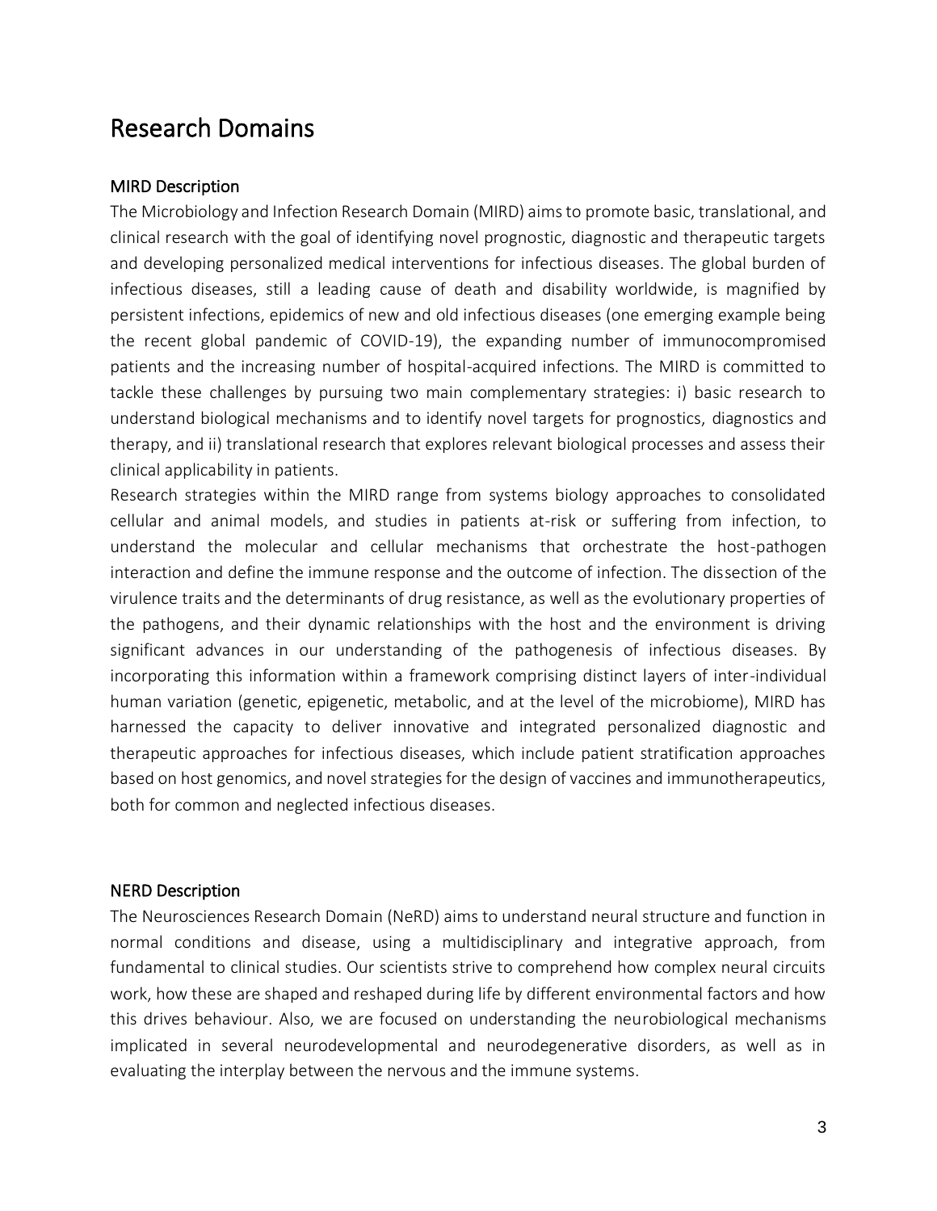# Research Domains

### MIRD Description

The Microbiology and Infection Research Domain (MIRD) aims to promote basic, translational, and clinical research with the goal of identifying novel prognostic, diagnostic and therapeutic targets and developing personalized medical interventions for infectious diseases. The global burden of infectious diseases, still a leading cause of death and disability worldwide, is magnified by persistent infections, epidemics of new and old infectious diseases (one emerging example being the recent global pandemic of COVID-19), the expanding number of immunocompromised patients and the increasing number of hospital-acquired infections. The MIRD is committed to tackle these challenges by pursuing two main complementary strategies: i) basic research to understand biological mechanisms and to identify novel targets for prognostics, diagnostics and therapy, and ii) translational research that explores relevant biological processes and assess their clinical applicability in patients.

Research strategies within the MIRD range from systems biology approaches to consolidated cellular and animal models, and studies in patients at-risk or suffering from infection, to understand the molecular and cellular mechanisms that orchestrate the host-pathogen interaction and define the immune response and the outcome of infection. The dissection of the virulence traits and the determinants of drug resistance, as well as the evolutionary properties of the pathogens, and their dynamic relationships with the host and the environment is driving significant advances in our understanding of the pathogenesis of infectious diseases. By incorporating this information within a framework comprising distinct layers of inter-individual human variation (genetic, epigenetic, metabolic, and at the level of the microbiome), MIRD has harnessed the capacity to deliver innovative and integrated personalized diagnostic and therapeutic approaches for infectious diseases, which include patient stratification approaches based on host genomics, and novel strategies for the design of vaccines and immunotherapeutics, both for common and neglected infectious diseases.

### NERD Description

The Neurosciences Research Domain (NeRD) aims to understand neural structure and function in normal conditions and disease, using a multidisciplinary and integrative approach, from fundamental to clinical studies. Our scientists strive to comprehend how complex neural circuits work, how these are shaped and reshaped during life by different environmental factors and how this drives behaviour. Also, we are focused on understanding the neurobiological mechanisms implicated in several neurodevelopmental and neurodegenerative disorders, as well as in evaluating the interplay between the nervous and the immune systems.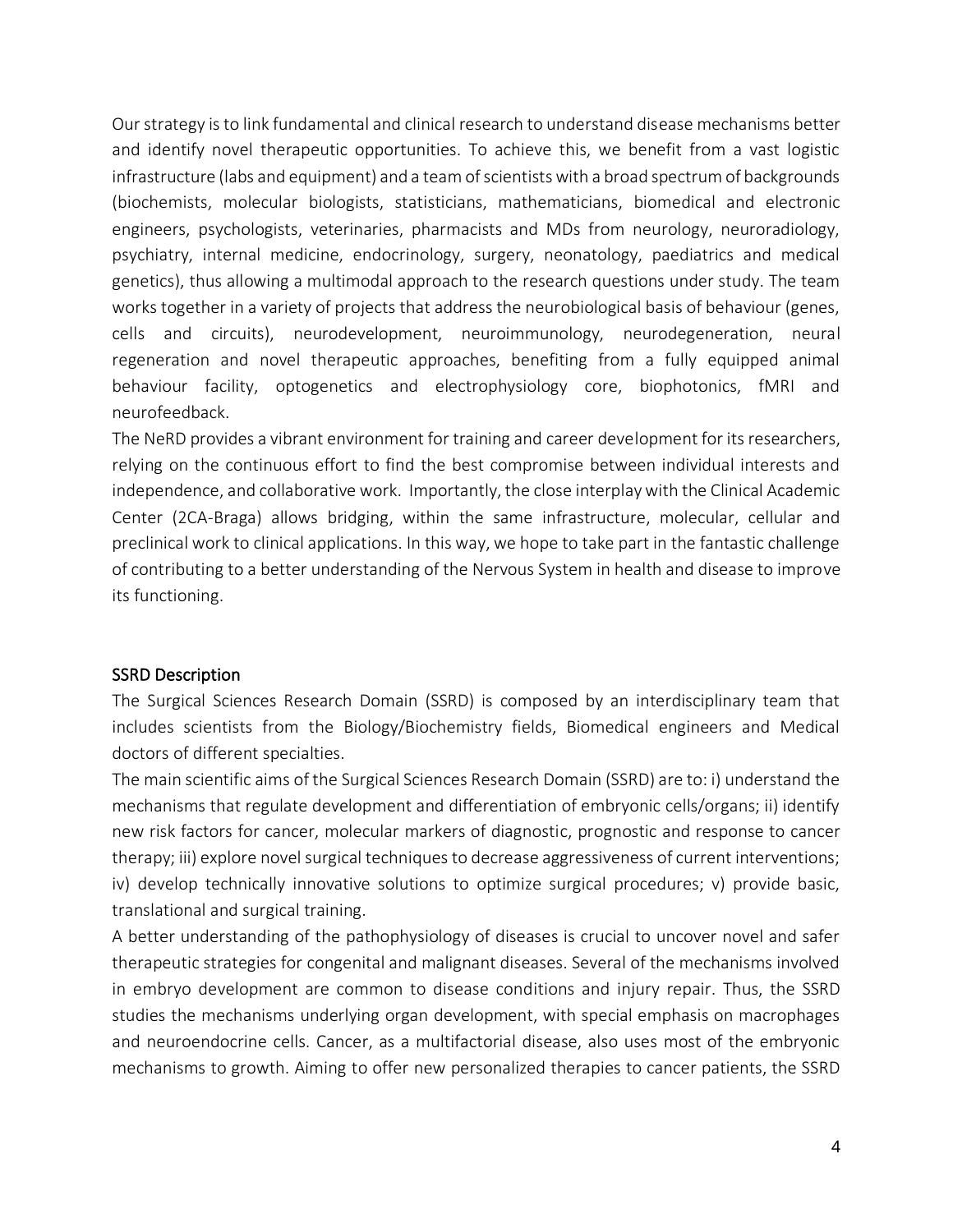Our strategy is to link fundamental and clinical research to understand disease mechanisms better and identify novel therapeutic opportunities. To achieve this, we benefit from a vast logistic infrastructure (labs and equipment) and a team of scientists with a broad spectrum of backgrounds (biochemists, molecular biologists, statisticians, mathematicians, biomedical and electronic engineers, psychologists, veterinaries, pharmacists and MDs from neurology, neuroradiology, psychiatry, internal medicine, endocrinology, surgery, neonatology, paediatrics and medical genetics), thus allowing a multimodal approach to the research questions under study. The team works together in a variety of projects that address the neurobiological basis of behaviour (genes, cells and circuits), neurodevelopment, neuroimmunology, neurodegeneration, neural regeneration and novel therapeutic approaches, benefiting from a fully equipped animal behaviour facility, optogenetics and electrophysiology core, biophotonics, fMRI and neurofeedback.

The NeRD provides a vibrant environment for training and career development for its researchers, relying on the continuous effort to find the best compromise between individual interests and independence, and collaborative work. Importantly, the close interplay with the Clinical Academic Center (2CA-Braga) allows bridging, within the same infrastructure, molecular, cellular and preclinical work to clinical applications. In this way, we hope to take part in the fantastic challenge of contributing to a better understanding of the Nervous System in health and disease to improve its functioning.

## SSRD Description

The Surgical Sciences Research Domain (SSRD) is composed by an interdisciplinary team that includes scientists from the Biology/Biochemistry fields, Biomedical engineers and Medical doctors of different specialties.

The main scientific aims of the Surgical Sciences Research Domain (SSRD) are to: i) understand the mechanisms that regulate development and differentiation of embryonic cells/organs; ii) identify new risk factors for cancer, molecular markers of diagnostic, prognostic and response to cancer therapy; iii) explore novel surgical techniques to decrease aggressiveness of current interventions; iv) develop technically innovative solutions to optimize surgical procedures; v) provide basic, translational and surgical training.

A better understanding of the pathophysiology of diseases is crucial to uncover novel and safer therapeutic strategies for congenital and malignant diseases. Several of the mechanisms involved in embryo development are common to disease conditions and injury repair. Thus, the SSRD studies the mechanisms underlying organ development, with special emphasis on macrophages and neuroendocrine cells. Cancer, as a multifactorial disease, also uses most of the embryonic mechanisms to growth. Aiming to offer new personalized therapies to cancer patients, the SSRD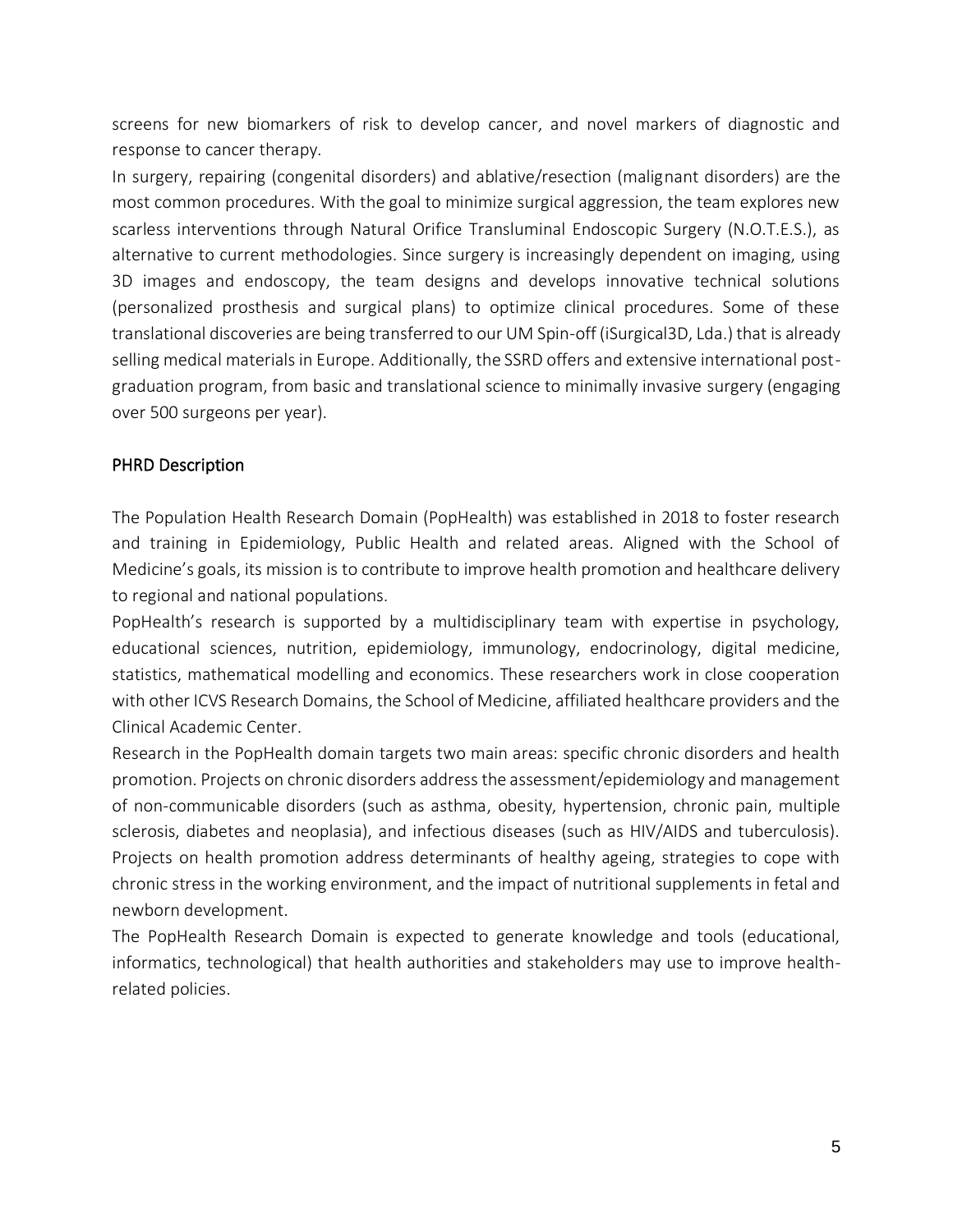screens for new biomarkers of risk to develop cancer, and novel markers of diagnostic and response to cancer therapy.

In surgery, repairing (congenital disorders) and ablative/resection (malignant disorders) are the most common procedures. With the goal to minimize surgical aggression, the team explores new scarless interventions through Natural Orifice Transluminal Endoscopic Surgery (N.O.T.E.S.), as alternative to current methodologies. Since surgery is increasingly dependent on imaging, using 3D images and endoscopy, the team designs and develops innovative technical solutions (personalized prosthesis and surgical plans) to optimize clinical procedures. Some of these translational discoveries are being transferred to our UM Spin-off (iSurgical3D, Lda.) that is already selling medical materials in Europe. Additionally, the SSRD offers and extensive international post-graduation program, from basic and translational science to minimally invasive surgery (engaging over 500 surgeons per year).

## PHRD Description

The Population Health Research Domain (PopHealth) was established in 2018 to foster research and training in Epidemiology, Public Health and related areas. Aligned with the School of Medicine's goals, its mission is to contribute to improve health promotion and healthcare delivery to regional and national populations.

PopHealth's research is supported by a multidisciplinary team with expertise in psychology, educational sciences, nutrition, epidemiology, immunology, endocrinology, digital medicine, statistics, mathematical modelling and economics. These researchers work in close cooperation with other ICVS Research Domains, the School of Medicine, affiliated healthcare providers and the Clinical Academic Center.

Research in the PopHealth domain targets two main areas: specific chronic disorders and health promotion. Projects on chronic disorders address the assessment/epidemiology and management of non-communicable disorders (such as asthma, obesity, hypertension, chronic pain, multiple sclerosis, diabetes and neoplasia), and infectious diseases (such as HIV/AIDS and tuberculosis). Projects on health promotion address determinants of healthy ageing, strategies to cope with chronic stress in the working environment, and the impact of nutritional supplements in fetal and newborn development.

The PopHealth Research Domain is expected to generate knowledge and tools (educational, informatics, technological) that health authorities and stakeholders may use to improve health-related policies.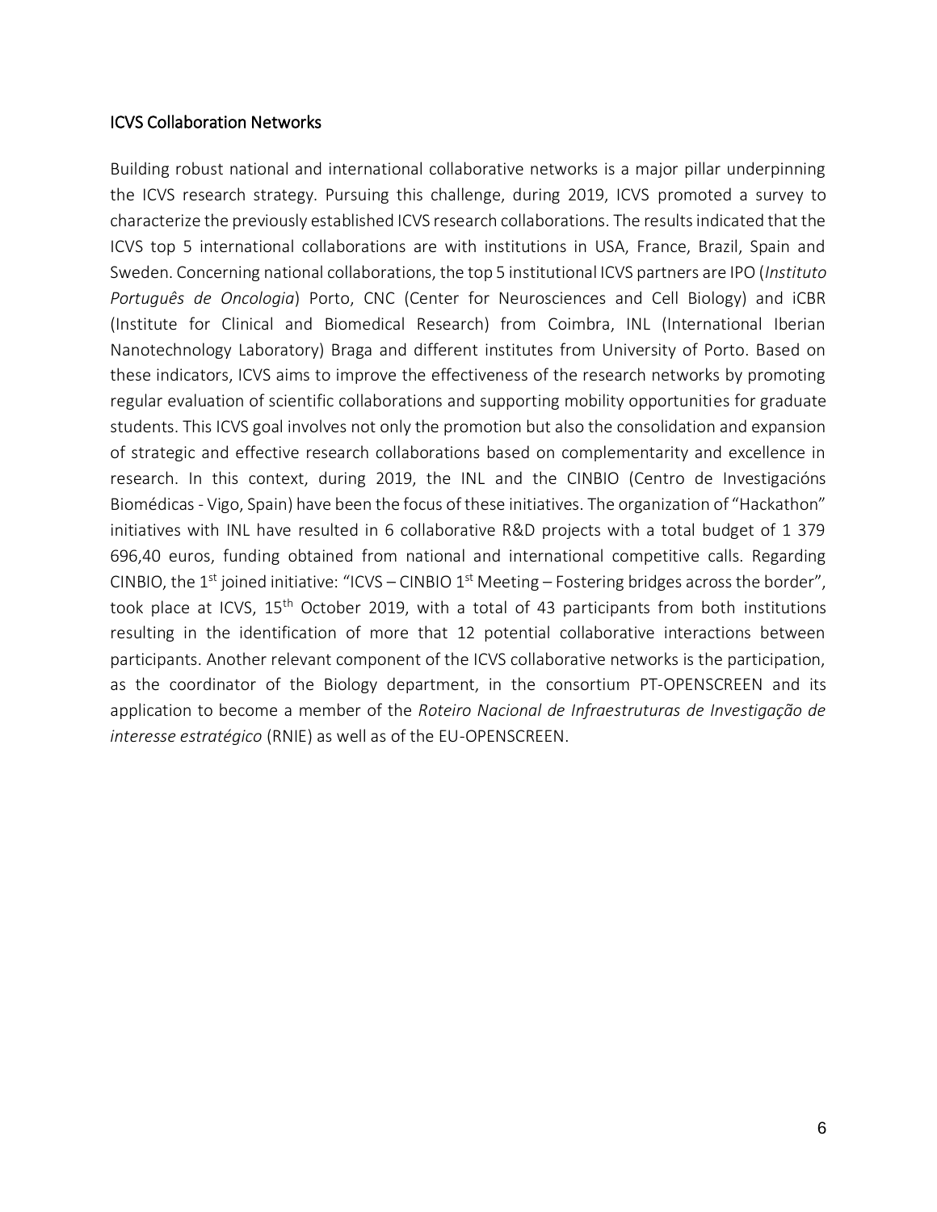## ICVS Collaboration Networks

Building robust national and international collaborative networks is a major pillar underpinning the ICVS research strategy. Pursuing this challenge, during 2019, ICVS promoted a survey to characterize the previously established ICVS research collaborations. The results indicated that the ICVS top 5 international collaborations are with institutions in USA, France, Brazil, Spain and Sweden. Concerning national collaborations, the top 5 institutional ICVS partners are IPO (*Instituto Português de Oncologia*) Porto, CNC (Center for Neurosciences and Cell Biology) and iCBR (Institute for Clinical and Biomedical Research) from Coimbra, INL (International Iberian Nanotechnology Laboratory) Braga and different institutes from University of Porto. Based on these indicators, ICVS aims to improve the effectiveness of the research networks by promoting regular evaluation of scientific collaborations and supporting mobility opportunities for graduate students. This ICVS goal involves not only the promotion but also the consolidation and expansion of strategic and effective research collaborations based on complementarity and excellence in research. In this context, during 2019, the INL and the CINBIO (Centro de Investigacións Biomédicas - Vigo, Spain) have been the focus of these initiatives. The organization of "Hackathon" initiatives with INL have resulted in 6 collaborative R&D projects with a total budget of 1 379 696,40 euros, funding obtained from national and international competitive calls. Regarding CINBIO, the 1st joined initiative: "ICVS – CINBIO 1st Meeting – Fostering bridges across the border", took place at ICVS, 15th October 2019, with a total of 43 participants from both institutions resulting in the identification of more that 12 potential collaborative interactions between participants. Another relevant component of the ICVS collaborative networks is the participation, as the coordinator of the Biology department, in the consortium PT-OPENSCREEN and its application to become a member of the *Roteiro Nacional de Infraestruturas de Investigação de interesse estratégico* (RNIE) as well as of the EU-OPENSCREEN.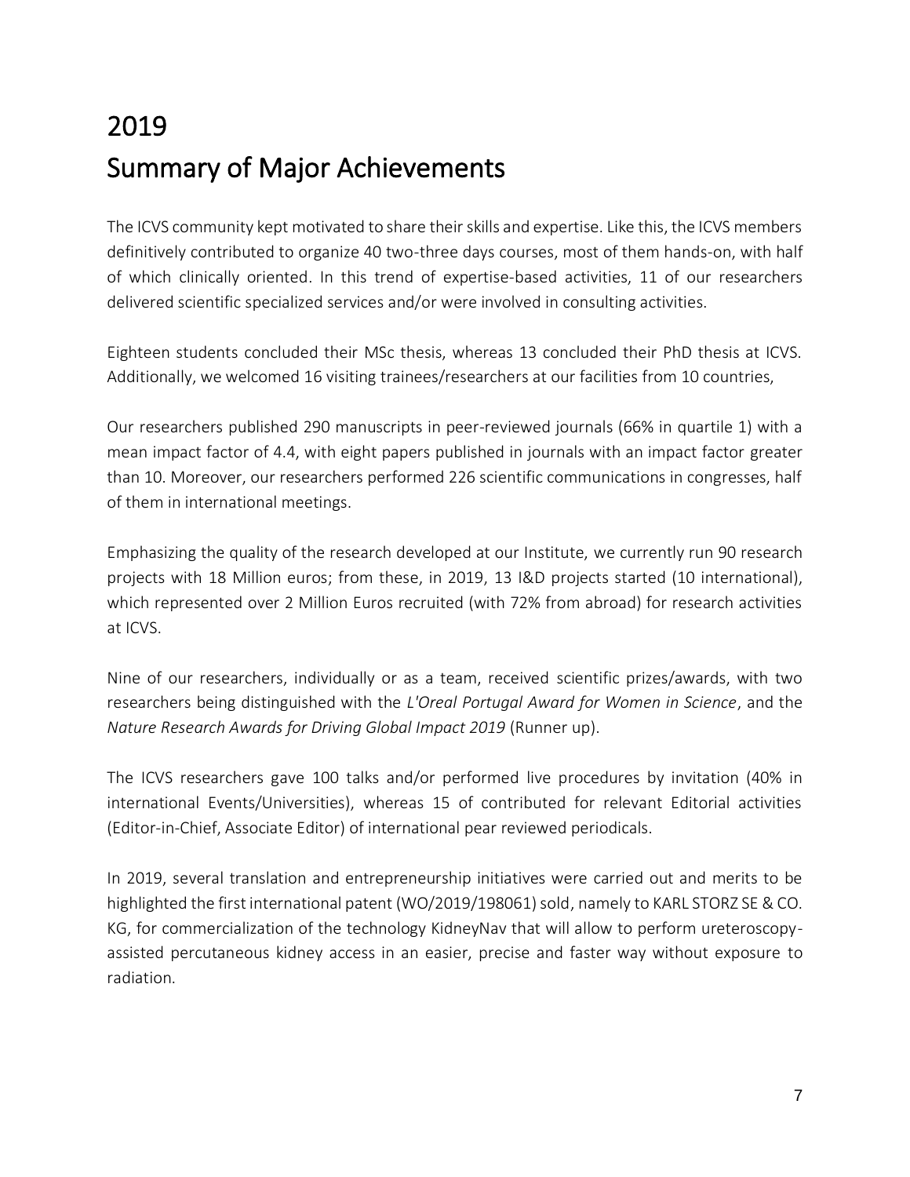# 2019
# Summary of Major Achievements

The ICVS community kept motivated to share their skills and expertise. Like this, the ICVS members definitively contributed to organize 40 two-three days courses, most of them hands-on, with half of which clinically oriented. In this trend of expertise-based activities, 11 of our researchers delivered scientific specialized services and/or were involved in consulting activities.

Eighteen students concluded their MSc thesis, whereas 13 concluded their PhD thesis at ICVS. Additionally, we welcomed 16 visiting trainees/researchers at our facilities from 10 countries,

Our researchers published 290 manuscripts in peer-reviewed journals (66% in quartile 1) with a mean impact factor of 4.4, with eight papers published in journals with an impact factor greater than 10. Moreover, our researchers performed 226 scientific communications in congresses, half of them in international meetings.

Emphasizing the quality of the research developed at our Institute, we currently run 90 research projects with 18 Million euros; from these, in 2019, 13 I&D projects started (10 international), which represented over 2 Million Euros recruited (with 72% from abroad) for research activities at ICVS.

Nine of our researchers, individually or as a team, received scientific prizes/awards, with two researchers being distinguished with the *L'Oreal Portugal Award for Women in Science*, and the *Nature Research Awards for Driving Global Impact 2019* (Runner up).

The ICVS researchers gave 100 talks and/or performed live procedures by invitation (40% in international Events/Universities), whereas 15 of contributed for relevant Editorial activities (Editor-in-Chief, Associate Editor) of international pear reviewed periodicals.

In 2019, several translation and entrepreneurship initiatives were carried out and merits to be highlighted the first international patent (WO/2019/198061) sold, namely to KARL STORZ SE & CO. KG, for commercialization of the technology KidneyNav that will allow to perform ureteroscopy-assisted percutaneous kidney access in an easier, precise and faster way without exposure to radiation.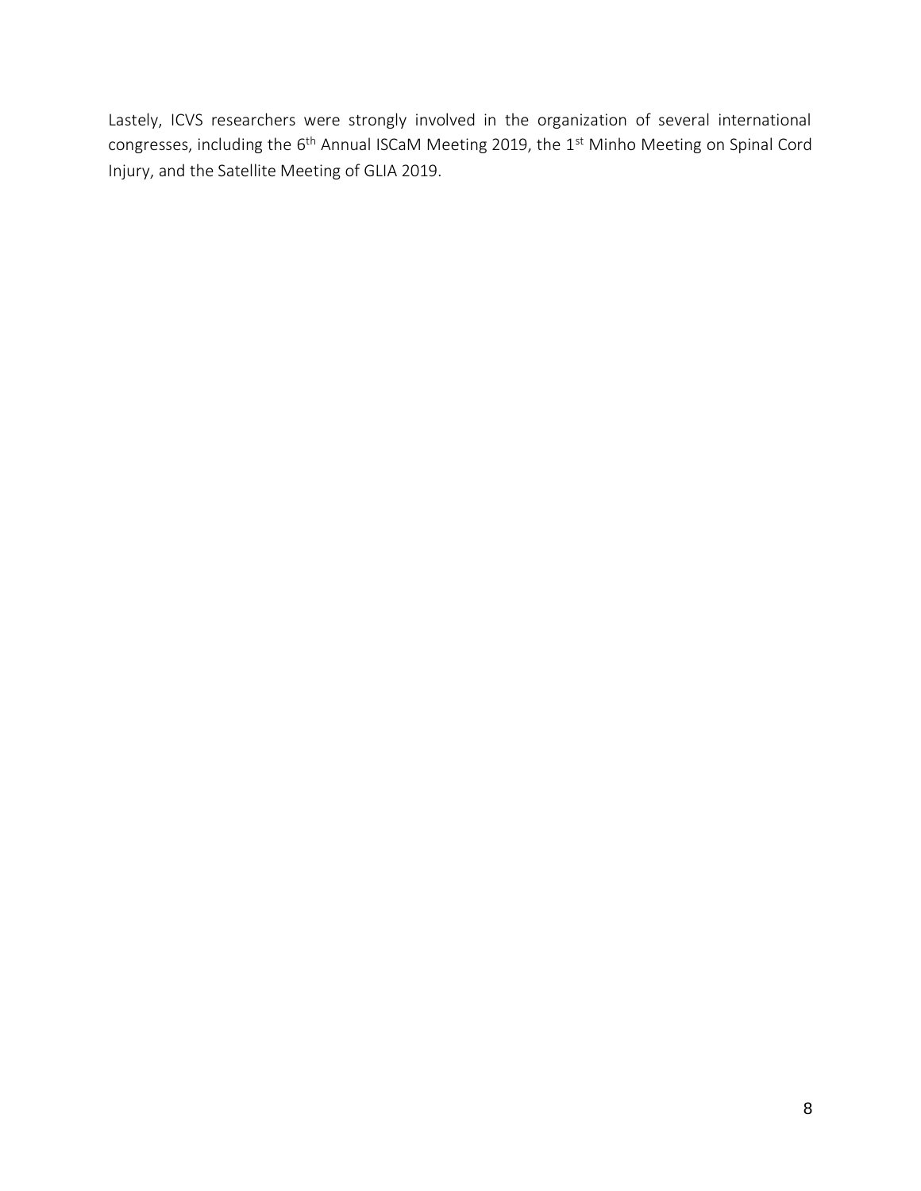Lastely, ICVS researchers were strongly involved in the organization of several international congresses, including the 6th Annual ISCaM Meeting 2019, the 1st Minho Meeting on Spinal Cord Injury, and the Satellite Meeting of GLIA 2019.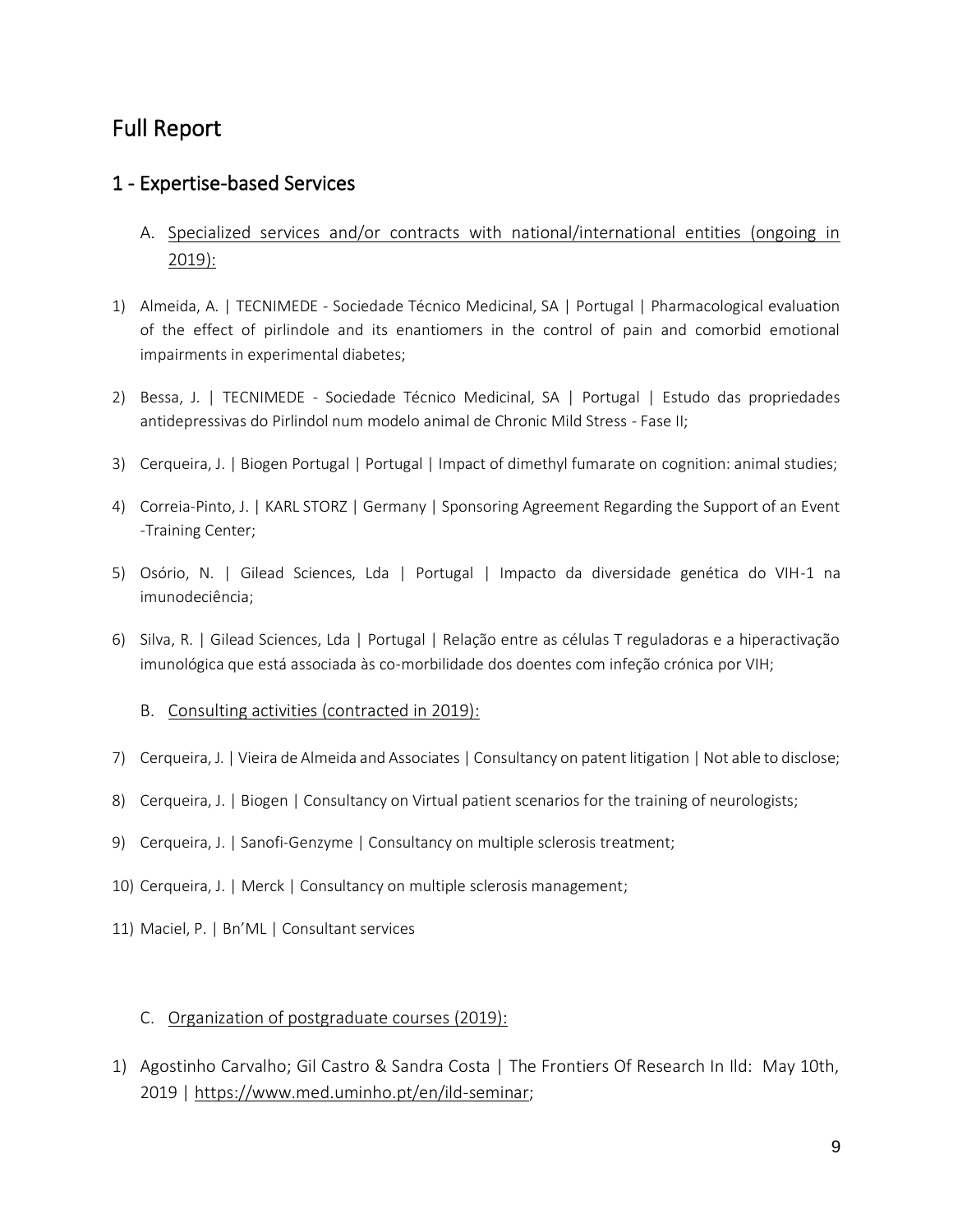# Full Report

## 1 - Expertise-based Services

A. Specialized services and/or contracts with national/international entities (ongoing in 2019):

1) Almeida, A. | TECNIMEDE - Sociedade Técnico Medicinal, SA | Portugal | Pharmacological evaluation of the effect of pirlindole and its enantiomers in the control of pain and comorbid emotional impairments in experimental diabetes;

2) Bessa, J. | TECNIMEDE - Sociedade Técnico Medicinal, SA | Portugal | Estudo das propriedades antidepressivas do Pirlindol num modelo animal de Chronic Mild Stress - Fase II;

3) Cerqueira, J. | Biogen Portugal | Portugal | Impact of dimethyl fumarate on cognition: animal studies;

4) Correia-Pinto, J. | KARL STORZ | Germany | Sponsoring Agreement Regarding the Support of an Event -Training Center;

5) Osório, N. | Gilead Sciences, Lda | Portugal | Impacto da diversidade genética do VIH-1 na imunodeciência;

6) Silva, R. | Gilead Sciences, Lda | Portugal | Relação entre as células T reguladoras e a hiperactivação imunológica que está associada às co-morbilidade dos doentes com infeção crónica por VIH;

B. Consulting activities (contracted in 2019):

7) Cerqueira, J. | Vieira de Almeida and Associates | Consultancy on patent litigation | Not able to disclose;

8) Cerqueira, J. | Biogen | Consultancy on Virtual patient scenarios for the training of neurologists;

9) Cerqueira, J. | Sanofi-Genzyme | Consultancy on multiple sclerosis treatment;

10) Cerqueira, J. | Merck | Consultancy on multiple sclerosis management;

11) Maciel, P. | Bn'ML | Consultant services

C. Organization of postgraduate courses (2019):

1) Agostinho Carvalho; Gil Castro & Sandra Costa | The Frontiers Of Research In Ild: May 10th, 2019 | https://www.med.uminho.pt/en/ild-seminar;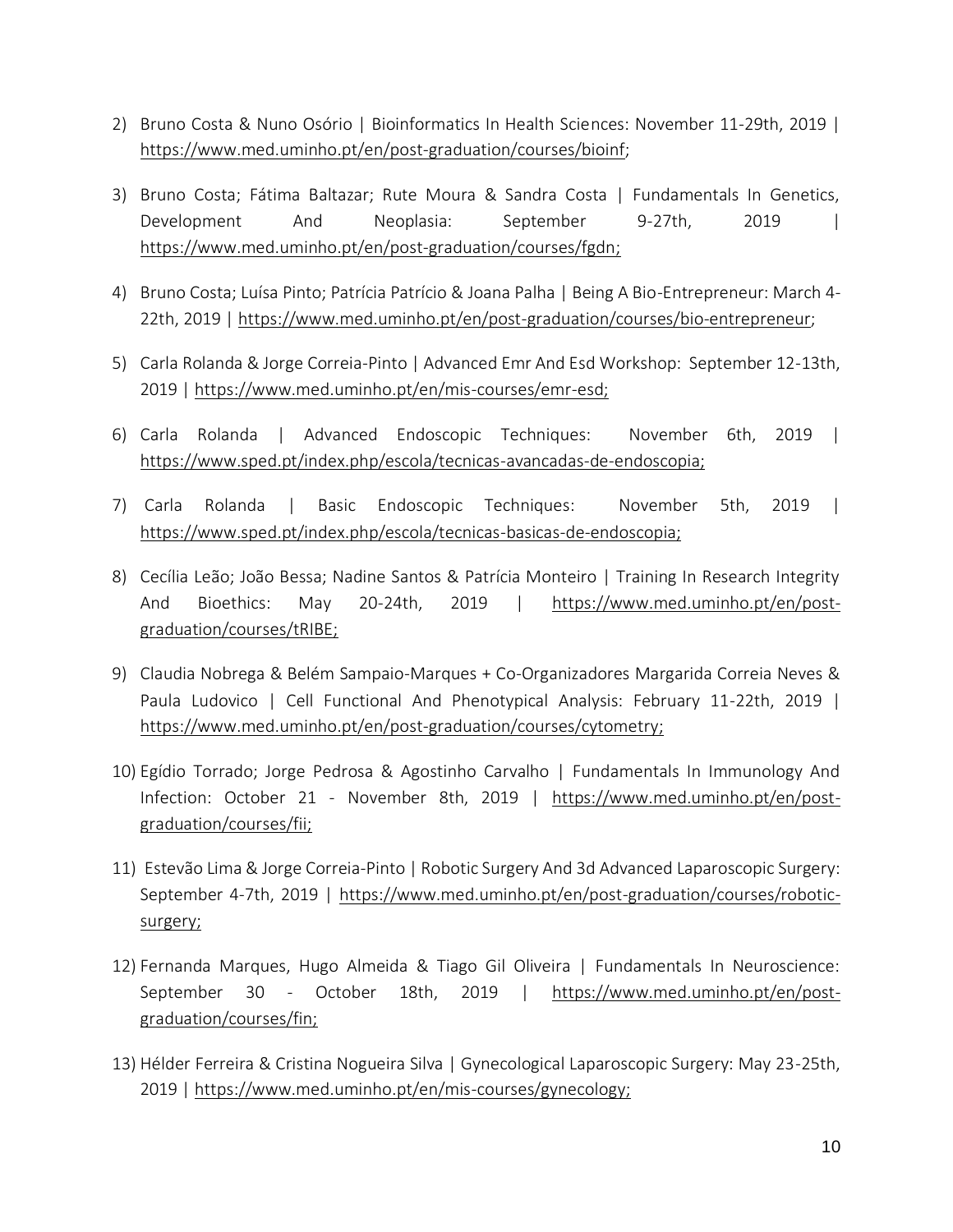2) Bruno Costa & Nuno Osório | Bioinformatics In Health Sciences: November 11-29th, 2019 | https://www.med.uminho.pt/en/post-graduation/courses/bioinf;

3) Bruno Costa; Fátima Baltazar; Rute Moura & Sandra Costa | Fundamentals In Genetics, Development And Neoplasia: September 9-27th, 2019 | https://www.med.uminho.pt/en/post-graduation/courses/fgdn;

4) Bruno Costa; Luísa Pinto; Patrícia Patrício & Joana Palha | Being A Bio-Entrepreneur: March 4-22th, 2019 | https://www.med.uminho.pt/en/post-graduation/courses/bio-entrepreneur;

5) Carla Rolanda & Jorge Correia-Pinto | Advanced Emr And Esd Workshop: September 12-13th, 2019 | https://www.med.uminho.pt/en/mis-courses/emr-esd;

6) Carla Rolanda | Advanced Endoscopic Techniques: November 6th, 2019 | https://www.sped.pt/index.php/escola/tecnicas-avancadas-de-endoscopia;

7) Carla Rolanda | Basic Endoscopic Techniques: November 5th, 2019 | https://www.sped.pt/index.php/escola/tecnicas-basicas-de-endoscopia;

8) Cecília Leão; João Bessa; Nadine Santos & Patrícia Monteiro | Training In Research Integrity And Bioethics: May 20-24th, 2019 | https://www.med.uminho.pt/en/post-graduation/courses/tRIBE;

9) Claudia Nobrega & Belém Sampaio-Marques + Co-Organizadores Margarida Correia Neves & Paula Ludovico | Cell Functional And Phenotypical Analysis: February 11-22th, 2019 | https://www.med.uminho.pt/en/post-graduation/courses/cytometry;

10) Egídio Torrado; Jorge Pedrosa & Agostinho Carvalho | Fundamentals In Immunology And Infection: October 21 - November 8th, 2019 | https://www.med.uminho.pt/en/post-graduation/courses/fii;

11) Estevão Lima & Jorge Correia-Pinto | Robotic Surgery And 3d Advanced Laparoscopic Surgery: September 4-7th, 2019 | https://www.med.uminho.pt/en/post-graduation/courses/robotic-surgery;

12) Fernanda Marques, Hugo Almeida & Tiago Gil Oliveira | Fundamentals In Neuroscience: September 30 - October 18th, 2019 | https://www.med.uminho.pt/en/post-graduation/courses/fin;

13) Hélder Ferreira & Cristina Nogueira Silva | Gynecological Laparoscopic Surgery: May 23-25th, 2019 | https://www.med.uminho.pt/en/mis-courses/gynecology;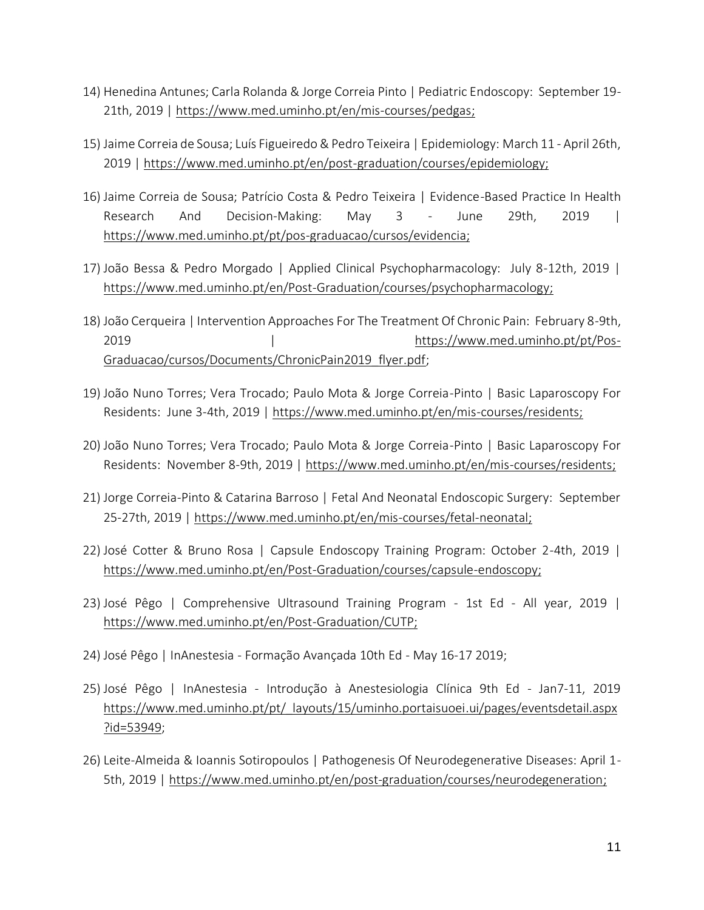14) Henedina Antunes; Carla Rolanda & Jorge Correia Pinto | Pediatric Endoscopy: September 19-21th, 2019 | https://www.med.uminho.pt/en/mis-courses/pedgas;

15) Jaime Correia de Sousa; Luís Figueiredo & Pedro Teixeira | Epidemiology: March 11 - April 26th, 2019 | https://www.med.uminho.pt/en/post-graduation/courses/epidemiology;

16) Jaime Correia de Sousa; Patrício Costa & Pedro Teixeira | Evidence-Based Practice In Health Research And Decision-Making: May 3 - June 29th, 2019 | https://www.med.uminho.pt/pt/pos-graduacao/cursos/evidencia;

17) João Bessa & Pedro Morgado | Applied Clinical Psychopharmacology: July 8-12th, 2019 | https://www.med.uminho.pt/en/Post-Graduation/courses/psychopharmacology;

18) João Cerqueira | Intervention Approaches For The Treatment Of Chronic Pain: February 8-9th, 2019 | https://www.med.uminho.pt/pt/Pos-Graduacao/cursos/Documents/ChronicPain2019_flyer.pdf;

19) João Nuno Torres; Vera Trocado; Paulo Mota & Jorge Correia-Pinto | Basic Laparoscopy For Residents: June 3-4th, 2019 | https://www.med.uminho.pt/en/mis-courses/residents;

20) João Nuno Torres; Vera Trocado; Paulo Mota & Jorge Correia-Pinto | Basic Laparoscopy For Residents: November 8-9th, 2019 | https://www.med.uminho.pt/en/mis-courses/residents;

21) Jorge Correia-Pinto & Catarina Barroso | Fetal And Neonatal Endoscopic Surgery: September 25-27th, 2019 | https://www.med.uminho.pt/en/mis-courses/fetal-neonatal;

22) José Cotter & Bruno Rosa | Capsule Endoscopy Training Program: October 2-4th, 2019 | https://www.med.uminho.pt/en/Post-Graduation/courses/capsule-endoscopy;

23) José Pêgo | Comprehensive Ultrasound Training Program - 1st Ed - All year, 2019 | https://www.med.uminho.pt/en/Post-Graduation/CUTP;

24) José Pêgo | InAnestesia - Formação Avançada 10th Ed - May 16-17 2019;

25) José Pêgo | InAnestesia - Introdução à Anestesiologia Clínica 9th Ed - Jan7-11, 2019 https://www.med.uminho.pt/pt/_layouts/15/uminho.portaisuoei.ui/pages/eventsdetail.aspx?id=53949;

26) Leite-Almeida & Ioannis Sotiropoulos | Pathogenesis Of Neurodegenerative Diseases: April 1-5th, 2019 | https://www.med.uminho.pt/en/post-graduation/courses/neurodegeneration;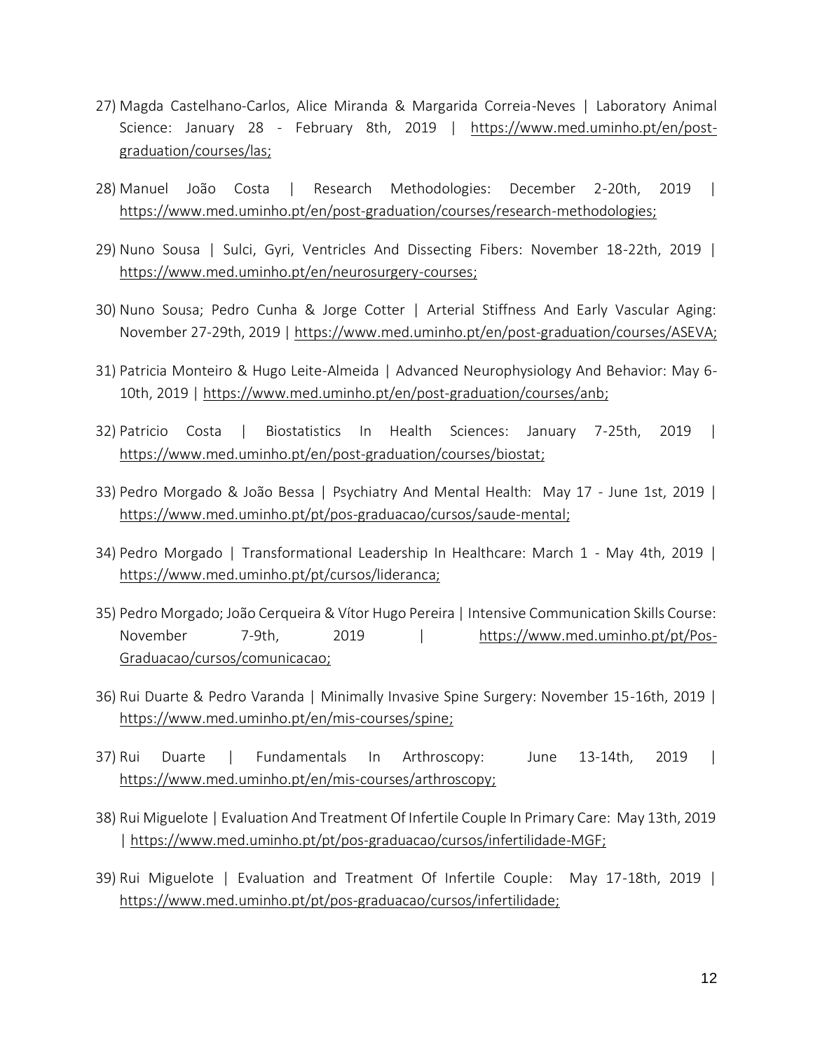27) Magda Castelhano-Carlos, Alice Miranda & Margarida Correia-Neves | Laboratory Animal Science: January 28 - February 8th, 2019 | https://www.med.uminho.pt/en/post-graduation/courses/las;

28) Manuel João Costa | Research Methodologies: December 2-20th, 2019 | https://www.med.uminho.pt/en/post-graduation/courses/research-methodologies;

29) Nuno Sousa | Sulci, Gyri, Ventricles And Dissecting Fibers: November 18-22th, 2019 | https://www.med.uminho.pt/en/neurosurgery-courses;

30) Nuno Sousa; Pedro Cunha & Jorge Cotter | Arterial Stiffness And Early Vascular Aging: November 27-29th, 2019 | https://www.med.uminho.pt/en/post-graduation/courses/ASEVA;

31) Patricia Monteiro & Hugo Leite-Almeida | Advanced Neurophysiology And Behavior: May 6-10th, 2019 | https://www.med.uminho.pt/en/post-graduation/courses/anb;

32) Patricio Costa | Biostatistics In Health Sciences: January 7-25th, 2019 | https://www.med.uminho.pt/en/post-graduation/courses/biostat;

33) Pedro Morgado & João Bessa | Psychiatry And Mental Health: May 17 - June 1st, 2019 | https://www.med.uminho.pt/pt/pos-graduacao/cursos/saude-mental;

34) Pedro Morgado | Transformational Leadership In Healthcare: March 1 - May 4th, 2019 | https://www.med.uminho.pt/pt/cursos/lideranca;

35) Pedro Morgado; João Cerqueira & Vítor Hugo Pereira | Intensive Communication Skills Course: November 7-9th, 2019 | https://www.med.uminho.pt/pt/Pos-Graduacao/cursos/comunicacao;

36) Rui Duarte & Pedro Varanda | Minimally Invasive Spine Surgery: November 15-16th, 2019 | https://www.med.uminho.pt/en/mis-courses/spine;

37) Rui Duarte | Fundamentals In Arthroscopy: June 13-14th, 2019 | https://www.med.uminho.pt/en/mis-courses/arthroscopy;

38) Rui Miguelote | Evaluation And Treatment Of Infertile Couple In Primary Care: May 13th, 2019 | https://www.med.uminho.pt/pt/pos-graduacao/cursos/infertilidade-MGF;

39) Rui Miguelote | Evaluation and Treatment Of Infertile Couple: May 17-18th, 2019 | https://www.med.uminho.pt/pt/pos-graduacao/cursos/infertilidade;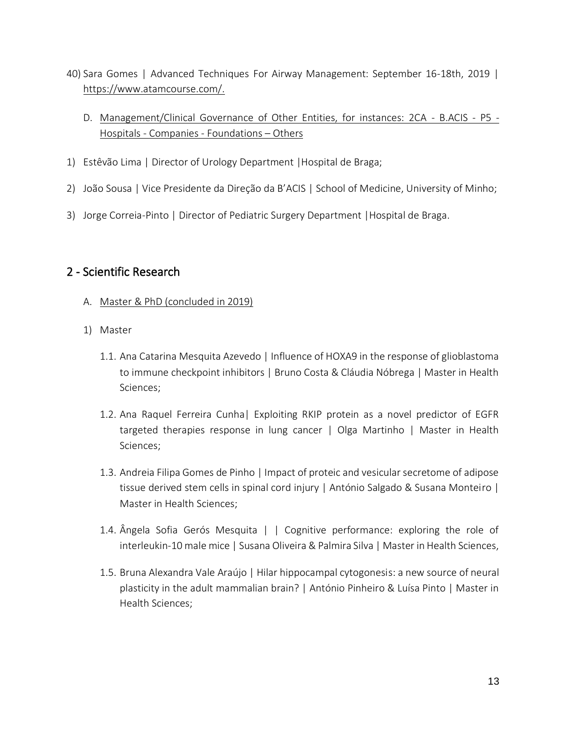40) Sara Gomes | Advanced Techniques For Airway Management: September 16-18th, 2019 | https://www.atamcourse.com/.

D. Management/Clinical Governance of Other Entities, for instances: 2CA - B.ACIS - P5 - Hospitals - Companies - Foundations – Others

1) Estêvão Lima | Director of Urology Department |Hospital de Braga;

2) João Sousa | Vice Presidente da Direção da B'ACIS | School of Medicine, University of Minho;

3) Jorge Correia-Pinto | Director of Pediatric Surgery Department |Hospital de Braga.

## 2 - Scientific Research

A. Master & PhD (concluded in 2019)

1) Master

1.1. Ana Catarina Mesquita Azevedo | Influence of HOXA9 in the response of glioblastoma to immune checkpoint inhibitors | Bruno Costa & Cláudia Nóbrega | Master in Health Sciences;

1.2. Ana Raquel Ferreira Cunha| Exploiting RKIP protein as a novel predictor of EGFR targeted therapies response in lung cancer | Olga Martinho | Master in Health Sciences;

1.3. Andreia Filipa Gomes de Pinho | Impact of proteic and vesicular secretome of adipose tissue derived stem cells in spinal cord injury | António Salgado & Susana Monteiro | Master in Health Sciences;

1.4. Ângela Sofia Gerós Mesquita | | Cognitive performance: exploring the role of interleukin-10 male mice | Susana Oliveira & Palmira Silva | Master in Health Sciences,

1.5. Bruna Alexandra Vale Araújo | Hilar hippocampal cytogonesis: a new source of neural plasticity in the adult mammalian brain? | António Pinheiro & Luísa Pinto | Master in Health Sciences;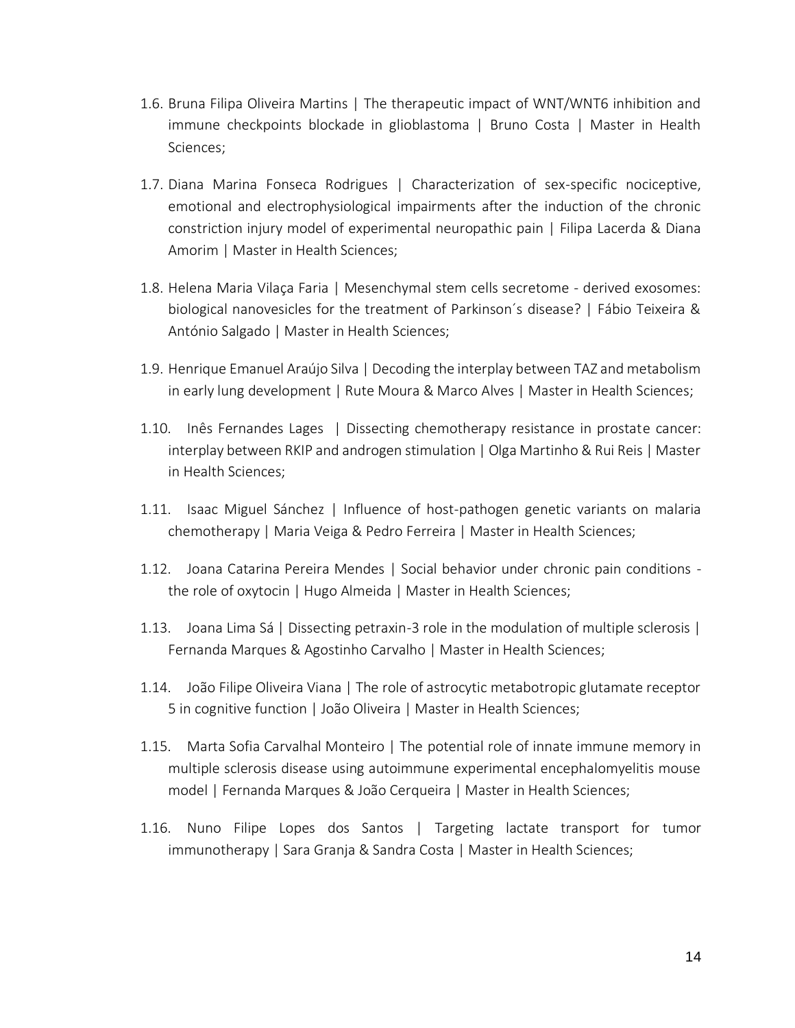1.6. Bruna Filipa Oliveira Martins | The therapeutic impact of WNT/WNT6 inhibition and immune checkpoints blockade in glioblastoma | Bruno Costa | Master in Health Sciences;

1.7. Diana Marina Fonseca Rodrigues | Characterization of sex-specific nociceptive, emotional and electrophysiological impairments after the induction of the chronic constriction injury model of experimental neuropathic pain | Filipa Lacerda & Diana Amorim | Master in Health Sciences;

1.8. Helena Maria Vilaça Faria | Mesenchymal stem cells secretome - derived exosomes: biological nanovesicles for the treatment of Parkinson´s disease? | Fábio Teixeira & António Salgado | Master in Health Sciences;

1.9. Henrique Emanuel Araújo Silva | Decoding the interplay between TAZ and metabolism in early lung development | Rute Moura & Marco Alves | Master in Health Sciences;

1.10. Inês Fernandes Lages | Dissecting chemotherapy resistance in prostate cancer: interplay between RKIP and androgen stimulation | Olga Martinho & Rui Reis | Master in Health Sciences;

1.11. Isaac Miguel Sánchez | Influence of host-pathogen genetic variants on malaria chemotherapy | Maria Veiga & Pedro Ferreira | Master in Health Sciences;

1.12. Joana Catarina Pereira Mendes | Social behavior under chronic pain conditions - the role of oxytocin | Hugo Almeida | Master in Health Sciences;

1.13. Joana Lima Sá | Dissecting petraxin-3 role in the modulation of multiple sclerosis | Fernanda Marques & Agostinho Carvalho | Master in Health Sciences;

1.14. João Filipe Oliveira Viana | The role of astrocytic metabotropic glutamate receptor 5 in cognitive function | João Oliveira | Master in Health Sciences;

1.15. Marta Sofia Carvalhal Monteiro | The potential role of innate immune memory in multiple sclerosis disease using autoimmune experimental encephalomyelitis mouse model | Fernanda Marques & João Cerqueira | Master in Health Sciences;

1.16. Nuno Filipe Lopes dos Santos | Targeting lactate transport for tumor immunotherapy | Sara Granja & Sandra Costa | Master in Health Sciences;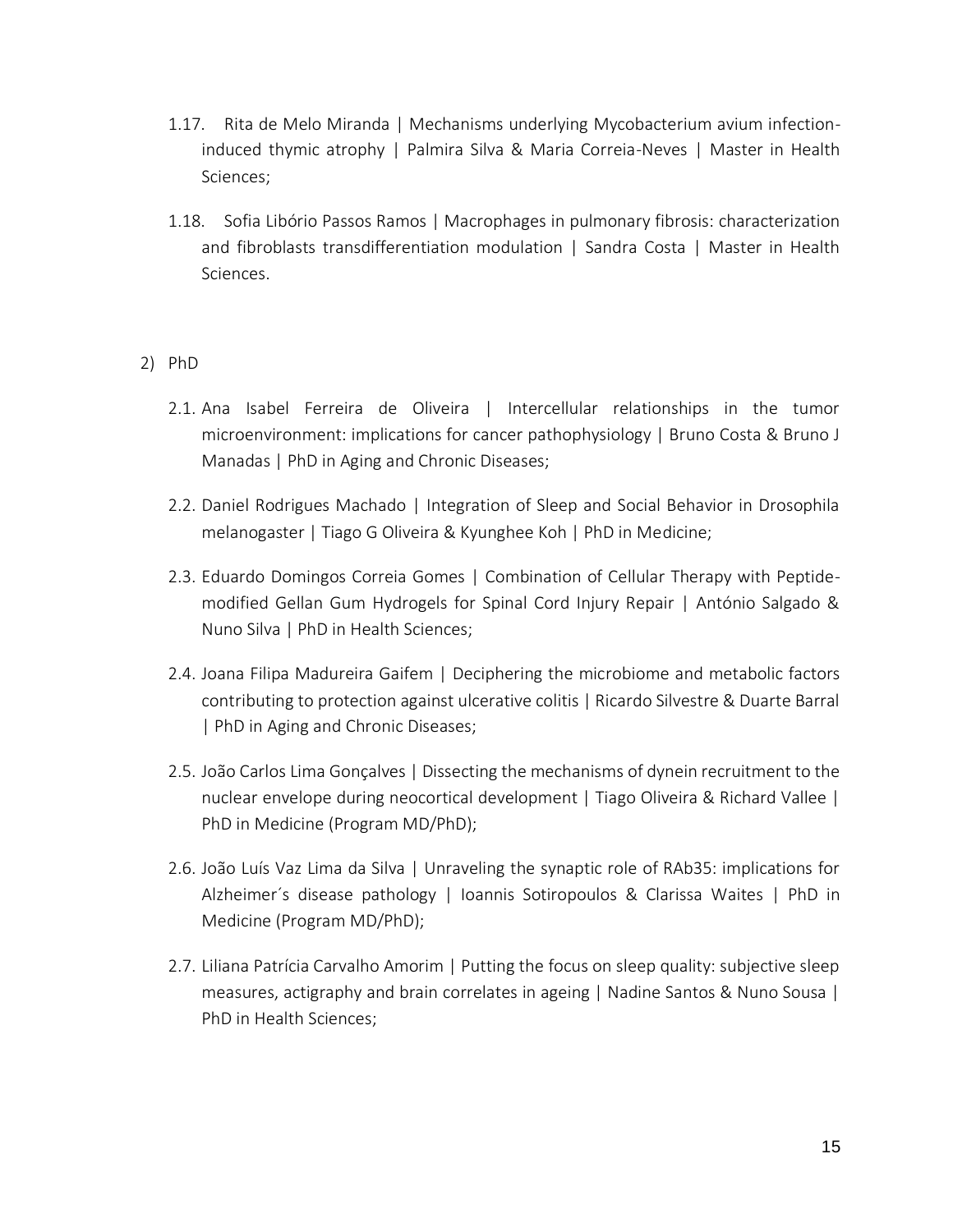1.17. Rita de Melo Miranda | Mechanisms underlying Mycobacterium avium infection-induced thymic atrophy | Palmira Silva & Maria Correia-Neves | Master in Health Sciences;

1.18. Sofia Libório Passos Ramos | Macrophages in pulmonary fibrosis: characterization and fibroblasts transdifferentiation modulation | Sandra Costa | Master in Health Sciences.

2) PhD

2.1. Ana Isabel Ferreira de Oliveira | Intercellular relationships in the tumor microenvironment: implications for cancer pathophysiology | Bruno Costa & Bruno J Manadas | PhD in Aging and Chronic Diseases;

2.2. Daniel Rodrigues Machado | Integration of Sleep and Social Behavior in Drosophila melanogaster | Tiago G Oliveira & Kyunghee Koh | PhD in Medicine;

2.3. Eduardo Domingos Correia Gomes | Combination of Cellular Therapy with Peptide-modified Gellan Gum Hydrogels for Spinal Cord Injury Repair | António Salgado & Nuno Silva | PhD in Health Sciences;

2.4. Joana Filipa Madureira Gaifem | Deciphering the microbiome and metabolic factors contributing to protection against ulcerative colitis | Ricardo Silvestre & Duarte Barral | PhD in Aging and Chronic Diseases;

2.5. João Carlos Lima Gonçalves | Dissecting the mechanisms of dynein recruitment to the nuclear envelope during neocortical development | Tiago Oliveira & Richard Vallee | PhD in Medicine (Program MD/PhD);

2.6. João Luís Vaz Lima da Silva | Unraveling the synaptic role of RAb35: implications for Alzheimer´s disease pathology | Ioannis Sotiropoulos & Clarissa Waites | PhD in Medicine (Program MD/PhD);

2.7. Liliana Patrícia Carvalho Amorim | Putting the focus on sleep quality: subjective sleep measures, actigraphy and brain correlates in ageing | Nadine Santos & Nuno Sousa | PhD in Health Sciences;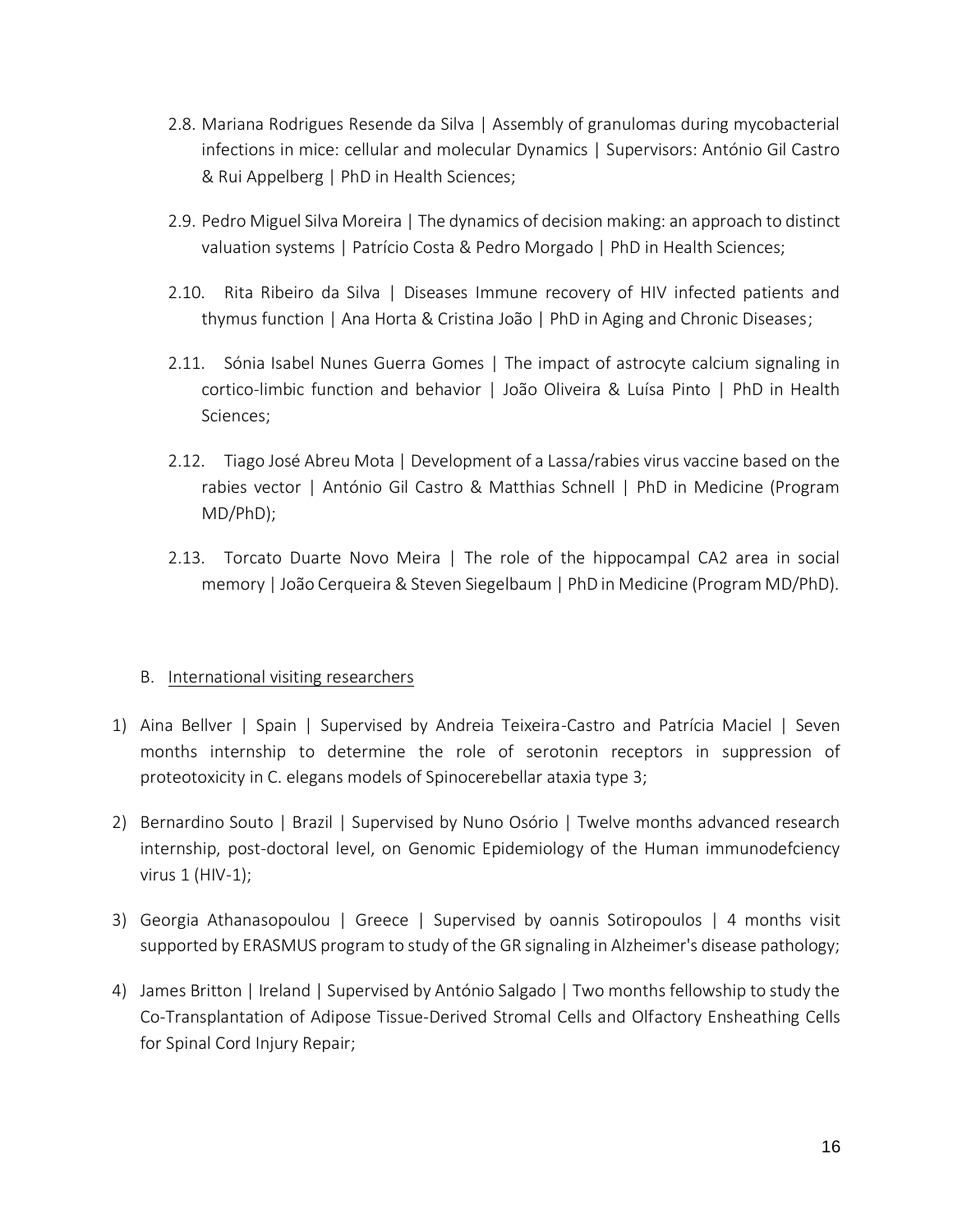2.8. Mariana Rodrigues Resende da Silva | Assembly of granulomas during mycobacterial infections in mice: cellular and molecular Dynamics | Supervisors: António Gil Castro & Rui Appelberg | PhD in Health Sciences;

2.9. Pedro Miguel Silva Moreira | The dynamics of decision making: an approach to distinct valuation systems | Patrício Costa & Pedro Morgado | PhD in Health Sciences;

2.10. Rita Ribeiro da Silva | Diseases Immune recovery of HIV infected patients and thymus function | Ana Horta & Cristina João | PhD in Aging and Chronic Diseases;

2.11. Sónia Isabel Nunes Guerra Gomes | The impact of astrocyte calcium signaling in cortico-limbic function and behavior | João Oliveira & Luísa Pinto | PhD in Health Sciences;

2.12. Tiago José Abreu Mota | Development of a Lassa/rabies virus vaccine based on the rabies vector | António Gil Castro & Matthias Schnell | PhD in Medicine (Program MD/PhD);

2.13. Torcato Duarte Novo Meira | The role of the hippocampal CA2 area in social memory | João Cerqueira & Steven Siegelbaum | PhD in Medicine (Program MD/PhD).

B. International visiting researchers

1) Aina Bellver | Spain | Supervised by Andreia Teixeira-Castro and Patrícia Maciel | Seven months internship to determine the role of serotonin receptors in suppression of proteotoxicity in C. elegans models of Spinocerebellar ataxia type 3;

2) Bernardino Souto | Brazil | Supervised by Nuno Osório | Twelve months advanced research internship, post-doctoral level, on Genomic Epidemiology of the Human immunodefciency virus 1 (HIV-1);

3) Georgia Athanasopoulou | Greece | Supervised by oannis Sotiropoulos | 4 months visit supported by ERASMUS program to study of the GR signaling in Alzheimer's disease pathology;

4) James Britton | Ireland | Supervised by António Salgado | Two months fellowship to study the Co-Transplantation of Adipose Tissue-Derived Stromal Cells and Olfactory Ensheathing Cells for Spinal Cord Injury Repair;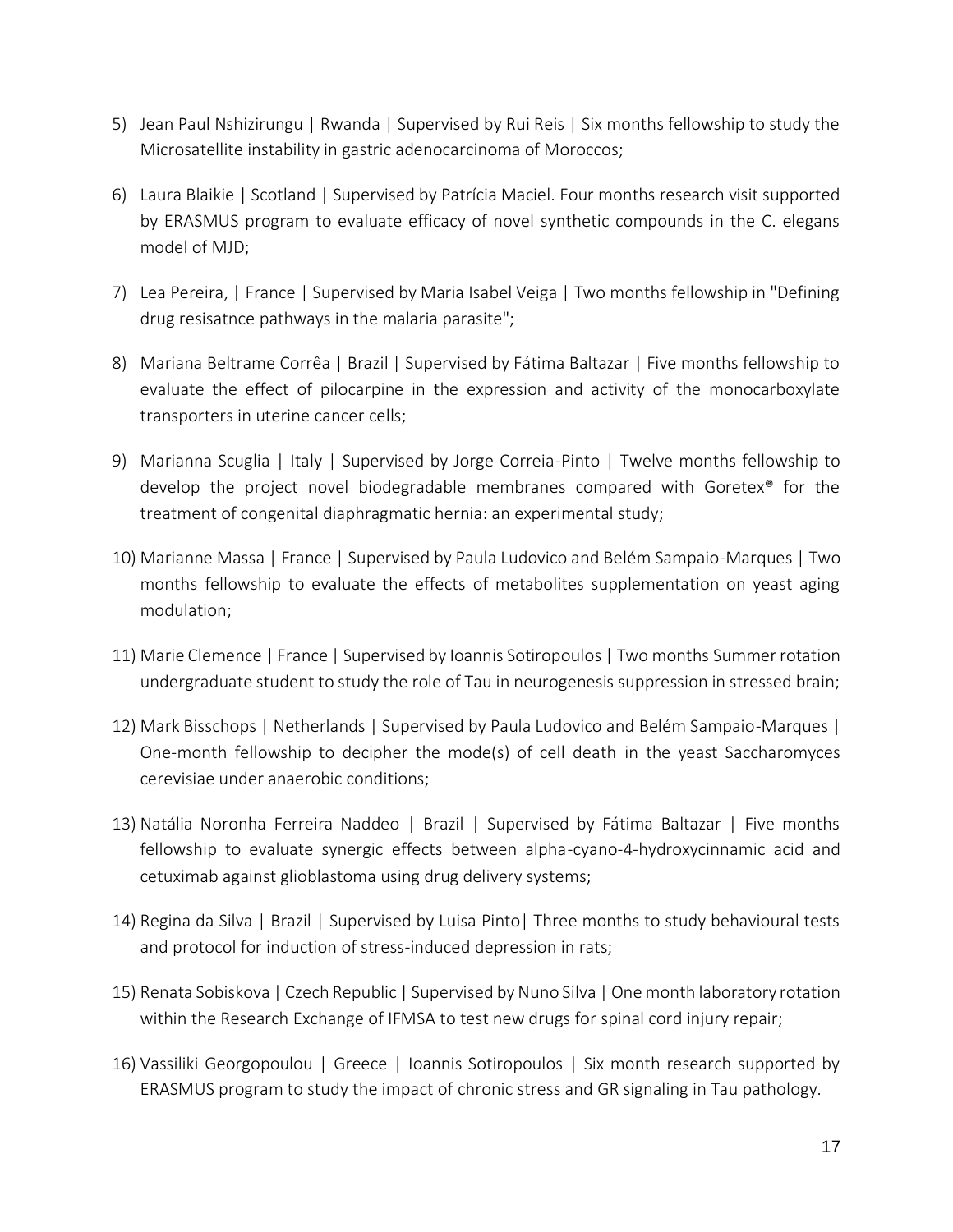5) Jean Paul Nshizirungu | Rwanda | Supervised by Rui Reis | Six months fellowship to study the Microsatellite instability in gastric adenocarcinoma of Moroccos;

6) Laura Blaikie | Scotland | Supervised by Patrícia Maciel. Four months research visit supported by ERASMUS program to evaluate efficacy of novel synthetic compounds in the C. elegans model of MJD;

7) Lea Pereira, | France | Supervised by Maria Isabel Veiga | Two months fellowship in "Defining drug resisatnce pathways in the malaria parasite";

8) Mariana Beltrame Corrêa | Brazil | Supervised by Fátima Baltazar | Five months fellowship to evaluate the effect of pilocarpine in the expression and activity of the monocarboxylate transporters in uterine cancer cells;

9) Marianna Scuglia | Italy | Supervised by Jorge Correia-Pinto | Twelve months fellowship to develop the project novel biodegradable membranes compared with Goretex® for the treatment of congenital diaphragmatic hernia: an experimental study;

10) Marianne Massa | France | Supervised by Paula Ludovico and Belém Sampaio-Marques | Two months fellowship to evaluate the effects of metabolites supplementation on yeast aging modulation;

11) Marie Clemence | France | Supervised by Ioannis Sotiropoulos | Two months Summer rotation undergraduate student to study the role of Tau in neurogenesis suppression in stressed brain;

12) Mark Bisschops | Netherlands | Supervised by Paula Ludovico and Belém Sampaio-Marques | One-month fellowship to decipher the mode(s) of cell death in the yeast Saccharomyces cerevisiae under anaerobic conditions;

13) Natália Noronha Ferreira Naddeo | Brazil | Supervised by Fátima Baltazar | Five months fellowship to evaluate synergic effects between alpha-cyano-4-hydroxycinnamic acid and cetuximab against glioblastoma using drug delivery systems;

14) Regina da Silva | Brazil | Supervised by Luisa Pinto| Three months to study behavioural tests and protocol for induction of stress-induced depression in rats;

15) Renata Sobiskova | Czech Republic | Supervised by Nuno Silva | One month laboratory rotation within the Research Exchange of IFMSA to test new drugs for spinal cord injury repair;

16) Vassiliki Georgopoulou | Greece | Ioannis Sotiropoulos | Six month research supported by ERASMUS program to study the impact of chronic stress and GR signaling in Tau pathology.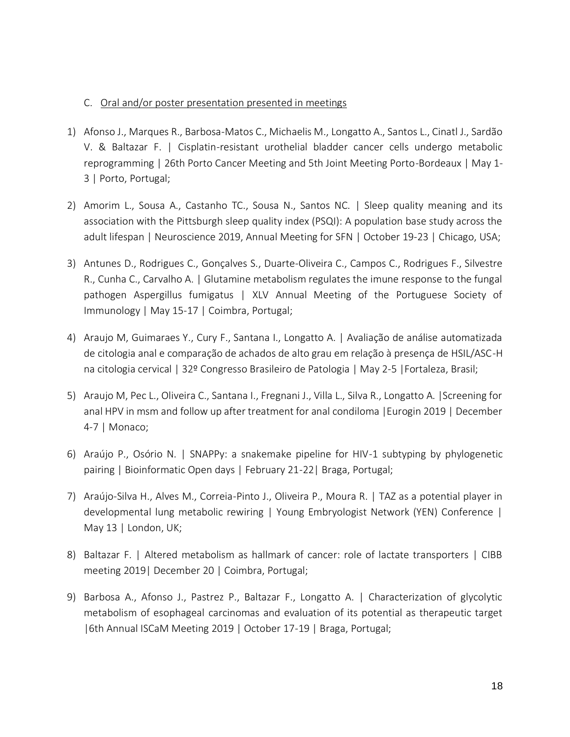C. Oral and/or poster presentation presented in meetings

1) Afonso J., Marques R., Barbosa-Matos C., Michaelis M., Longatto A., Santos L., Cinatl J., Sardão V. & Baltazar F. | Cisplatin-resistant urothelial bladder cancer cells undergo metabolic reprogramming | 26th Porto Cancer Meeting and 5th Joint Meeting Porto-Bordeaux | May 1-3 | Porto, Portugal;

2) Amorim L., Sousa A., Castanho TC., Sousa N., Santos NC. | Sleep quality meaning and its association with the Pittsburgh sleep quality index (PSQI): A population base study across the adult lifespan | Neuroscience 2019, Annual Meeting for SFN | October 19-23 | Chicago, USA;

3) Antunes D., Rodrigues C., Gonçalves S., Duarte-Oliveira C., Campos C., Rodrigues F., Silvestre R., Cunha C., Carvalho A. | Glutamine metabolism regulates the imune response to the fungal pathogen Aspergillus fumigatus | XLV Annual Meeting of the Portuguese Society of Immunology | May 15-17 | Coimbra, Portugal;

4) Araujo M, Guimaraes Y., Cury F., Santana I., Longatto A. | Avaliação de análise automatizada de citologia anal e comparação de achados de alto grau em relação à presença de HSIL/ASC-H na citologia cervical | 32º Congresso Brasileiro de Patologia | May 2-5 |Fortaleza, Brasil;

5) Araujo M, Pec L., Oliveira C., Santana I., Fregnani J., Villa L., Silva R., Longatto A. |Screening for anal HPV in msm and follow up after treatment for anal condiloma |Eurogin 2019 | December 4-7 | Monaco;

6) Araújo P., Osório N. | SNAPPy: a snakemake pipeline for HIV-1 subtyping by phylogenetic pairing | Bioinformatic Open days | February 21-22| Braga, Portugal;

7) Araújo-Silva H., Alves M., Correia-Pinto J., Oliveira P., Moura R. | TAZ as a potential player in developmental lung metabolic rewiring | Young Embryologist Network (YEN) Conference | May 13 | London, UK;

8) Baltazar F. | Altered metabolism as hallmark of cancer: role of lactate transporters | CIBB meeting 2019| December 20 | Coimbra, Portugal;

9) Barbosa A., Afonso J., Pastrez P., Baltazar F., Longatto A. | Characterization of glycolytic metabolism of esophageal carcinomas and evaluation of its potential as therapeutic target |6th Annual ISCaM Meeting 2019 | October 17-19 | Braga, Portugal;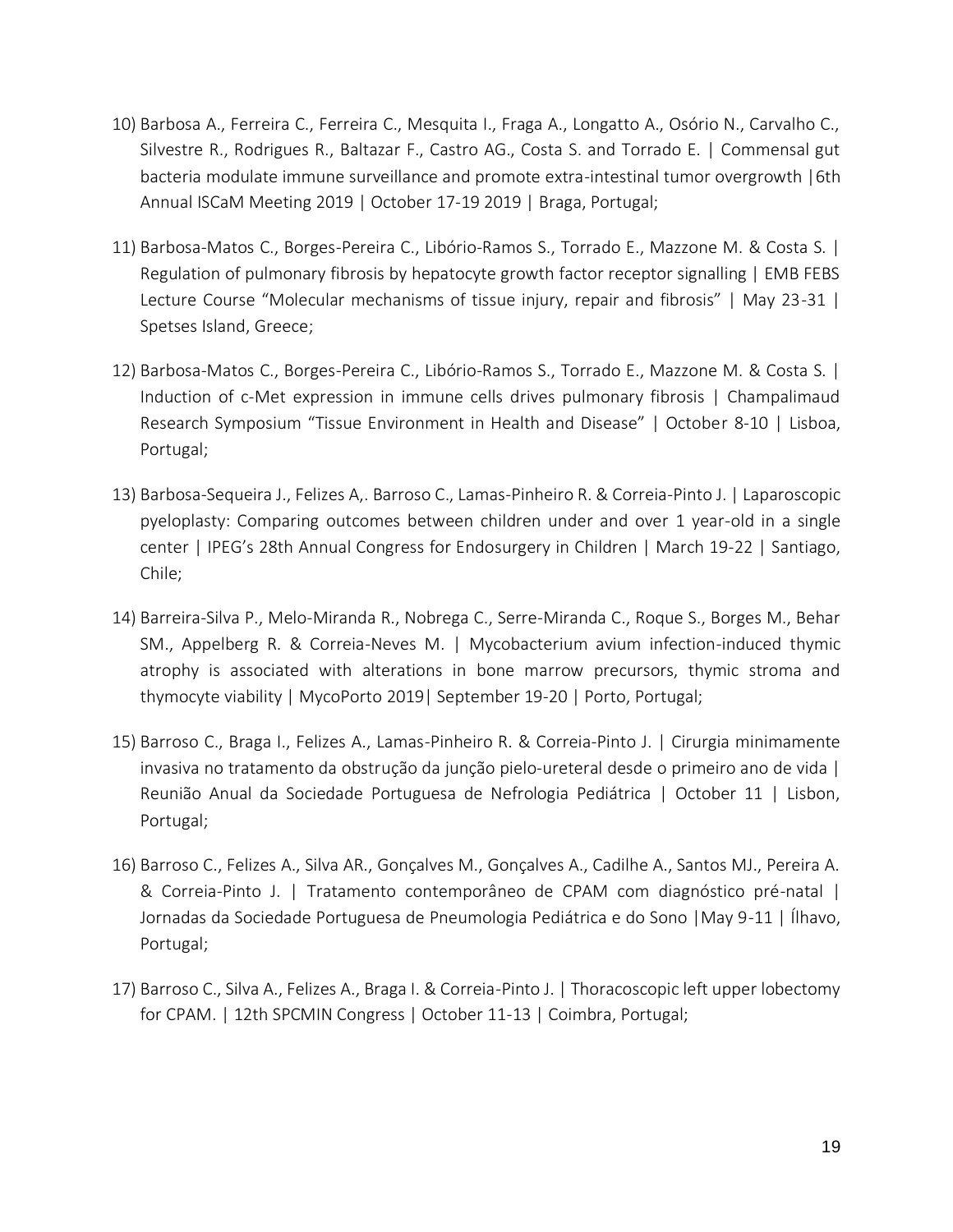10) Barbosa A., Ferreira C., Ferreira C., Mesquita I., Fraga A., Longatto A., Osório N., Carvalho C., Silvestre R., Rodrigues R., Baltazar F., Castro AG., Costa S. and Torrado E. | Commensal gut bacteria modulate immune surveillance and promote extra-intestinal tumor overgrowth |6th Annual ISCaM Meeting 2019 | October 17-19 2019 | Braga, Portugal;

11) Barbosa-Matos C., Borges-Pereira C., Libório-Ramos S., Torrado E., Mazzone M. & Costa S. | Regulation of pulmonary fibrosis by hepatocyte growth factor receptor signalling | EMB FEBS Lecture Course "Molecular mechanisms of tissue injury, repair and fibrosis" | May 23-31 | Spetses Island, Greece;

12) Barbosa-Matos C., Borges-Pereira C., Libório-Ramos S., Torrado E., Mazzone M. & Costa S. | Induction of c-Met expression in immune cells drives pulmonary fibrosis | Champalimaud Research Symposium "Tissue Environment in Health and Disease" | October 8-10 | Lisboa, Portugal;

13) Barbosa-Sequeira J., Felizes A,. Barroso C., Lamas-Pinheiro R. & Correia-Pinto J. | Laparoscopic pyeloplasty: Comparing outcomes between children under and over 1 year-old in a single center | IPEG's 28th Annual Congress for Endosurgery in Children | March 19-22 | Santiago, Chile;

14) Barreira-Silva P., Melo-Miranda R., Nobrega C., Serre-Miranda C., Roque S., Borges M., Behar SM., Appelberg R. & Correia-Neves M. | Mycobacterium avium infection-induced thymic atrophy is associated with alterations in bone marrow precursors, thymic stroma and thymocyte viability | MycoPorto 2019| September 19-20 | Porto, Portugal;

15) Barroso C., Braga I., Felizes A., Lamas-Pinheiro R. & Correia-Pinto J. | Cirurgia minimamente invasiva no tratamento da obstrução da junção pielo-ureteral desde o primeiro ano de vida | Reunião Anual da Sociedade Portuguesa de Nefrologia Pediátrica | October 11 | Lisbon, Portugal;

16) Barroso C., Felizes A., Silva AR., Gonçalves M., Gonçalves A., Cadilhe A., Santos MJ., Pereira A. & Correia-Pinto J. | Tratamento contemporâneo de CPAM com diagnóstico pré-natal | Jornadas da Sociedade Portuguesa de Pneumologia Pediátrica e do Sono |May 9-11 | Ílhavo, Portugal;

17) Barroso C., Silva A., Felizes A., Braga I. & Correia-Pinto J. | Thoracoscopic left upper lobectomy for CPAM. | 12th SPCMIN Congress | October 11-13 | Coimbra, Portugal;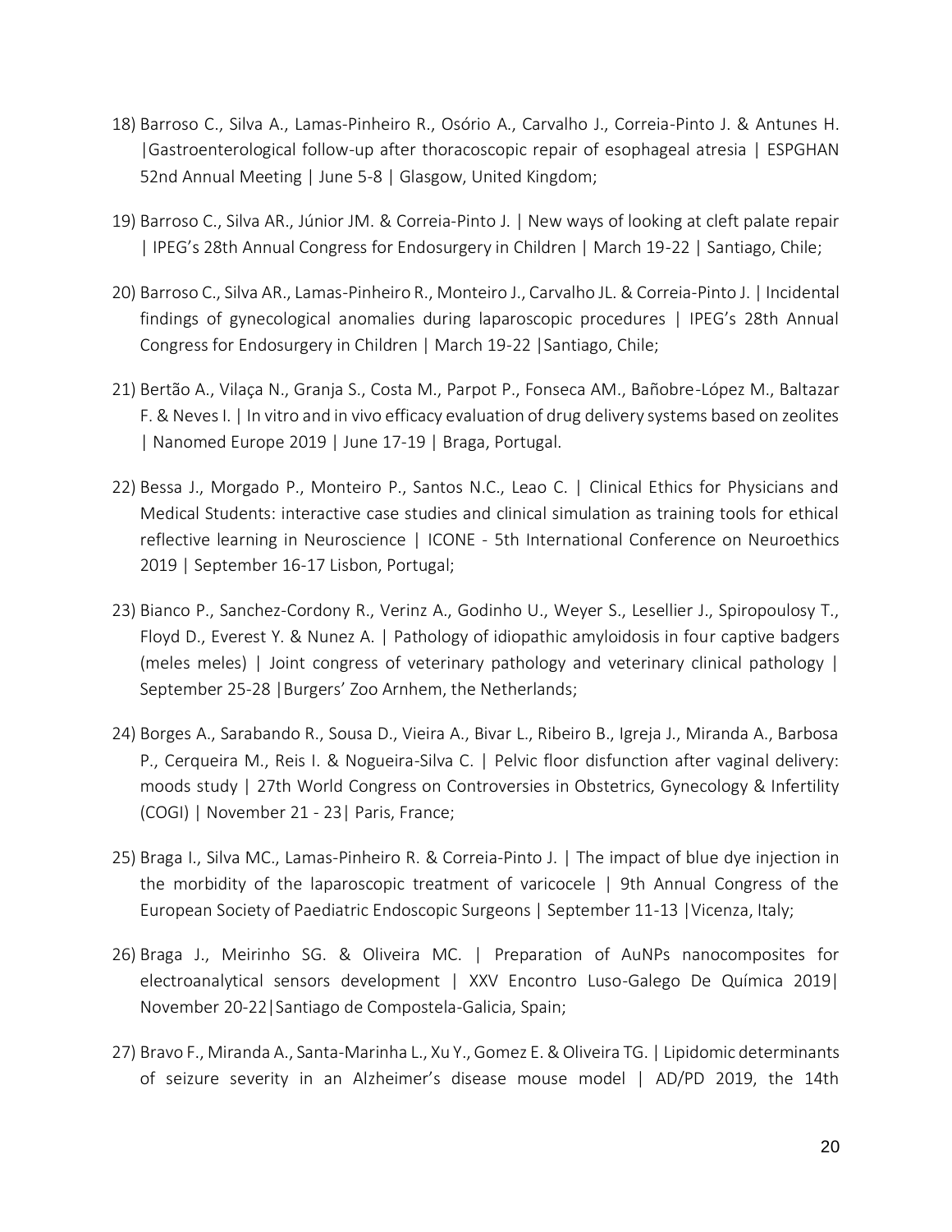18) Barroso C., Silva A., Lamas-Pinheiro R., Osório A., Carvalho J., Correia-Pinto J. & Antunes H. |Gastroenterological follow-up after thoracoscopic repair of esophageal atresia | ESPGHAN 52nd Annual Meeting | June 5-8 | Glasgow, United Kingdom;

19) Barroso C., Silva AR., Júnior JM. & Correia-Pinto J. | New ways of looking at cleft palate repair | IPEG's 28th Annual Congress for Endosurgery in Children | March 19-22 | Santiago, Chile;

20) Barroso C., Silva AR., Lamas-Pinheiro R., Monteiro J., Carvalho JL. & Correia-Pinto J. | Incidental findings of gynecological anomalies during laparoscopic procedures | IPEG's 28th Annual Congress for Endosurgery in Children | March 19-22 |Santiago, Chile;

21) Bertão A., Vilaça N., Granja S., Costa M., Parpot P., Fonseca AM., Bañobre-López M., Baltazar F. & Neves I. | In vitro and in vivo efficacy evaluation of drug delivery systems based on zeolites | Nanomed Europe 2019 | June 17-19 | Braga, Portugal.

22) Bessa J., Morgado P., Monteiro P., Santos N.C., Leao C. | Clinical Ethics for Physicians and Medical Students: interactive case studies and clinical simulation as training tools for ethical reflective learning in Neuroscience | ICONE - 5th International Conference on Neuroethics 2019 | September 16-17 Lisbon, Portugal;

23) Bianco P., Sanchez-Cordony R., Verinz A., Godinho U., Weyer S., Lesellier J., Spiropoulosy T., Floyd D., Everest Y. & Nunez A. | Pathology of idiopathic amyloidosis in four captive badgers (meles meles) | Joint congress of veterinary pathology and veterinary clinical pathology | September 25-28 |Burgers' Zoo Arnhem, the Netherlands;

24) Borges A., Sarabando R., Sousa D., Vieira A., Bivar L., Ribeiro B., Igreja J., Miranda A., Barbosa P., Cerqueira M., Reis I. & Nogueira-Silva C. | Pelvic floor disfunction after vaginal delivery: moods study | 27th World Congress on Controversies in Obstetrics, Gynecology & Infertility (COGI) | November 21 - 23| Paris, France;

25) Braga I., Silva MC., Lamas-Pinheiro R. & Correia-Pinto J. | The impact of blue dye injection in the morbidity of the laparoscopic treatment of varicocele | 9th Annual Congress of the European Society of Paediatric Endoscopic Surgeons | September 11-13 |Vicenza, Italy;

26) Braga J., Meirinho SG. & Oliveira MC. | Preparation of AuNPs nanocomposites for electroanalytical sensors development | XXV Encontro Luso-Galego De Química 2019| November 20-22|Santiago de Compostela-Galicia, Spain;

27) Bravo F., Miranda A., Santa-Marinha L., Xu Y., Gomez E. & Oliveira TG. | Lipidomic determinants of seizure severity in an Alzheimer's disease mouse model | AD/PD 2019, the 14th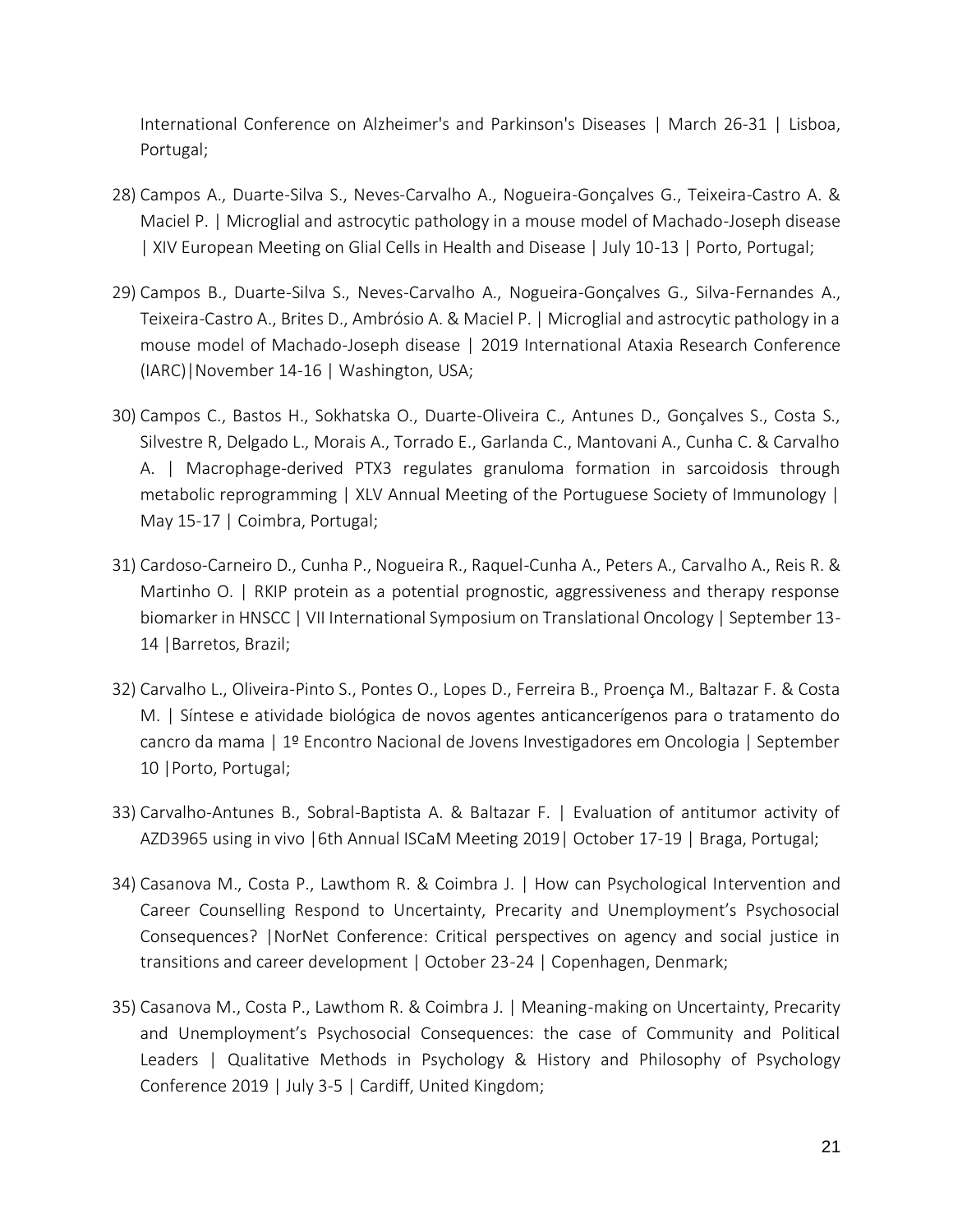International Conference on Alzheimer's and Parkinson's Diseases | March 26-31 | Lisboa, Portugal;

28) Campos A., Duarte-Silva S., Neves-Carvalho A., Nogueira-Gonçalves G., Teixeira-Castro A. & Maciel P. | Microglial and astrocytic pathology in a mouse model of Machado-Joseph disease | XIV European Meeting on Glial Cells in Health and Disease | July 10-13 | Porto, Portugal;

29) Campos B., Duarte-Silva S., Neves-Carvalho A., Nogueira-Gonçalves G., Silva-Fernandes A., Teixeira-Castro A., Brites D., Ambrósio A. & Maciel P. | Microglial and astrocytic pathology in a mouse model of Machado-Joseph disease | 2019 International Ataxia Research Conference (IARC)|November 14-16 | Washington, USA;

30) Campos C., Bastos H., Sokhatska O., Duarte-Oliveira C., Antunes D., Gonçalves S., Costa S., Silvestre R, Delgado L., Morais A., Torrado E., Garlanda C., Mantovani A., Cunha C. & Carvalho A. | Macrophage-derived PTX3 regulates granuloma formation in sarcoidosis through metabolic reprogramming | XLV Annual Meeting of the Portuguese Society of Immunology | May 15-17 | Coimbra, Portugal;

31) Cardoso-Carneiro D., Cunha P., Nogueira R., Raquel-Cunha A., Peters A., Carvalho A., Reis R. & Martinho O. | RKIP protein as a potential prognostic, aggressiveness and therapy response biomarker in HNSCC | VII International Symposium on Translational Oncology | September 13-14 |Barretos, Brazil;

32) Carvalho L., Oliveira-Pinto S., Pontes O., Lopes D., Ferreira B., Proença M., Baltazar F. & Costa M. | Síntese e atividade biológica de novos agentes anticancerígenos para o tratamento do cancro da mama | 1º Encontro Nacional de Jovens Investigadores em Oncologia | September 10 |Porto, Portugal;

33) Carvalho-Antunes B., Sobral-Baptista A. & Baltazar F. | Evaluation of antitumor activity of AZD3965 using in vivo |6th Annual ISCaM Meeting 2019| October 17-19 | Braga, Portugal;

34) Casanova M., Costa P., Lawthom R. & Coimbra J. | How can Psychological Intervention and Career Counselling Respond to Uncertainty, Precarity and Unemployment's Psychosocial Consequences? |NorNet Conference: Critical perspectives on agency and social justice in transitions and career development | October 23-24 | Copenhagen, Denmark;

35) Casanova M., Costa P., Lawthom R. & Coimbra J. | Meaning-making on Uncertainty, Precarity and Unemployment's Psychosocial Consequences: the case of Community and Political Leaders | Qualitative Methods in Psychology & History and Philosophy of Psychology Conference 2019 | July 3-5 | Cardiff, United Kingdom;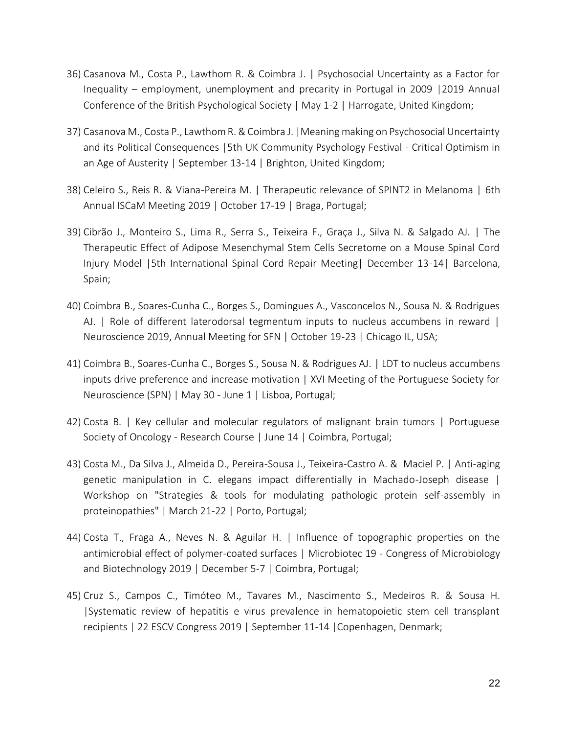36) Casanova M., Costa P., Lawthom R. & Coimbra J. | Psychosocial Uncertainty as a Factor for Inequality – employment, unemployment and precarity in Portugal in 2009 |2019 Annual Conference of the British Psychological Society | May 1-2 | Harrogate, United Kingdom;

37) Casanova M., Costa P., Lawthom R. & Coimbra J. |Meaning making on Psychosocial Uncertainty and its Political Consequences |5th UK Community Psychology Festival - Critical Optimism in an Age of Austerity | September 13-14 | Brighton, United Kingdom;

38) Celeiro S., Reis R. & Viana-Pereira M. | Therapeutic relevance of SPINT2 in Melanoma | 6th Annual ISCaM Meeting 2019 | October 17-19 | Braga, Portugal;

39) Cibrão J., Monteiro S., Lima R., Serra S., Teixeira F., Graça J., Silva N. & Salgado AJ. | The Therapeutic Effect of Adipose Mesenchymal Stem Cells Secretome on a Mouse Spinal Cord Injury Model |5th International Spinal Cord Repair Meeting| December 13-14| Barcelona, Spain;

40) Coimbra B., Soares-Cunha C., Borges S., Domingues A., Vasconcelos N., Sousa N. & Rodrigues AJ. | Role of different laterodorsal tegmentum inputs to nucleus accumbens in reward | Neuroscience 2019, Annual Meeting for SFN | October 19-23 | Chicago IL, USA;

41) Coimbra B., Soares-Cunha C., Borges S., Sousa N. & Rodrigues AJ. | LDT to nucleus accumbens inputs drive preference and increase motivation | XVI Meeting of the Portuguese Society for Neuroscience (SPN) | May 30 - June 1 | Lisboa, Portugal;

42) Costa B. | Key cellular and molecular regulators of malignant brain tumors | Portuguese Society of Oncology - Research Course | June 14 | Coimbra, Portugal;

43) Costa M., Da Silva J., Almeida D., Pereira-Sousa J., Teixeira-Castro A. & Maciel P. | Anti-aging genetic manipulation in C. elegans impact differentially in Machado-Joseph disease | Workshop on "Strategies & tools for modulating pathologic protein self-assembly in proteinopathies" | March 21-22 | Porto, Portugal;

44) Costa T., Fraga A., Neves N. & Aguilar H. | Influence of topographic properties on the antimicrobial effect of polymer-coated surfaces | Microbiotec 19 - Congress of Microbiology and Biotechnology 2019 | December 5-7 | Coimbra, Portugal;

45) Cruz S., Campos C., Timóteo M., Tavares M., Nascimento S., Medeiros R. & Sousa H. |Systematic review of hepatitis e virus prevalence in hematopoietic stem cell transplant recipients | 22 ESCV Congress 2019 | September 11-14 |Copenhagen, Denmark;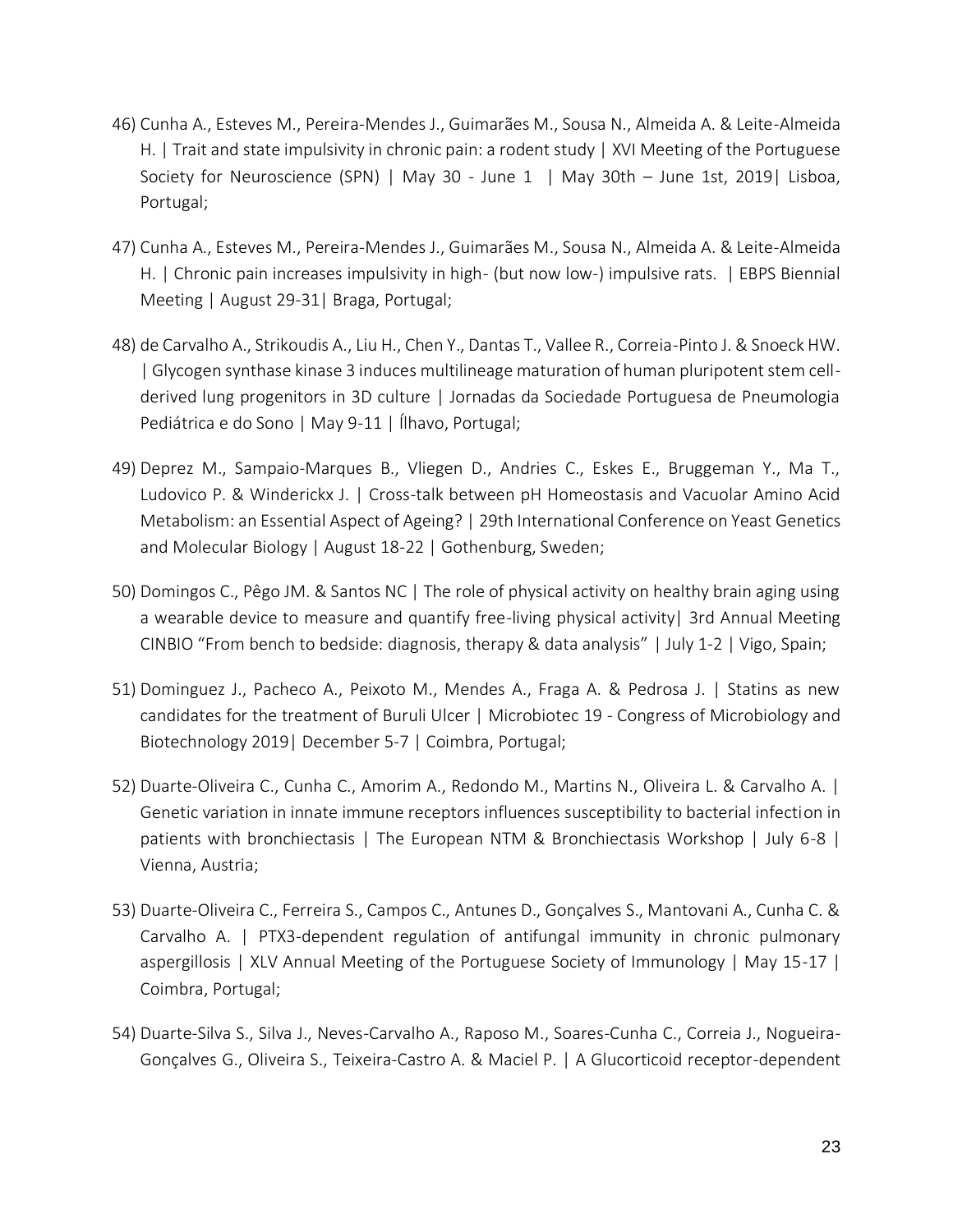46) Cunha A., Esteves M., Pereira-Mendes J., Guimarães M., Sousa N., Almeida A. & Leite-Almeida H. | Trait and state impulsivity in chronic pain: a rodent study | XVI Meeting of the Portuguese Society for Neuroscience (SPN) | May 30 - June 1 | May 30th – June 1st, 2019| Lisboa, Portugal;

47) Cunha A., Esteves M., Pereira-Mendes J., Guimarães M., Sousa N., Almeida A. & Leite-Almeida H. | Chronic pain increases impulsivity in high- (but now low-) impulsive rats. | EBPS Biennial Meeting | August 29-31| Braga, Portugal;

48) de Carvalho A., Strikoudis A., Liu H., Chen Y., Dantas T., Vallee R., Correia-Pinto J. & Snoeck HW. | Glycogen synthase kinase 3 induces multilineage maturation of human pluripotent stem cell-derived lung progenitors in 3D culture | Jornadas da Sociedade Portuguesa de Pneumologia Pediátrica e do Sono | May 9-11 | Ílhavo, Portugal;

49) Deprez M., Sampaio-Marques B., Vliegen D., Andries C., Eskes E., Bruggeman Y., Ma T., Ludovico P. & Winderickx J. | Cross-talk between pH Homeostasis and Vacuolar Amino Acid Metabolism: an Essential Aspect of Ageing? | 29th International Conference on Yeast Genetics and Molecular Biology | August 18-22 | Gothenburg, Sweden;

50) Domingos C., Pêgo JM. & Santos NC | The role of physical activity on healthy brain aging using a wearable device to measure and quantify free-living physical activity| 3rd Annual Meeting CINBIO "From bench to bedside: diagnosis, therapy & data analysis" | July 1-2 | Vigo, Spain;

51) Dominguez J., Pacheco A., Peixoto M., Mendes A., Fraga A. & Pedrosa J. | Statins as new candidates for the treatment of Buruli Ulcer | Microbiotec 19 - Congress of Microbiology and Biotechnology 2019| December 5-7 | Coimbra, Portugal;

52) Duarte-Oliveira C., Cunha C., Amorim A., Redondo M., Martins N., Oliveira L. & Carvalho A. | Genetic variation in innate immune receptors influences susceptibility to bacterial infection in patients with bronchiectasis | The European NTM & Bronchiectasis Workshop | July 6-8 | Vienna, Austria;

53) Duarte-Oliveira C., Ferreira S., Campos C., Antunes D., Gonçalves S., Mantovani A., Cunha C. & Carvalho A. | PTX3-dependent regulation of antifungal immunity in chronic pulmonary aspergillosis | XLV Annual Meeting of the Portuguese Society of Immunology | May 15-17 | Coimbra, Portugal;

54) Duarte-Silva S., Silva J., Neves-Carvalho A., Raposo M., Soares-Cunha C., Correia J., Nogueira-Gonçalves G., Oliveira S., Teixeira-Castro A. & Maciel P. | A Glucorticoid receptor-dependent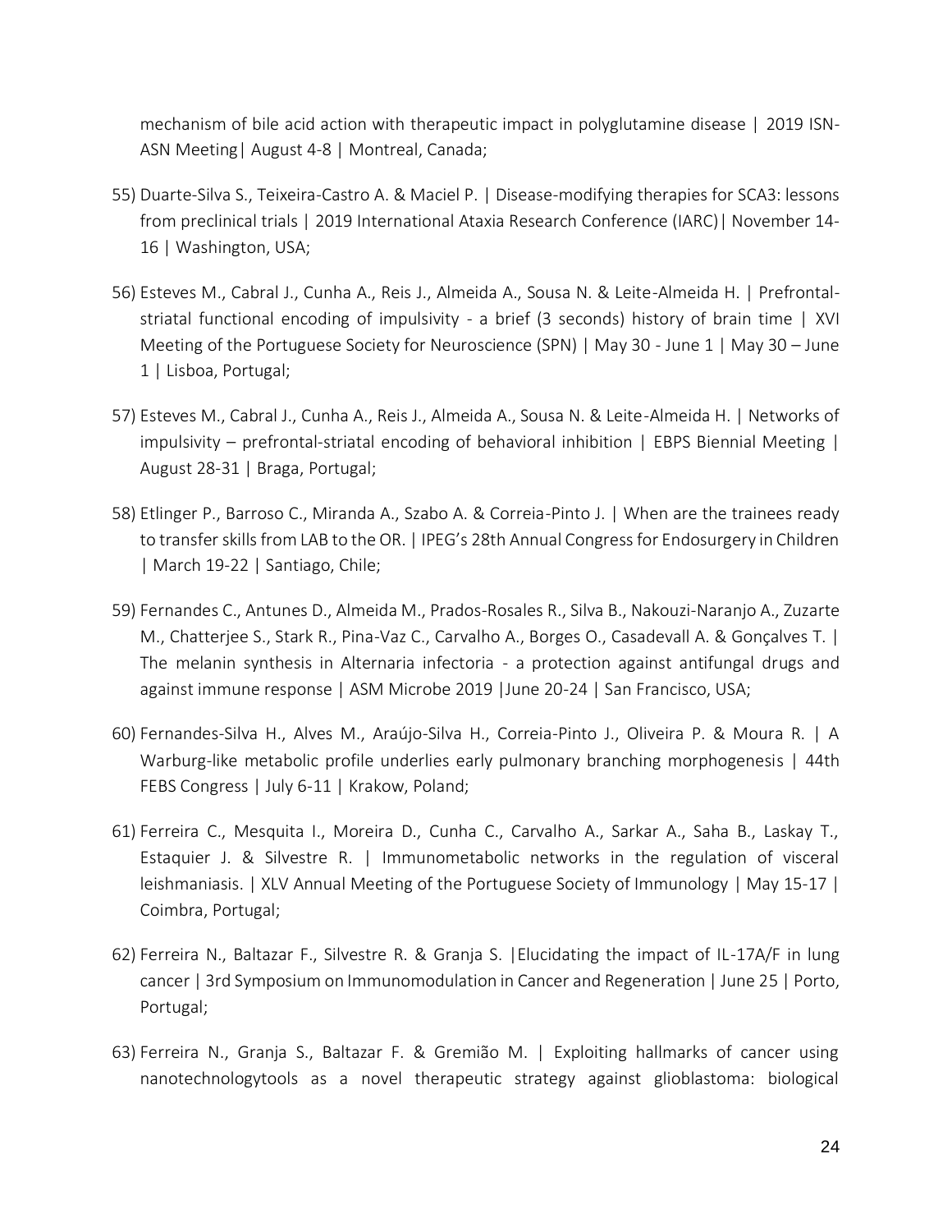mechanism of bile acid action with therapeutic impact in polyglutamine disease | 2019 ISN-ASN Meeting| August 4-8 | Montreal, Canada;

55) Duarte-Silva S., Teixeira-Castro A. & Maciel P. | Disease-modifying therapies for SCA3: lessons from preclinical trials | 2019 International Ataxia Research Conference (IARC)| November 14-16 | Washington, USA;

56) Esteves M., Cabral J., Cunha A., Reis J., Almeida A., Sousa N. & Leite-Almeida H. | Prefrontal-striatal functional encoding of impulsivity - a brief (3 seconds) history of brain time | XVI Meeting of the Portuguese Society for Neuroscience (SPN) | May 30 - June 1 | May 30 – June 1 | Lisboa, Portugal;

57) Esteves M., Cabral J., Cunha A., Reis J., Almeida A., Sousa N. & Leite-Almeida H. | Networks of impulsivity – prefrontal-striatal encoding of behavioral inhibition | EBPS Biennial Meeting | August 28-31 | Braga, Portugal;

58) Etlinger P., Barroso C., Miranda A., Szabo A. & Correia-Pinto J. | When are the trainees ready to transfer skills from LAB to the OR. | IPEG's 28th Annual Congress for Endosurgery in Children | March 19-22 | Santiago, Chile;

59) Fernandes C., Antunes D., Almeida M., Prados-Rosales R., Silva B., Nakouzi-Naranjo A., Zuzarte M., Chatterjee S., Stark R., Pina-Vaz C., Carvalho A., Borges O., Casadevall A. & Gonçalves T. | The melanin synthesis in Alternaria infectoria - a protection against antifungal drugs and against immune response | ASM Microbe 2019 |June 20-24 | San Francisco, USA;

60) Fernandes-Silva H., Alves M., Araújo-Silva H., Correia-Pinto J., Oliveira P. & Moura R. | A Warburg-like metabolic profile underlies early pulmonary branching morphogenesis | 44th FEBS Congress | July 6-11 | Krakow, Poland;

61) Ferreira C., Mesquita I., Moreira D., Cunha C., Carvalho A., Sarkar A., Saha B., Laskay T., Estaquier J. & Silvestre R. | Immunometabolic networks in the regulation of visceral leishmaniasis. | XLV Annual Meeting of the Portuguese Society of Immunology | May 15-17 | Coimbra, Portugal;

62) Ferreira N., Baltazar F., Silvestre R. & Granja S. |Elucidating the impact of IL-17A/F in lung cancer | 3rd Symposium on Immunomodulation in Cancer and Regeneration | June 25 | Porto, Portugal;

63) Ferreira N., Granja S., Baltazar F. & Gremião M. | Exploiting hallmarks of cancer using nanotechnologytools as a novel therapeutic strategy against glioblastoma: biological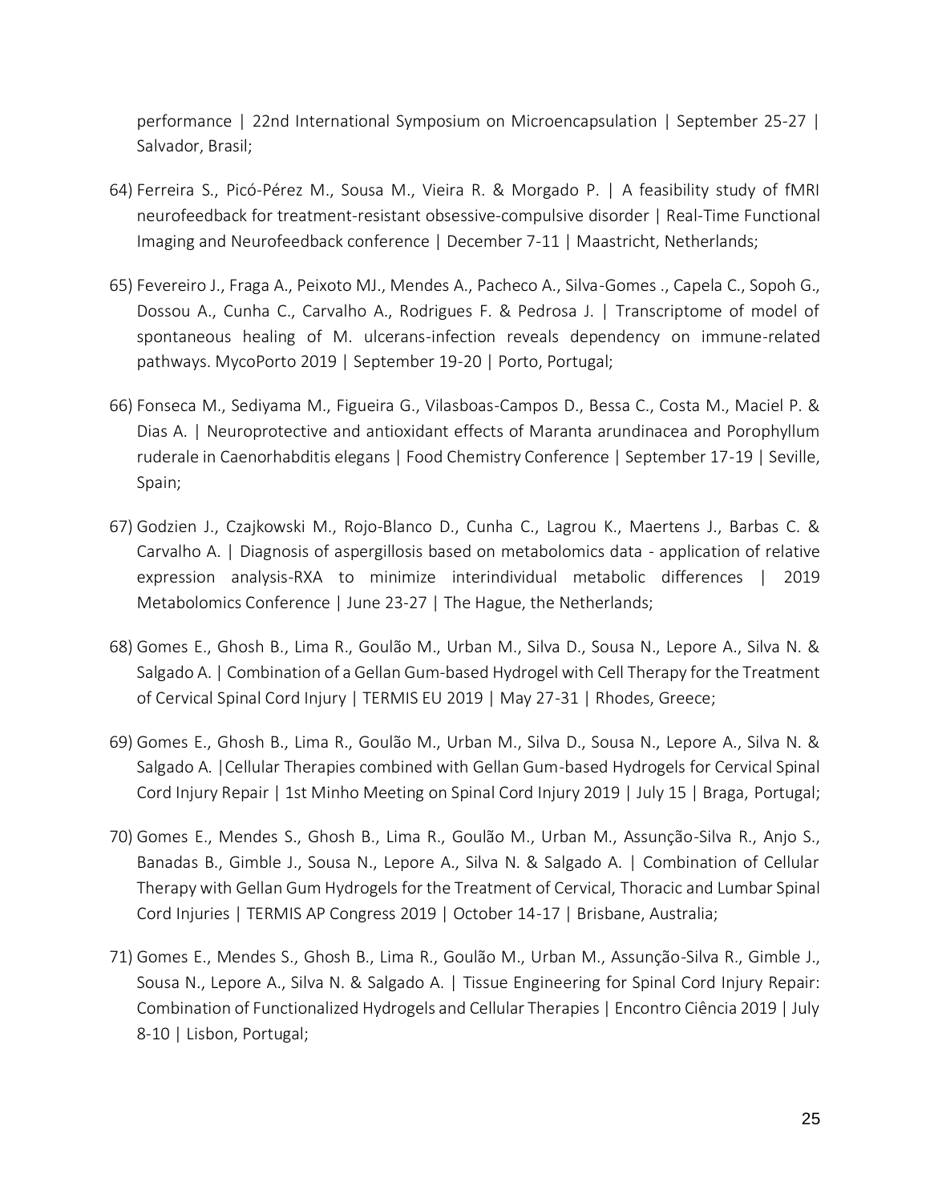performance | 22nd International Symposium on Microencapsulation | September 25-27 | Salvador, Brasil;

64) Ferreira S., Picó-Pérez M., Sousa M., Vieira R. & Morgado P. | A feasibility study of fMRI neurofeedback for treatment-resistant obsessive-compulsive disorder | Real-Time Functional Imaging and Neurofeedback conference | December 7-11 | Maastricht, Netherlands;

65) Fevereiro J., Fraga A., Peixoto MJ., Mendes A., Pacheco A., Silva-Gomes ., Capela C., Sopoh G., Dossou A., Cunha C., Carvalho A., Rodrigues F. & Pedrosa J. | Transcriptome of model of spontaneous healing of M. ulcerans-infection reveals dependency on immune-related pathways. MycoPorto 2019 | September 19-20 | Porto, Portugal;

66) Fonseca M., Sediyama M., Figueira G., Vilasboas-Campos D., Bessa C., Costa M., Maciel P. & Dias A. | Neuroprotective and antioxidant effects of Maranta arundinacea and Porophyllum ruderale in Caenorhabditis elegans | Food Chemistry Conference | September 17-19 | Seville, Spain;

67) Godzien J., Czajkowski M., Rojo-Blanco D., Cunha C., Lagrou K., Maertens J., Barbas C. & Carvalho A. | Diagnosis of aspergillosis based on metabolomics data - application of relative expression analysis-RXA to minimize interindividual metabolic differences | 2019 Metabolomics Conference | June 23-27 | The Hague, the Netherlands;

68) Gomes E., Ghosh B., Lima R., Goulão M., Urban M., Silva D., Sousa N., Lepore A., Silva N. & Salgado A. | Combination of a Gellan Gum-based Hydrogel with Cell Therapy for the Treatment of Cervical Spinal Cord Injury | TERMIS EU 2019 | May 27-31 | Rhodes, Greece;

69) Gomes E., Ghosh B., Lima R., Goulão M., Urban M., Silva D., Sousa N., Lepore A., Silva N. & Salgado A. |Cellular Therapies combined with Gellan Gum-based Hydrogels for Cervical Spinal Cord Injury Repair | 1st Minho Meeting on Spinal Cord Injury 2019 | July 15 | Braga, Portugal;

70) Gomes E., Mendes S., Ghosh B., Lima R., Goulão M., Urban M., Assunção-Silva R., Anjo S., Banadas B., Gimble J., Sousa N., Lepore A., Silva N. & Salgado A. | Combination of Cellular Therapy with Gellan Gum Hydrogels for the Treatment of Cervical, Thoracic and Lumbar Spinal Cord Injuries | TERMIS AP Congress 2019 | October 14-17 | Brisbane, Australia;

71) Gomes E., Mendes S., Ghosh B., Lima R., Goulão M., Urban M., Assunção-Silva R., Gimble J., Sousa N., Lepore A., Silva N. & Salgado A. | Tissue Engineering for Spinal Cord Injury Repair: Combination of Functionalized Hydrogels and Cellular Therapies | Encontro Ciência 2019 | July 8-10 | Lisbon, Portugal;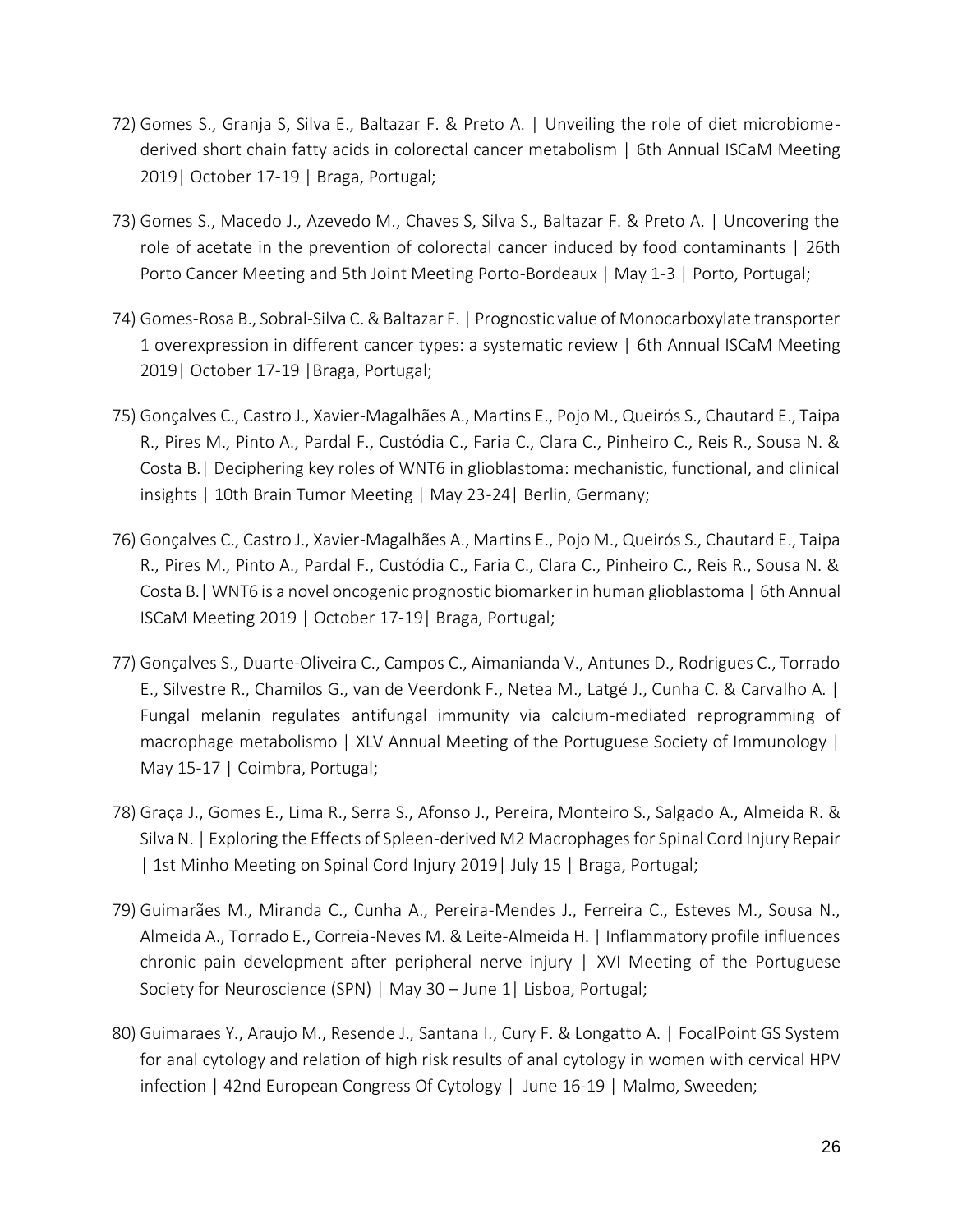72) Gomes S., Granja S, Silva E., Baltazar F. & Preto A. | Unveiling the role of diet microbiome-derived short chain fatty acids in colorectal cancer metabolism | 6th Annual ISCaM Meeting 2019| October 17-19 | Braga, Portugal;

73) Gomes S., Macedo J., Azevedo M., Chaves S, Silva S., Baltazar F. & Preto A. | Uncovering the role of acetate in the prevention of colorectal cancer induced by food contaminants | 26th Porto Cancer Meeting and 5th Joint Meeting Porto-Bordeaux | May 1-3 | Porto, Portugal;

74) Gomes-Rosa B., Sobral-Silva C. & Baltazar F. | Prognostic value of Monocarboxylate transporter 1 overexpression in different cancer types: a systematic review | 6th Annual ISCaM Meeting 2019| October 17-19 |Braga, Portugal;

75) Gonçalves C., Castro J., Xavier-Magalhães A., Martins E., Pojo M., Queirós S., Chautard E., Taipa R., Pires M., Pinto A., Pardal F., Custódia C., Faria C., Clara C., Pinheiro C., Reis R., Sousa N. & Costa B.| Deciphering key roles of WNT6 in glioblastoma: mechanistic, functional, and clinical insights | 10th Brain Tumor Meeting | May 23-24| Berlin, Germany;

76) Gonçalves C., Castro J., Xavier-Magalhães A., Martins E., Pojo M., Queirós S., Chautard E., Taipa R., Pires M., Pinto A., Pardal F., Custódia C., Faria C., Clara C., Pinheiro C., Reis R., Sousa N. & Costa B.| WNT6 is a novel oncogenic prognostic biomarker in human glioblastoma | 6th Annual ISCaM Meeting 2019 | October 17-19| Braga, Portugal;

77) Gonçalves S., Duarte-Oliveira C., Campos C., Aimanianda V., Antunes D., Rodrigues C., Torrado E., Silvestre R., Chamilos G., van de Veerdonk F., Netea M., Latgé J., Cunha C. & Carvalho A. | Fungal melanin regulates antifungal immunity via calcium-mediated reprogramming of macrophage metabolismo | XLV Annual Meeting of the Portuguese Society of Immunology | May 15-17 | Coimbra, Portugal;

78) Graça J., Gomes E., Lima R., Serra S., Afonso J., Pereira, Monteiro S., Salgado A., Almeida R. & Silva N. | Exploring the Effects of Spleen-derived M2 Macrophages for Spinal Cord Injury Repair | 1st Minho Meeting on Spinal Cord Injury 2019| July 15 | Braga, Portugal;

79) Guimarães M., Miranda C., Cunha A., Pereira-Mendes J., Ferreira C., Esteves M., Sousa N., Almeida A., Torrado E., Correia-Neves M. & Leite-Almeida H. | Inflammatory profile influences chronic pain development after peripheral nerve injury | XVI Meeting of the Portuguese Society for Neuroscience (SPN) | May 30 – June 1| Lisboa, Portugal;

80) Guimaraes Y., Araujo M., Resende J., Santana I., Cury F. & Longatto A. | FocalPoint GS System for anal cytology and relation of high risk results of anal cytology in women with cervical HPV infection | 42nd European Congress Of Cytology | June 16-19 | Malmo, Sweeden;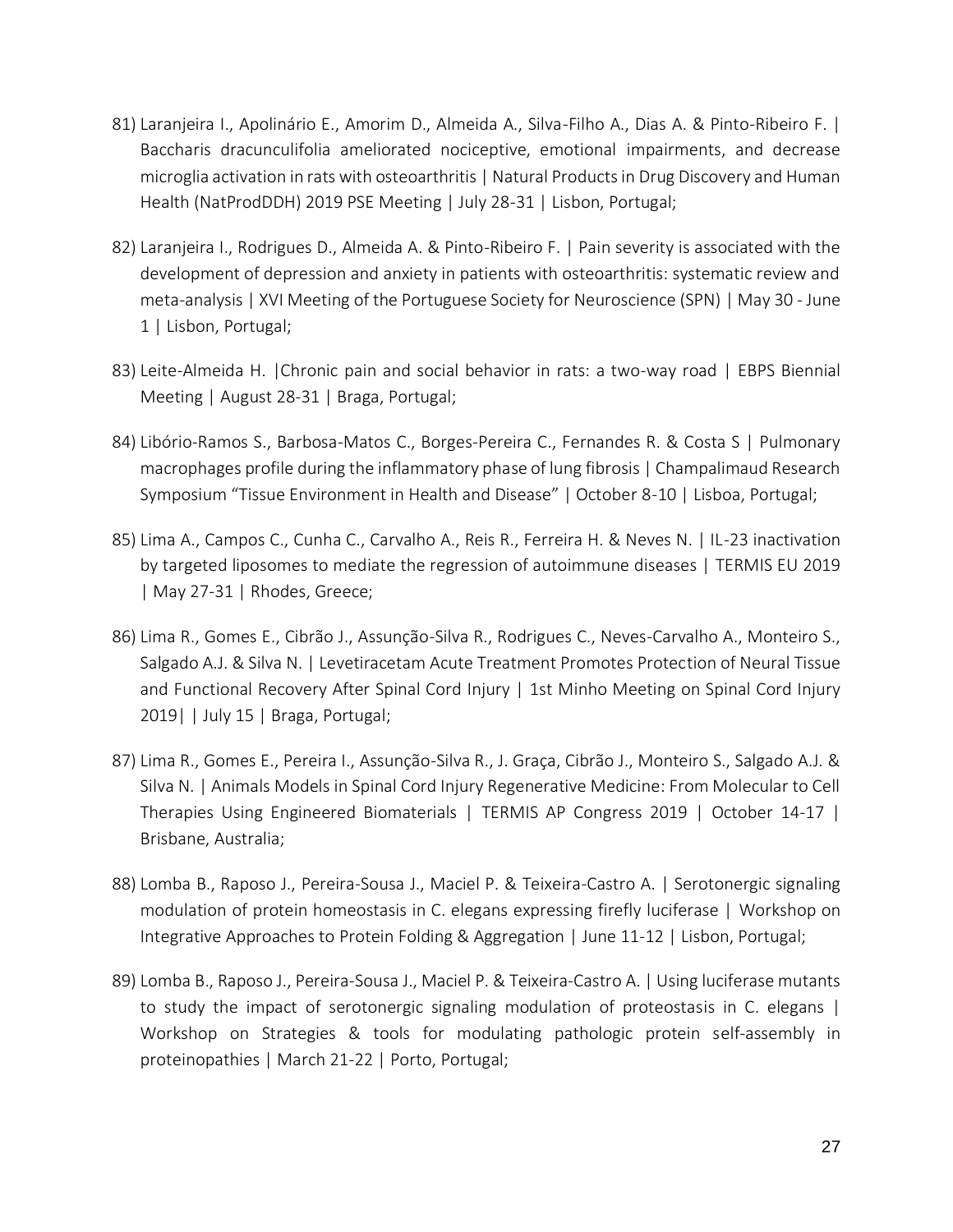81) Laranjeira I., Apolinário E., Amorim D., Almeida A., Silva-Filho A., Dias A. & Pinto-Ribeiro F. | Baccharis dracunculifolia ameliorated nociceptive, emotional impairments, and decrease microglia activation in rats with osteoarthritis | Natural Products in Drug Discovery and Human Health (NatProdDDH) 2019 PSE Meeting | July 28-31 | Lisbon, Portugal;

82) Laranjeira I., Rodrigues D., Almeida A. & Pinto-Ribeiro F. | Pain severity is associated with the development of depression and anxiety in patients with osteoarthritis: systematic review and meta-analysis | XVI Meeting of the Portuguese Society for Neuroscience (SPN) | May 30 - June 1 | Lisbon, Portugal;

83) Leite-Almeida H. |Chronic pain and social behavior in rats: a two-way road | EBPS Biennial Meeting | August 28-31 | Braga, Portugal;

84) Libório-Ramos S., Barbosa-Matos C., Borges-Pereira C., Fernandes R. & Costa S | Pulmonary macrophages profile during the inflammatory phase of lung fibrosis | Champalimaud Research Symposium "Tissue Environment in Health and Disease" | October 8-10 | Lisboa, Portugal;

85) Lima A., Campos C., Cunha C., Carvalho A., Reis R., Ferreira H. & Neves N. | IL-23 inactivation by targeted liposomes to mediate the regression of autoimmune diseases | TERMIS EU 2019 | May 27-31 | Rhodes, Greece;

86) Lima R., Gomes E., Cibrão J., Assunção-Silva R., Rodrigues C., Neves-Carvalho A., Monteiro S., Salgado A.J. & Silva N. | Levetiracetam Acute Treatment Promotes Protection of Neural Tissue and Functional Recovery After Spinal Cord Injury | 1st Minho Meeting on Spinal Cord Injury 2019| | July 15 | Braga, Portugal;

87) Lima R., Gomes E., Pereira I., Assunção-Silva R., J. Graça, Cibrão J., Monteiro S., Salgado A.J. & Silva N. | Animals Models in Spinal Cord Injury Regenerative Medicine: From Molecular to Cell Therapies Using Engineered Biomaterials | TERMIS AP Congress 2019 | October 14-17 | Brisbane, Australia;

88) Lomba B., Raposo J., Pereira-Sousa J., Maciel P. & Teixeira-Castro A. | Serotonergic signaling modulation of protein homeostasis in C. elegans expressing firefly luciferase | Workshop on Integrative Approaches to Protein Folding & Aggregation | June 11-12 | Lisbon, Portugal;

89) Lomba B., Raposo J., Pereira-Sousa J., Maciel P. & Teixeira-Castro A. | Using luciferase mutants to study the impact of serotonergic signaling modulation of proteostasis in C. elegans | Workshop on Strategies & tools for modulating pathologic protein self-assembly in proteinopathies | March 21-22 | Porto, Portugal;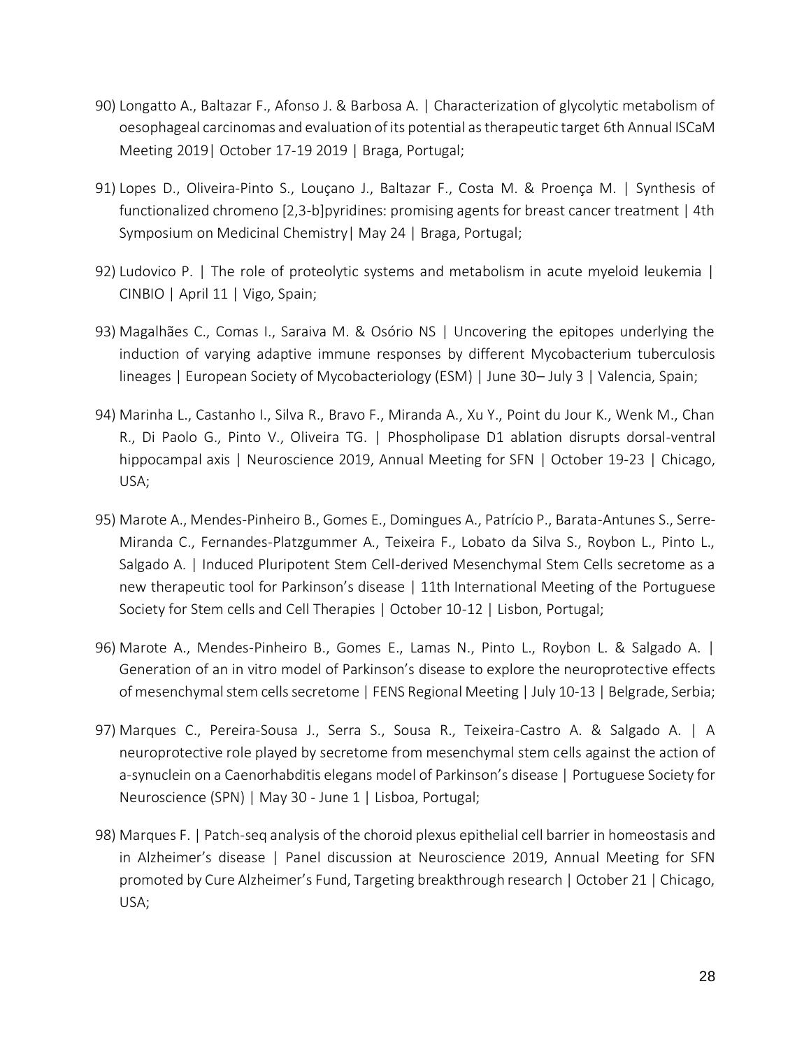90) Longatto A., Baltazar F., Afonso J. & Barbosa A. | Characterization of glycolytic metabolism of oesophageal carcinomas and evaluation of its potential as therapeutic target 6th Annual ISCaM Meeting 2019| October 17-19 2019 | Braga, Portugal;

91) Lopes D., Oliveira-Pinto S., Louçano J., Baltazar F., Costa M. & Proença M. | Synthesis of functionalized chromeno [2,3-b]pyridines: promising agents for breast cancer treatment | 4th Symposium on Medicinal Chemistry| May 24 | Braga, Portugal;

92) Ludovico P. | The role of proteolytic systems and metabolism in acute myeloid leukemia | CINBIO | April 11 | Vigo, Spain;

93) Magalhães C., Comas I., Saraiva M. & Osório NS | Uncovering the epitopes underlying the induction of varying adaptive immune responses by different Mycobacterium tuberculosis lineages | European Society of Mycobacteriology (ESM) | June 30– July 3 | Valencia, Spain;

94) Marinha L., Castanho I., Silva R., Bravo F., Miranda A., Xu Y., Point du Jour K., Wenk M., Chan R., Di Paolo G., Pinto V., Oliveira TG. | Phospholipase D1 ablation disrupts dorsal-ventral hippocampal axis | Neuroscience 2019, Annual Meeting for SFN | October 19-23 | Chicago, USA;

95) Marote A., Mendes-Pinheiro B., Gomes E., Domingues A., Patrício P., Barata-Antunes S., Serre-Miranda C., Fernandes-Platzgummer A., Teixeira F., Lobato da Silva S., Roybon L., Pinto L., Salgado A. | Induced Pluripotent Stem Cell-derived Mesenchymal Stem Cells secretome as a new therapeutic tool for Parkinson's disease | 11th International Meeting of the Portuguese Society for Stem cells and Cell Therapies | October 10-12 | Lisbon, Portugal;

96) Marote A., Mendes-Pinheiro B., Gomes E., Lamas N., Pinto L., Roybon L. & Salgado A. | Generation of an in vitro model of Parkinson's disease to explore the neuroprotective effects of mesenchymal stem cells secretome | FENS Regional Meeting | July 10-13 | Belgrade, Serbia;

97) Marques C., Pereira-Sousa J., Serra S., Sousa R., Teixeira-Castro A. & Salgado A. | A neuroprotective role played by secretome from mesenchymal stem cells against the action of a-synuclein on a Caenorhabditis elegans model of Parkinson's disease | Portuguese Society for Neuroscience (SPN) | May 30 - June 1 | Lisboa, Portugal;

98) Marques F. | Patch-seq analysis of the choroid plexus epithelial cell barrier in homeostasis and in Alzheimer's disease | Panel discussion at Neuroscience 2019, Annual Meeting for SFN promoted by Cure Alzheimer's Fund, Targeting breakthrough research | October 21 | Chicago, USA;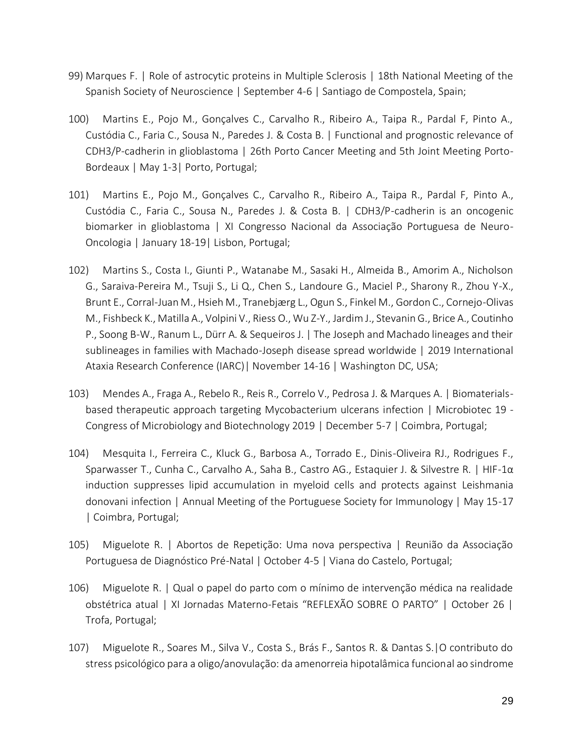99) Marques F. | Role of astrocytic proteins in Multiple Sclerosis | 18th National Meeting of the Spanish Society of Neuroscience | September 4-6 | Santiago de Compostela, Spain;

100) Martins E., Pojo M., Gonçalves C., Carvalho R., Ribeiro A., Taipa R., Pardal F, Pinto A., Custódia C., Faria C., Sousa N., Paredes J. & Costa B. | Functional and prognostic relevance of CDH3/P-cadherin in glioblastoma | 26th Porto Cancer Meeting and 5th Joint Meeting Porto-Bordeaux | May 1-3| Porto, Portugal;

101) Martins E., Pojo M., Gonçalves C., Carvalho R., Ribeiro A., Taipa R., Pardal F, Pinto A., Custódia C., Faria C., Sousa N., Paredes J. & Costa B. | CDH3/P-cadherin is an oncogenic biomarker in glioblastoma | XI Congresso Nacional da Associação Portuguesa de Neuro-Oncologia | January 18-19| Lisbon, Portugal;

102) Martins S., Costa I., Giunti P., Watanabe M., Sasaki H., Almeida B., Amorim A., Nicholson G., Saraiva-Pereira M., Tsuji S., Li Q., Chen S., Landoure G., Maciel P., Sharony R., Zhou Y-X., Brunt E., Corral-Juan M., Hsieh M., Tranebjærg L., Ogun S., Finkel M., Gordon C., Cornejo-Olivas M., Fishbeck K., Matilla A., Volpini V., Riess O., Wu Z-Y., Jardim J., Stevanin G., Brice A., Coutinho P., Soong B-W., Ranum L., Dürr A. & Sequeiros J. | The Joseph and Machado lineages and their sublineages in families with Machado-Joseph disease spread worldwide | 2019 International Ataxia Research Conference (IARC)| November 14-16 | Washington DC, USA;

103) Mendes A., Fraga A., Rebelo R., Reis R., Correlo V., Pedrosa J. & Marques A. | Biomaterials-based therapeutic approach targeting Mycobacterium ulcerans infection | Microbiotec 19 - Congress of Microbiology and Biotechnology 2019 | December 5-7 | Coimbra, Portugal;

104) Mesquita I., Ferreira C., Kluck G., Barbosa A., Torrado E., Dinis-Oliveira RJ., Rodrigues F., Sparwasser T., Cunha C., Carvalho A., Saha B., Castro AG., Estaquier J. & Silvestre R. | HIF-1α induction suppresses lipid accumulation in myeloid cells and protects against Leishmania donovani infection | Annual Meeting of the Portuguese Society for Immunology | May 15-17 | Coimbra, Portugal;

105) Miguelote R. | Abortos de Repetição: Uma nova perspectiva | Reunião da Associação Portuguesa de Diagnóstico Pré-Natal | October 4-5 | Viana do Castelo, Portugal;

106) Miguelote R. | Qual o papel do parto com o mínimo de intervenção médica na realidade obstétrica atual | XI Jornadas Materno-Fetais "REFLEXÃO SOBRE O PARTO" | October 26 | Trofa, Portugal;

107) Miguelote R., Soares M., Silva V., Costa S., Brás F., Santos R. & Dantas S.|O contributo do stress psicológico para a oligo/anovulação: da amenorreia hipotalâmica funcional ao sindrome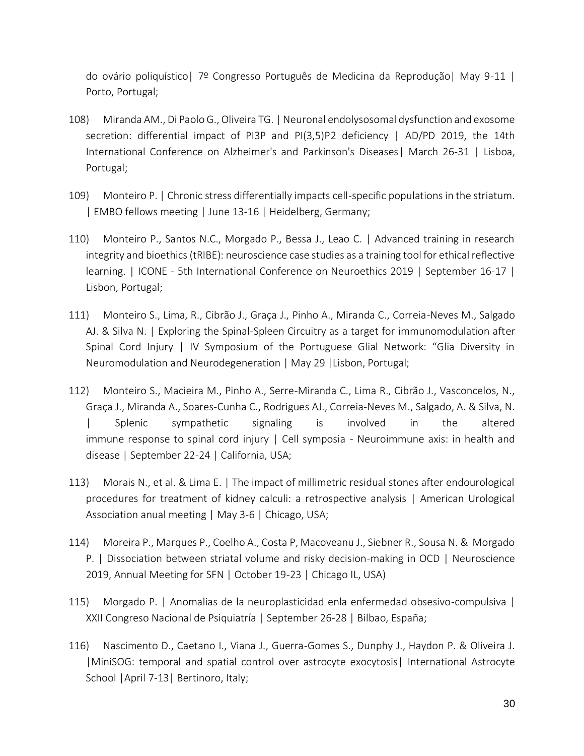do ovário poliquístico| 7º Congresso Português de Medicina da Reprodução| May 9-11 | Porto, Portugal;

108) Miranda AM., Di Paolo G., Oliveira TG. | Neuronal endolysosomal dysfunction and exosome secretion: differential impact of PI3P and PI(3,5)P2 deficiency | AD/PD 2019, the 14th International Conference on Alzheimer's and Parkinson's Diseases| March 26-31 | Lisboa, Portugal;

109) Monteiro P. | Chronic stress differentially impacts cell-specific populations in the striatum. | EMBO fellows meeting | June 13-16 | Heidelberg, Germany;

110) Monteiro P., Santos N.C., Morgado P., Bessa J., Leao C. | Advanced training in research integrity and bioethics (tRIBE): neuroscience case studies as a training tool for ethical reflective learning. | ICONE - 5th International Conference on Neuroethics 2019 | September 16-17 | Lisbon, Portugal;

111) Monteiro S., Lima, R., Cibrão J., Graça J., Pinho A., Miranda C., Correia-Neves M., Salgado AJ. & Silva N. | Exploring the Spinal-Spleen Circuitry as a target for immunomodulation after Spinal Cord Injury | IV Symposium of the Portuguese Glial Network: "Glia Diversity in Neuromodulation and Neurodegeneration | May 29 |Lisbon, Portugal;

112) Monteiro S., Macieira M., Pinho A., Serre-Miranda C., Lima R., Cibrão J., Vasconcelos, N., Graça J., Miranda A., Soares-Cunha C., Rodrigues AJ., Correia-Neves M., Salgado, A. & Silva, N. | Splenic sympathetic signaling is involved in the altered immune response to spinal cord injury | Cell symposia - Neuroimmune axis: in health and disease | September 22-24 | California, USA;

113) Morais N., et al. & Lima E. | The impact of millimetric residual stones after endourological procedures for treatment of kidney calculi: a retrospective analysis | American Urological Association anual meeting | May 3-6 | Chicago, USA;

114) Moreira P., Marques P., Coelho A., Costa P, Macoveanu J., Siebner R., Sousa N. & Morgado P. | Dissociation between striatal volume and risky decision-making in OCD | Neuroscience 2019, Annual Meeting for SFN | October 19-23 | Chicago IL, USA)

115) Morgado P. | Anomalias de la neuroplasticidad enla enfermedad obsesivo-compulsiva | XXII Congreso Nacional de Psiquiatría | September 26-28 | Bilbao, España;

116) Nascimento D., Caetano I., Viana J., Guerra-Gomes S., Dunphy J., Haydon P. & Oliveira J. |MiniSOG: temporal and spatial control over astrocyte exocytosis| International Astrocyte School |April 7-13| Bertinoro, Italy;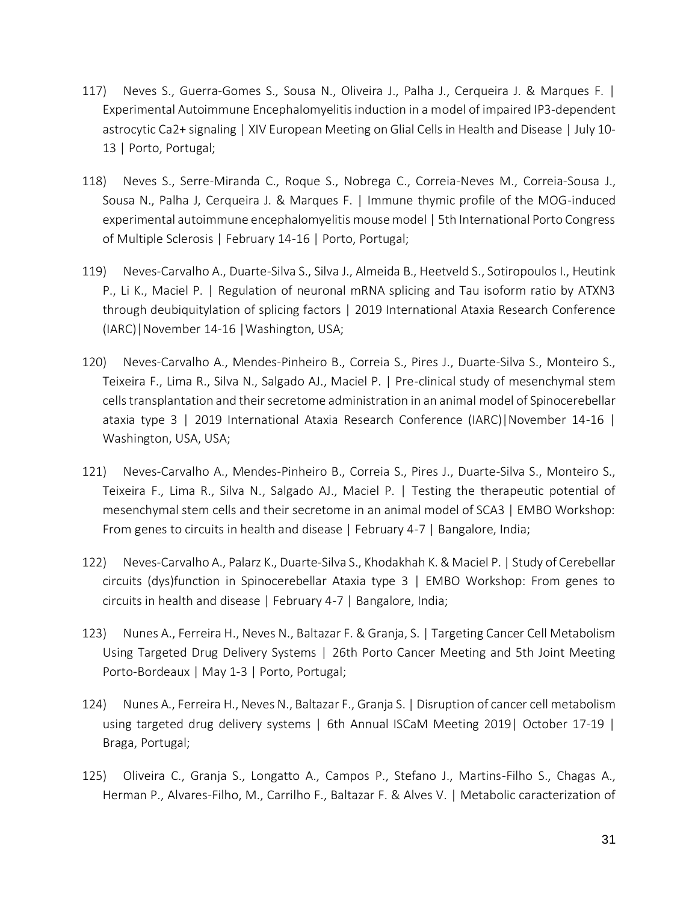117) Neves S., Guerra-Gomes S., Sousa N., Oliveira J., Palha J., Cerqueira J. & Marques F. | Experimental Autoimmune Encephalomyelitis induction in a model of impaired IP3-dependent astrocytic Ca2+ signaling | XIV European Meeting on Glial Cells in Health and Disease | July 10-13 | Porto, Portugal;

118) Neves S., Serre-Miranda C., Roque S., Nobrega C., Correia-Neves M., Correia-Sousa J., Sousa N., Palha J, Cerqueira J. & Marques F. | Immune thymic profile of the MOG-induced experimental autoimmune encephalomyelitis mouse model | 5th International Porto Congress of Multiple Sclerosis | February 14-16 | Porto, Portugal;

119) Neves-Carvalho A., Duarte-Silva S., Silva J., Almeida B., Heetveld S., Sotiropoulos I., Heutink P., Li K., Maciel P. | Regulation of neuronal mRNA splicing and Tau isoform ratio by ATXN3 through deubiquitylation of splicing factors | 2019 International Ataxia Research Conference (IARC)|November 14-16 |Washington, USA;

120) Neves-Carvalho A., Mendes-Pinheiro B., Correia S., Pires J., Duarte-Silva S., Monteiro S., Teixeira F., Lima R., Silva N., Salgado AJ., Maciel P. | Pre-clinical study of mesenchymal stem cells transplantation and their secretome administration in an animal model of Spinocerebellar ataxia type 3 | 2019 International Ataxia Research Conference (IARC)|November 14-16 | Washington, USA, USA;

121) Neves-Carvalho A., Mendes-Pinheiro B., Correia S., Pires J., Duarte-Silva S., Monteiro S., Teixeira F., Lima R., Silva N., Salgado AJ., Maciel P. | Testing the therapeutic potential of mesenchymal stem cells and their secretome in an animal model of SCA3 | EMBO Workshop: From genes to circuits in health and disease | February 4-7 | Bangalore, India;

122) Neves-Carvalho A., Palarz K., Duarte-Silva S., Khodakhah K. & Maciel P. | Study of Cerebellar circuits (dys)function in Spinocerebellar Ataxia type 3 | EMBO Workshop: From genes to circuits in health and disease | February 4-7 | Bangalore, India;

123) Nunes A., Ferreira H., Neves N., Baltazar F. & Granja, S. | Targeting Cancer Cell Metabolism Using Targeted Drug Delivery Systems | 26th Porto Cancer Meeting and 5th Joint Meeting Porto-Bordeaux | May 1-3 | Porto, Portugal;

124) Nunes A., Ferreira H., Neves N., Baltazar F., Granja S. | Disruption of cancer cell metabolism using targeted drug delivery systems | 6th Annual ISCaM Meeting 2019| October 17-19 | Braga, Portugal;

125) Oliveira C., Granja S., Longatto A., Campos P., Stefano J., Martins-Filho S., Chagas A., Herman P., Alvares-Filho, M., Carrilho F., Baltazar F. & Alves V. | Metabolic caracterization of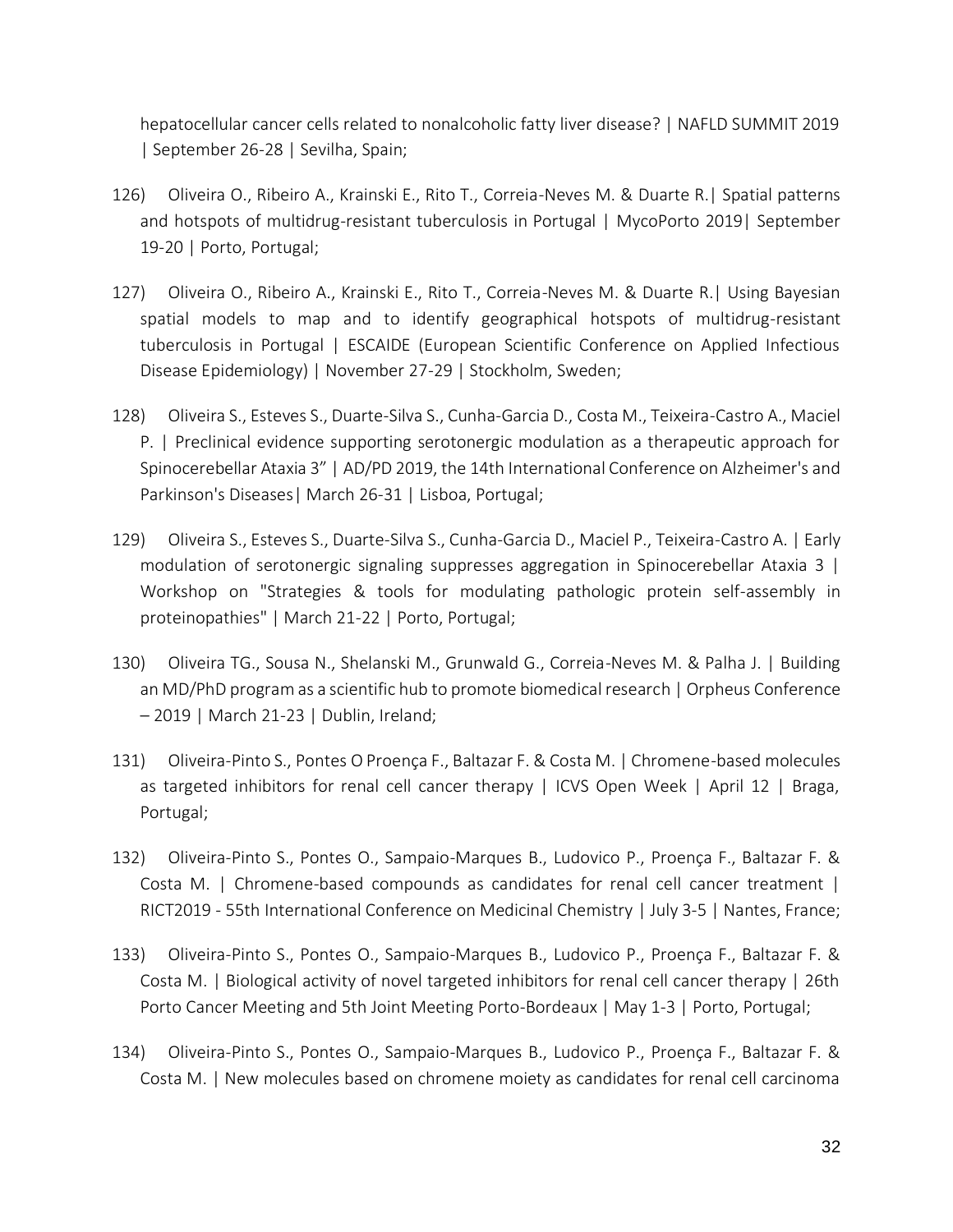hepatocellular cancer cells related to nonalcoholic fatty liver disease? | NAFLD SUMMIT 2019 | September 26-28 | Sevilha, Spain;

126) Oliveira O., Ribeiro A., Krainski E., Rito T., Correia-Neves M. & Duarte R.| Spatial patterns and hotspots of multidrug-resistant tuberculosis in Portugal | MycoPorto 2019| September 19-20 | Porto, Portugal;

127) Oliveira O., Ribeiro A., Krainski E., Rito T., Correia-Neves M. & Duarte R.| Using Bayesian spatial models to map and to identify geographical hotspots of multidrug-resistant tuberculosis in Portugal | ESCAIDE (European Scientific Conference on Applied Infectious Disease Epidemiology) | November 27-29 | Stockholm, Sweden;

128) Oliveira S., Esteves S., Duarte-Silva S., Cunha-Garcia D., Costa M., Teixeira-Castro A., Maciel P. | Preclinical evidence supporting serotonergic modulation as a therapeutic approach for Spinocerebellar Ataxia 3" | AD/PD 2019, the 14th International Conference on Alzheimer's and Parkinson's Diseases| March 26-31 | Lisboa, Portugal;

129) Oliveira S., Esteves S., Duarte-Silva S., Cunha-Garcia D., Maciel P., Teixeira-Castro A. | Early modulation of serotonergic signaling suppresses aggregation in Spinocerebellar Ataxia 3 | Workshop on "Strategies & tools for modulating pathologic protein self-assembly in proteinopathies" | March 21-22 | Porto, Portugal;

130) Oliveira TG., Sousa N., Shelanski M., Grunwald G., Correia-Neves M. & Palha J. | Building an MD/PhD program as a scientific hub to promote biomedical research | Orpheus Conference – 2019 | March 21-23 | Dublin, Ireland;

131) Oliveira-Pinto S., Pontes O Proença F., Baltazar F. & Costa M. | Chromene-based molecules as targeted inhibitors for renal cell cancer therapy | ICVS Open Week | April 12 | Braga, Portugal;

132) Oliveira-Pinto S., Pontes O., Sampaio-Marques B., Ludovico P., Proença F., Baltazar F. & Costa M. | Chromene-based compounds as candidates for renal cell cancer treatment | RICT2019 - 55th International Conference on Medicinal Chemistry | July 3-5 | Nantes, France;

133) Oliveira-Pinto S., Pontes O., Sampaio-Marques B., Ludovico P., Proença F., Baltazar F. & Costa M. | Biological activity of novel targeted inhibitors for renal cell cancer therapy | 26th Porto Cancer Meeting and 5th Joint Meeting Porto-Bordeaux | May 1-3 | Porto, Portugal;

134) Oliveira-Pinto S., Pontes O., Sampaio-Marques B., Ludovico P., Proença F., Baltazar F. & Costa M. | New molecules based on chromene moiety as candidates for renal cell carcinoma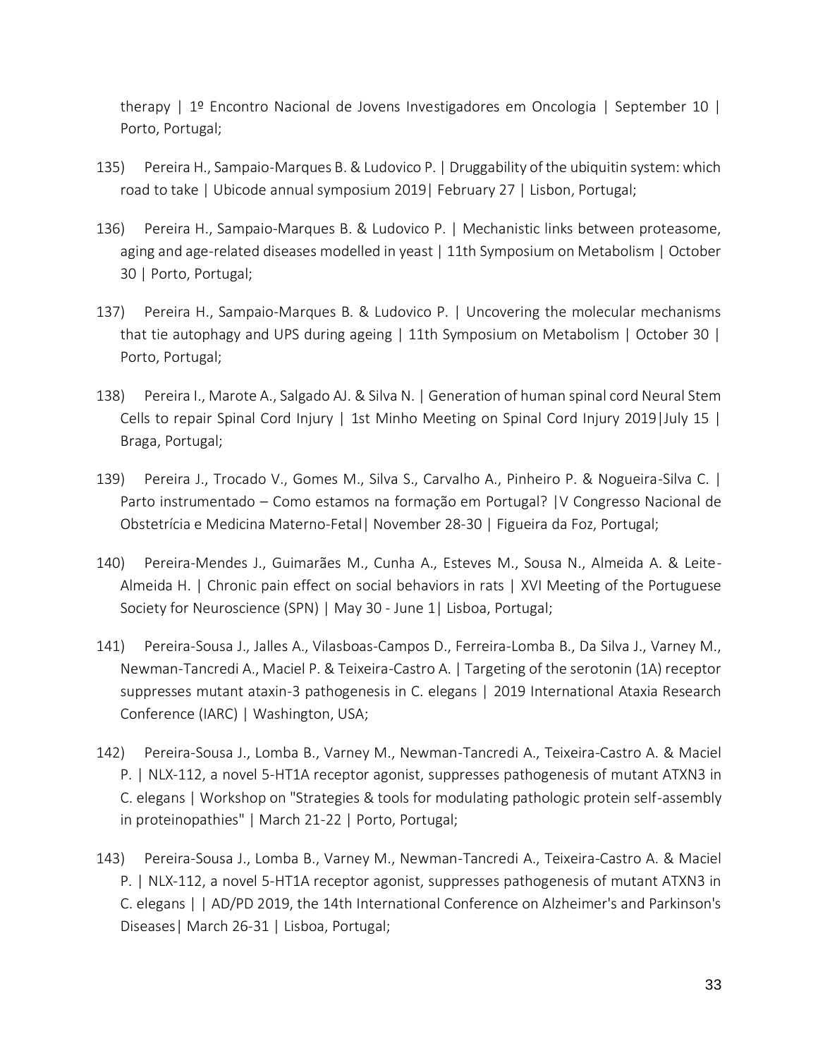therapy | 1º Encontro Nacional de Jovens Investigadores em Oncologia | September 10 | Porto, Portugal;

135) Pereira H., Sampaio-Marques B. & Ludovico P. | Druggability of the ubiquitin system: which road to take | Ubicode annual symposium 2019| February 27 | Lisbon, Portugal;

136) Pereira H., Sampaio-Marques B. & Ludovico P. | Mechanistic links between proteasome, aging and age-related diseases modelled in yeast | 11th Symposium on Metabolism | October 30 | Porto, Portugal;

137) Pereira H., Sampaio-Marques B. & Ludovico P. | Uncovering the molecular mechanisms that tie autophagy and UPS during ageing | 11th Symposium on Metabolism | October 30 | Porto, Portugal;

138) Pereira I., Marote A., Salgado AJ. & Silva N. | Generation of human spinal cord Neural Stem Cells to repair Spinal Cord Injury | 1st Minho Meeting on Spinal Cord Injury 2019|July 15 | Braga, Portugal;

139) Pereira J., Trocado V., Gomes M., Silva S., Carvalho A., Pinheiro P. & Nogueira-Silva C. | Parto instrumentado – Como estamos na formação em Portugal? |V Congresso Nacional de Obstetrícia e Medicina Materno-Fetal| November 28-30 | Figueira da Foz, Portugal;

140) Pereira-Mendes J., Guimarães M., Cunha A., Esteves M., Sousa N., Almeida A. & Leite-Almeida H. | Chronic pain effect on social behaviors in rats | XVI Meeting of the Portuguese Society for Neuroscience (SPN) | May 30 - June 1| Lisboa, Portugal;

141) Pereira-Sousa J., Jalles A., Vilasboas-Campos D., Ferreira-Lomba B., Da Silva J., Varney M., Newman-Tancredi A., Maciel P. & Teixeira-Castro A. | Targeting of the serotonin (1A) receptor suppresses mutant ataxin-3 pathogenesis in C. elegans | 2019 International Ataxia Research Conference (IARC) | Washington, USA;

142) Pereira-Sousa J., Lomba B., Varney M., Newman-Tancredi A., Teixeira-Castro A. & Maciel P. | NLX-112, a novel 5-HT1A receptor agonist, suppresses pathogenesis of mutant ATXN3 in C. elegans | Workshop on "Strategies & tools for modulating pathologic protein self-assembly in proteinopathies" | March 21-22 | Porto, Portugal;

143) Pereira-Sousa J., Lomba B., Varney M., Newman-Tancredi A., Teixeira-Castro A. & Maciel P. | NLX-112, a novel 5-HT1A receptor agonist, suppresses pathogenesis of mutant ATXN3 in C. elegans | | AD/PD 2019, the 14th International Conference on Alzheimer's and Parkinson's Diseases| March 26-31 | Lisboa, Portugal;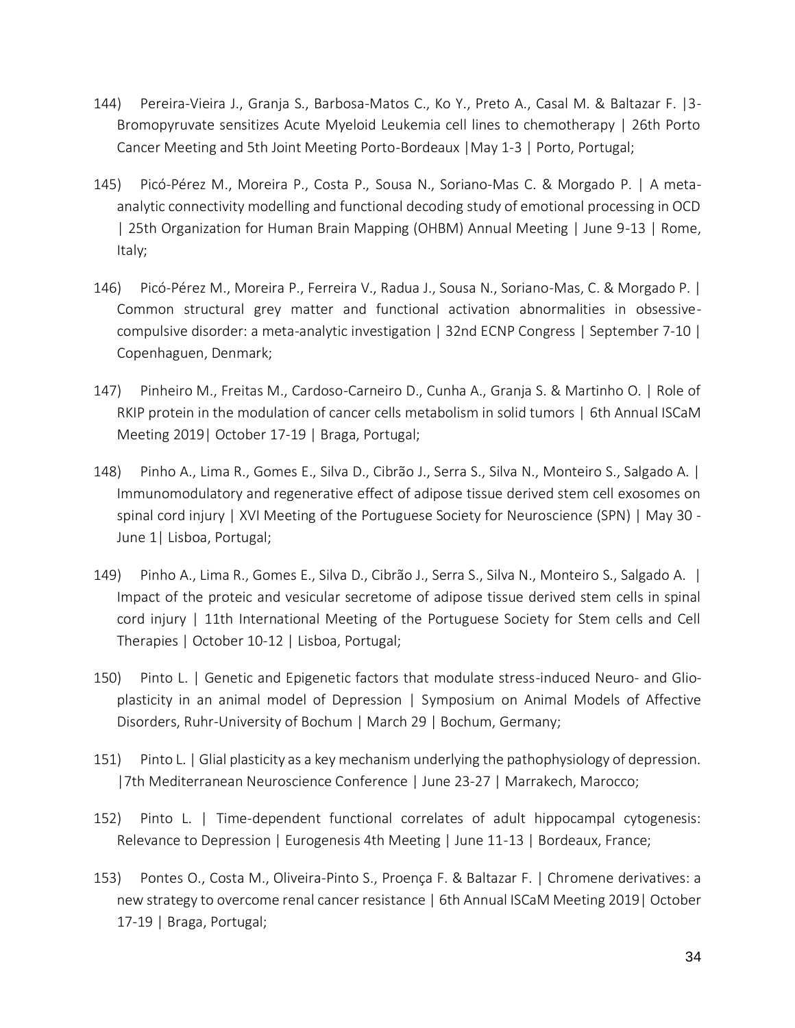144) Pereira-Vieira J., Granja S., Barbosa-Matos C., Ko Y., Preto A., Casal M. & Baltazar F. |3-Bromopyruvate sensitizes Acute Myeloid Leukemia cell lines to chemotherapy | 26th Porto Cancer Meeting and 5th Joint Meeting Porto-Bordeaux |May 1-3 | Porto, Portugal;

145) Picó-Pérez M., Moreira P., Costa P., Sousa N., Soriano-Mas C. & Morgado P. | A meta-analytic connectivity modelling and functional decoding study of emotional processing in OCD | 25th Organization for Human Brain Mapping (OHBM) Annual Meeting | June 9-13 | Rome, Italy;

146) Picó-Pérez M., Moreira P., Ferreira V., Radua J., Sousa N., Soriano-Mas, C. & Morgado P. | Common structural grey matter and functional activation abnormalities in obsessive-compulsive disorder: a meta-analytic investigation | 32nd ECNP Congress | September 7-10 | Copenhaguen, Denmark;

147) Pinheiro M., Freitas M., Cardoso-Carneiro D., Cunha A., Granja S. & Martinho O. | Role of RKIP protein in the modulation of cancer cells metabolism in solid tumors | 6th Annual ISCaM Meeting 2019| October 17-19 | Braga, Portugal;

148) Pinho A., Lima R., Gomes E., Silva D., Cibrão J., Serra S., Silva N., Monteiro S., Salgado A. | Immunomodulatory and regenerative effect of adipose tissue derived stem cell exosomes on spinal cord injury | XVI Meeting of the Portuguese Society for Neuroscience (SPN) | May 30 - June 1| Lisboa, Portugal;

149) Pinho A., Lima R., Gomes E., Silva D., Cibrão J., Serra S., Silva N., Monteiro S., Salgado A. | Impact of the proteic and vesicular secretome of adipose tissue derived stem cells in spinal cord injury | 11th International Meeting of the Portuguese Society for Stem cells and Cell Therapies | October 10-12 | Lisboa, Portugal;

150) Pinto L. | Genetic and Epigenetic factors that modulate stress-induced Neuro- and Glio-plasticity in an animal model of Depression | Symposium on Animal Models of Affective Disorders, Ruhr-University of Bochum | March 29 | Bochum, Germany;

151) Pinto L. | Glial plasticity as a key mechanism underlying the pathophysiology of depression. |7th Mediterranean Neuroscience Conference | June 23-27 | Marrakech, Marocco;

152) Pinto L. | Time-dependent functional correlates of adult hippocampal cytogenesis: Relevance to Depression | Eurogenesis 4th Meeting | June 11-13 | Bordeaux, France;

153) Pontes O., Costa M., Oliveira-Pinto S., Proença F. & Baltazar F. | Chromene derivatives: a new strategy to overcome renal cancer resistance | 6th Annual ISCaM Meeting 2019| October 17-19 | Braga, Portugal;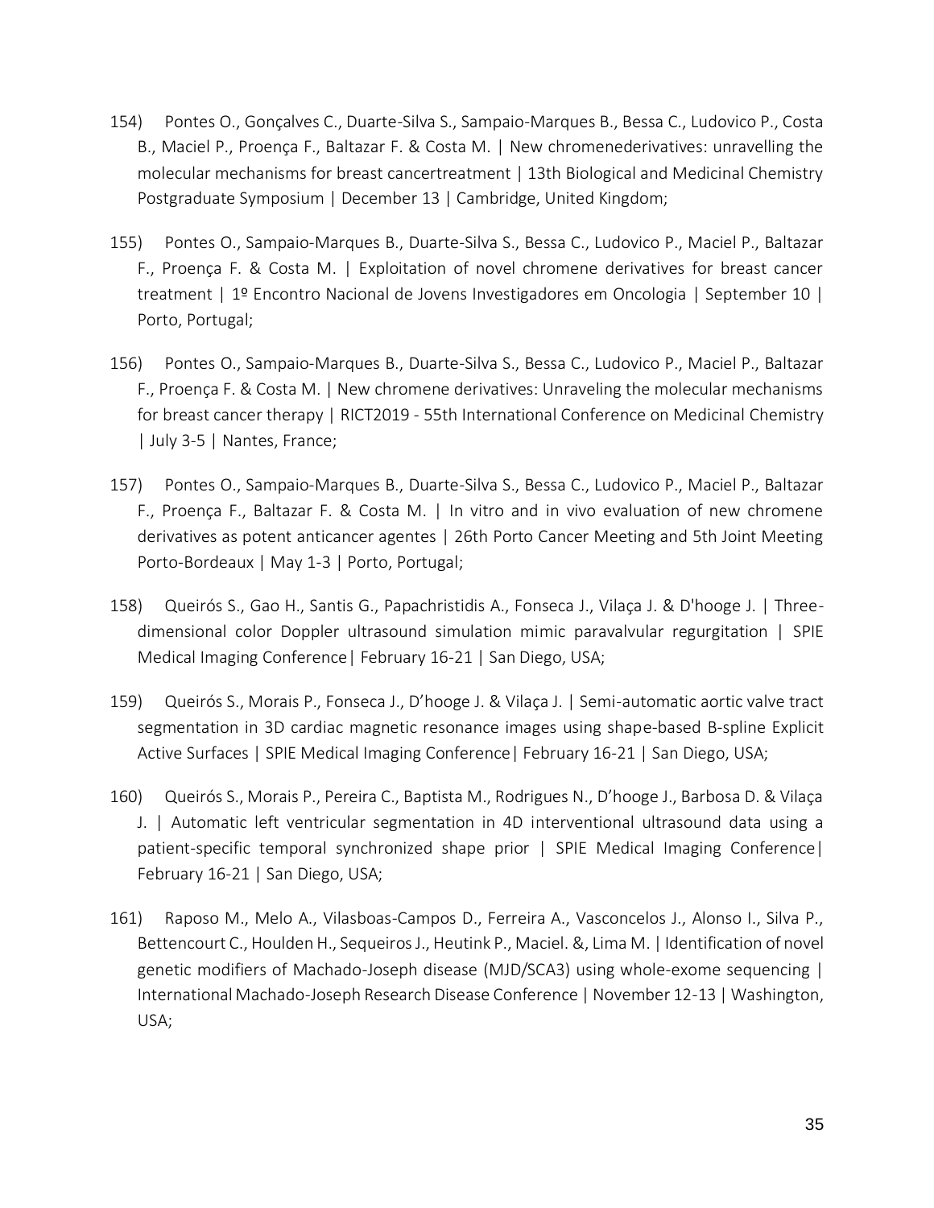154) Pontes O., Gonçalves C., Duarte-Silva S., Sampaio-Marques B., Bessa C., Ludovico P., Costa B., Maciel P., Proença F., Baltazar F. & Costa M. | New chromenederivatives: unravelling the molecular mechanisms for breast cancertreatment | 13th Biological and Medicinal Chemistry Postgraduate Symposium | December 13 | Cambridge, United Kingdom;

155) Pontes O., Sampaio-Marques B., Duarte-Silva S., Bessa C., Ludovico P., Maciel P., Baltazar F., Proença F. & Costa M. | Exploitation of novel chromene derivatives for breast cancer treatment | 1º Encontro Nacional de Jovens Investigadores em Oncologia | September 10 | Porto, Portugal;

156) Pontes O., Sampaio-Marques B., Duarte-Silva S., Bessa C., Ludovico P., Maciel P., Baltazar F., Proença F. & Costa M. | New chromene derivatives: Unraveling the molecular mechanisms for breast cancer therapy | RICT2019 - 55th International Conference on Medicinal Chemistry | July 3-5 | Nantes, France;

157) Pontes O., Sampaio-Marques B., Duarte-Silva S., Bessa C., Ludovico P., Maciel P., Baltazar F., Proença F., Baltazar F. & Costa M. | In vitro and in vivo evaluation of new chromene derivatives as potent anticancer agentes | 26th Porto Cancer Meeting and 5th Joint Meeting Porto-Bordeaux | May 1-3 | Porto, Portugal;

158) Queirós S., Gao H., Santis G., Papachristidis A., Fonseca J., Vilaça J. & D'hooge J. | Three-dimensional color Doppler ultrasound simulation mimic paravalvular regurgitation | SPIE Medical Imaging Conference| February 16-21 | San Diego, USA;

159) Queirós S., Morais P., Fonseca J., D'hooge J. & Vilaça J. | Semi-automatic aortic valve tract segmentation in 3D cardiac magnetic resonance images using shape-based B-spline Explicit Active Surfaces | SPIE Medical Imaging Conference| February 16-21 | San Diego, USA;

160) Queirós S., Morais P., Pereira C., Baptista M., Rodrigues N., D'hooge J., Barbosa D. & Vilaça J. | Automatic left ventricular segmentation in 4D interventional ultrasound data using a patient-specific temporal synchronized shape prior | SPIE Medical Imaging Conference| February 16-21 | San Diego, USA;

161) Raposo M., Melo A., Vilasboas-Campos D., Ferreira A., Vasconcelos J., Alonso I., Silva P., Bettencourt C., Houlden H., Sequeiros J., Heutink P., Maciel. &, Lima M. | Identification of novel genetic modifiers of Machado-Joseph disease (MJD/SCA3) using whole-exome sequencing | International Machado-Joseph Research Disease Conference | November 12-13 | Washington, USA;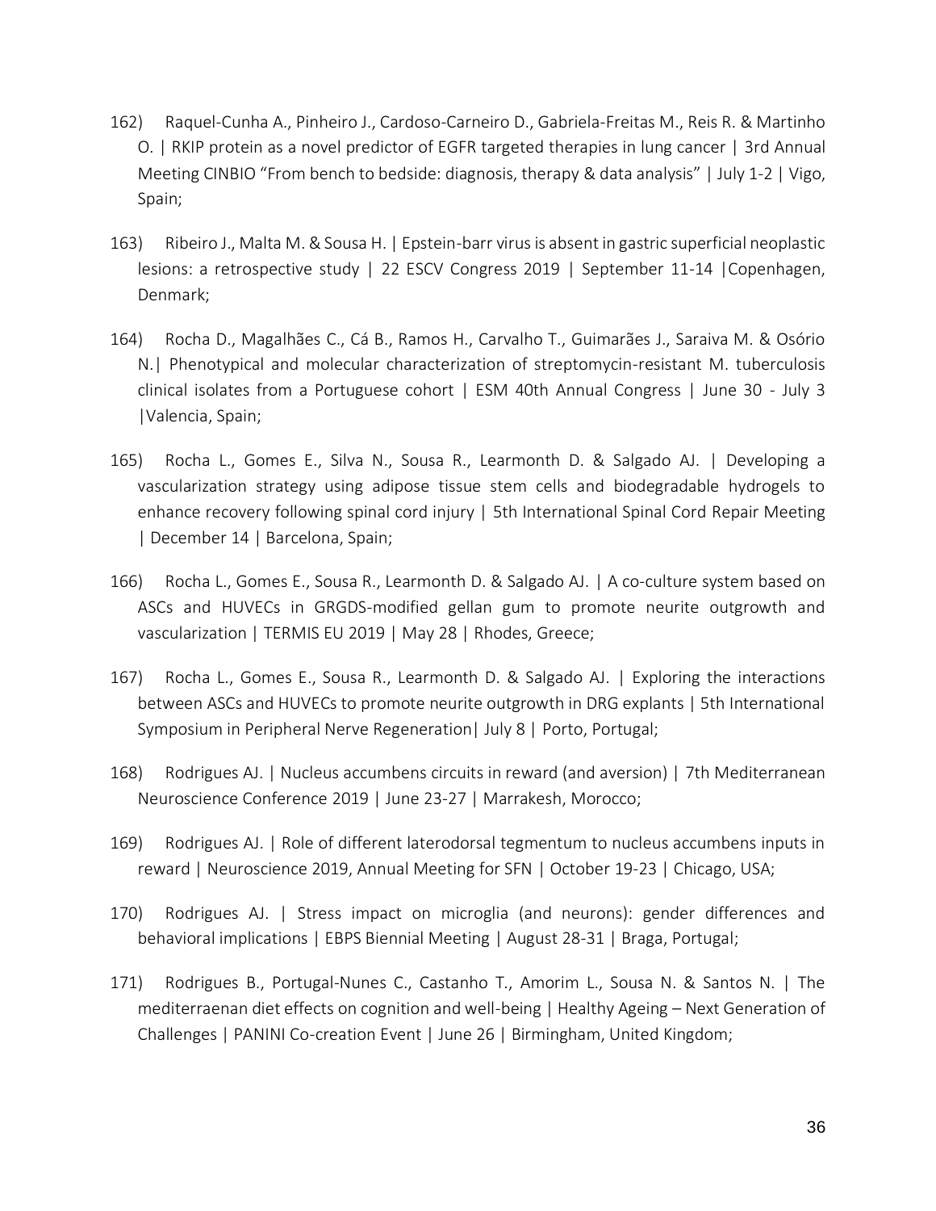162) Raquel-Cunha A., Pinheiro J., Cardoso-Carneiro D., Gabriela-Freitas M., Reis R. & Martinho O. | RKIP protein as a novel predictor of EGFR targeted therapies in lung cancer | 3rd Annual Meeting CINBIO "From bench to bedside: diagnosis, therapy & data analysis" | July 1-2 | Vigo, Spain;

163) Ribeiro J., Malta M. & Sousa H. | Epstein-barr virus is absent in gastric superficial neoplastic lesions: a retrospective study | 22 ESCV Congress 2019 | September 11-14 |Copenhagen, Denmark;

164) Rocha D., Magalhães C., Cá B., Ramos H., Carvalho T., Guimarães J., Saraiva M. & Osório N.| Phenotypical and molecular characterization of streptomycin-resistant M. tuberculosis clinical isolates from a Portuguese cohort | ESM 40th Annual Congress | June 30 - July 3 |Valencia, Spain;

165) Rocha L., Gomes E., Silva N., Sousa R., Learmonth D. & Salgado AJ. | Developing a vascularization strategy using adipose tissue stem cells and biodegradable hydrogels to enhance recovery following spinal cord injury | 5th International Spinal Cord Repair Meeting | December 14 | Barcelona, Spain;

166) Rocha L., Gomes E., Sousa R., Learmonth D. & Salgado AJ. | A co-culture system based on ASCs and HUVECs in GRGDS-modified gellan gum to promote neurite outgrowth and vascularization | TERMIS EU 2019 | May 28 | Rhodes, Greece;

167) Rocha L., Gomes E., Sousa R., Learmonth D. & Salgado AJ. | Exploring the interactions between ASCs and HUVECs to promote neurite outgrowth in DRG explants | 5th International Symposium in Peripheral Nerve Regeneration| July 8 | Porto, Portugal;

168) Rodrigues AJ. | Nucleus accumbens circuits in reward (and aversion) | 7th Mediterranean Neuroscience Conference 2019 | June 23-27 | Marrakesh, Morocco;

169) Rodrigues AJ. | Role of different laterodorsal tegmentum to nucleus accumbens inputs in reward | Neuroscience 2019, Annual Meeting for SFN | October 19-23 | Chicago, USA;

170) Rodrigues AJ. | Stress impact on microglia (and neurons): gender differences and behavioral implications | EBPS Biennial Meeting | August 28-31 | Braga, Portugal;

171) Rodrigues B., Portugal-Nunes C., Castanho T., Amorim L., Sousa N. & Santos N. | The mediterraenan diet effects on cognition and well-being | Healthy Ageing – Next Generation of Challenges | PANINI Co-creation Event | June 26 | Birmingham, United Kingdom;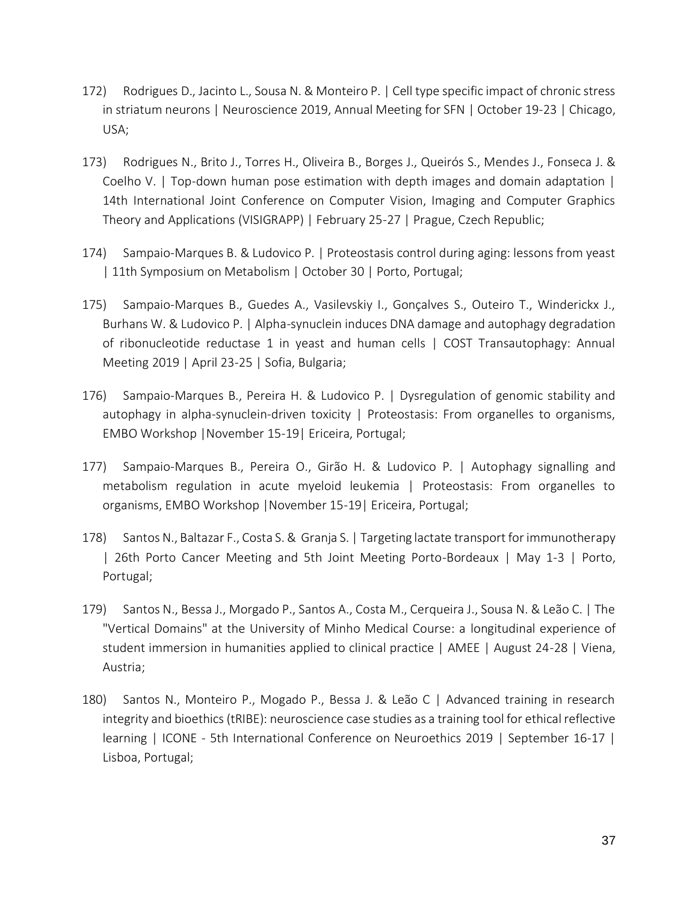172) Rodrigues D., Jacinto L., Sousa N. & Monteiro P. | Cell type specific impact of chronic stress in striatum neurons | Neuroscience 2019, Annual Meeting for SFN | October 19-23 | Chicago, USA;

173) Rodrigues N., Brito J., Torres H., Oliveira B., Borges J., Queirós S., Mendes J., Fonseca J. & Coelho V. | Top-down human pose estimation with depth images and domain adaptation | 14th International Joint Conference on Computer Vision, Imaging and Computer Graphics Theory and Applications (VISIGRAPP) | February 25-27 | Prague, Czech Republic;

174) Sampaio-Marques B. & Ludovico P. | Proteostasis control during aging: lessons from yeast | 11th Symposium on Metabolism | October 30 | Porto, Portugal;

175) Sampaio-Marques B., Guedes A., Vasilevskiy I., Gonçalves S., Outeiro T., Winderickx J., Burhans W. & Ludovico P. | Alpha-synuclein induces DNA damage and autophagy degradation of ribonucleotide reductase 1 in yeast and human cells | COST Transautophagy: Annual Meeting 2019 | April 23-25 | Sofia, Bulgaria;

176) Sampaio-Marques B., Pereira H. & Ludovico P. | Dysregulation of genomic stability and autophagy in alpha-synuclein-driven toxicity | Proteostasis: From organelles to organisms, EMBO Workshop |November 15-19| Ericeira, Portugal;

177) Sampaio-Marques B., Pereira O., Girão H. & Ludovico P. | Autophagy signalling and metabolism regulation in acute myeloid leukemia | Proteostasis: From organelles to organisms, EMBO Workshop |November 15-19| Ericeira, Portugal;

178) Santos N., Baltazar F., Costa S. & Granja S. | Targeting lactate transport for immunotherapy | 26th Porto Cancer Meeting and 5th Joint Meeting Porto-Bordeaux | May 1-3 | Porto, Portugal;

179) Santos N., Bessa J., Morgado P., Santos A., Costa M., Cerqueira J., Sousa N. & Leão C. | The "Vertical Domains" at the University of Minho Medical Course: a longitudinal experience of student immersion in humanities applied to clinical practice | AMEE | August 24-28 | Viena, Austria;

180) Santos N., Monteiro P., Mogado P., Bessa J. & Leão C | Advanced training in research integrity and bioethics (tRIBE): neuroscience case studies as a training tool for ethical reflective learning | ICONE - 5th International Conference on Neuroethics 2019 | September 16-17 | Lisboa, Portugal;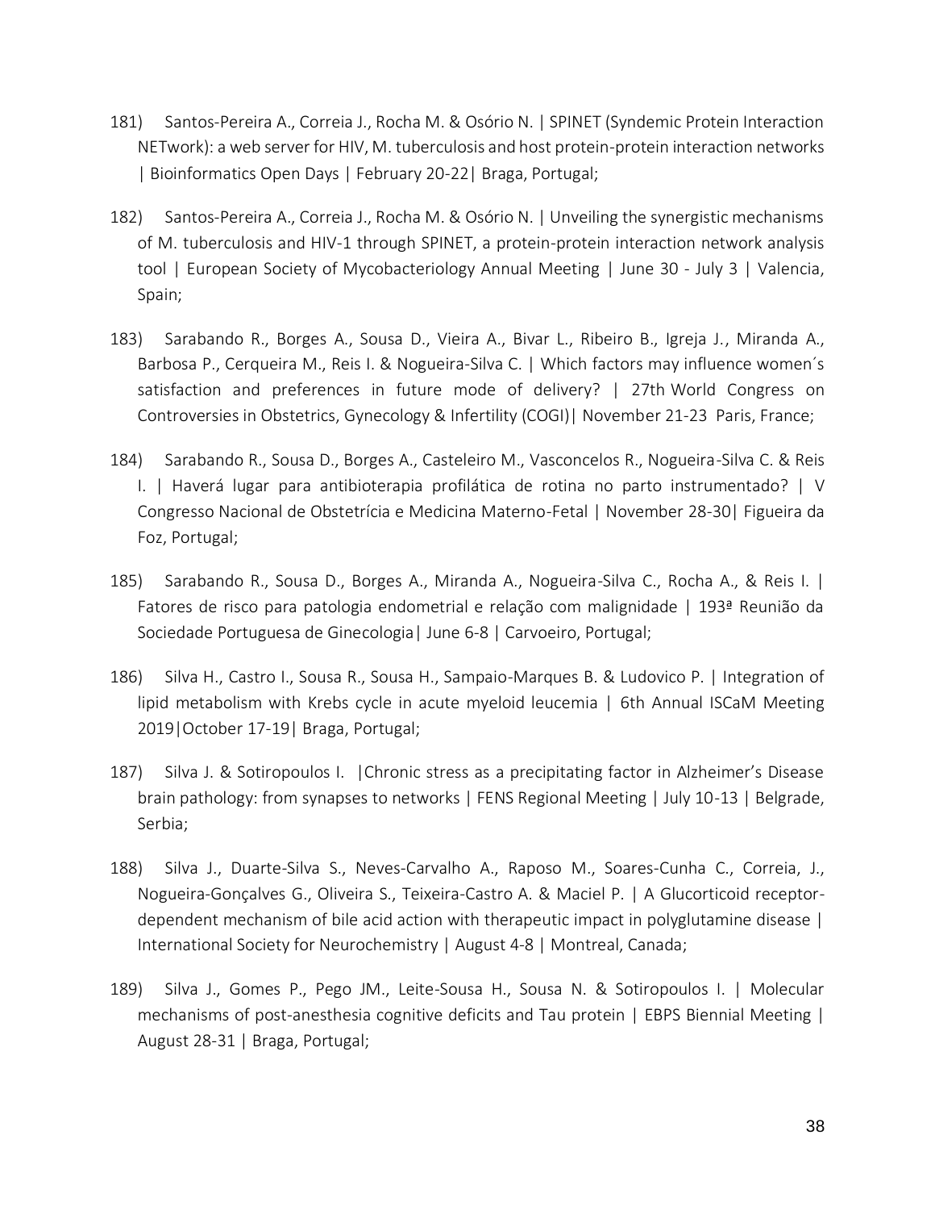181) Santos-Pereira A., Correia J., Rocha M. & Osório N. | SPINET (Syndemic Protein Interaction NETwork): a web server for HIV, M. tuberculosis and host protein-protein interaction networks | Bioinformatics Open Days | February 20-22| Braga, Portugal;

182) Santos-Pereira A., Correia J., Rocha M. & Osório N. | Unveiling the synergistic mechanisms of M. tuberculosis and HIV-1 through SPINET, a protein-protein interaction network analysis tool | European Society of Mycobacteriology Annual Meeting | June 30 - July 3 | Valencia, Spain;

183) Sarabando R., Borges A., Sousa D., Vieira A., Bivar L., Ribeiro B., Igreja J., Miranda A., Barbosa P., Cerqueira M., Reis I. & Nogueira-Silva C. | Which factors may influence women´s satisfaction and preferences in future mode of delivery? | 27th World Congress on Controversies in Obstetrics, Gynecology & Infertility (COGI)| November 21-23 Paris, France;

184) Sarabando R., Sousa D., Borges A., Casteleiro M., Vasconcelos R., Nogueira-Silva C. & Reis I. | Haverá lugar para antibioterapia profilática de rotina no parto instrumentado? | V Congresso Nacional de Obstetrícia e Medicina Materno-Fetal | November 28-30| Figueira da Foz, Portugal;

185) Sarabando R., Sousa D., Borges A., Miranda A., Nogueira-Silva C., Rocha A., & Reis I. | Fatores de risco para patologia endometrial e relação com malignidade | 193ª Reunião da Sociedade Portuguesa de Ginecologia| June 6-8 | Carvoeiro, Portugal;

186) Silva H., Castro I., Sousa R., Sousa H., Sampaio-Marques B. & Ludovico P. | Integration of lipid metabolism with Krebs cycle in acute myeloid leucemia | 6th Annual ISCaM Meeting 2019|October 17-19| Braga, Portugal;

187) Silva J. & Sotiropoulos I. |Chronic stress as a precipitating factor in Alzheimer's Disease brain pathology: from synapses to networks | FENS Regional Meeting | July 10-13 | Belgrade, Serbia;

188) Silva J., Duarte-Silva S., Neves-Carvalho A., Raposo M., Soares-Cunha C., Correia, J., Nogueira-Gonçalves G., Oliveira S., Teixeira-Castro A. & Maciel P. | A Glucorticoid receptor-dependent mechanism of bile acid action with therapeutic impact in polyglutamine disease | International Society for Neurochemistry | August 4-8 | Montreal, Canada;

189) Silva J., Gomes P., Pego JM., Leite-Sousa H., Sousa N. & Sotiropoulos I. | Molecular mechanisms of post-anesthesia cognitive deficits and Tau protein | EBPS Biennial Meeting | August 28-31 | Braga, Portugal;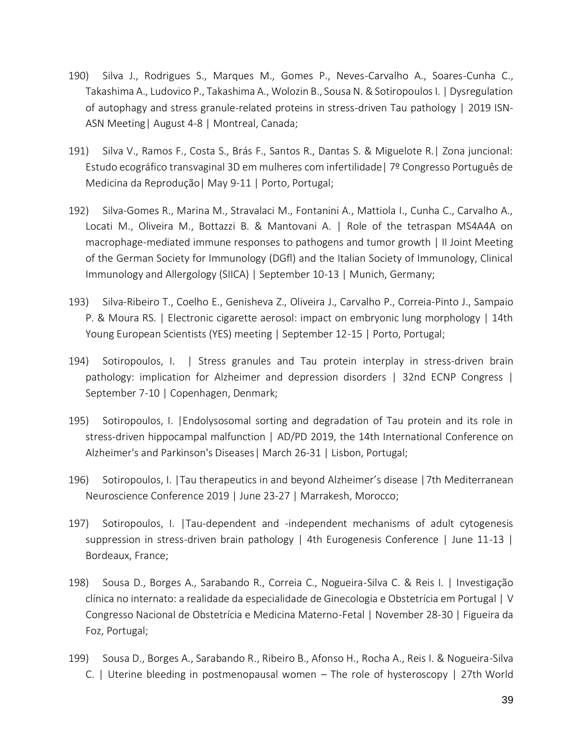190) Silva J., Rodrigues S., Marques M., Gomes P., Neves-Carvalho A., Soares-Cunha C., Takashima A., Ludovico P., Takashima A., Wolozin B., Sousa N. & Sotiropoulos I. | Dysregulation of autophagy and stress granule-related proteins in stress-driven Tau pathology | 2019 ISN-ASN Meeting| August 4-8 | Montreal, Canada;

191) Silva V., Ramos F., Costa S., Brás F., Santos R., Dantas S. & Miguelote R.| Zona juncional: Estudo ecográfico transvaginal 3D em mulheres com infertilidade| 7º Congresso Português de Medicina da Reprodução| May 9-11 | Porto, Portugal;

192) Silva-Gomes R., Marina M., Stravalaci M., Fontanini A., Mattiola I., Cunha C., Carvalho A., Locati M., Oliveira M., Bottazzi B. & Mantovani A. | Role of the tetraspan MS4A4A on macrophage-mediated immune responses to pathogens and tumor growth | II Joint Meeting of the German Society for Immunology (DGfl) and the Italian Society of Immunology, Clinical Immunology and Allergology (SIICA) | September 10-13 | Munich, Germany;

193) Silva-Ribeiro T., Coelho E., Genisheva Z., Oliveira J., Carvalho P., Correia-Pinto J., Sampaio P. & Moura RS. | Electronic cigarette aerosol: impact on embryonic lung morphology | 14th Young European Scientists (YES) meeting | September 12-15 | Porto, Portugal;

194) Sotiropoulos, I. | Stress granules and Tau protein interplay in stress-driven brain pathology: implication for Alzheimer and depression disorders | 32nd ECNP Congress | September 7-10 | Copenhagen, Denmark;

195) Sotiropoulos, I. |Endolysosomal sorting and degradation of Tau protein and its role in stress-driven hippocampal malfunction | AD/PD 2019, the 14th International Conference on Alzheimer's and Parkinson's Diseases| March 26-31 | Lisbon, Portugal;

196) Sotiropoulos, I. |Tau therapeutics in and beyond Alzheimer's disease |7th Mediterranean Neuroscience Conference 2019 | June 23-27 | Marrakesh, Morocco;

197) Sotiropoulos, I. |Tau-dependent and -independent mechanisms of adult cytogenesis suppression in stress-driven brain pathology | 4th Eurogenesis Conference | June 11-13 | Bordeaux, France;

198) Sousa D., Borges A., Sarabando R., Correia C., Nogueira-Silva C. & Reis I. | Investigação clínica no internato: a realidade da especialidade de Ginecologia e Obstetrícia em Portugal | V Congresso Nacional de Obstetrícia e Medicina Materno-Fetal | November 28-30 | Figueira da Foz, Portugal;

199) Sousa D., Borges A., Sarabando R., Ribeiro B., Afonso H., Rocha A., Reis I. & Nogueira-Silva C. | Uterine bleeding in postmenopausal women – The role of hysteroscopy | 27th World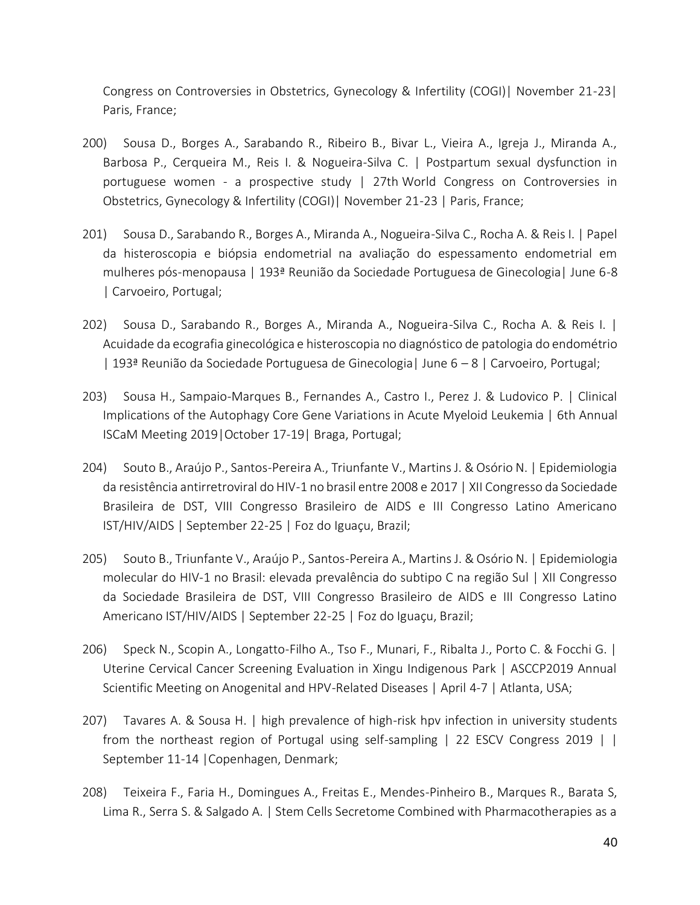Congress on Controversies in Obstetrics, Gynecology & Infertility (COGI)| November 21-23| Paris, France;

200) Sousa D., Borges A., Sarabando R., Ribeiro B., Bivar L., Vieira A., Igreja J., Miranda A., Barbosa P., Cerqueira M., Reis I. & Nogueira-Silva C. | Postpartum sexual dysfunction in portuguese women - a prospective study | 27th World Congress on Controversies in Obstetrics, Gynecology & Infertility (COGI)| November 21-23 | Paris, France;

201) Sousa D., Sarabando R., Borges A., Miranda A., Nogueira-Silva C., Rocha A. & Reis I. | Papel da histeroscopia e biópsia endometrial na avaliação do espessamento endometrial em mulheres pós-menopausa | 193ª Reunião da Sociedade Portuguesa de Ginecologia| June 6-8 | Carvoeiro, Portugal;

202) Sousa D., Sarabando R., Borges A., Miranda A., Nogueira-Silva C., Rocha A. & Reis I. | Acuidade da ecografia ginecológica e histeroscopia no diagnóstico de patologia do endométrio | 193ª Reunião da Sociedade Portuguesa de Ginecologia| June 6 – 8 | Carvoeiro, Portugal;

203) Sousa H., Sampaio-Marques B., Fernandes A., Castro I., Perez J. & Ludovico P. | Clinical Implications of the Autophagy Core Gene Variations in Acute Myeloid Leukemia | 6th Annual ISCaM Meeting 2019|October 17-19| Braga, Portugal;

204) Souto B., Araújo P., Santos-Pereira A., Triunfante V., Martins J. & Osório N. | Epidemiologia da resistência antirretroviral do HIV-1 no brasil entre 2008 e 2017 | XII Congresso da Sociedade Brasileira de DST, VIII Congresso Brasileiro de AIDS e III Congresso Latino Americano IST/HIV/AIDS | September 22-25 | Foz do Iguaçu, Brazil;

205) Souto B., Triunfante V., Araújo P., Santos-Pereira A., Martins J. & Osório N. | Epidemiologia molecular do HIV-1 no Brasil: elevada prevalência do subtipo C na região Sul | XII Congresso da Sociedade Brasileira de DST, VIII Congresso Brasileiro de AIDS e III Congresso Latino Americano IST/HIV/AIDS | September 22-25 | Foz do Iguaçu, Brazil;

206) Speck N., Scopin A., Longatto-Filho A., Tso F., Munari, F., Ribalta J., Porto C. & Focchi G. | Uterine Cervical Cancer Screening Evaluation in Xingu Indigenous Park | ASCCP2019 Annual Scientific Meeting on Anogenital and HPV-Related Diseases | April 4-7 | Atlanta, USA;

207) Tavares A. & Sousa H. | high prevalence of high-risk hpv infection in university students from the northeast region of Portugal using self-sampling | 22 ESCV Congress 2019 | | September 11-14 |Copenhagen, Denmark;

208) Teixeira F., Faria H., Domingues A., Freitas E., Mendes-Pinheiro B., Marques R., Barata S, Lima R., Serra S. & Salgado A. | Stem Cells Secretome Combined with Pharmacotherapies as a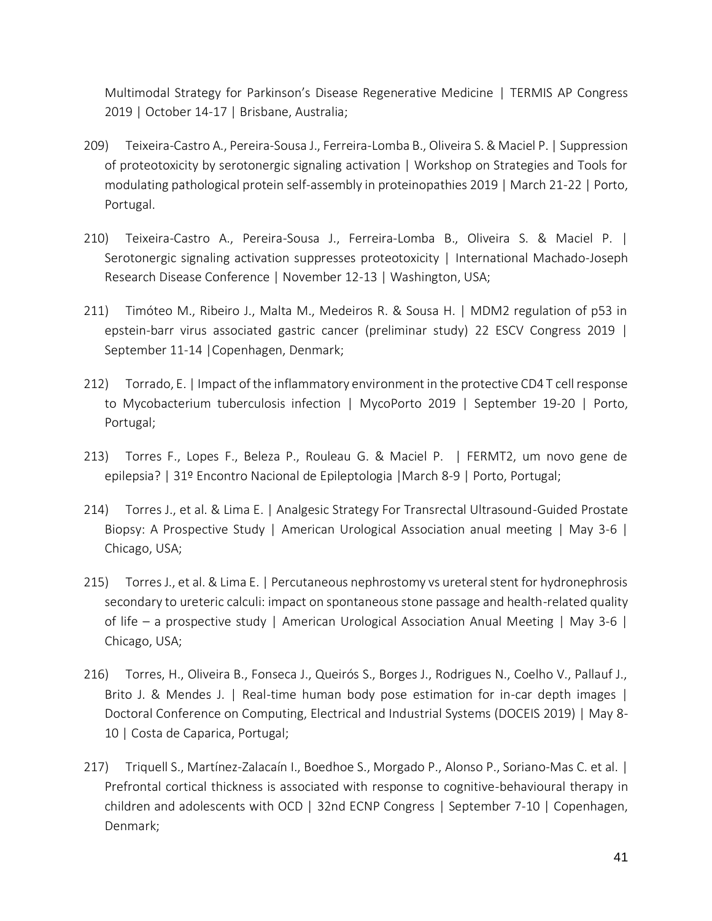Multimodal Strategy for Parkinson's Disease Regenerative Medicine | TERMIS AP Congress 2019 | October 14-17 | Brisbane, Australia;

209) Teixeira-Castro A., Pereira-Sousa J., Ferreira-Lomba B., Oliveira S. & Maciel P. | Suppression of proteotoxicity by serotonergic signaling activation | Workshop on Strategies and Tools for modulating pathological protein self-assembly in proteinopathies 2019 | March 21-22 | Porto, Portugal.

210) Teixeira-Castro A., Pereira-Sousa J., Ferreira-Lomba B., Oliveira S. & Maciel P. | Serotonergic signaling activation suppresses proteotoxicity | International Machado-Joseph Research Disease Conference | November 12-13 | Washington, USA;

211) Timóteo M., Ribeiro J., Malta M., Medeiros R. & Sousa H. | MDM2 regulation of p53 in epstein-barr virus associated gastric cancer (preliminar study) 22 ESCV Congress 2019 | September 11-14 |Copenhagen, Denmark;

212) Torrado, E. | Impact of the inflammatory environment in the protective CD4 T cell response to Mycobacterium tuberculosis infection | MycoPorto 2019 | September 19-20 | Porto, Portugal;

213) Torres F., Lopes F., Beleza P., Rouleau G. & Maciel P. | FERMT2, um novo gene de epilepsia? | 31º Encontro Nacional de Epileptologia |March 8-9 | Porto, Portugal;

214) Torres J., et al. & Lima E. | Analgesic Strategy For Transrectal Ultrasound-Guided Prostate Biopsy: A Prospective Study | American Urological Association anual meeting | May 3-6 | Chicago, USA;

215) Torres J., et al. & Lima E. | Percutaneous nephrostomy vs ureteral stent for hydronephrosis secondary to ureteric calculi: impact on spontaneous stone passage and health-related quality of life – a prospective study | American Urological Association Anual Meeting | May 3-6 | Chicago, USA;

216) Torres, H., Oliveira B., Fonseca J., Queirós S., Borges J., Rodrigues N., Coelho V., Pallauf J., Brito J. & Mendes J. | Real-time human body pose estimation for in-car depth images | Doctoral Conference on Computing, Electrical and Industrial Systems (DOCEIS 2019) | May 8-10 | Costa de Caparica, Portugal;

217) Triquell S., Martínez-Zalacaín I., Boedhoe S., Morgado P., Alonso P., Soriano-Mas C. et al. | Prefrontal cortical thickness is associated with response to cognitive-behavioural therapy in children and adolescents with OCD | 32nd ECNP Congress | September 7-10 | Copenhagen, Denmark;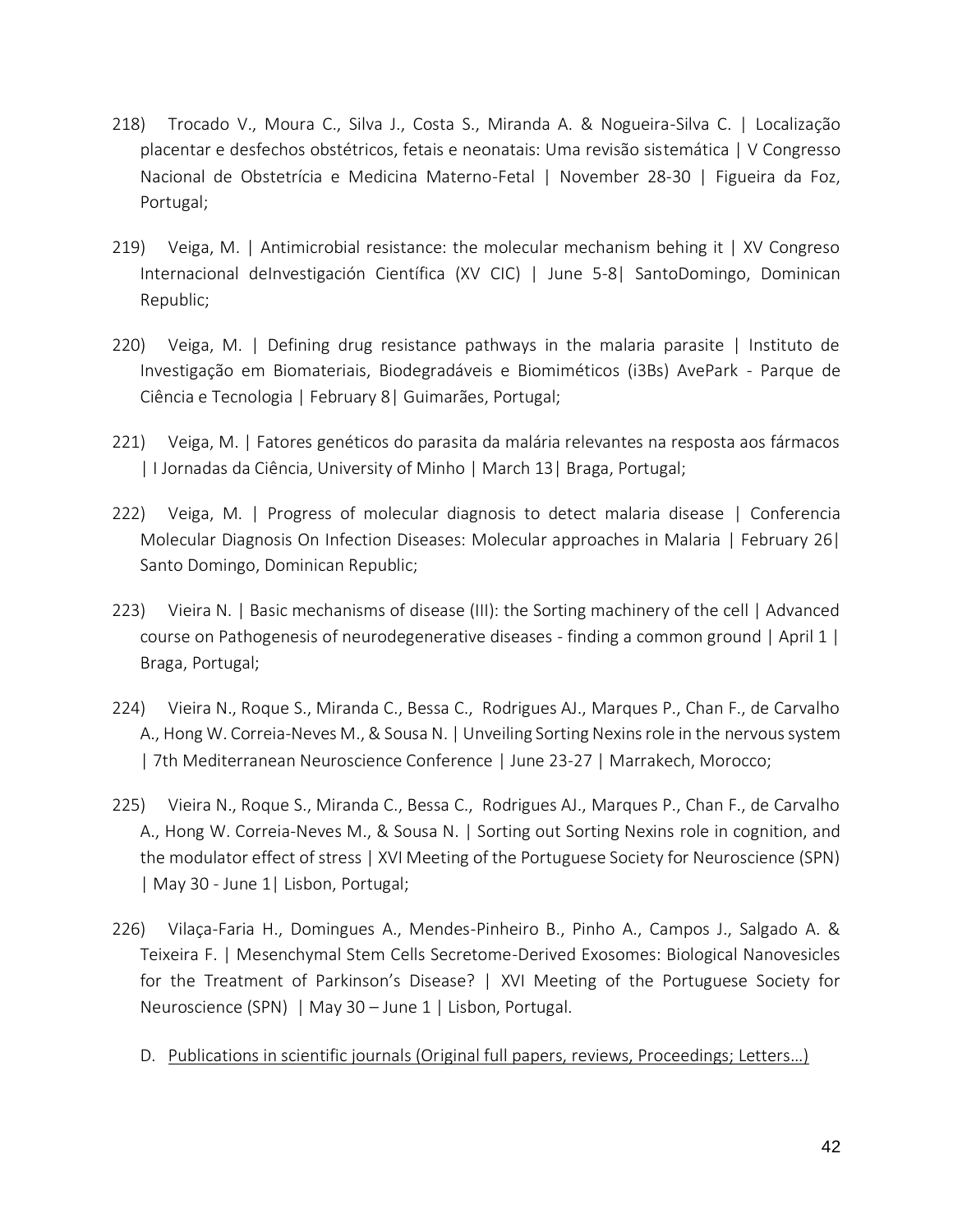218) Trocado V., Moura C., Silva J., Costa S., Miranda A. & Nogueira-Silva C. | Localização placentar e desfechos obstétricos, fetais e neonatais: Uma revisão sistemática | V Congresso Nacional de Obstetrícia e Medicina Materno-Fetal | November 28-30 | Figueira da Foz, Portugal;

219) Veiga, M. | Antimicrobial resistance: the molecular mechanism behing it | XV Congreso Internacional deInvestigación Científica (XV CIC) | June 5-8| SantoDomingo, Dominican Republic;

220) Veiga, M. | Defining drug resistance pathways in the malaria parasite | Instituto de Investigação em Biomateriais, Biodegradáveis e Biomiméticos (i3Bs) AvePark - Parque de Ciência e Tecnologia | February 8| Guimarães, Portugal;

221) Veiga, M. | Fatores genéticos do parasita da malária relevantes na resposta aos fármacos | I Jornadas da Ciência, University of Minho | March 13| Braga, Portugal;

222) Veiga, M. | Progress of molecular diagnosis to detect malaria disease | Conferencia Molecular Diagnosis On Infection Diseases: Molecular approaches in Malaria | February 26| Santo Domingo, Dominican Republic;

223) Vieira N. | Basic mechanisms of disease (III): the Sorting machinery of the cell | Advanced course on Pathogenesis of neurodegenerative diseases - finding a common ground | April 1 | Braga, Portugal;

224) Vieira N., Roque S., Miranda C., Bessa C., Rodrigues AJ., Marques P., Chan F., de Carvalho A., Hong W. Correia-Neves M., & Sousa N. | Unveiling Sorting Nexins role in the nervous system | 7th Mediterranean Neuroscience Conference | June 23-27 | Marrakech, Morocco;

225) Vieira N., Roque S., Miranda C., Bessa C., Rodrigues AJ., Marques P., Chan F., de Carvalho A., Hong W. Correia-Neves M., & Sousa N. | Sorting out Sorting Nexins role in cognition, and the modulator effect of stress | XVI Meeting of the Portuguese Society for Neuroscience (SPN) | May 30 - June 1| Lisbon, Portugal;

226) Vilaça-Faria H., Domingues A., Mendes-Pinheiro B., Pinho A., Campos J., Salgado A. & Teixeira F. | Mesenchymal Stem Cells Secretome-Derived Exosomes: Biological Nanovesicles for the Treatment of Parkinson's Disease? | XVI Meeting of the Portuguese Society for Neuroscience (SPN) | May 30 – June 1 | Lisbon, Portugal.

D. Publications in scientific journals (Original full papers, reviews, Proceedings; Letters…)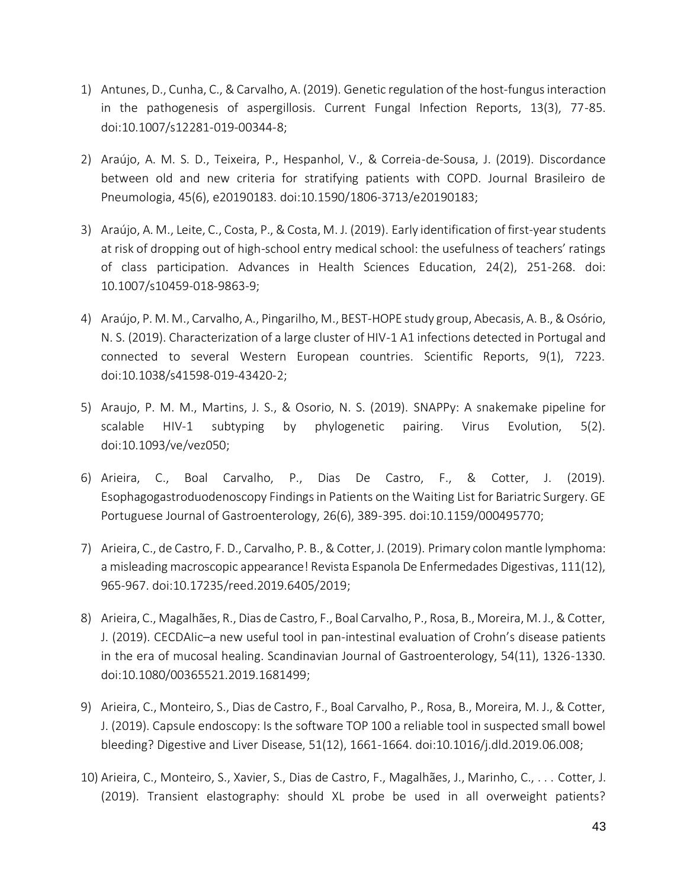1) Antunes, D., Cunha, C., & Carvalho, A. (2019). Genetic regulation of the host-fungus interaction in the pathogenesis of aspergillosis. Current Fungal Infection Reports, 13(3), 77-85. doi:10.1007/s12281-019-00344-8;

2) Araújo, A. M. S. D., Teixeira, P., Hespanhol, V., & Correia-de-Sousa, J. (2019). Discordance between old and new criteria for stratifying patients with COPD. Journal Brasileiro de Pneumologia, 45(6), e20190183. doi:10.1590/1806-3713/e20190183;

3) Araújo, A. M., Leite, C., Costa, P., & Costa, M. J. (2019). Early identification of first-year students at risk of dropping out of high-school entry medical school: the usefulness of teachers' ratings of class participation. Advances in Health Sciences Education, 24(2), 251-268. doi: 10.1007/s10459-018-9863-9;

4) Araújo, P. M. M., Carvalho, A., Pingarilho, M., BEST-HOPE study group, Abecasis, A. B., & Osório, N. S. (2019). Characterization of a large cluster of HIV-1 A1 infections detected in Portugal and connected to several Western European countries. Scientific Reports, 9(1), 7223. doi:10.1038/s41598-019-43420-2;

5) Araujo, P. M. M., Martins, J. S., & Osorio, N. S. (2019). SNAPPy: A snakemake pipeline for scalable HIV-1 subtyping by phylogenetic pairing. Virus Evolution, 5(2). doi:10.1093/ve/vez050;

6) Arieira, C., Boal Carvalho, P., Dias De Castro, F., & Cotter, J. (2019). Esophagogastroduodenoscopy Findings in Patients on the Waiting List for Bariatric Surgery. GE Portuguese Journal of Gastroenterology, 26(6), 389-395. doi:10.1159/000495770;

7) Arieira, C., de Castro, F. D., Carvalho, P. B., & Cotter, J. (2019). Primary colon mantle lymphoma: a misleading macroscopic appearance! Revista Espanola De Enfermedades Digestivas, 111(12), 965-967. doi:10.17235/reed.2019.6405/2019;

8) Arieira, C., Magalhães, R., Dias de Castro, F., Boal Carvalho, P., Rosa, B., Moreira, M. J., & Cotter, J. (2019). CECDAIic–a new useful tool in pan-intestinal evaluation of Crohn's disease patients in the era of mucosal healing. Scandinavian Journal of Gastroenterology, 54(11), 1326-1330. doi:10.1080/00365521.2019.1681499;

9) Arieira, C., Monteiro, S., Dias de Castro, F., Boal Carvalho, P., Rosa, B., Moreira, M. J., & Cotter, J. (2019). Capsule endoscopy: Is the software TOP 100 a reliable tool in suspected small bowel bleeding? Digestive and Liver Disease, 51(12), 1661-1664. doi:10.1016/j.dld.2019.06.008;

10) Arieira, C., Monteiro, S., Xavier, S., Dias de Castro, F., Magalhães, J., Marinho, C., . . . Cotter, J. (2019). Transient elastography: should XL probe be used in all overweight patients?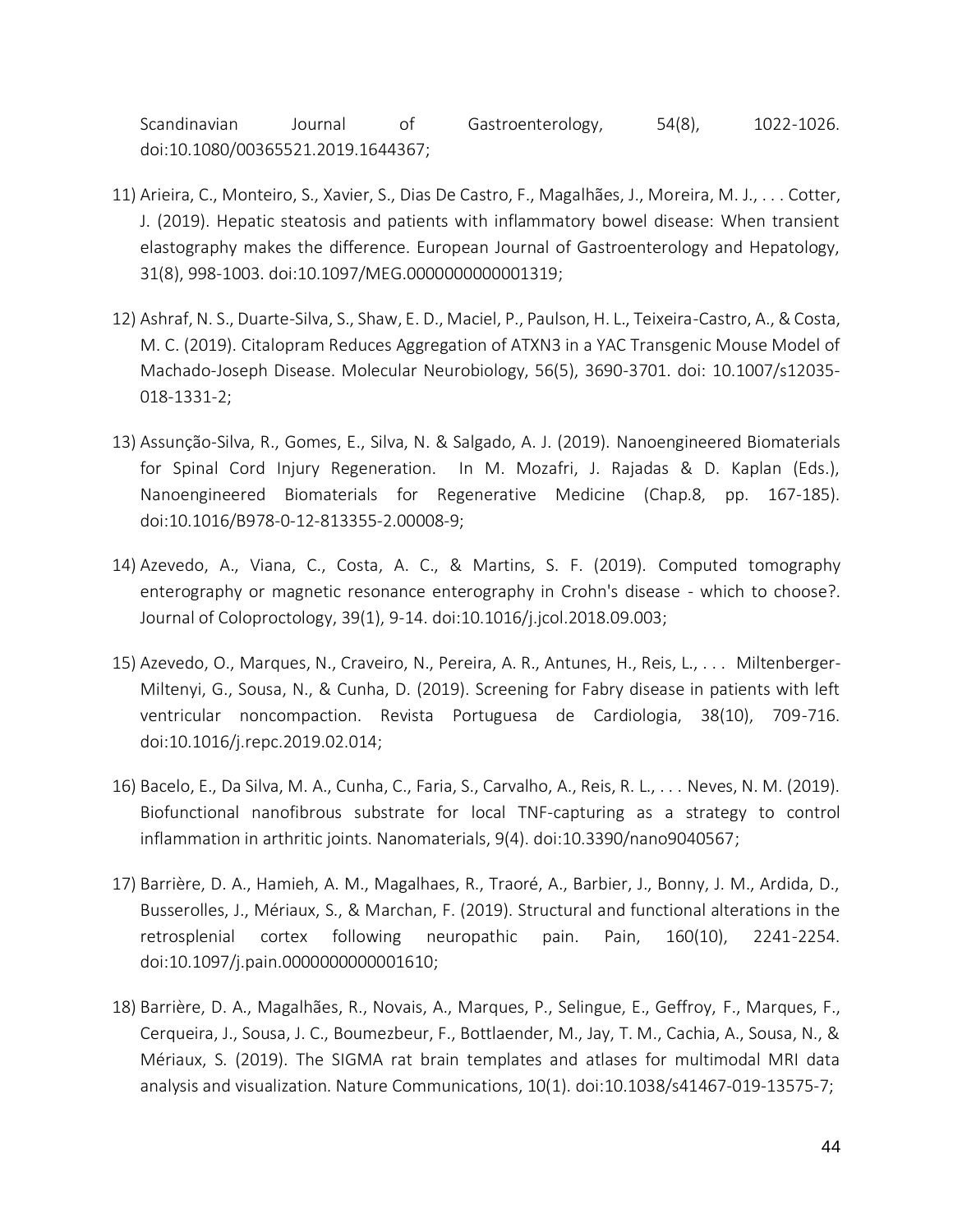Scandinavian Journal of Gastroenterology, 54(8), 1022-1026. doi:10.1080/00365521.2019.1644367;

11) Arieira, C., Monteiro, S., Xavier, S., Dias De Castro, F., Magalhães, J., Moreira, M. J., . . . Cotter, J. (2019). Hepatic steatosis and patients with inflammatory bowel disease: When transient elastography makes the difference. European Journal of Gastroenterology and Hepatology, 31(8), 998-1003. doi:10.1097/MEG.0000000000001319;

12) Ashraf, N. S., Duarte-Silva, S., Shaw, E. D., Maciel, P., Paulson, H. L., Teixeira-Castro, A., & Costa, M. C. (2019). Citalopram Reduces Aggregation of ATXN3 in a YAC Transgenic Mouse Model of Machado-Joseph Disease. Molecular Neurobiology, 56(5), 3690-3701. doi: 10.1007/s12035-018-1331-2;

13) Assunção-Silva, R., Gomes, E., Silva, N. & Salgado, A. J. (2019). Nanoengineered Biomaterials for Spinal Cord Injury Regeneration. In M. Mozafri, J. Rajadas & D. Kaplan (Eds.), Nanoengineered Biomaterials for Regenerative Medicine (Chap.8, pp. 167-185). doi:10.1016/B978-0-12-813355-2.00008-9;

14) Azevedo, A., Viana, C., Costa, A. C., & Martins, S. F. (2019). Computed tomography enterography or magnetic resonance enterography in Crohn's disease - which to choose?. Journal of Coloproctology, 39(1), 9-14. doi:10.1016/j.jcol.2018.09.003;

15) Azevedo, O., Marques, N., Craveiro, N., Pereira, A. R., Antunes, H., Reis, L., . . . Miltenberger-Miltenyi, G., Sousa, N., & Cunha, D. (2019). Screening for Fabry disease in patients with left ventricular noncompaction. Revista Portuguesa de Cardiologia, 38(10), 709-716. doi:10.1016/j.repc.2019.02.014;

16) Bacelo, E., Da Silva, M. A., Cunha, C., Faria, S., Carvalho, A., Reis, R. L., . . . Neves, N. M. (2019). Biofunctional nanofibrous substrate for local TNF-capturing as a strategy to control inflammation in arthritic joints. Nanomaterials, 9(4). doi:10.3390/nano9040567;

17) Barrière, D. A., Hamieh, A. M., Magalhaes, R., Traoré, A., Barbier, J., Bonny, J. M., Ardida, D., Busserolles, J., Mériaux, S., & Marchan, F. (2019). Structural and functional alterations in the retrosplenial cortex following neuropathic pain. Pain, 160(10), 2241-2254. doi:10.1097/j.pain.0000000000001610;

18) Barrière, D. A., Magalhães, R., Novais, A., Marques, P., Selingue, E., Geffroy, F., Marques, F., Cerqueira, J., Sousa, J. C., Boumezbeur, F., Bottlaender, M., Jay, T. M., Cachia, A., Sousa, N., & Mériaux, S. (2019). The SIGMA rat brain templates and atlases for multimodal MRI data analysis and visualization. Nature Communications, 10(1). doi:10.1038/s41467-019-13575-7;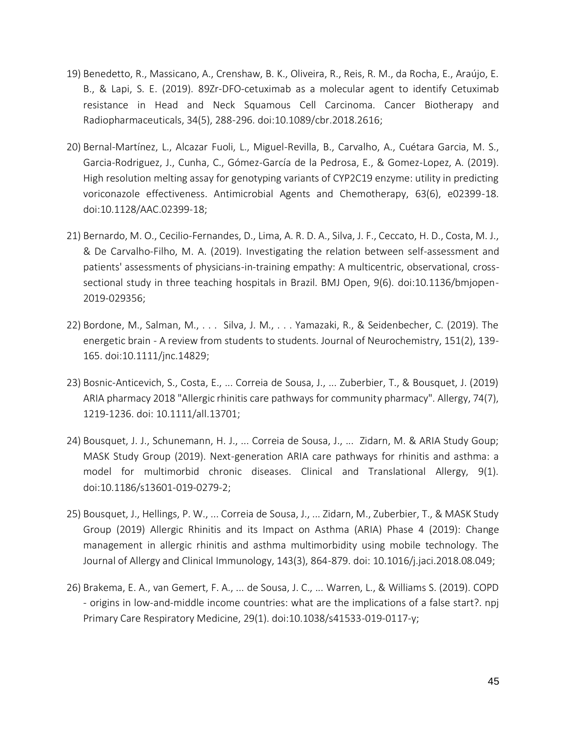19) Benedetto, R., Massicano, A., Crenshaw, B. K., Oliveira, R., Reis, R. M., da Rocha, E., Araújo, E. B., & Lapi, S. E. (2019). 89Zr-DFO-cetuximab as a molecular agent to identify Cetuximab resistance in Head and Neck Squamous Cell Carcinoma. Cancer Biotherapy and Radiopharmaceuticals, 34(5), 288-296. doi:10.1089/cbr.2018.2616;

20) Bernal-Martínez, L., Alcazar Fuoli, L., Miguel-Revilla, B., Carvalho, A., Cuétara Garcia, M. S., Garcia-Rodriguez, J., Cunha, C., Gómez-García de la Pedrosa, E., & Gomez-Lopez, A. (2019). High resolution melting assay for genotyping variants of CYP2C19 enzyme: utility in predicting voriconazole effectiveness. Antimicrobial Agents and Chemotherapy, 63(6), e02399-18. doi:10.1128/AAC.02399-18;

21) Bernardo, M. O., Cecilio-Fernandes, D., Lima, A. R. D. A., Silva, J. F., Ceccato, H. D., Costa, M. J., & De Carvalho-Filho, M. A. (2019). Investigating the relation between self-assessment and patients' assessments of physicians-in-training empathy: A multicentric, observational, cross-sectional study in three teaching hospitals in Brazil. BMJ Open, 9(6). doi:10.1136/bmjopen-2019-029356;

22) Bordone, M., Salman, M., . . . Silva, J. M., . . . Yamazaki, R., & Seidenbecher, C. (2019). The energetic brain - A review from students to students. Journal of Neurochemistry, 151(2), 139-165. doi:10.1111/jnc.14829;

23) Bosnic-Anticevich, S., Costa, E., ... Correia de Sousa, J., ... Zuberbier, T., & Bousquet, J. (2019) ARIA pharmacy 2018 "Allergic rhinitis care pathways for community pharmacy". Allergy, 74(7), 1219-1236. doi: 10.1111/all.13701;

24) Bousquet, J. J., Schunemann, H. J., ... Correia de Sousa, J., ... Zidarn, M. & ARIA Study Goup; MASK Study Group (2019). Next-generation ARIA care pathways for rhinitis and asthma: a model for multimorbid chronic diseases. Clinical and Translational Allergy, 9(1). doi:10.1186/s13601-019-0279-2;

25) Bousquet, J., Hellings, P. W., ... Correia de Sousa, J., ... Zidarn, M., Zuberbier, T., & MASK Study Group (2019) Allergic Rhinitis and its Impact on Asthma (ARIA) Phase 4 (2019): Change management in allergic rhinitis and asthma multimorbidity using mobile technology. The Journal of Allergy and Clinical Immunology, 143(3), 864-879. doi: 10.1016/j.jaci.2018.08.049;

26) Brakema, E. A., van Gemert, F. A., ... de Sousa, J. C., ... Warren, L., & Williams S. (2019). COPD - origins in low-and-middle income countries: what are the implications of a false start?. npj Primary Care Respiratory Medicine, 29(1). doi:10.1038/s41533-019-0117-y;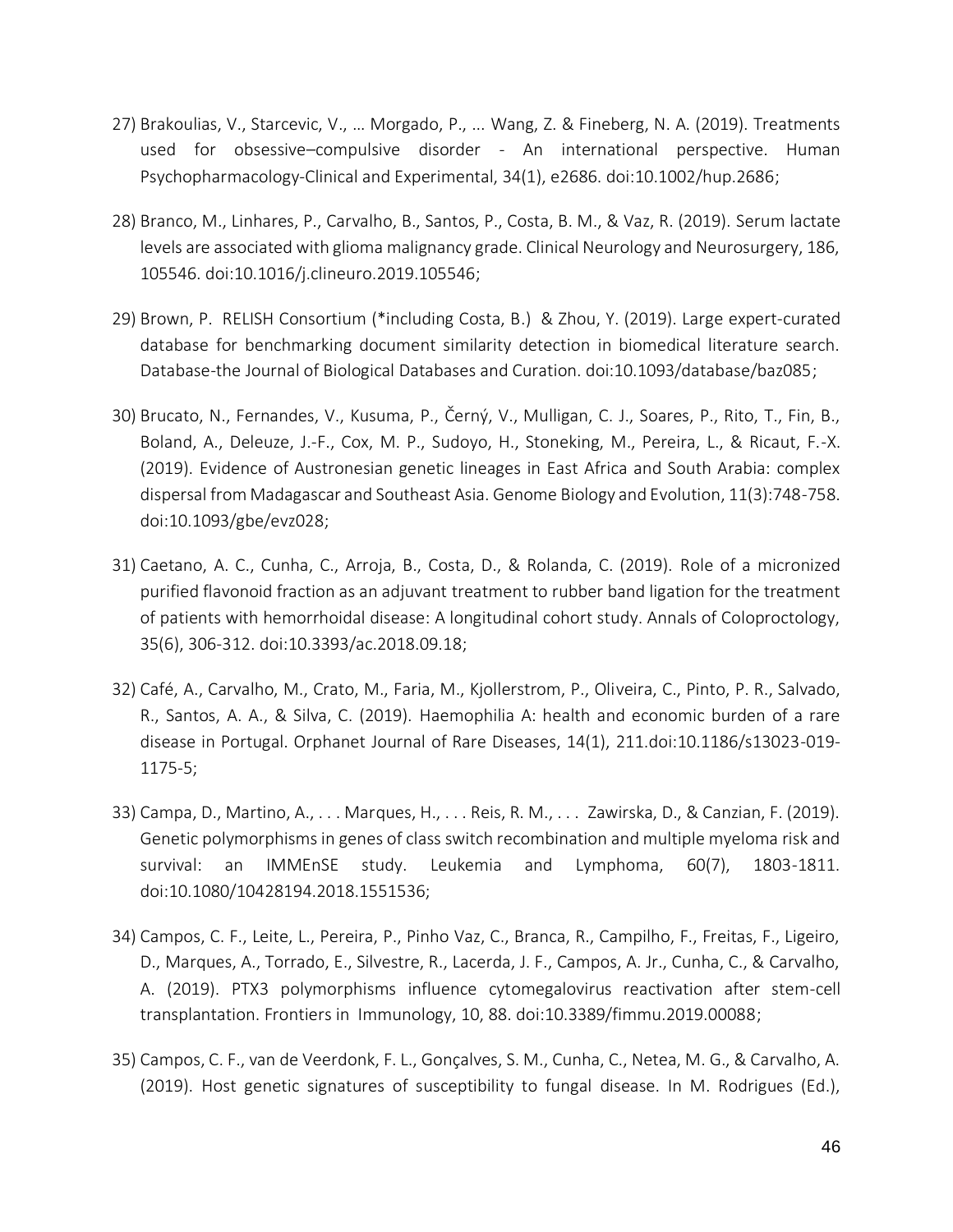27) Brakoulias, V., Starcevic, V., … Morgado, P., ... Wang, Z. & Fineberg, N. A. (2019). Treatments used for obsessive–compulsive disorder - An international perspective. Human Psychopharmacology-Clinical and Experimental, 34(1), e2686. doi:10.1002/hup.2686;

28) Branco, M., Linhares, P., Carvalho, B., Santos, P., Costa, B. M., & Vaz, R. (2019). Serum lactate levels are associated with glioma malignancy grade. Clinical Neurology and Neurosurgery, 186, 105546. doi:10.1016/j.clineuro.2019.105546;

29) Brown, P. RELISH Consortium (*including Costa, B.) & Zhou, Y. (2019). Large expert-curated database for benchmarking document similarity detection in biomedical literature search. Database-the Journal of Biological Databases and Curation. doi:10.1093/database/baz085;

30) Brucato, N., Fernandes, V., Kusuma, P., Černý, V., Mulligan, C. J., Soares, P., Rito, T., Fin, B., Boland, A., Deleuze, J.-F., Cox, M. P., Sudoyo, H., Stoneking, M., Pereira, L., & Ricaut, F.-X. (2019). Evidence of Austronesian genetic lineages in East Africa and South Arabia: complex dispersal from Madagascar and Southeast Asia. Genome Biology and Evolution, 11(3):748-758. doi:10.1093/gbe/evz028;

31) Caetano, A. C., Cunha, C., Arroja, B., Costa, D., & Rolanda, C. (2019). Role of a micronized purified flavonoid fraction as an adjuvant treatment to rubber band ligation for the treatment of patients with hemorrhoidal disease: A longitudinal cohort study. Annals of Coloproctology, 35(6), 306-312. doi:10.3393/ac.2018.09.18;

32) Café, A., Carvalho, M., Crato, M., Faria, M., Kjollerstrom, P., Oliveira, C., Pinto, P. R., Salvado, R., Santos, A. A., & Silva, C. (2019). Haemophilia A: health and economic burden of a rare disease in Portugal. Orphanet Journal of Rare Diseases, 14(1), 211.doi:10.1186/s13023-019-1175-5;

33) Campa, D., Martino, A., . . . Marques, H., . . . Reis, R. M., . . . Zawirska, D., & Canzian, F. (2019). Genetic polymorphisms in genes of class switch recombination and multiple myeloma risk and survival: an IMMEnSE study. Leukemia and Lymphoma, 60(7), 1803-1811. doi:10.1080/10428194.2018.1551536;

34) Campos, C. F., Leite, L., Pereira, P., Pinho Vaz, C., Branca, R., Campilho, F., Freitas, F., Ligeiro, D., Marques, A., Torrado, E., Silvestre, R., Lacerda, J. F., Campos, A. Jr., Cunha, C., & Carvalho, A. (2019). PTX3 polymorphisms influence cytomegalovirus reactivation after stem-cell transplantation. Frontiers in Immunology, 10, 88. doi:10.3389/fimmu.2019.00088;

35) Campos, C. F., van de Veerdonk, F. L., Gonçalves, S. M., Cunha, C., Netea, M. G., & Carvalho, A. (2019). Host genetic signatures of susceptibility to fungal disease. In M. Rodrigues (Ed.),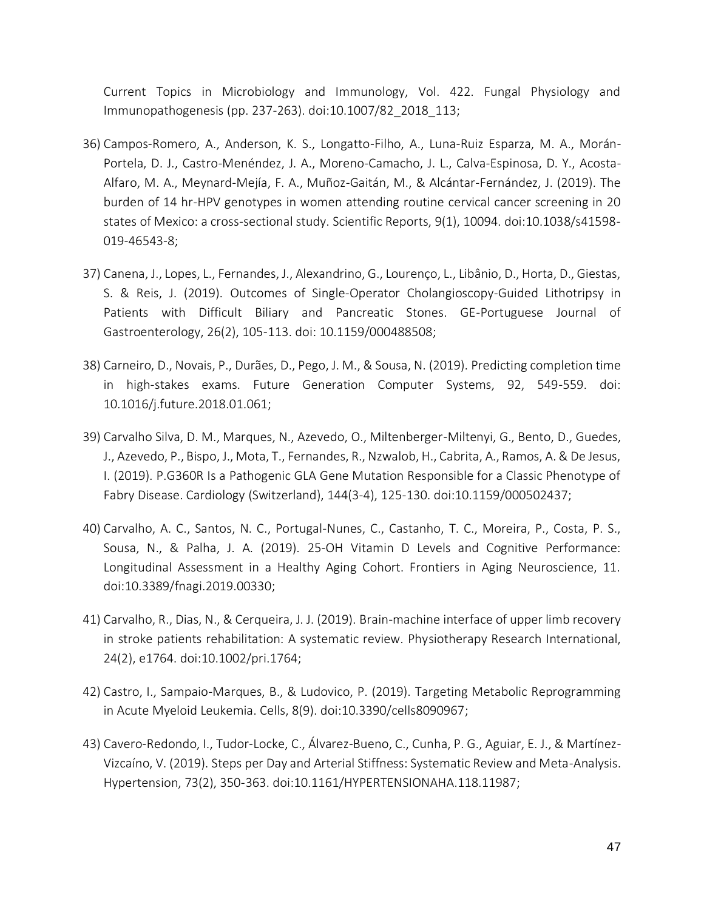Current Topics in Microbiology and Immunology, Vol. 422. Fungal Physiology and Immunopathogenesis (pp. 237-263). doi:10.1007/82_2018_113;

36) Campos-Romero, A., Anderson, K. S., Longatto-Filho, A., Luna-Ruiz Esparza, M. A., Morán-Portela, D. J., Castro-Menéndez, J. A., Moreno-Camacho, J. L., Calva-Espinosa, D. Y., Acosta-Alfaro, M. A., Meynard-Mejía, F. A., Muñoz-Gaitán, M., & Alcántar-Fernández, J. (2019). The burden of 14 hr-HPV genotypes in women attending routine cervical cancer screening in 20 states of Mexico: a cross-sectional study. Scientific Reports, 9(1), 10094. doi:10.1038/s41598-019-46543-8;

37) Canena, J., Lopes, L., Fernandes, J., Alexandrino, G., Lourenço, L., Libânio, D., Horta, D., Giestas, S. & Reis, J. (2019). Outcomes of Single-Operator Cholangioscopy-Guided Lithotripsy in Patients with Difficult Biliary and Pancreatic Stones. GE-Portuguese Journal of Gastroenterology, 26(2), 105-113. doi: 10.1159/000488508;

38) Carneiro, D., Novais, P., Durães, D., Pego, J. M., & Sousa, N. (2019). Predicting completion time in high-stakes exams. Future Generation Computer Systems, 92, 549-559. doi: 10.1016/j.future.2018.01.061;

39) Carvalho Silva, D. M., Marques, N., Azevedo, O., Miltenberger-Miltenyi, G., Bento, D., Guedes, J., Azevedo, P., Bispo, J., Mota, T., Fernandes, R., Nzwalob, H., Cabrita, A., Ramos, A. & De Jesus, I. (2019). P.G360R Is a Pathogenic GLA Gene Mutation Responsible for a Classic Phenotype of Fabry Disease. Cardiology (Switzerland), 144(3-4), 125-130. doi:10.1159/000502437;

40) Carvalho, A. C., Santos, N. C., Portugal-Nunes, C., Castanho, T. C., Moreira, P., Costa, P. S., Sousa, N., & Palha, J. A. (2019). 25-OH Vitamin D Levels and Cognitive Performance: Longitudinal Assessment in a Healthy Aging Cohort. Frontiers in Aging Neuroscience, 11. doi:10.3389/fnagi.2019.00330;

41) Carvalho, R., Dias, N., & Cerqueira, J. J. (2019). Brain-machine interface of upper limb recovery in stroke patients rehabilitation: A systematic review. Physiotherapy Research International, 24(2), e1764. doi:10.1002/pri.1764;

42) Castro, I., Sampaio-Marques, B., & Ludovico, P. (2019). Targeting Metabolic Reprogramming in Acute Myeloid Leukemia. Cells, 8(9). doi:10.3390/cells8090967;

43) Cavero-Redondo, I., Tudor-Locke, C., Álvarez-Bueno, C., Cunha, P. G., Aguiar, E. J., & Martínez-Vizcaíno, V. (2019). Steps per Day and Arterial Stiffness: Systematic Review and Meta-Analysis. Hypertension, 73(2), 350-363. doi:10.1161/HYPERTENSIONAHA.118.11987;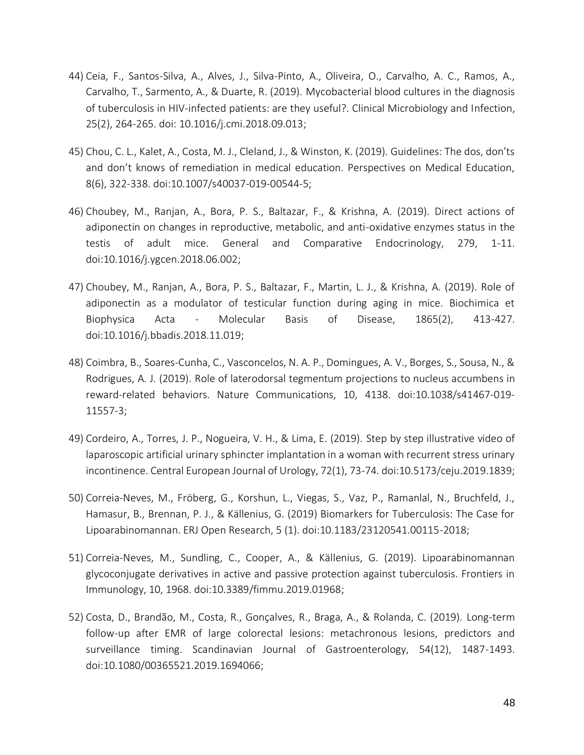44) Ceia, F., Santos-Silva, A., Alves, J., Silva-Pinto, A., Oliveira, O., Carvalho, A. C., Ramos, A., Carvalho, T., Sarmento, A., & Duarte, R. (2019). Mycobacterial blood cultures in the diagnosis of tuberculosis in HIV-infected patients: are they useful?. Clinical Microbiology and Infection, 25(2), 264-265. doi: 10.1016/j.cmi.2018.09.013;

45) Chou, C. L., Kalet, A., Costa, M. J., Cleland, J., & Winston, K. (2019). Guidelines: The dos, don'ts and don't knows of remediation in medical education. Perspectives on Medical Education, 8(6), 322-338. doi:10.1007/s40037-019-00544-5;

46) Choubey, M., Ranjan, A., Bora, P. S., Baltazar, F., & Krishna, A. (2019). Direct actions of adiponectin on changes in reproductive, metabolic, and anti-oxidative enzymes status in the testis of adult mice. General and Comparative Endocrinology, 279, 1-11. doi:10.1016/j.ygcen.2018.06.002;

47) Choubey, M., Ranjan, A., Bora, P. S., Baltazar, F., Martin, L. J., & Krishna, A. (2019). Role of adiponectin as a modulator of testicular function during aging in mice. Biochimica et Biophysica Acta - Molecular Basis of Disease, 1865(2), 413-427. doi:10.1016/j.bbadis.2018.11.019;

48) Coimbra, B., Soares-Cunha, C., Vasconcelos, N. A. P., Domingues, A. V., Borges, S., Sousa, N., & Rodrigues, A. J. (2019). Role of laterodorsal tegmentum projections to nucleus accumbens in reward-related behaviors. Nature Communications, 10, 4138. doi:10.1038/s41467-019-11557-3;

49) Cordeiro, A., Torres, J. P., Nogueira, V. H., & Lima, E. (2019). Step by step illustrative video of laparoscopic artificial urinary sphincter implantation in a woman with recurrent stress urinary incontinence. Central European Journal of Urology, 72(1), 73-74. doi:10.5173/ceju.2019.1839;

50) Correia-Neves, M., Fröberg, G., Korshun, L., Viegas, S., Vaz, P., Ramanlal, N., Bruchfeld, J., Hamasur, B., Brennan, P. J., & Källenius, G. (2019) Biomarkers for Tuberculosis: The Case for Lipoarabinomannan. ERJ Open Research, 5 (1). doi:10.1183/23120541.00115-2018;

51) Correia-Neves, M., Sundling, C., Cooper, A., & Källenius, G. (2019). Lipoarabinomannan glycoconjugate derivatives in active and passive protection against tuberculosis. Frontiers in Immunology, 10, 1968. doi:10.3389/fimmu.2019.01968;

52) Costa, D., Brandão, M., Costa, R., Gonçalves, R., Braga, A., & Rolanda, C. (2019). Long-term follow-up after EMR of large colorectal lesions: metachronous lesions, predictors and surveillance timing. Scandinavian Journal of Gastroenterology, 54(12), 1487-1493. doi:10.1080/00365521.2019.1694066;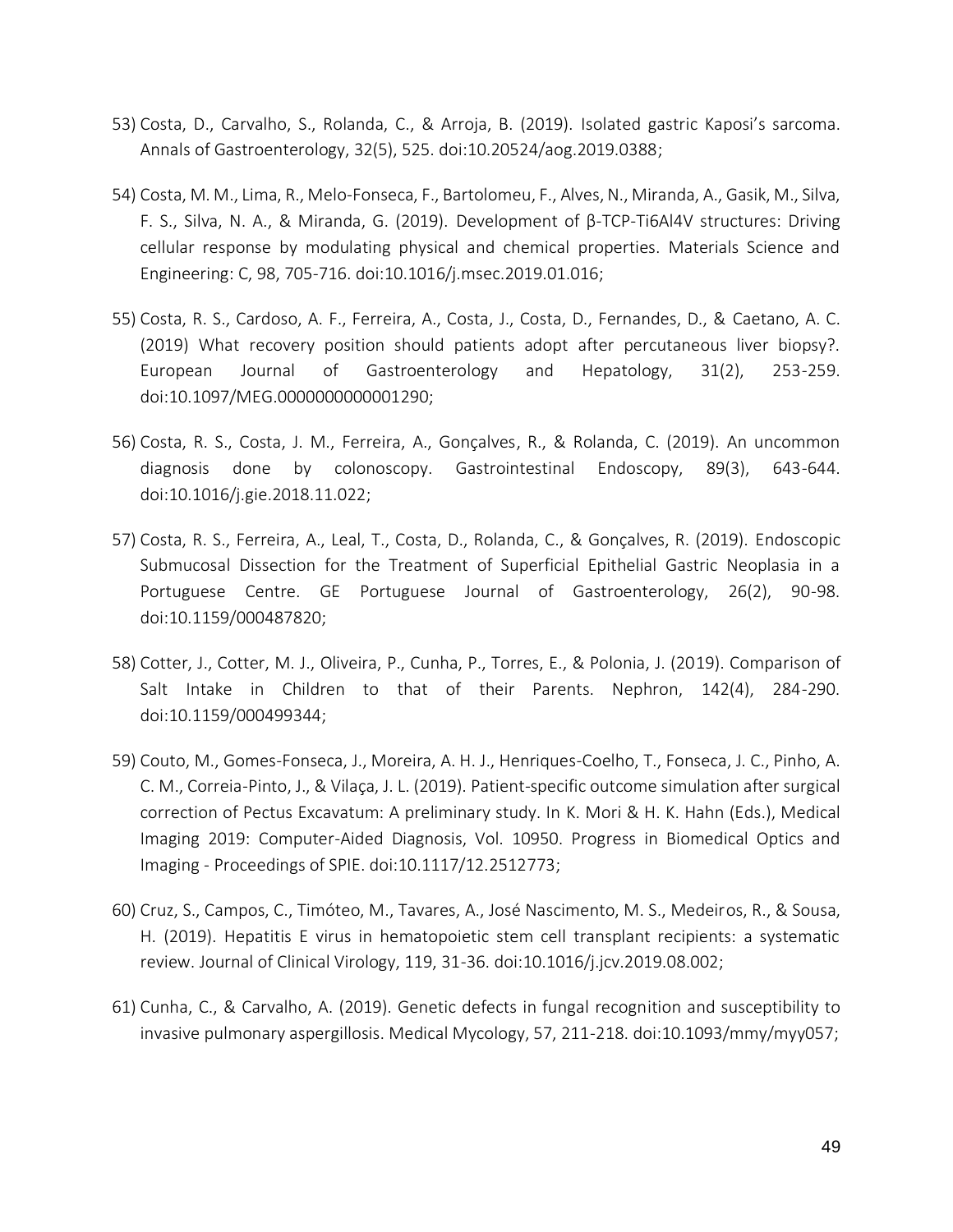53) Costa, D., Carvalho, S., Rolanda, C., & Arroja, B. (2019). Isolated gastric Kaposi's sarcoma. Annals of Gastroenterology, 32(5), 525. doi:10.20524/aog.2019.0388;

54) Costa, M. M., Lima, R., Melo-Fonseca, F., Bartolomeu, F., Alves, N., Miranda, A., Gasik, M., Silva, F. S., Silva, N. A., & Miranda, G. (2019). Development of β-TCP-Ti6Al4V structures: Driving cellular response by modulating physical and chemical properties. Materials Science and Engineering: C, 98, 705-716. doi:10.1016/j.msec.2019.01.016;

55) Costa, R. S., Cardoso, A. F., Ferreira, A., Costa, J., Costa, D., Fernandes, D., & Caetano, A. C. (2019) What recovery position should patients adopt after percutaneous liver biopsy?. European Journal of Gastroenterology and Hepatology, 31(2), 253-259. doi:10.1097/MEG.0000000000001290;

56) Costa, R. S., Costa, J. M., Ferreira, A., Gonçalves, R., & Rolanda, C. (2019). An uncommon diagnosis done by colonoscopy. Gastrointestinal Endoscopy, 89(3), 643-644. doi:10.1016/j.gie.2018.11.022;

57) Costa, R. S., Ferreira, A., Leal, T., Costa, D., Rolanda, C., & Gonçalves, R. (2019). Endoscopic Submucosal Dissection for the Treatment of Superficial Epithelial Gastric Neoplasia in a Portuguese Centre. GE Portuguese Journal of Gastroenterology, 26(2), 90-98. doi:10.1159/000487820;

58) Cotter, J., Cotter, M. J., Oliveira, P., Cunha, P., Torres, E., & Polonia, J. (2019). Comparison of Salt Intake in Children to that of their Parents. Nephron, 142(4), 284-290. doi:10.1159/000499344;

59) Couto, M., Gomes-Fonseca, J., Moreira, A. H. J., Henriques-Coelho, T., Fonseca, J. C., Pinho, A. C. M., Correia-Pinto, J., & Vilaça, J. L. (2019). Patient-specific outcome simulation after surgical correction of Pectus Excavatum: A preliminary study. In K. Mori & H. K. Hahn (Eds.), Medical Imaging 2019: Computer-Aided Diagnosis, Vol. 10950. Progress in Biomedical Optics and Imaging - Proceedings of SPIE. doi:10.1117/12.2512773;

60) Cruz, S., Campos, C., Timóteo, M., Tavares, A., José Nascimento, M. S., Medeiros, R., & Sousa, H. (2019). Hepatitis E virus in hematopoietic stem cell transplant recipients: a systematic review. Journal of Clinical Virology, 119, 31-36. doi:10.1016/j.jcv.2019.08.002;

61) Cunha, C., & Carvalho, A. (2019). Genetic defects in fungal recognition and susceptibility to invasive pulmonary aspergillosis. Medical Mycology, 57, 211-218. doi:10.1093/mmy/myy057;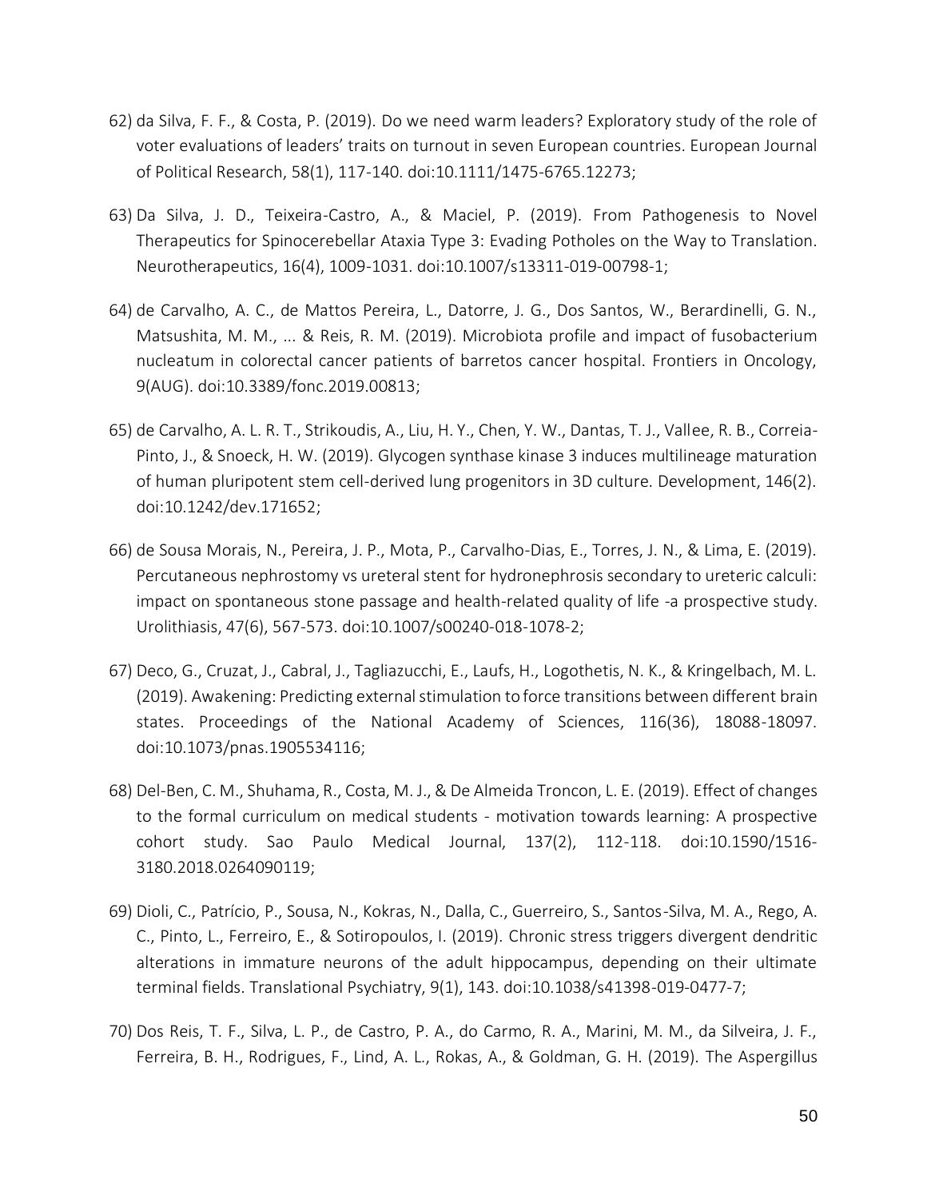62) da Silva, F. F., & Costa, P. (2019). Do we need warm leaders? Exploratory study of the role of voter evaluations of leaders' traits on turnout in seven European countries. European Journal of Political Research, 58(1), 117-140. doi:10.1111/1475-6765.12273;

63) Da Silva, J. D., Teixeira-Castro, A., & Maciel, P. (2019). From Pathogenesis to Novel Therapeutics for Spinocerebellar Ataxia Type 3: Evading Potholes on the Way to Translation. Neurotherapeutics, 16(4), 1009-1031. doi:10.1007/s13311-019-00798-1;

64) de Carvalho, A. C., de Mattos Pereira, L., Datorre, J. G., Dos Santos, W., Berardinelli, G. N., Matsushita, M. M., ... & Reis, R. M. (2019). Microbiota profile and impact of fusobacterium nucleatum in colorectal cancer patients of barretos cancer hospital. Frontiers in Oncology, 9(AUG). doi:10.3389/fonc.2019.00813;

65) de Carvalho, A. L. R. T., Strikoudis, A., Liu, H. Y., Chen, Y. W., Dantas, T. J., Vallee, R. B., Correia-Pinto, J., & Snoeck, H. W. (2019). Glycogen synthase kinase 3 induces multilineage maturation of human pluripotent stem cell-derived lung progenitors in 3D culture. Development, 146(2). doi:10.1242/dev.171652;

66) de Sousa Morais, N., Pereira, J. P., Mota, P., Carvalho-Dias, E., Torres, J. N., & Lima, E. (2019). Percutaneous nephrostomy vs ureteral stent for hydronephrosis secondary to ureteric calculi: impact on spontaneous stone passage and health-related quality of life -a prospective study. Urolithiasis, 47(6), 567-573. doi:10.1007/s00240-018-1078-2;

67) Deco, G., Cruzat, J., Cabral, J., Tagliazucchi, E., Laufs, H., Logothetis, N. K., & Kringelbach, M. L. (2019). Awakening: Predicting external stimulation to force transitions between different brain states. Proceedings of the National Academy of Sciences, 116(36), 18088-18097. doi:10.1073/pnas.1905534116;

68) Del-Ben, C. M., Shuhama, R., Costa, M. J., & De Almeida Troncon, L. E. (2019). Effect of changes to the formal curriculum on medical students - motivation towards learning: A prospective cohort study. Sao Paulo Medical Journal, 137(2), 112-118. doi:10.1590/1516-3180.2018.0264090119;

69) Dioli, C., Patrício, P., Sousa, N., Kokras, N., Dalla, C., Guerreiro, S., Santos-Silva, M. A., Rego, A. C., Pinto, L., Ferreiro, E., & Sotiropoulos, I. (2019). Chronic stress triggers divergent dendritic alterations in immature neurons of the adult hippocampus, depending on their ultimate terminal fields. Translational Psychiatry, 9(1), 143. doi:10.1038/s41398-019-0477-7;

70) Dos Reis, T. F., Silva, L. P., de Castro, P. A., do Carmo, R. A., Marini, M. M., da Silveira, J. F., Ferreira, B. H., Rodrigues, F., Lind, A. L., Rokas, A., & Goldman, G. H. (2019). The Aspergillus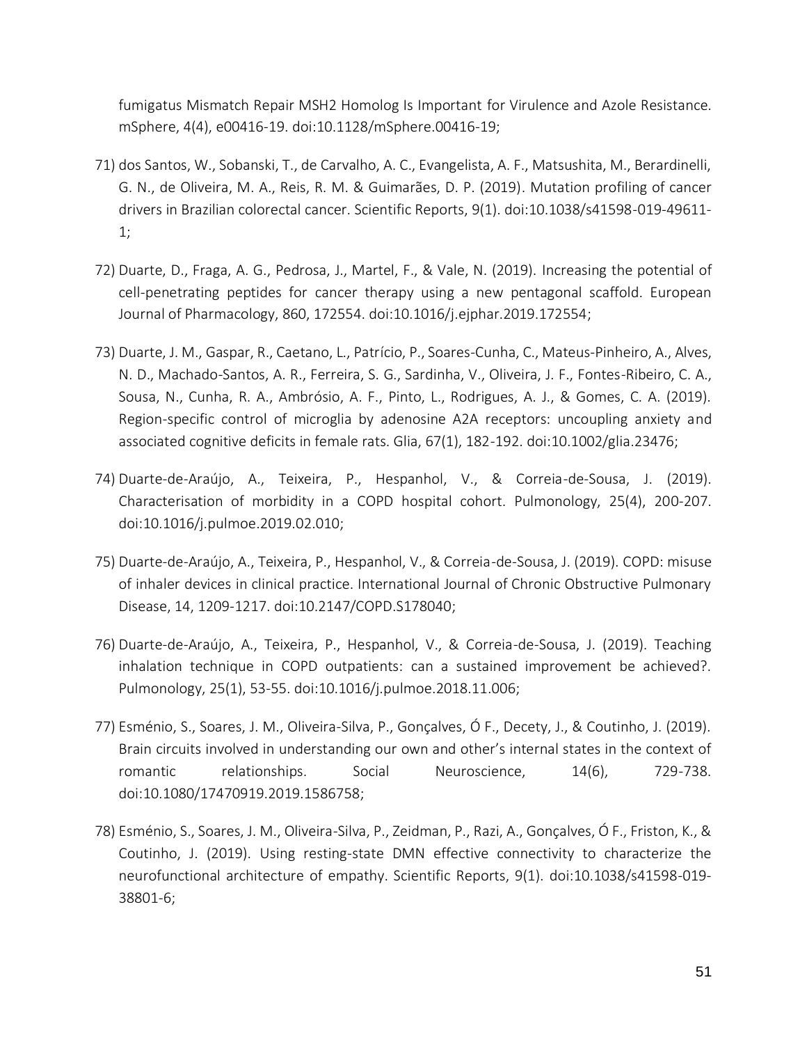fumigatus Mismatch Repair MSH2 Homolog Is Important for Virulence and Azole Resistance. mSphere, 4(4), e00416-19. doi:10.1128/mSphere.00416-19;

71) dos Santos, W., Sobanski, T., de Carvalho, A. C., Evangelista, A. F., Matsushita, M., Berardinelli, G. N., de Oliveira, M. A., Reis, R. M. & Guimarães, D. P. (2019). Mutation profiling of cancer drivers in Brazilian colorectal cancer. Scientific Reports, 9(1). doi:10.1038/s41598-019-49611-1;

72) Duarte, D., Fraga, A. G., Pedrosa, J., Martel, F., & Vale, N. (2019). Increasing the potential of cell-penetrating peptides for cancer therapy using a new pentagonal scaffold. European Journal of Pharmacology, 860, 172554. doi:10.1016/j.ejphar.2019.172554;

73) Duarte, J. M., Gaspar, R., Caetano, L., Patrício, P., Soares-Cunha, C., Mateus-Pinheiro, A., Alves, N. D., Machado-Santos, A. R., Ferreira, S. G., Sardinha, V., Oliveira, J. F., Fontes-Ribeiro, C. A., Sousa, N., Cunha, R. A., Ambrósio, A. F., Pinto, L., Rodrigues, A. J., & Gomes, C. A. (2019). Region-specific control of microglia by adenosine A2A receptors: uncoupling anxiety and associated cognitive deficits in female rats. Glia, 67(1), 182-192. doi:10.1002/glia.23476;

74) Duarte-de-Araújo, A., Teixeira, P., Hespanhol, V., & Correia-de-Sousa, J. (2019). Characterisation of morbidity in a COPD hospital cohort. Pulmonology, 25(4), 200-207. doi:10.1016/j.pulmoe.2019.02.010;

75) Duarte-de-Araújo, A., Teixeira, P., Hespanhol, V., & Correia-de-Sousa, J. (2019). COPD: misuse of inhaler devices in clinical practice. International Journal of Chronic Obstructive Pulmonary Disease, 14, 1209-1217. doi:10.2147/COPD.S178040;

76) Duarte-de-Araújo, A., Teixeira, P., Hespanhol, V., & Correia-de-Sousa, J. (2019). Teaching inhalation technique in COPD outpatients: can a sustained improvement be achieved?. Pulmonology, 25(1), 53-55. doi:10.1016/j.pulmoe.2018.11.006;

77) Esménio, S., Soares, J. M., Oliveira-Silva, P., Gonçalves, Ó F., Decety, J., & Coutinho, J. (2019). Brain circuits involved in understanding our own and other's internal states in the context of romantic relationships. Social Neuroscience, 14(6), 729-738. doi:10.1080/17470919.2019.1586758;

78) Esménio, S., Soares, J. M., Oliveira-Silva, P., Zeidman, P., Razi, A., Gonçalves, Ó F., Friston, K., & Coutinho, J. (2019). Using resting-state DMN effective connectivity to characterize the neurofunctional architecture of empathy. Scientific Reports, 9(1). doi:10.1038/s41598-019-38801-6;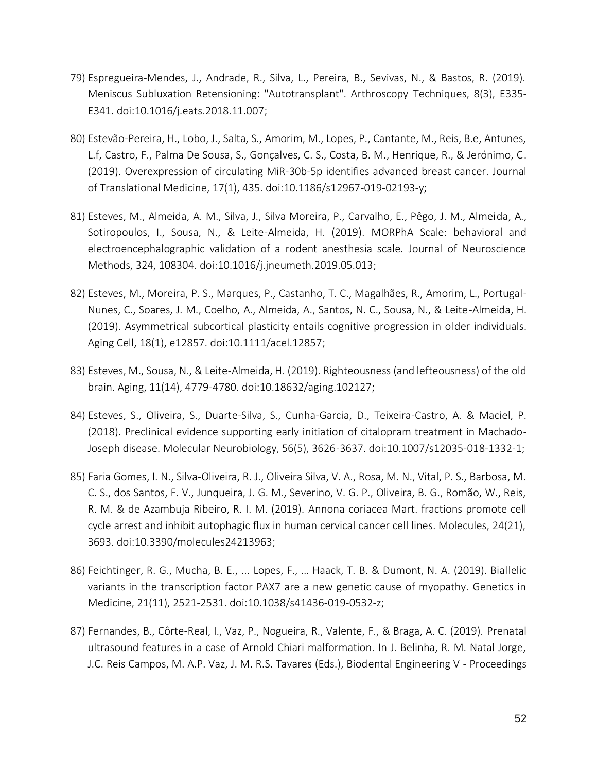79) Espregueira-Mendes, J., Andrade, R., Silva, L., Pereira, B., Sevivas, N., & Bastos, R. (2019). Meniscus Subluxation Retensioning: "Autotransplant". Arthroscopy Techniques, 8(3), E335-E341. doi:10.1016/j.eats.2018.11.007;

80) Estevão-Pereira, H., Lobo, J., Salta, S., Amorim, M., Lopes, P., Cantante, M., Reis, B.e, Antunes, L.f, Castro, F., Palma De Sousa, S., Gonçalves, C. S., Costa, B. M., Henrique, R., & Jerónimo, C. (2019). Overexpression of circulating MiR-30b-5p identifies advanced breast cancer. Journal of Translational Medicine, 17(1), 435. doi:10.1186/s12967-019-02193-y;

81) Esteves, M., Almeida, A. M., Silva, J., Silva Moreira, P., Carvalho, E., Pêgo, J. M., Almeida, A., Sotiropoulos, I., Sousa, N., & Leite-Almeida, H. (2019). MORPhA Scale: behavioral and electroencephalographic validation of a rodent anesthesia scale. Journal of Neuroscience Methods, 324, 108304. doi:10.1016/j.jneumeth.2019.05.013;

82) Esteves, M., Moreira, P. S., Marques, P., Castanho, T. C., Magalhães, R., Amorim, L., Portugal-Nunes, C., Soares, J. M., Coelho, A., Almeida, A., Santos, N. C., Sousa, N., & Leite-Almeida, H. (2019). Asymmetrical subcortical plasticity entails cognitive progression in older individuals. Aging Cell, 18(1), e12857. doi:10.1111/acel.12857;

83) Esteves, M., Sousa, N., & Leite-Almeida, H. (2019). Righteousness (and lefteousness) of the old brain. Aging, 11(14), 4779-4780. doi:10.18632/aging.102127;

84) Esteves, S., Oliveira, S., Duarte-Silva, S., Cunha-Garcia, D., Teixeira-Castro, A. & Maciel, P. (2018). Preclinical evidence supporting early initiation of citalopram treatment in Machado-Joseph disease. Molecular Neurobiology, 56(5), 3626-3637. doi:10.1007/s12035-018-1332-1;

85) Faria Gomes, I. N., Silva-Oliveira, R. J., Oliveira Silva, V. A., Rosa, M. N., Vital, P. S., Barbosa, M. C. S., dos Santos, F. V., Junqueira, J. G. M., Severino, V. G. P., Oliveira, B. G., Romão, W., Reis, R. M. & de Azambuja Ribeiro, R. I. M. (2019). Annona coriacea Mart. fractions promote cell cycle arrest and inhibit autophagic flux in human cervical cancer cell lines. Molecules, 24(21), 3693. doi:10.3390/molecules24213963;

86) Feichtinger, R. G., Mucha, B. E., ... Lopes, F., … Haack, T. B. & Dumont, N. A. (2019). Biallelic variants in the transcription factor PAX7 are a new genetic cause of myopathy. Genetics in Medicine, 21(11), 2521-2531. doi:10.1038/s41436-019-0532-z;

87) Fernandes, B., Côrte-Real, I., Vaz, P., Nogueira, R., Valente, F., & Braga, A. C. (2019). Prenatal ultrasound features in a case of Arnold Chiari malformation. In J. Belinha, R. M. Natal Jorge, J.C. Reis Campos, M. A.P. Vaz, J. M. R.S. Tavares (Eds.), Biodental Engineering V - Proceedings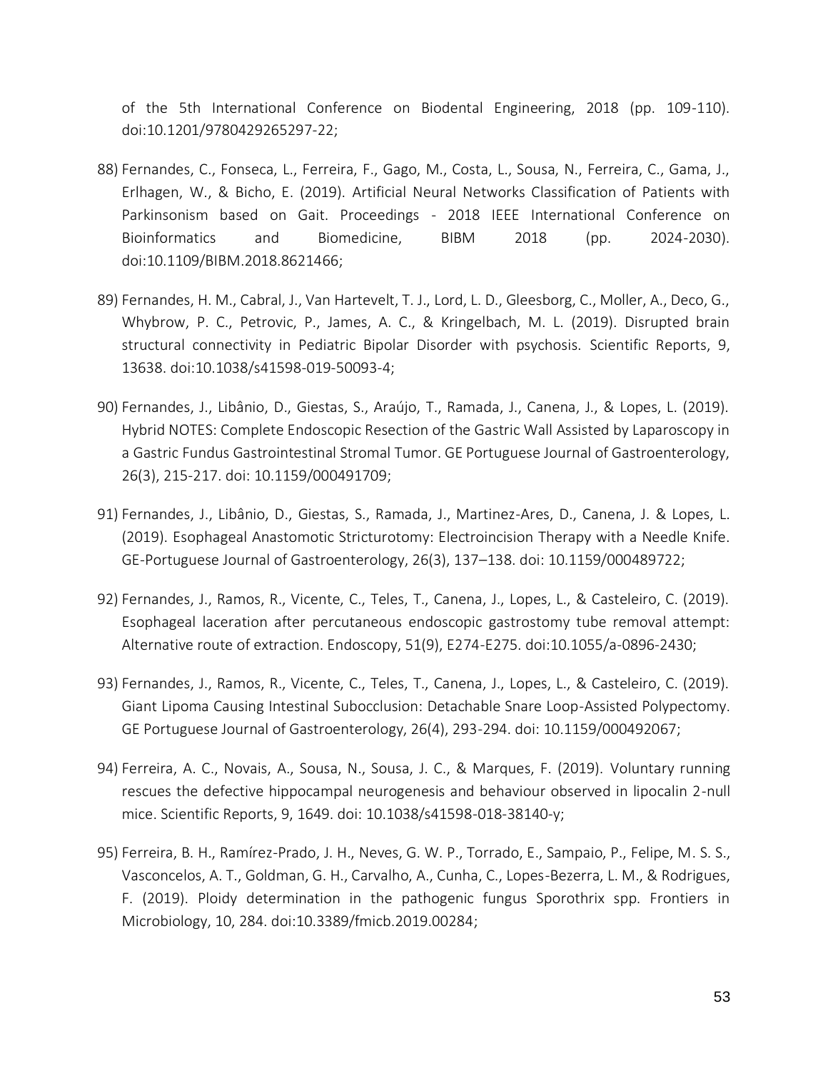of the 5th International Conference on Biodental Engineering, 2018 (pp. 109-110). doi:10.1201/9780429265297-22;

88) Fernandes, C., Fonseca, L., Ferreira, F., Gago, M., Costa, L., Sousa, N., Ferreira, C., Gama, J., Erlhagen, W., & Bicho, E. (2019). Artificial Neural Networks Classification of Patients with Parkinsonism based on Gait. Proceedings - 2018 IEEE International Conference on Bioinformatics and Biomedicine, BIBM 2018 (pp. 2024-2030). doi:10.1109/BIBM.2018.8621466;

89) Fernandes, H. M., Cabral, J., Van Hartevelt, T. J., Lord, L. D., Gleesborg, C., Moller, A., Deco, G., Whybrow, P. C., Petrovic, P., James, A. C., & Kringelbach, M. L. (2019). Disrupted brain structural connectivity in Pediatric Bipolar Disorder with psychosis. Scientific Reports, 9, 13638. doi:10.1038/s41598-019-50093-4;

90) Fernandes, J., Libânio, D., Giestas, S., Araújo, T., Ramada, J., Canena, J., & Lopes, L. (2019). Hybrid NOTES: Complete Endoscopic Resection of the Gastric Wall Assisted by Laparoscopy in a Gastric Fundus Gastrointestinal Stromal Tumor. GE Portuguese Journal of Gastroenterology, 26(3), 215-217. doi: 10.1159/000491709;

91) Fernandes, J., Libânio, D., Giestas, S., Ramada, J., Martinez-Ares, D., Canena, J. & Lopes, L. (2019). Esophageal Anastomotic Stricturotomy: Electroincision Therapy with a Needle Knife. GE-Portuguese Journal of Gastroenterology, 26(3), 137–138. doi: 10.1159/000489722;

92) Fernandes, J., Ramos, R., Vicente, C., Teles, T., Canena, J., Lopes, L., & Casteleiro, C. (2019). Esophageal laceration after percutaneous endoscopic gastrostomy tube removal attempt: Alternative route of extraction. Endoscopy, 51(9), E274-E275. doi:10.1055/a-0896-2430;

93) Fernandes, J., Ramos, R., Vicente, C., Teles, T., Canena, J., Lopes, L., & Casteleiro, C. (2019). Giant Lipoma Causing Intestinal Subocclusion: Detachable Snare Loop-Assisted Polypectomy. GE Portuguese Journal of Gastroenterology, 26(4), 293-294. doi: 10.1159/000492067;

94) Ferreira, A. C., Novais, A., Sousa, N., Sousa, J. C., & Marques, F. (2019). Voluntary running rescues the defective hippocampal neurogenesis and behaviour observed in lipocalin 2-null mice. Scientific Reports, 9, 1649. doi: 10.1038/s41598-018-38140-y;

95) Ferreira, B. H., Ramírez-Prado, J. H., Neves, G. W. P., Torrado, E., Sampaio, P., Felipe, M. S. S., Vasconcelos, A. T., Goldman, G. H., Carvalho, A., Cunha, C., Lopes-Bezerra, L. M., & Rodrigues, F. (2019). Ploidy determination in the pathogenic fungus Sporothrix spp. Frontiers in Microbiology, 10, 284. doi:10.3389/fmicb.2019.00284;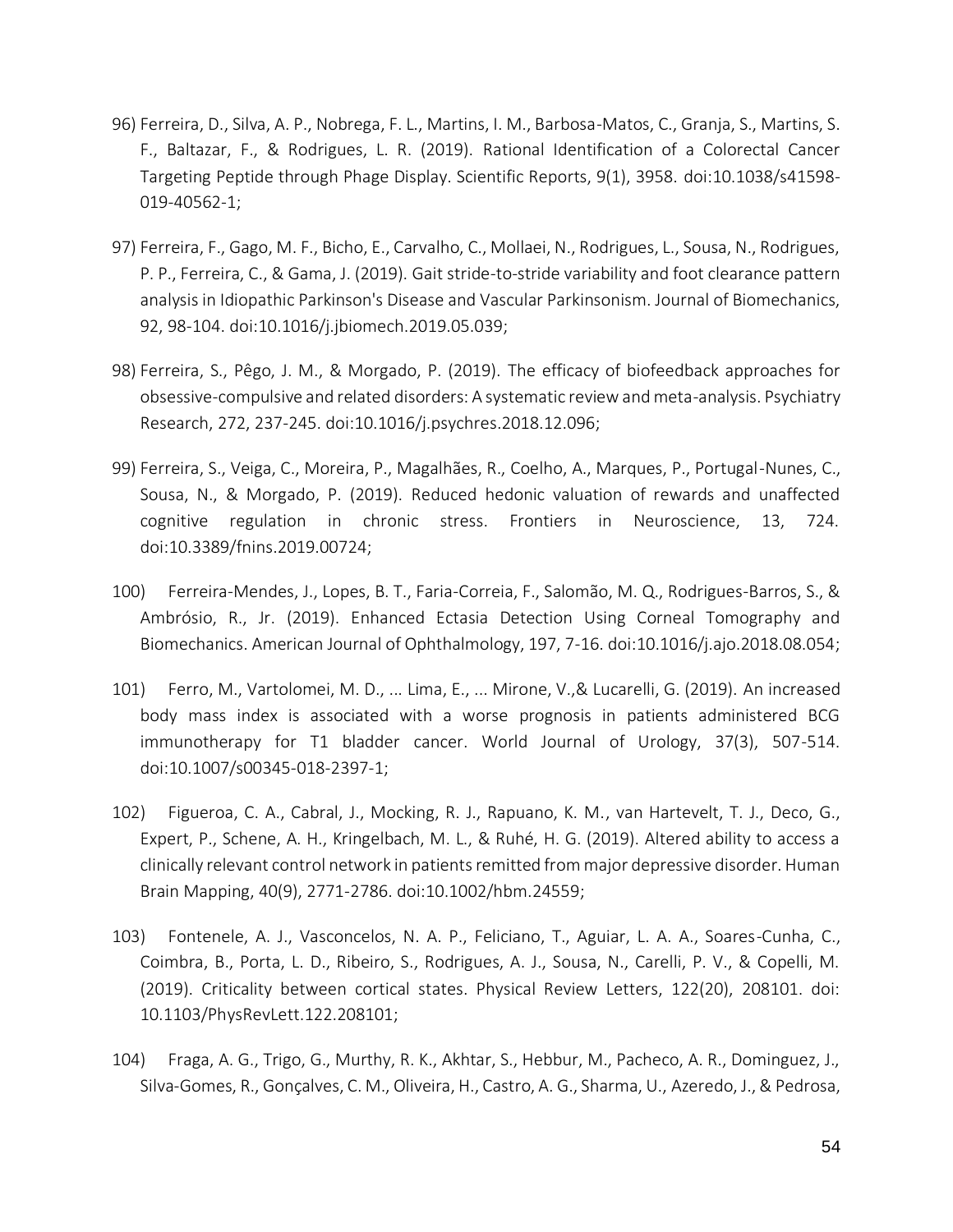96) Ferreira, D., Silva, A. P., Nobrega, F. L., Martins, I. M., Barbosa-Matos, C., Granja, S., Martins, S. F., Baltazar, F., & Rodrigues, L. R. (2019). Rational Identification of a Colorectal Cancer Targeting Peptide through Phage Display. Scientific Reports, 9(1), 3958. doi:10.1038/s41598-019-40562-1;

97) Ferreira, F., Gago, M. F., Bicho, E., Carvalho, C., Mollaei, N., Rodrigues, L., Sousa, N., Rodrigues, P. P., Ferreira, C., & Gama, J. (2019). Gait stride-to-stride variability and foot clearance pattern analysis in Idiopathic Parkinson's Disease and Vascular Parkinsonism. Journal of Biomechanics, 92, 98-104. doi:10.1016/j.jbiomech.2019.05.039;

98) Ferreira, S., Pêgo, J. M., & Morgado, P. (2019). The efficacy of biofeedback approaches for obsessive-compulsive and related disorders: A systematic review and meta-analysis. Psychiatry Research, 272, 237-245. doi:10.1016/j.psychres.2018.12.096;

99) Ferreira, S., Veiga, C., Moreira, P., Magalhães, R., Coelho, A., Marques, P., Portugal-Nunes, C., Sousa, N., & Morgado, P. (2019). Reduced hedonic valuation of rewards and unaffected cognitive regulation in chronic stress. Frontiers in Neuroscience, 13, 724. doi:10.3389/fnins.2019.00724;

100) Ferreira-Mendes, J., Lopes, B. T., Faria-Correia, F., Salomão, M. Q., Rodrigues-Barros, S., & Ambrósio, R., Jr. (2019). Enhanced Ectasia Detection Using Corneal Tomography and Biomechanics. American Journal of Ophthalmology, 197, 7-16. doi:10.1016/j.ajo.2018.08.054;

101) Ferro, M., Vartolomei, M. D., ... Lima, E., ... Mirone, V.,& Lucarelli, G. (2019). An increased body mass index is associated with a worse prognosis in patients administered BCG immunotherapy for T1 bladder cancer. World Journal of Urology, 37(3), 507-514. doi:10.1007/s00345-018-2397-1;

102) Figueroa, C. A., Cabral, J., Mocking, R. J., Rapuano, K. M., van Hartevelt, T. J., Deco, G., Expert, P., Schene, A. H., Kringelbach, M. L., & Ruhé, H. G. (2019). Altered ability to access a clinically relevant control network in patients remitted from major depressive disorder. Human Brain Mapping, 40(9), 2771-2786. doi:10.1002/hbm.24559;

103) Fontenele, A. J., Vasconcelos, N. A. P., Feliciano, T., Aguiar, L. A. A., Soares-Cunha, C., Coimbra, B., Porta, L. D., Ribeiro, S., Rodrigues, A. J., Sousa, N., Carelli, P. V., & Copelli, M. (2019). Criticality between cortical states. Physical Review Letters, 122(20), 208101. doi: 10.1103/PhysRevLett.122.208101;

104) Fraga, A. G., Trigo, G., Murthy, R. K., Akhtar, S., Hebbur, M., Pacheco, A. R., Dominguez, J., Silva-Gomes, R., Gonçalves, C. M., Oliveira, H., Castro, A. G., Sharma, U., Azeredo, J., & Pedrosa,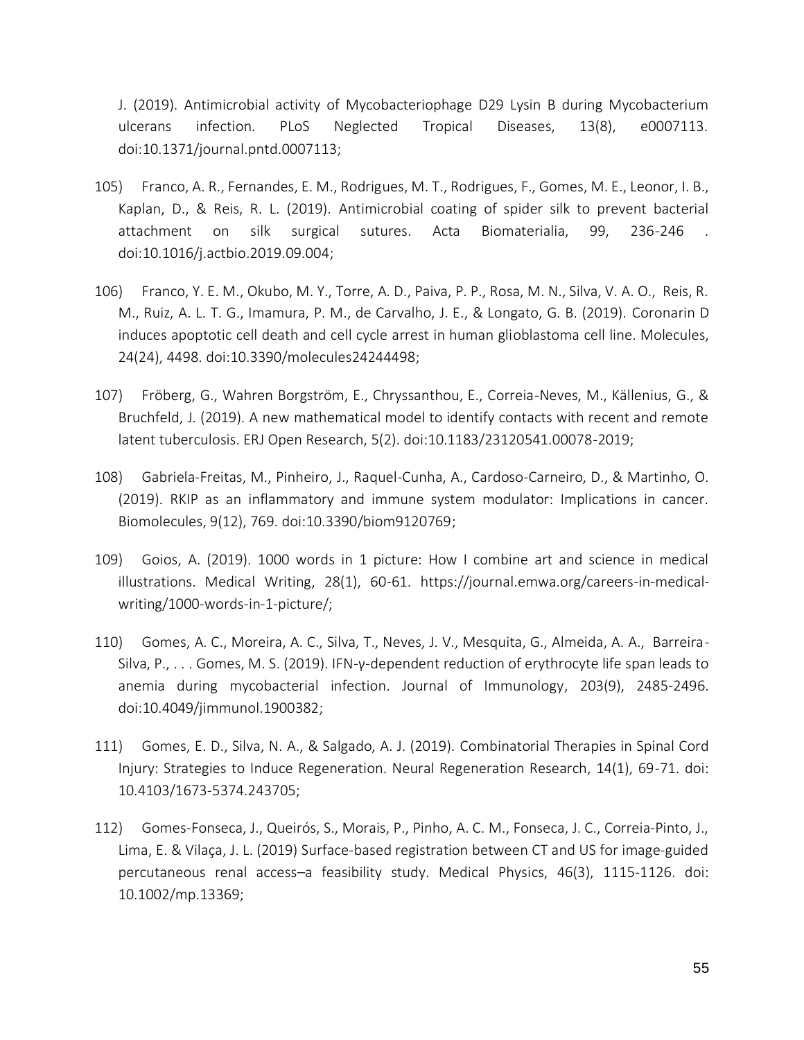J. (2019). Antimicrobial activity of Mycobacteriophage D29 Lysin B during Mycobacterium ulcerans infection. PLoS Neglected Tropical Diseases, 13(8), e0007113. doi:10.1371/journal.pntd.0007113;

105) Franco, A. R., Fernandes, E. M., Rodrigues, M. T., Rodrigues, F., Gomes, M. E., Leonor, I. B., Kaplan, D., & Reis, R. L. (2019). Antimicrobial coating of spider silk to prevent bacterial attachment on silk surgical sutures. Acta Biomaterialia, 99, 236-246 . doi:10.1016/j.actbio.2019.09.004;

106) Franco, Y. E. M., Okubo, M. Y., Torre, A. D., Paiva, P. P., Rosa, M. N., Silva, V. A. O., Reis, R. M., Ruiz, A. L. T. G., Imamura, P. M., de Carvalho, J. E., & Longato, G. B. (2019). Coronarin D induces apoptotic cell death and cell cycle arrest in human glioblastoma cell line. Molecules, 24(24), 4498. doi:10.3390/molecules24244498;

107) Fröberg, G., Wahren Borgström, E., Chryssanthou, E., Correia-Neves, M., Källenius, G., & Bruchfeld, J. (2019). A new mathematical model to identify contacts with recent and remote latent tuberculosis. ERJ Open Research, 5(2). doi:10.1183/23120541.00078-2019;

108) Gabriela-Freitas, M., Pinheiro, J., Raquel-Cunha, A., Cardoso-Carneiro, D., & Martinho, O. (2019). RKIP as an inflammatory and immune system modulator: Implications in cancer. Biomolecules, 9(12), 769. doi:10.3390/biom9120769;

109) Goios, A. (2019). 1000 words in 1 picture: How I combine art and science in medical illustrations. Medical Writing, 28(1), 60-61. https://journal.emwa.org/careers-in-medical-writing/1000-words-in-1-picture/;

110) Gomes, A. C., Moreira, A. C., Silva, T., Neves, J. V., Mesquita, G., Almeida, A. A., Barreira-Silva, P., . . . Gomes, M. S. (2019). IFN-γ-dependent reduction of erythrocyte life span leads to anemia during mycobacterial infection. Journal of Immunology, 203(9), 2485-2496. doi:10.4049/jimmunol.1900382;

111) Gomes, E. D., Silva, N. A., & Salgado, A. J. (2019). Combinatorial Therapies in Spinal Cord Injury: Strategies to Induce Regeneration. Neural Regeneration Research, 14(1), 69-71. doi: 10.4103/1673-5374.243705;

112) Gomes-Fonseca, J., Queirós, S., Morais, P., Pinho, A. C. M., Fonseca, J. C., Correia-Pinto, J., Lima, E. & Vilaça, J. L. (2019) Surface-based registration between CT and US for image-guided percutaneous renal access–a feasibility study. Medical Physics, 46(3), 1115-1126. doi: 10.1002/mp.13369;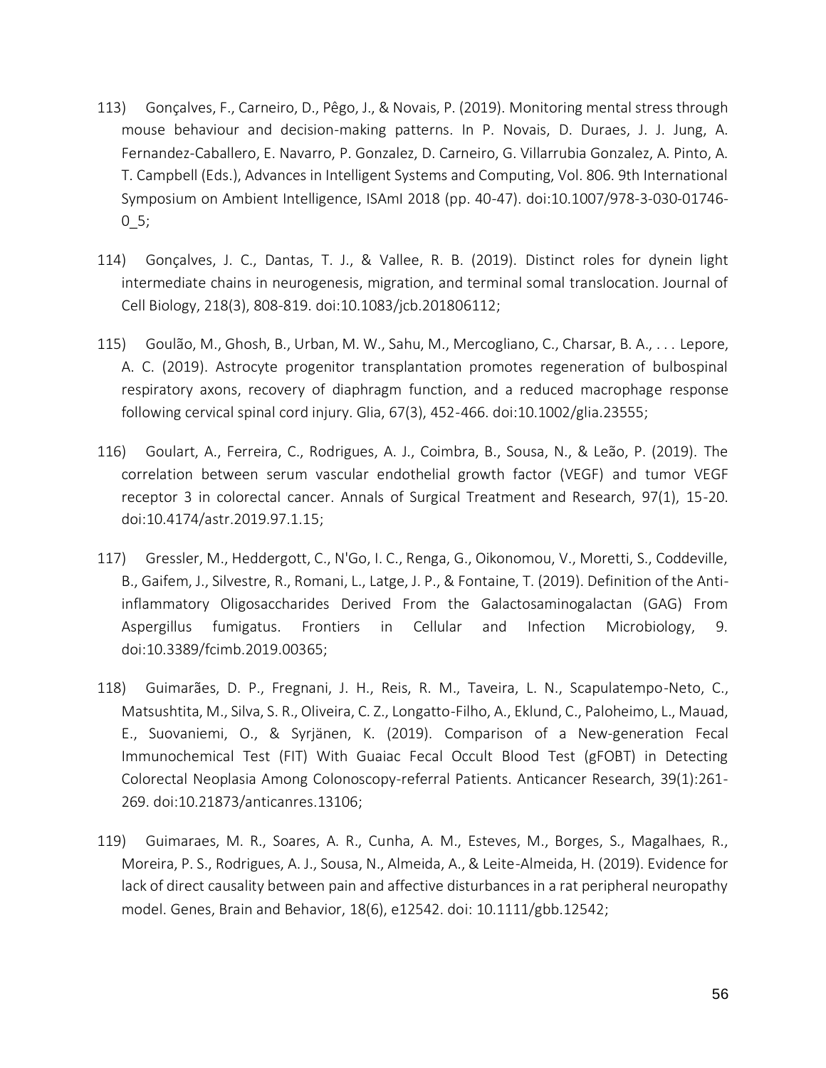113) Gonçalves, F., Carneiro, D., Pêgo, J., & Novais, P. (2019). Monitoring mental stress through mouse behaviour and decision-making patterns. In P. Novais, D. Duraes, J. J. Jung, A. Fernandez-Caballero, E. Navarro, P. Gonzalez, D. Carneiro, G. Villarrubia Gonzalez, A. Pinto, A. T. Campbell (Eds.), Advances in Intelligent Systems and Computing, Vol. 806. 9th International Symposium on Ambient Intelligence, ISAmI 2018 (pp. 40-47). doi:10.1007/978-3-030-01746-0_5;

114) Gonçalves, J. C., Dantas, T. J., & Vallee, R. B. (2019). Distinct roles for dynein light intermediate chains in neurogenesis, migration, and terminal somal translocation. Journal of Cell Biology, 218(3), 808-819. doi:10.1083/jcb.201806112;

115) Goulão, M., Ghosh, B., Urban, M. W., Sahu, M., Mercogliano, C., Charsar, B. A., . . . Lepore, A. C. (2019). Astrocyte progenitor transplantation promotes regeneration of bulbospinal respiratory axons, recovery of diaphragm function, and a reduced macrophage response following cervical spinal cord injury. Glia, 67(3), 452-466. doi:10.1002/glia.23555;

116) Goulart, A., Ferreira, C., Rodrigues, A. J., Coimbra, B., Sousa, N., & Leão, P. (2019). The correlation between serum vascular endothelial growth factor (VEGF) and tumor VEGF receptor 3 in colorectal cancer. Annals of Surgical Treatment and Research, 97(1), 15-20. doi:10.4174/astr.2019.97.1.15;

117) Gressler, M., Heddergott, C., N'Go, I. C., Renga, G., Oikonomou, V., Moretti, S., Coddeville, B., Gaifem, J., Silvestre, R., Romani, L., Latge, J. P., & Fontaine, T. (2019). Definition of the Anti-inflammatory Oligosaccharides Derived From the Galactosaminogalactan (GAG) From Aspergillus fumigatus. Frontiers in Cellular and Infection Microbiology, 9. doi:10.3389/fcimb.2019.00365;

118) Guimarães, D. P., Fregnani, J. H., Reis, R. M., Taveira, L. N., Scapulatempo-Neto, C., Matsushtita, M., Silva, S. R., Oliveira, C. Z., Longatto-Filho, A., Eklund, C., Paloheimo, L., Mauad, E., Suovaniemi, O., & Syrjänen, K. (2019). Comparison of a New-generation Fecal Immunochemical Test (FIT) With Guaiac Fecal Occult Blood Test (gFOBT) in Detecting Colorectal Neoplasia Among Colonoscopy-referral Patients. Anticancer Research, 39(1):261-269. doi:10.21873/anticanres.13106;

119) Guimaraes, M. R., Soares, A. R., Cunha, A. M., Esteves, M., Borges, S., Magalhaes, R., Moreira, P. S., Rodrigues, A. J., Sousa, N., Almeida, A., & Leite-Almeida, H. (2019). Evidence for lack of direct causality between pain and affective disturbances in a rat peripheral neuropathy model. Genes, Brain and Behavior, 18(6), e12542. doi: 10.1111/gbb.12542;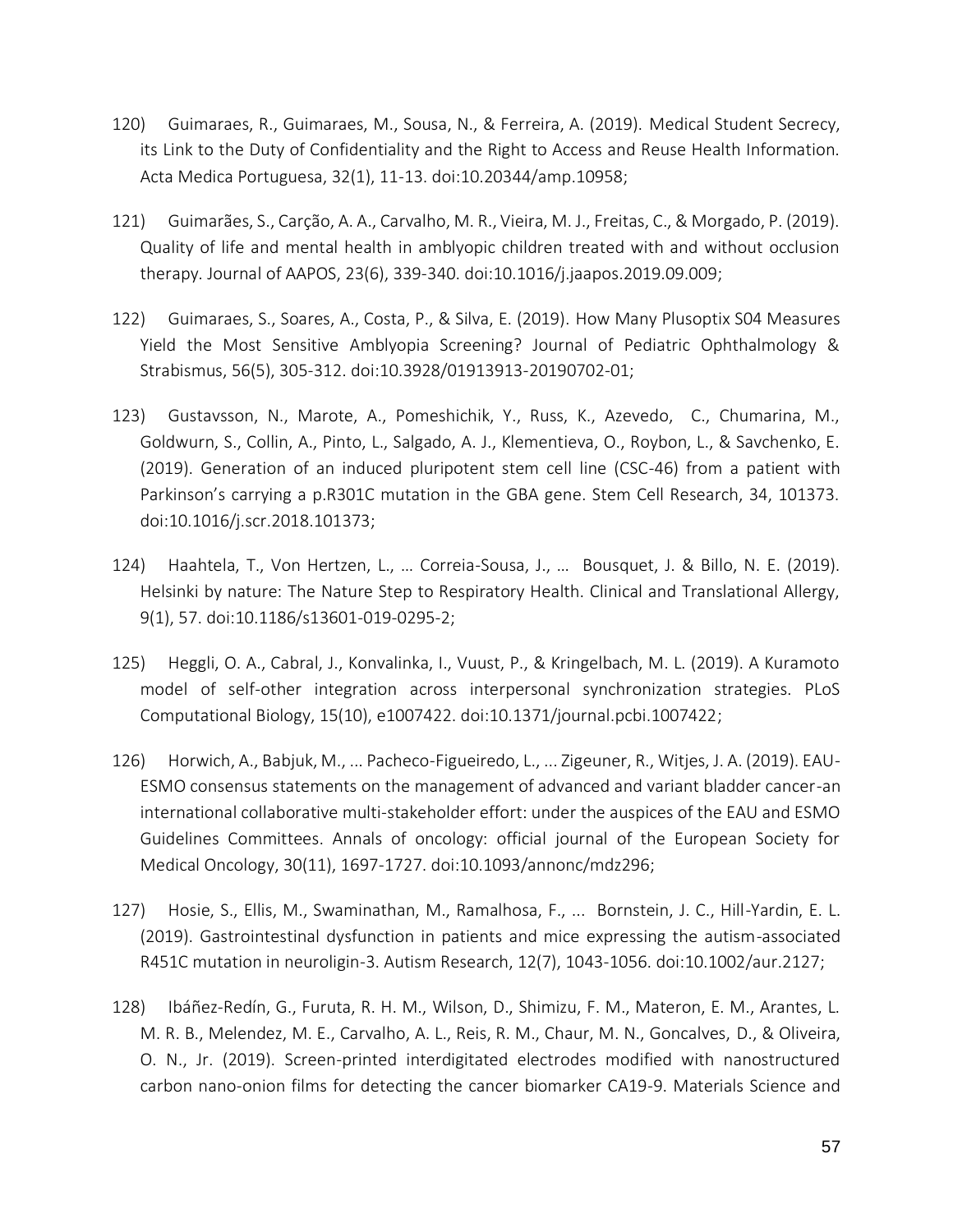120) Guimaraes, R., Guimaraes, M., Sousa, N., & Ferreira, A. (2019). Medical Student Secrecy, its Link to the Duty of Confidentiality and the Right to Access and Reuse Health Information. Acta Medica Portuguesa, 32(1), 11-13. doi:10.20344/amp.10958;

121) Guimarães, S., Carção, A. A., Carvalho, M. R., Vieira, M. J., Freitas, C., & Morgado, P. (2019). Quality of life and mental health in amblyopic children treated with and without occlusion therapy. Journal of AAPOS, 23(6), 339-340. doi:10.1016/j.jaapos.2019.09.009;

122) Guimaraes, S., Soares, A., Costa, P., & Silva, E. (2019). How Many Plusoptix S04 Measures Yield the Most Sensitive Amblyopia Screening? Journal of Pediatric Ophthalmology & Strabismus, 56(5), 305-312. doi:10.3928/01913913-20190702-01;

123) Gustavsson, N., Marote, A., Pomeshichik, Y., Russ, K., Azevedo, C., Chumarina, M., Goldwurn, S., Collin, A., Pinto, L., Salgado, A. J., Klementieva, O., Roybon, L., & Savchenko, E. (2019). Generation of an induced pluripotent stem cell line (CSC-46) from a patient with Parkinson's carrying a p.R301C mutation in the GBA gene. Stem Cell Research, 34, 101373. doi:10.1016/j.scr.2018.101373;

124) Haahtela, T., Von Hertzen, L., … Correia-Sousa, J., … Bousquet, J. & Billo, N. E. (2019). Helsinki by nature: The Nature Step to Respiratory Health. Clinical and Translational Allergy, 9(1), 57. doi:10.1186/s13601-019-0295-2;

125) Heggli, O. A., Cabral, J., Konvalinka, I., Vuust, P., & Kringelbach, M. L. (2019). A Kuramoto model of self-other integration across interpersonal synchronization strategies. PLoS Computational Biology, 15(10), e1007422. doi:10.1371/journal.pcbi.1007422;

126) Horwich, A., Babjuk, M., ... Pacheco-Figueiredo, L., ... Zigeuner, R., Witjes, J. A. (2019). EAU-ESMO consensus statements on the management of advanced and variant bladder cancer-an international collaborative multi-stakeholder effort: under the auspices of the EAU and ESMO Guidelines Committees. Annals of oncology: official journal of the European Society for Medical Oncology, 30(11), 1697-1727. doi:10.1093/annonc/mdz296;

127) Hosie, S., Ellis, M., Swaminathan, M., Ramalhosa, F., ... Bornstein, J. C., Hill-Yardin, E. L. (2019). Gastrointestinal dysfunction in patients and mice expressing the autism-associated R451C mutation in neuroligin-3. Autism Research, 12(7), 1043-1056. doi:10.1002/aur.2127;

128) Ibáñez-Redín, G., Furuta, R. H. M., Wilson, D., Shimizu, F. M., Materon, E. M., Arantes, L. M. R. B., Melendez, M. E., Carvalho, A. L., Reis, R. M., Chaur, M. N., Goncalves, D., & Oliveira, O. N., Jr. (2019). Screen-printed interdigitated electrodes modified with nanostructured carbon nano-onion films for detecting the cancer biomarker CA19-9. Materials Science and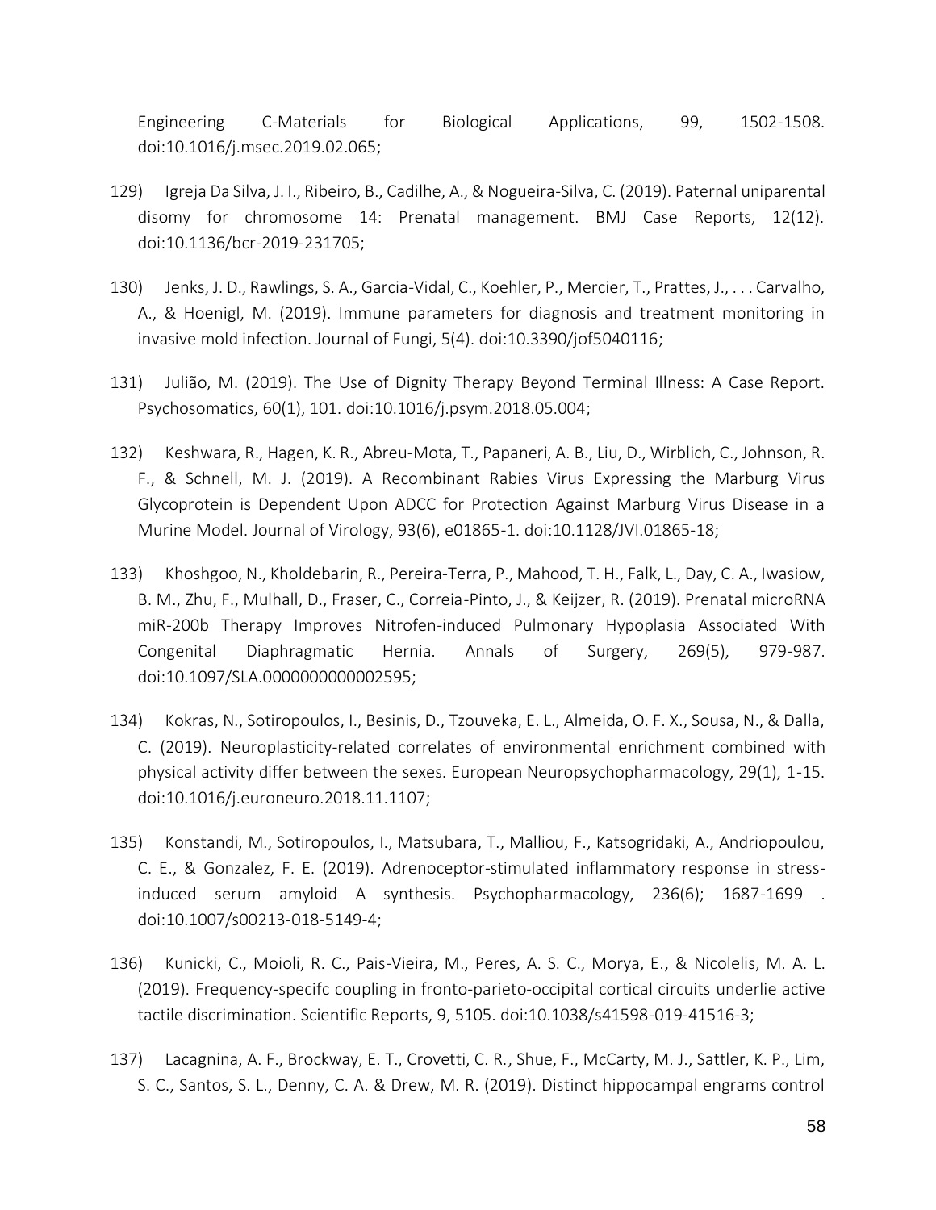Engineering C-Materials for Biological Applications, 99, 1502-1508. doi:10.1016/j.msec.2019.02.065;

129) Igreja Da Silva, J. I., Ribeiro, B., Cadilhe, A., & Nogueira-Silva, C. (2019). Paternal uniparental disomy for chromosome 14: Prenatal management. BMJ Case Reports, 12(12). doi:10.1136/bcr-2019-231705;

130) Jenks, J. D., Rawlings, S. A., Garcia-Vidal, C., Koehler, P., Mercier, T., Prattes, J., . . . Carvalho, A., & Hoenigl, M. (2019). Immune parameters for diagnosis and treatment monitoring in invasive mold infection. Journal of Fungi, 5(4). doi:10.3390/jof5040116;

131) Julião, M. (2019). The Use of Dignity Therapy Beyond Terminal Illness: A Case Report. Psychosomatics, 60(1), 101. doi:10.1016/j.psym.2018.05.004;

132) Keshwara, R., Hagen, K. R., Abreu-Mota, T., Papaneri, A. B., Liu, D., Wirblich, C., Johnson, R. F., & Schnell, M. J. (2019). A Recombinant Rabies Virus Expressing the Marburg Virus Glycoprotein is Dependent Upon ADCC for Protection Against Marburg Virus Disease in a Murine Model. Journal of Virology, 93(6), e01865-1. doi:10.1128/JVI.01865-18;

133) Khoshgoo, N., Kholdebarin, R., Pereira-Terra, P., Mahood, T. H., Falk, L., Day, C. A., Iwasiow, B. M., Zhu, F., Mulhall, D., Fraser, C., Correia-Pinto, J., & Keijzer, R. (2019). Prenatal microRNA miR-200b Therapy Improves Nitrofen-induced Pulmonary Hypoplasia Associated With Congenital Diaphragmatic Hernia. Annals of Surgery, 269(5), 979-987. doi:10.1097/SLA.0000000000002595;

134) Kokras, N., Sotiropoulos, I., Besinis, D., Tzouveka, E. L., Almeida, O. F. X., Sousa, N., & Dalla, C. (2019). Neuroplasticity-related correlates of environmental enrichment combined with physical activity differ between the sexes. European Neuropsychopharmacology, 29(1), 1-15. doi:10.1016/j.euroneuro.2018.11.1107;

135) Konstandi, M., Sotiropoulos, I., Matsubara, T., Malliou, F., Katsogridaki, A., Andriopoulou, C. E., & Gonzalez, F. E. (2019). Adrenoceptor-stimulated inflammatory response in stress-induced serum amyloid A synthesis. Psychopharmacology, 236(6); 1687-1699 . doi:10.1007/s00213-018-5149-4;

136) Kunicki, C., Moioli, R. C., Pais-Vieira, M., Peres, A. S. C., Morya, E., & Nicolelis, M. A. L. (2019). Frequency-specifc coupling in fronto-parieto-occipital cortical circuits underlie active tactile discrimination. Scientific Reports, 9, 5105. doi:10.1038/s41598-019-41516-3;

137) Lacagnina, A. F., Brockway, E. T., Crovetti, C. R., Shue, F., McCarty, M. J., Sattler, K. P., Lim, S. C., Santos, S. L., Denny, C. A. & Drew, M. R. (2019). Distinct hippocampal engrams control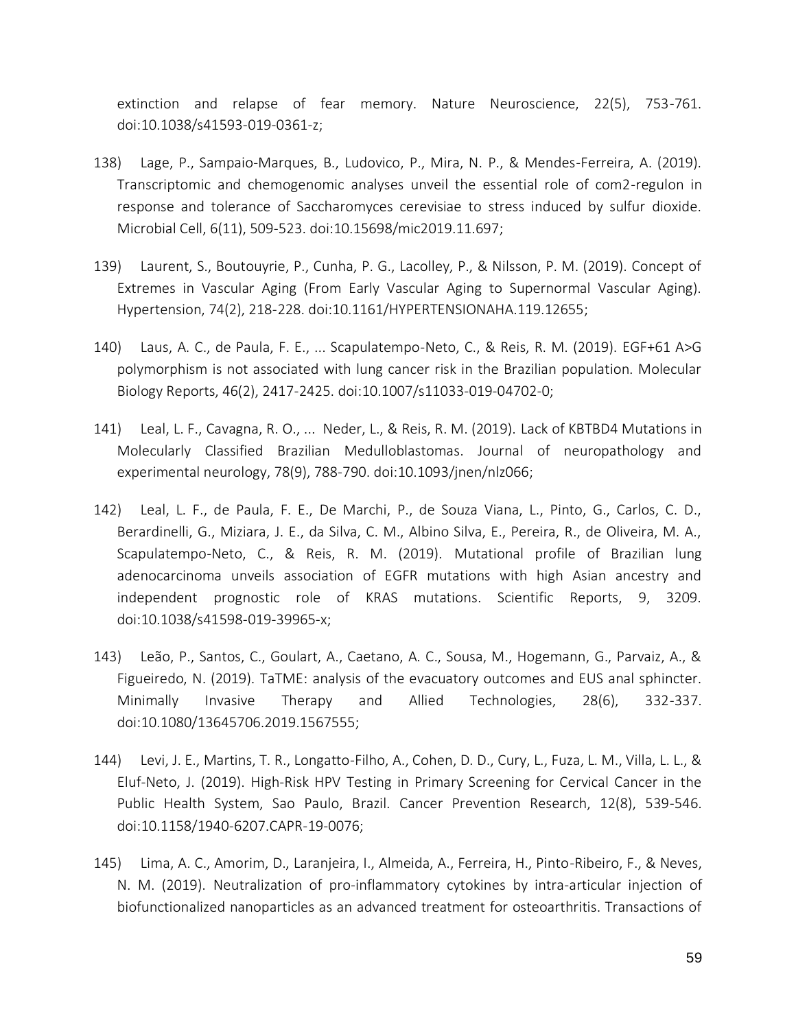extinction and relapse of fear memory. Nature Neuroscience, 22(5), 753-761. doi:10.1038/s41593-019-0361-z;

138) Lage, P., Sampaio-Marques, B., Ludovico, P., Mira, N. P., & Mendes-Ferreira, A. (2019). Transcriptomic and chemogenomic analyses unveil the essential role of com2-regulon in response and tolerance of Saccharomyces cerevisiae to stress induced by sulfur dioxide. Microbial Cell, 6(11), 509-523. doi:10.15698/mic2019.11.697;

139) Laurent, S., Boutouyrie, P., Cunha, P. G., Lacolley, P., & Nilsson, P. M. (2019). Concept of Extremes in Vascular Aging (From Early Vascular Aging to Supernormal Vascular Aging). Hypertension, 74(2), 218-228. doi:10.1161/HYPERTENSIONAHA.119.12655;

140) Laus, A. C., de Paula, F. E., ... Scapulatempo-Neto, C., & Reis, R. M. (2019). EGF+61 A>G polymorphism is not associated with lung cancer risk in the Brazilian population. Molecular Biology Reports, 46(2), 2417-2425. doi:10.1007/s11033-019-04702-0;

141) Leal, L. F., Cavagna, R. O., ... Neder, L., & Reis, R. M. (2019). Lack of KBTBD4 Mutations in Molecularly Classified Brazilian Medulloblastomas. Journal of neuropathology and experimental neurology, 78(9), 788-790. doi:10.1093/jnen/nlz066;

142) Leal, L. F., de Paula, F. E., De Marchi, P., de Souza Viana, L., Pinto, G., Carlos, C. D., Berardinelli, G., Miziara, J. E., da Silva, C. M., Albino Silva, E., Pereira, R., de Oliveira, M. A., Scapulatempo-Neto, C., & Reis, R. M. (2019). Mutational profile of Brazilian lung adenocarcinoma unveils association of EGFR mutations with high Asian ancestry and independent prognostic role of KRAS mutations. Scientific Reports, 9, 3209. doi:10.1038/s41598-019-39965-x;

143) Leão, P., Santos, C., Goulart, A., Caetano, A. C., Sousa, M., Hogemann, G., Parvaiz, A., & Figueiredo, N. (2019). TaTME: analysis of the evacuatory outcomes and EUS anal sphincter. Minimally Invasive Therapy and Allied Technologies, 28(6), 332-337. doi:10.1080/13645706.2019.1567555;

144) Levi, J. E., Martins, T. R., Longatto-Filho, A., Cohen, D. D., Cury, L., Fuza, L. M., Villa, L. L., & Eluf-Neto, J. (2019). High-Risk HPV Testing in Primary Screening for Cervical Cancer in the Public Health System, Sao Paulo, Brazil. Cancer Prevention Research, 12(8), 539-546. doi:10.1158/1940-6207.CAPR-19-0076;

145) Lima, A. C., Amorim, D., Laranjeira, I., Almeida, A., Ferreira, H., Pinto-Ribeiro, F., & Neves, N. M. (2019). Neutralization of pro-inflammatory cytokines by intra-articular injection of biofunctionalized nanoparticles as an advanced treatment for osteoarthritis. Transactions of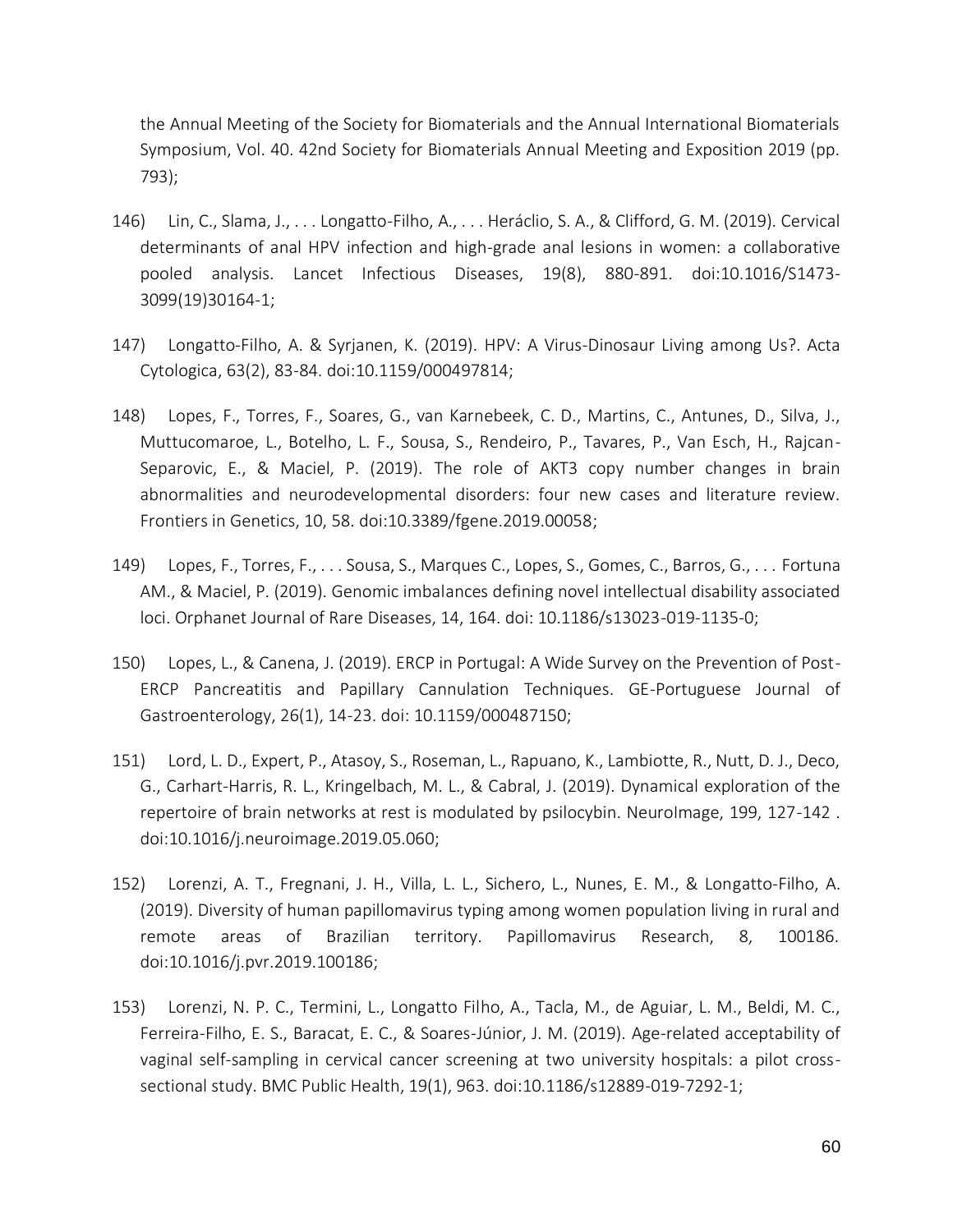the Annual Meeting of the Society for Biomaterials and the Annual International Biomaterials Symposium, Vol. 40. 42nd Society for Biomaterials Annual Meeting and Exposition 2019 (pp. 793);

146) Lin, C., Slama, J., . . . Longatto-Filho, A., . . . Heráclio, S. A., & Clifford, G. M. (2019). Cervical determinants of anal HPV infection and high-grade anal lesions in women: a collaborative pooled analysis. Lancet Infectious Diseases, 19(8), 880-891. doi:10.1016/S1473-3099(19)30164-1;

147) Longatto-Filho, A. & Syrjanen, K. (2019). HPV: A Virus-Dinosaur Living among Us?. Acta Cytologica, 63(2), 83-84. doi:10.1159/000497814;

148) Lopes, F., Torres, F., Soares, G., van Karnebeek, C. D., Martins, C., Antunes, D., Silva, J., Muttucomaroe, L., Botelho, L. F., Sousa, S., Rendeiro, P., Tavares, P., Van Esch, H., Rajcan-Separovic, E., & Maciel, P. (2019). The role of AKT3 copy number changes in brain abnormalities and neurodevelopmental disorders: four new cases and literature review. Frontiers in Genetics, 10, 58. doi:10.3389/fgene.2019.00058;

149) Lopes, F., Torres, F., . . . Sousa, S., Marques C., Lopes, S., Gomes, C., Barros, G., . . . Fortuna AM., & Maciel, P. (2019). Genomic imbalances defining novel intellectual disability associated loci. Orphanet Journal of Rare Diseases, 14, 164. doi: 10.1186/s13023-019-1135-0;

150) Lopes, L., & Canena, J. (2019). ERCP in Portugal: A Wide Survey on the Prevention of Post-ERCP Pancreatitis and Papillary Cannulation Techniques. GE-Portuguese Journal of Gastroenterology, 26(1), 14-23. doi: 10.1159/000487150;

151) Lord, L. D., Expert, P., Atasoy, S., Roseman, L., Rapuano, K., Lambiotte, R., Nutt, D. J., Deco, G., Carhart-Harris, R. L., Kringelbach, M. L., & Cabral, J. (2019). Dynamical exploration of the repertoire of brain networks at rest is modulated by psilocybin. NeuroImage, 199, 127-142 . doi:10.1016/j.neuroimage.2019.05.060;

152) Lorenzi, A. T., Fregnani, J. H., Villa, L. L., Sichero, L., Nunes, E. M., & Longatto-Filho, A. (2019). Diversity of human papillomavirus typing among women population living in rural and remote areas of Brazilian territory. Papillomavirus Research, 8, 100186. doi:10.1016/j.pvr.2019.100186;

153) Lorenzi, N. P. C., Termini, L., Longatto Filho, A., Tacla, M., de Aguiar, L. M., Beldi, M. C., Ferreira-Filho, E. S., Baracat, E. C., & Soares-Júnior, J. M. (2019). Age-related acceptability of vaginal self-sampling in cervical cancer screening at two university hospitals: a pilot cross-sectional study. BMC Public Health, 19(1), 963. doi:10.1186/s12889-019-7292-1;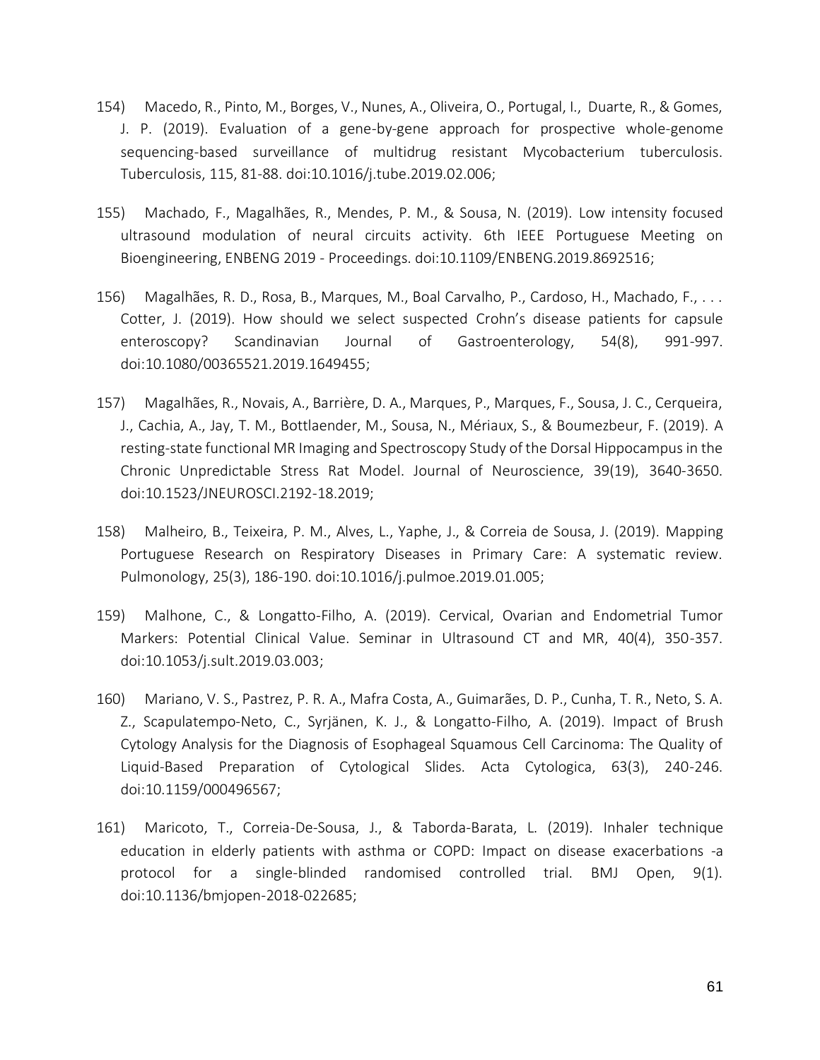154) Macedo, R., Pinto, M., Borges, V., Nunes, A., Oliveira, O., Portugal, I., Duarte, R., & Gomes, J. P. (2019). Evaluation of a gene-by-gene approach for prospective whole-genome sequencing-based surveillance of multidrug resistant Mycobacterium tuberculosis. Tuberculosis, 115, 81-88. doi:10.1016/j.tube.2019.02.006;

155) Machado, F., Magalhães, R., Mendes, P. M., & Sousa, N. (2019). Low intensity focused ultrasound modulation of neural circuits activity. 6th IEEE Portuguese Meeting on Bioengineering, ENBENG 2019 - Proceedings. doi:10.1109/ENBENG.2019.8692516;

156) Magalhães, R. D., Rosa, B., Marques, M., Boal Carvalho, P., Cardoso, H., Machado, F., . . . Cotter, J. (2019). How should we select suspected Crohn's disease patients for capsule enteroscopy? Scandinavian Journal of Gastroenterology, 54(8), 991-997. doi:10.1080/00365521.2019.1649455;

157) Magalhães, R., Novais, A., Barrière, D. A., Marques, P., Marques, F., Sousa, J. C., Cerqueira, J., Cachia, A., Jay, T. M., Bottlaender, M., Sousa, N., Mériaux, S., & Boumezbeur, F. (2019). A resting-state functional MR Imaging and Spectroscopy Study of the Dorsal Hippocampus in the Chronic Unpredictable Stress Rat Model. Journal of Neuroscience, 39(19), 3640-3650. doi:10.1523/JNEUROSCI.2192-18.2019;

158) Malheiro, B., Teixeira, P. M., Alves, L., Yaphe, J., & Correia de Sousa, J. (2019). Mapping Portuguese Research on Respiratory Diseases in Primary Care: A systematic review. Pulmonology, 25(3), 186-190. doi:10.1016/j.pulmoe.2019.01.005;

159) Malhone, C., & Longatto-Filho, A. (2019). Cervical, Ovarian and Endometrial Tumor Markers: Potential Clinical Value. Seminar in Ultrasound CT and MR, 40(4), 350-357. doi:10.1053/j.sult.2019.03.003;

160) Mariano, V. S., Pastrez, P. R. A., Mafra Costa, A., Guimarães, D. P., Cunha, T. R., Neto, S. A. Z., Scapulatempo-Neto, C., Syrjänen, K. J., & Longatto-Filho, A. (2019). Impact of Brush Cytology Analysis for the Diagnosis of Esophageal Squamous Cell Carcinoma: The Quality of Liquid-Based Preparation of Cytological Slides. Acta Cytologica, 63(3), 240-246. doi:10.1159/000496567;

161) Maricoto, T., Correia-De-Sousa, J., & Taborda-Barata, L. (2019). Inhaler technique education in elderly patients with asthma or COPD: Impact on disease exacerbations -a protocol for a single-blinded randomised controlled trial. BMJ Open, 9(1). doi:10.1136/bmjopen-2018-022685;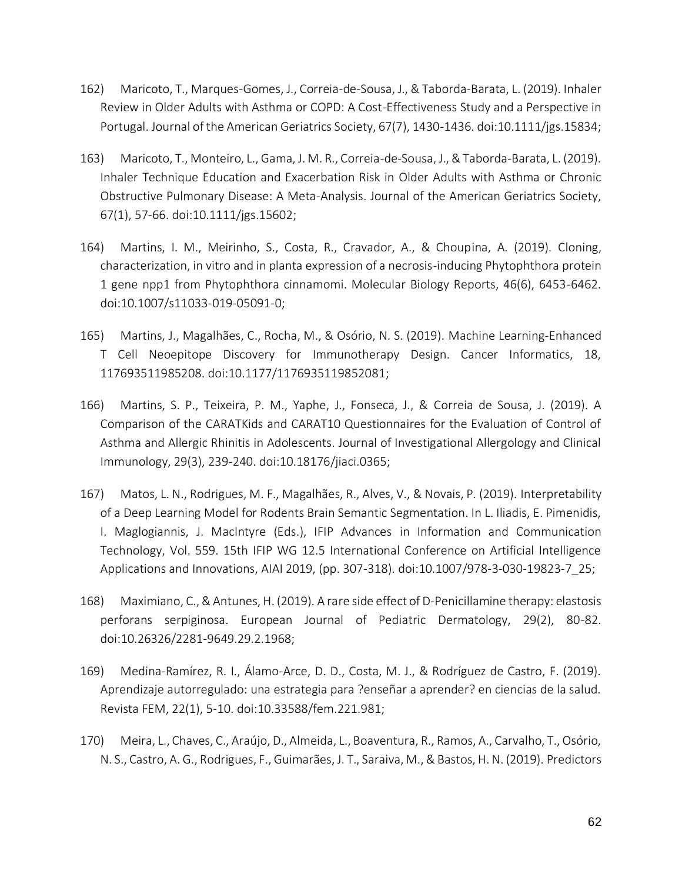162) Maricoto, T., Marques-Gomes, J., Correia-de-Sousa, J., & Taborda-Barata, L. (2019). Inhaler Review in Older Adults with Asthma or COPD: A Cost-Effectiveness Study and a Perspective in Portugal. Journal of the American Geriatrics Society, 67(7), 1430-1436. doi:10.1111/jgs.15834;

163) Maricoto, T., Monteiro, L., Gama, J. M. R., Correia-de-Sousa, J., & Taborda-Barata, L. (2019). Inhaler Technique Education and Exacerbation Risk in Older Adults with Asthma or Chronic Obstructive Pulmonary Disease: A Meta-Analysis. Journal of the American Geriatrics Society, 67(1), 57-66. doi:10.1111/jgs.15602;

164) Martins, I. M., Meirinho, S., Costa, R., Cravador, A., & Choupina, A. (2019). Cloning, characterization, in vitro and in planta expression of a necrosis-inducing Phytophthora protein 1 gene npp1 from Phytophthora cinnamomi. Molecular Biology Reports, 46(6), 6453-6462. doi:10.1007/s11033-019-05091-0;

165) Martins, J., Magalhães, C., Rocha, M., & Osório, N. S. (2019). Machine Learning-Enhanced T Cell Neoepitope Discovery for Immunotherapy Design. Cancer Informatics, 18, 117693511985208. doi:10.1177/1176935119852081;

166) Martins, S. P., Teixeira, P. M., Yaphe, J., Fonseca, J., & Correia de Sousa, J. (2019). A Comparison of the CARATKids and CARAT10 Questionnaires for the Evaluation of Control of Asthma and Allergic Rhinitis in Adolescents. Journal of Investigational Allergology and Clinical Immunology, 29(3), 239-240. doi:10.18176/jiaci.0365;

167) Matos, L. N., Rodrigues, M. F., Magalhães, R., Alves, V., & Novais, P. (2019). Interpretability of a Deep Learning Model for Rodents Brain Semantic Segmentation. In L. Iliadis, E. Pimenidis, I. Maglogiannis, J. MacIntyre (Eds.), IFIP Advances in Information and Communication Technology, Vol. 559. 15th IFIP WG 12.5 International Conference on Artificial Intelligence Applications and Innovations, AIAI 2019, (pp. 307-318). doi:10.1007/978-3-030-19823-7_25;

168) Maximiano, C., & Antunes, H. (2019). A rare side effect of D-Penicillamine therapy: elastosis perforans serpiginosa. European Journal of Pediatric Dermatology, 29(2), 80-82. doi:10.26326/2281-9649.29.2.1968;

169) Medina-Ramírez, R. I., Álamo-Arce, D. D., Costa, M. J., & Rodríguez de Castro, F. (2019). Aprendizaje autorregulado: una estrategia para ?enseñar a aprender? en ciencias de la salud. Revista FEM, 22(1), 5-10. doi:10.33588/fem.221.981;

170) Meira, L., Chaves, C., Araújo, D., Almeida, L., Boaventura, R., Ramos, A., Carvalho, T., Osório, N. S., Castro, A. G., Rodrigues, F., Guimarães, J. T., Saraiva, M., & Bastos, H. N. (2019). Predictors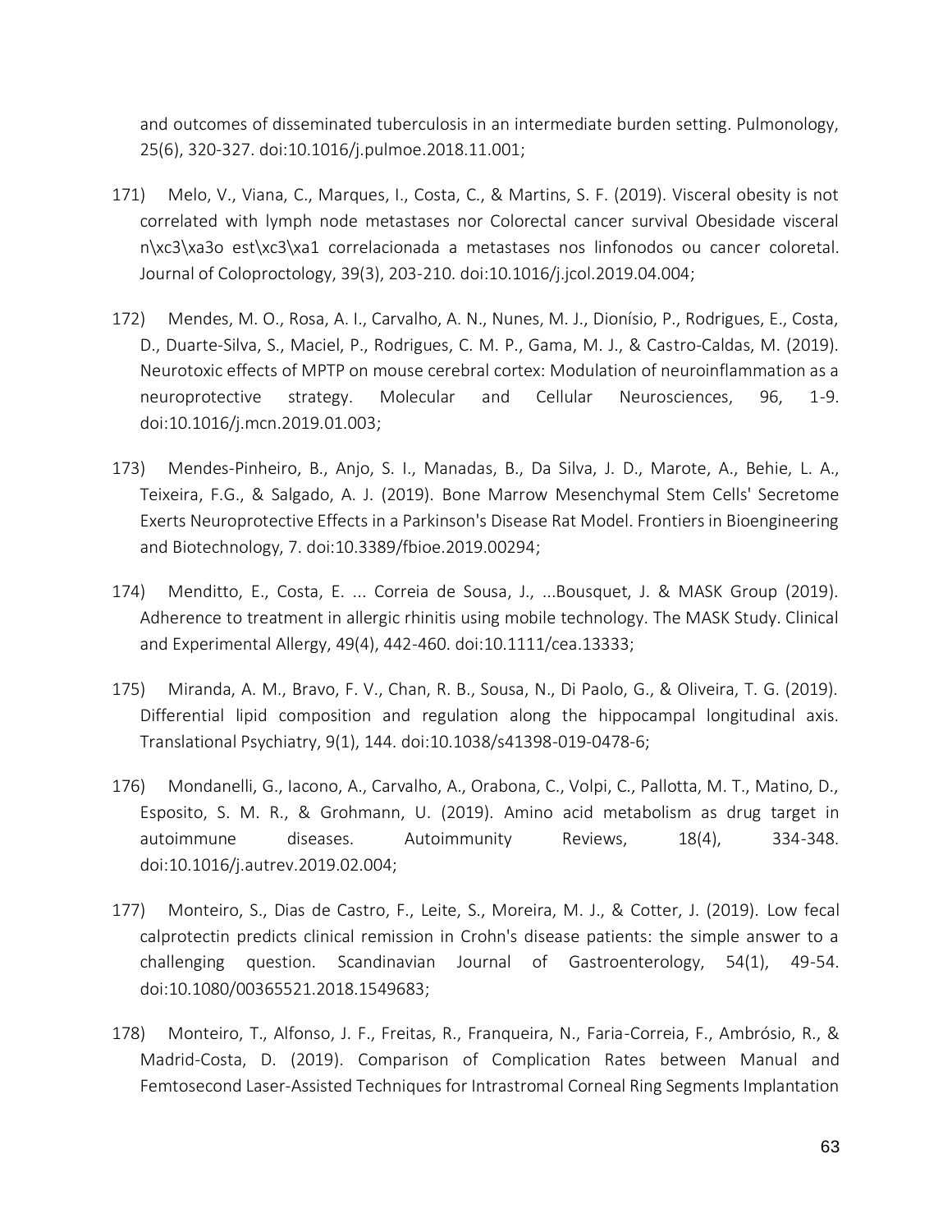and outcomes of disseminated tuberculosis in an intermediate burden setting. Pulmonology, 25(6), 320-327. doi:10.1016/j.pulmoe.2018.11.001;

171) Melo, V., Viana, C., Marques, I., Costa, C., & Martins, S. F. (2019). Visceral obesity is not correlated with lymph node metastases nor Colorectal cancer survival Obesidade visceral n\xc3\xa3o est\xc3\xa1 correlacionada a metastases nos linfonodos ou cancer coloretal. Journal of Coloproctology, 39(3), 203-210. doi:10.1016/j.jcol.2019.04.004;

172) Mendes, M. O., Rosa, A. I., Carvalho, A. N., Nunes, M. J., Dionísio, P., Rodrigues, E., Costa, D., Duarte-Silva, S., Maciel, P., Rodrigues, C. M. P., Gama, M. J., & Castro-Caldas, M. (2019). Neurotoxic effects of MPTP on mouse cerebral cortex: Modulation of neuroinflammation as a neuroprotective strategy. Molecular and Cellular Neurosciences, 96, 1-9. doi:10.1016/j.mcn.2019.01.003;

173) Mendes-Pinheiro, B., Anjo, S. I., Manadas, B., Da Silva, J. D., Marote, A., Behie, L. A., Teixeira, F.G., & Salgado, A. J. (2019). Bone Marrow Mesenchymal Stem Cells' Secretome Exerts Neuroprotective Effects in a Parkinson's Disease Rat Model. Frontiers in Bioengineering and Biotechnology, 7. doi:10.3389/fbioe.2019.00294;

174) Menditto, E., Costa, E. ... Correia de Sousa, J., ...Bousquet, J. & MASK Group (2019). Adherence to treatment in allergic rhinitis using mobile technology. The MASK Study. Clinical and Experimental Allergy, 49(4), 442-460. doi:10.1111/cea.13333;

175) Miranda, A. M., Bravo, F. V., Chan, R. B., Sousa, N., Di Paolo, G., & Oliveira, T. G. (2019). Differential lipid composition and regulation along the hippocampal longitudinal axis. Translational Psychiatry, 9(1), 144. doi:10.1038/s41398-019-0478-6;

176) Mondanelli, G., Iacono, A., Carvalho, A., Orabona, C., Volpi, C., Pallotta, M. T., Matino, D., Esposito, S. M. R., & Grohmann, U. (2019). Amino acid metabolism as drug target in autoimmune diseases. Autoimmunity Reviews, 18(4), 334-348. doi:10.1016/j.autrev.2019.02.004;

177) Monteiro, S., Dias de Castro, F., Leite, S., Moreira, M. J., & Cotter, J. (2019). Low fecal calprotectin predicts clinical remission in Crohn's disease patients: the simple answer to a challenging question. Scandinavian Journal of Gastroenterology, 54(1), 49-54. doi:10.1080/00365521.2018.1549683;

178) Monteiro, T., Alfonso, J. F., Freitas, R., Franqueira, N., Faria-Correia, F., Ambrósio, R., & Madrid-Costa, D. (2019). Comparison of Complication Rates between Manual and Femtosecond Laser-Assisted Techniques for Intrastromal Corneal Ring Segments Implantation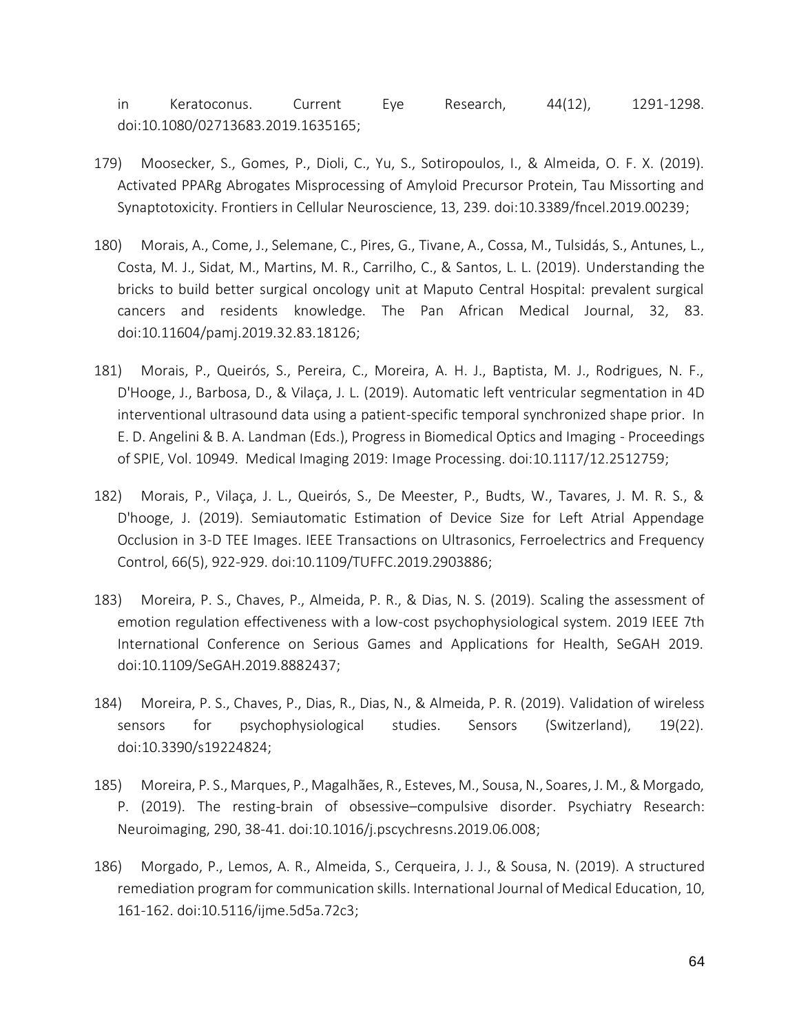in Keratoconus. Current Eye Research, 44(12), 1291-1298. doi:10.1080/02713683.2019.1635165;

179) Moosecker, S., Gomes, P., Dioli, C., Yu, S., Sotiropoulos, I., & Almeida, O. F. X. (2019). Activated PPARg Abrogates Misprocessing of Amyloid Precursor Protein, Tau Missorting and Synaptotoxicity. Frontiers in Cellular Neuroscience, 13, 239. doi:10.3389/fncel.2019.00239;

180) Morais, A., Come, J., Selemane, C., Pires, G., Tivane, A., Cossa, M., Tulsidás, S., Antunes, L., Costa, M. J., Sidat, M., Martins, M. R., Carrilho, C., & Santos, L. L. (2019). Understanding the bricks to build better surgical oncology unit at Maputo Central Hospital: prevalent surgical cancers and residents knowledge. The Pan African Medical Journal, 32, 83. doi:10.11604/pamj.2019.32.83.18126;

181) Morais, P., Queirós, S., Pereira, C., Moreira, A. H. J., Baptista, M. J., Rodrigues, N. F., D'Hooge, J., Barbosa, D., & Vilaça, J. L. (2019). Automatic left ventricular segmentation in 4D interventional ultrasound data using a patient-specific temporal synchronized shape prior. In E. D. Angelini & B. A. Landman (Eds.), Progress in Biomedical Optics and Imaging - Proceedings of SPIE, Vol. 10949. Medical Imaging 2019: Image Processing. doi:10.1117/12.2512759;

182) Morais, P., Vilaça, J. L., Queirós, S., De Meester, P., Budts, W., Tavares, J. M. R. S., & D'hooge, J. (2019). Semiautomatic Estimation of Device Size for Left Atrial Appendage Occlusion in 3-D TEE Images. IEEE Transactions on Ultrasonics, Ferroelectrics and Frequency Control, 66(5), 922-929. doi:10.1109/TUFFC.2019.2903886;

183) Moreira, P. S., Chaves, P., Almeida, P. R., & Dias, N. S. (2019). Scaling the assessment of emotion regulation effectiveness with a low-cost psychophysiological system. 2019 IEEE 7th International Conference on Serious Games and Applications for Health, SeGAH 2019. doi:10.1109/SeGAH.2019.8882437;

184) Moreira, P. S., Chaves, P., Dias, R., Dias, N., & Almeida, P. R. (2019). Validation of wireless sensors for psychophysiological studies. Sensors (Switzerland), 19(22). doi:10.3390/s19224824;

185) Moreira, P. S., Marques, P., Magalhães, R., Esteves, M., Sousa, N., Soares, J. M., & Morgado, P. (2019). The resting-brain of obsessive–compulsive disorder. Psychiatry Research: Neuroimaging, 290, 38-41. doi:10.1016/j.pscychresns.2019.06.008;

186) Morgado, P., Lemos, A. R., Almeida, S., Cerqueira, J. J., & Sousa, N. (2019). A structured remediation program for communication skills. International Journal of Medical Education, 10, 161-162. doi:10.5116/ijme.5d5a.72c3;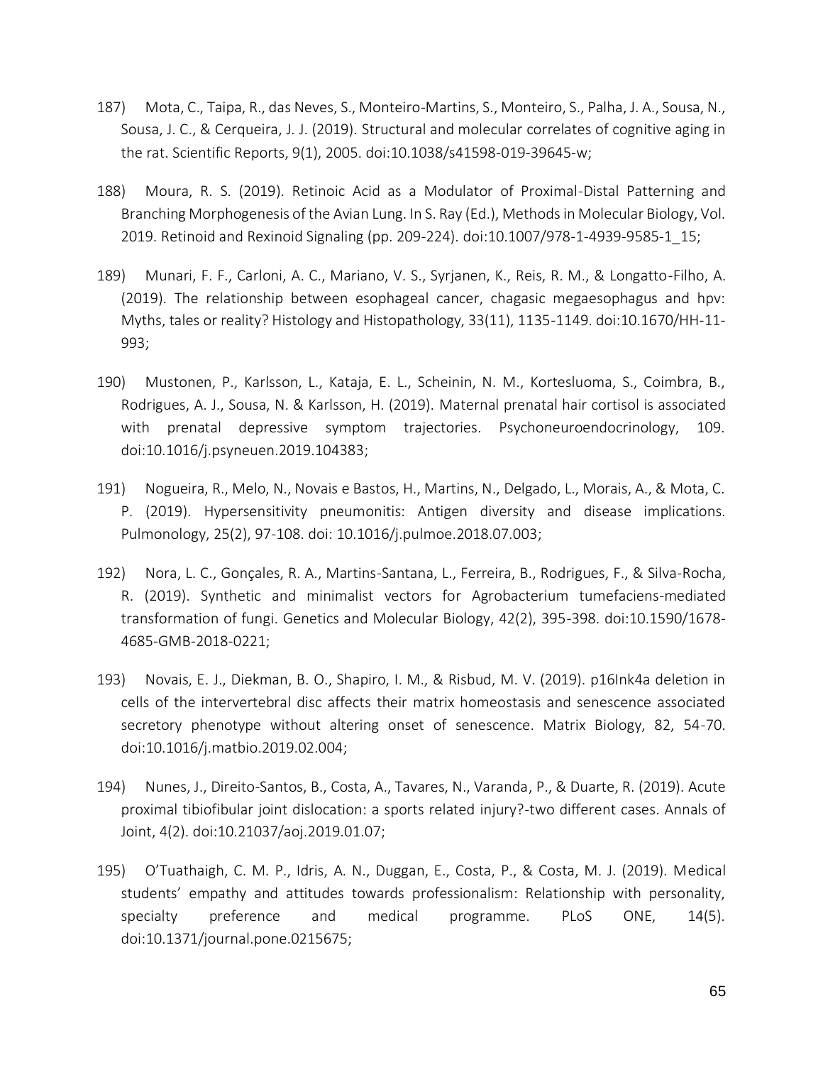187) Mota, C., Taipa, R., das Neves, S., Monteiro-Martins, S., Monteiro, S., Palha, J. A., Sousa, N., Sousa, J. C., & Cerqueira, J. J. (2019). Structural and molecular correlates of cognitive aging in the rat. Scientific Reports, 9(1), 2005. doi:10.1038/s41598-019-39645-w;

188) Moura, R. S. (2019). Retinoic Acid as a Modulator of Proximal-Distal Patterning and Branching Morphogenesis of the Avian Lung. In S. Ray (Ed.), Methods in Molecular Biology, Vol. 2019. Retinoid and Rexinoid Signaling (pp. 209-224). doi:10.1007/978-1-4939-9585-1_15;

189) Munari, F. F., Carloni, A. C., Mariano, V. S., Syrjanen, K., Reis, R. M., & Longatto-Filho, A. (2019). The relationship between esophageal cancer, chagasic megaesophagus and hpv: Myths, tales or reality? Histology and Histopathology, 33(11), 1135-1149. doi:10.1670/HH-11-993;

190) Mustonen, P., Karlsson, L., Kataja, E. L., Scheinin, N. M., Kortesluoma, S., Coimbra, B., Rodrigues, A. J., Sousa, N. & Karlsson, H. (2019). Maternal prenatal hair cortisol is associated with prenatal depressive symptom trajectories. Psychoneuroendocrinology, 109. doi:10.1016/j.psyneuen.2019.104383;

191) Nogueira, R., Melo, N., Novais e Bastos, H., Martins, N., Delgado, L., Morais, A., & Mota, C. P. (2019). Hypersensitivity pneumonitis: Antigen diversity and disease implications. Pulmonology, 25(2), 97-108. doi: 10.1016/j.pulmoe.2018.07.003;

192) Nora, L. C., Gonçales, R. A., Martins-Santana, L., Ferreira, B., Rodrigues, F., & Silva-Rocha, R. (2019). Synthetic and minimalist vectors for Agrobacterium tumefaciens-mediated transformation of fungi. Genetics and Molecular Biology, 42(2), 395-398. doi:10.1590/1678-4685-GMB-2018-0221;

193) Novais, E. J., Diekman, B. O., Shapiro, I. M., & Risbud, M. V. (2019). p16Ink4a deletion in cells of the intervertebral disc affects their matrix homeostasis and senescence associated secretory phenotype without altering onset of senescence. Matrix Biology, 82, 54-70. doi:10.1016/j.matbio.2019.02.004;

194) Nunes, J., Direito-Santos, B., Costa, A., Tavares, N., Varanda, P., & Duarte, R. (2019). Acute proximal tibiofibular joint dislocation: a sports related injury?-two different cases. Annals of Joint, 4(2). doi:10.21037/aoj.2019.01.07;

195) O'Tuathaigh, C. M. P., Idris, A. N., Duggan, E., Costa, P., & Costa, M. J. (2019). Medical students' empathy and attitudes towards professionalism: Relationship with personality, specialty preference and medical programme. PLoS ONE, 14(5). doi:10.1371/journal.pone.0215675;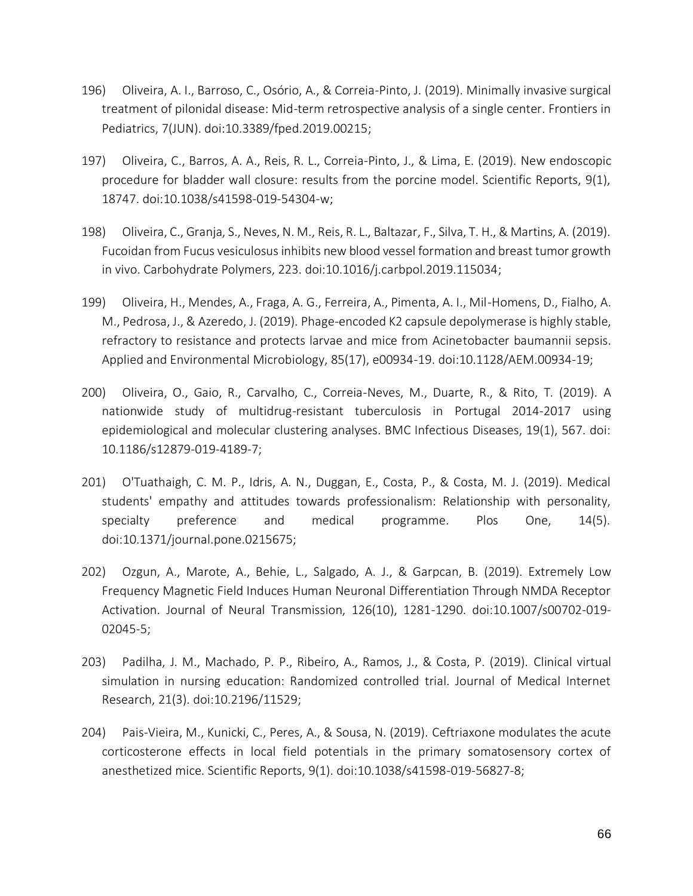196) Oliveira, A. I., Barroso, C., Osório, A., & Correia-Pinto, J. (2019). Minimally invasive surgical treatment of pilonidal disease: Mid-term retrospective analysis of a single center. Frontiers in Pediatrics, 7(JUN). doi:10.3389/fped.2019.00215;

197) Oliveira, C., Barros, A. A., Reis, R. L., Correia-Pinto, J., & Lima, E. (2019). New endoscopic procedure for bladder wall closure: results from the porcine model. Scientific Reports, 9(1), 18747. doi:10.1038/s41598-019-54304-w;

198) Oliveira, C., Granja, S., Neves, N. M., Reis, R. L., Baltazar, F., Silva, T. H., & Martins, A. (2019). Fucoidan from Fucus vesiculosus inhibits new blood vessel formation and breast tumor growth in vivo. Carbohydrate Polymers, 223. doi:10.1016/j.carbpol.2019.115034;

199) Oliveira, H., Mendes, A., Fraga, A. G., Ferreira, A., Pimenta, A. I., Mil-Homens, D., Fialho, A. M., Pedrosa, J., & Azeredo, J. (2019). Phage-encoded K2 capsule depolymerase is highly stable, refractory to resistance and protects larvae and mice from Acinetobacter baumannii sepsis. Applied and Environmental Microbiology, 85(17), e00934-19. doi:10.1128/AEM.00934-19;

200) Oliveira, O., Gaio, R., Carvalho, C., Correia-Neves, M., Duarte, R., & Rito, T. (2019). A nationwide study of multidrug-resistant tuberculosis in Portugal 2014-2017 using epidemiological and molecular clustering analyses. BMC Infectious Diseases, 19(1), 567. doi: 10.1186/s12879-019-4189-7;

201) O'Tuathaigh, C. M. P., Idris, A. N., Duggan, E., Costa, P., & Costa, M. J. (2019). Medical students' empathy and attitudes towards professionalism: Relationship with personality, specialty preference and medical programme. Plos One, 14(5). doi:10.1371/journal.pone.0215675;

202) Ozgun, A., Marote, A., Behie, L., Salgado, A. J., & Garpcan, B. (2019). Extremely Low Frequency Magnetic Field Induces Human Neuronal Differentiation Through NMDA Receptor Activation. Journal of Neural Transmission, 126(10), 1281-1290. doi:10.1007/s00702-019-02045-5;

203) Padilha, J. M., Machado, P. P., Ribeiro, A., Ramos, J., & Costa, P. (2019). Clinical virtual simulation in nursing education: Randomized controlled trial. Journal of Medical Internet Research, 21(3). doi:10.2196/11529;

204) Pais-Vieira, M., Kunicki, C., Peres, A., & Sousa, N. (2019). Ceftriaxone modulates the acute corticosterone effects in local field potentials in the primary somatosensory cortex of anesthetized mice. Scientific Reports, 9(1). doi:10.1038/s41598-019-56827-8;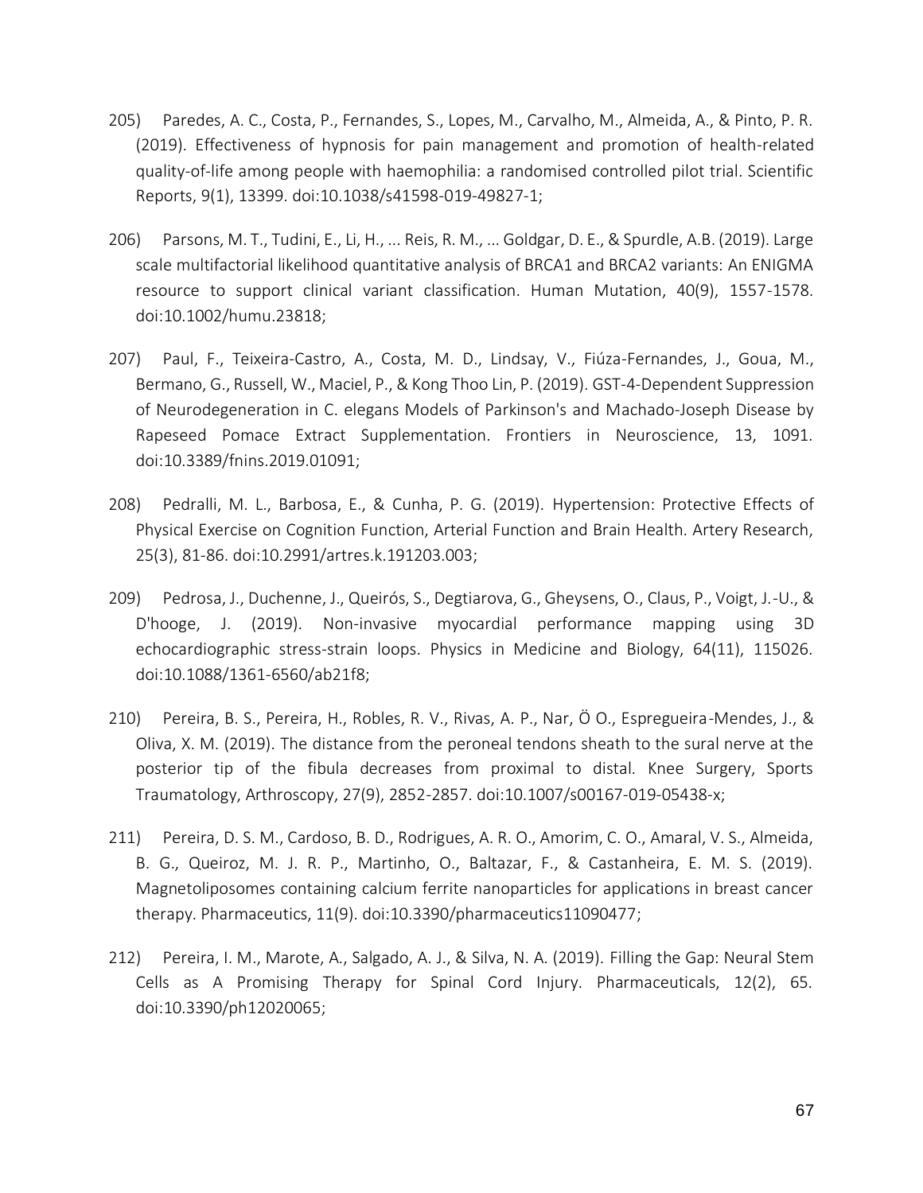205) Paredes, A. C., Costa, P., Fernandes, S., Lopes, M., Carvalho, M., Almeida, A., & Pinto, P. R. (2019). Effectiveness of hypnosis for pain management and promotion of health-related quality-of-life among people with haemophilia: a randomised controlled pilot trial. Scientific Reports, 9(1), 13399. doi:10.1038/s41598-019-49827-1;

206) Parsons, M. T., Tudini, E., Li, H., ... Reis, R. M., ... Goldgar, D. E., & Spurdle, A.B. (2019). Large scale multifactorial likelihood quantitative analysis of BRCA1 and BRCA2 variants: An ENIGMA resource to support clinical variant classification. Human Mutation, 40(9), 1557-1578. doi:10.1002/humu.23818;

207) Paul, F., Teixeira-Castro, A., Costa, M. D., Lindsay, V., Fiúza-Fernandes, J., Goua, M., Bermano, G., Russell, W., Maciel, P., & Kong Thoo Lin, P. (2019). GST-4-Dependent Suppression of Neurodegeneration in C. elegans Models of Parkinson's and Machado-Joseph Disease by Rapeseed Pomace Extract Supplementation. Frontiers in Neuroscience, 13, 1091. doi:10.3389/fnins.2019.01091;

208) Pedralli, M. L., Barbosa, E., & Cunha, P. G. (2019). Hypertension: Protective Effects of Physical Exercise on Cognition Function, Arterial Function and Brain Health. Artery Research, 25(3), 81-86. doi:10.2991/artres.k.191203.003;

209) Pedrosa, J., Duchenne, J., Queirós, S., Degtiarova, G., Gheysens, O., Claus, P., Voigt, J.-U., & D'hooge, J. (2019). Non-invasive myocardial performance mapping using 3D echocardiographic stress-strain loops. Physics in Medicine and Biology, 64(11), 115026. doi:10.1088/1361-6560/ab21f8;

210) Pereira, B. S., Pereira, H., Robles, R. V., Rivas, A. P., Nar, Ö O., Espregueira-Mendes, J., & Oliva, X. M. (2019). The distance from the peroneal tendons sheath to the sural nerve at the posterior tip of the fibula decreases from proximal to distal. Knee Surgery, Sports Traumatology, Arthroscopy, 27(9), 2852-2857. doi:10.1007/s00167-019-05438-x;

211) Pereira, D. S. M., Cardoso, B. D., Rodrigues, A. R. O., Amorim, C. O., Amaral, V. S., Almeida, B. G., Queiroz, M. J. R. P., Martinho, O., Baltazar, F., & Castanheira, E. M. S. (2019). Magnetoliposomes containing calcium ferrite nanoparticles for applications in breast cancer therapy. Pharmaceutics, 11(9). doi:10.3390/pharmaceutics11090477;

212) Pereira, I. M., Marote, A., Salgado, A. J., & Silva, N. A. (2019). Filling the Gap: Neural Stem Cells as A Promising Therapy for Spinal Cord Injury. Pharmaceuticals, 12(2), 65. doi:10.3390/ph12020065;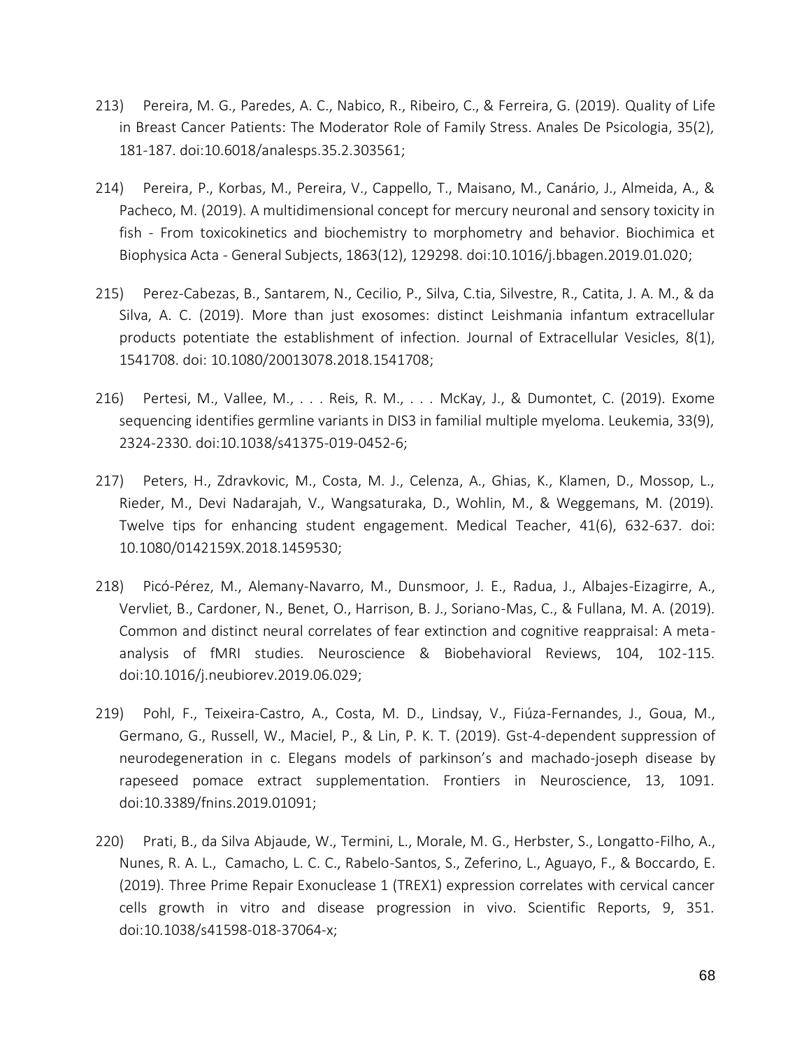213) Pereira, M. G., Paredes, A. C., Nabico, R., Ribeiro, C., & Ferreira, G. (2019). Quality of Life in Breast Cancer Patients: The Moderator Role of Family Stress. Anales De Psicologia, 35(2), 181-187. doi:10.6018/analesps.35.2.303561;

214) Pereira, P., Korbas, M., Pereira, V., Cappello, T., Maisano, M., Canário, J., Almeida, A., & Pacheco, M. (2019). A multidimensional concept for mercury neuronal and sensory toxicity in fish - From toxicokinetics and biochemistry to morphometry and behavior. Biochimica et Biophysica Acta - General Subjects, 1863(12), 129298. doi:10.1016/j.bbagen.2019.01.020;

215) Perez-Cabezas, B., Santarem, N., Cecilio, P., Silva, C.tia, Silvestre, R., Catita, J. A. M., & da Silva, A. C. (2019). More than just exosomes: distinct Leishmania infantum extracellular products potentiate the establishment of infection. Journal of Extracellular Vesicles, 8(1), 1541708. doi: 10.1080/20013078.2018.1541708;

216) Pertesi, M., Vallee, M., . . . Reis, R. M., . . . McKay, J., & Dumontet, C. (2019). Exome sequencing identifies germline variants in DIS3 in familial multiple myeloma. Leukemia, 33(9), 2324-2330. doi:10.1038/s41375-019-0452-6;

217) Peters, H., Zdravkovic, M., Costa, M. J., Celenza, A., Ghias, K., Klamen, D., Mossop, L., Rieder, M., Devi Nadarajah, V., Wangsaturaka, D., Wohlin, M., & Weggemans, M. (2019). Twelve tips for enhancing student engagement. Medical Teacher, 41(6), 632-637. doi: 10.1080/0142159X.2018.1459530;

218) Picó-Pérez, M., Alemany-Navarro, M., Dunsmoor, J. E., Radua, J., Albajes-Eizagirre, A., Vervliet, B., Cardoner, N., Benet, O., Harrison, B. J., Soriano-Mas, C., & Fullana, M. A. (2019). Common and distinct neural correlates of fear extinction and cognitive reappraisal: A meta-analysis of fMRI studies. Neuroscience & Biobehavioral Reviews, 104, 102-115. doi:10.1016/j.neubiorev.2019.06.029;

219) Pohl, F., Teixeira-Castro, A., Costa, M. D., Lindsay, V., Fiúza-Fernandes, J., Goua, M., Germano, G., Russell, W., Maciel, P., & Lin, P. K. T. (2019). Gst-4-dependent suppression of neurodegeneration in c. Elegans models of parkinson's and machado-joseph disease by rapeseed pomace extract supplementation. Frontiers in Neuroscience, 13, 1091. doi:10.3389/fnins.2019.01091;

220) Prati, B., da Silva Abjaude, W., Termini, L., Morale, M. G., Herbster, S., Longatto-Filho, A., Nunes, R. A. L., Camacho, L. C. C., Rabelo-Santos, S., Zeferino, L., Aguayo, F., & Boccardo, E. (2019). Three Prime Repair Exonuclease 1 (TREX1) expression correlates with cervical cancer cells growth in vitro and disease progression in vivo. Scientific Reports, 9, 351. doi:10.1038/s41598-018-37064-x;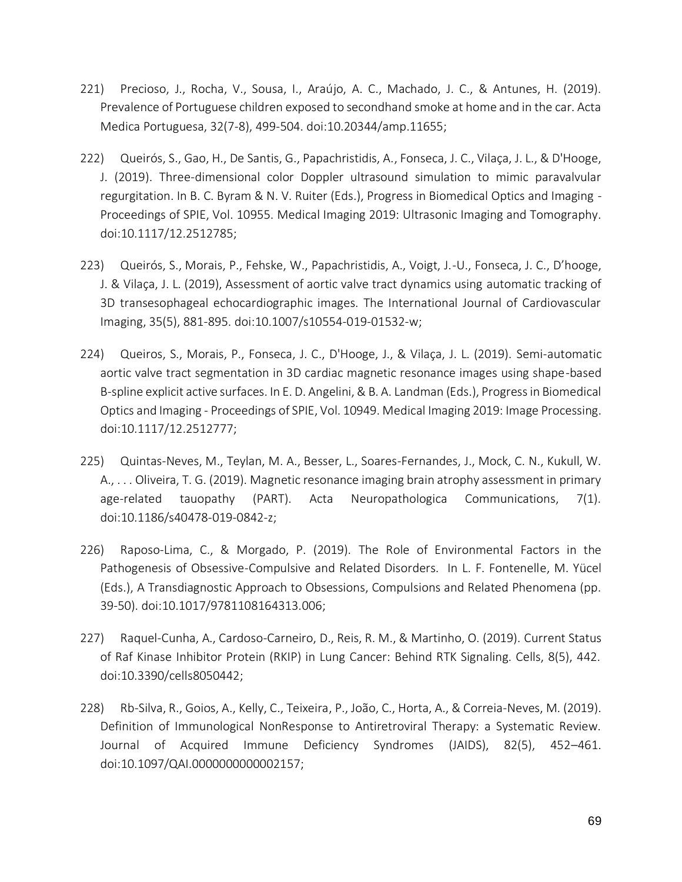221) Precioso, J., Rocha, V., Sousa, I., Araújo, A. C., Machado, J. C., & Antunes, H. (2019). Prevalence of Portuguese children exposed to secondhand smoke at home and in the car. Acta Medica Portuguesa, 32(7-8), 499-504. doi:10.20344/amp.11655;

222) Queirós, S., Gao, H., De Santis, G., Papachristidis, A., Fonseca, J. C., Vilaça, J. L., & D'Hooge, J. (2019). Three-dimensional color Doppler ultrasound simulation to mimic paravalvular regurgitation. In B. C. Byram & N. V. Ruiter (Eds.), Progress in Biomedical Optics and Imaging - Proceedings of SPIE, Vol. 10955. Medical Imaging 2019: Ultrasonic Imaging and Tomography. doi:10.1117/12.2512785;

223) Queirós, S., Morais, P., Fehske, W., Papachristidis, A., Voigt, J.-U., Fonseca, J. C., D'hooge, J. & Vilaça, J. L. (2019), Assessment of aortic valve tract dynamics using automatic tracking of 3D transesophageal echocardiographic images. The International Journal of Cardiovascular Imaging, 35(5), 881-895. doi:10.1007/s10554-019-01532-w;

224) Queiros, S., Morais, P., Fonseca, J. C., D'Hooge, J., & Vilaça, J. L. (2019). Semi-automatic aortic valve tract segmentation in 3D cardiac magnetic resonance images using shape-based B-spline explicit active surfaces. In E. D. Angelini, & B. A. Landman (Eds.), Progress in Biomedical Optics and Imaging - Proceedings of SPIE, Vol. 10949. Medical Imaging 2019: Image Processing. doi:10.1117/12.2512777;

225) Quintas-Neves, M., Teylan, M. A., Besser, L., Soares-Fernandes, J., Mock, C. N., Kukull, W. A., . . . Oliveira, T. G. (2019). Magnetic resonance imaging brain atrophy assessment in primary age-related tauopathy (PART). Acta Neuropathologica Communications, 7(1). doi:10.1186/s40478-019-0842-z;

226) Raposo-Lima, C., & Morgado, P. (2019). The Role of Environmental Factors in the Pathogenesis of Obsessive-Compulsive and Related Disorders. In L. F. Fontenelle, M. Yücel (Eds.), A Transdiagnostic Approach to Obsessions, Compulsions and Related Phenomena (pp. 39-50). doi:10.1017/9781108164313.006;

227) Raquel-Cunha, A., Cardoso-Carneiro, D., Reis, R. M., & Martinho, O. (2019). Current Status of Raf Kinase Inhibitor Protein (RKIP) in Lung Cancer: Behind RTK Signaling. Cells, 8(5), 442. doi:10.3390/cells8050442;

228) Rb-Silva, R., Goios, A., Kelly, C., Teixeira, P., João, C., Horta, A., & Correia-Neves, M. (2019). Definition of Immunological NonResponse to Antiretroviral Therapy: a Systematic Review. Journal of Acquired Immune Deficiency Syndromes (JAIDS), 82(5), 452–461. doi:10.1097/QAI.0000000000002157;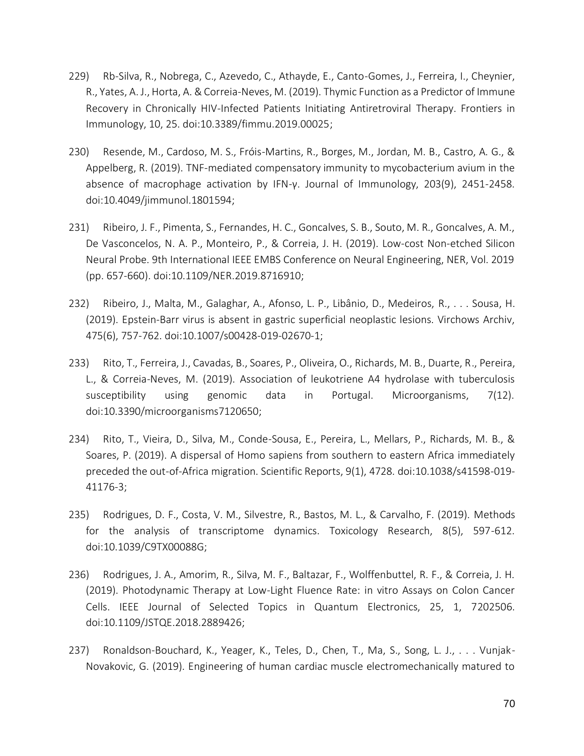229) Rb-Silva, R., Nobrega, C., Azevedo, C., Athayde, E., Canto-Gomes, J., Ferreira, I., Cheynier, R., Yates, A. J., Horta, A. & Correia-Neves, M. (2019). Thymic Function as a Predictor of Immune Recovery in Chronically HIV-Infected Patients Initiating Antiretroviral Therapy. Frontiers in Immunology, 10, 25. doi:10.3389/fimmu.2019.00025;

230) Resende, M., Cardoso, M. S., Fróis-Martins, R., Borges, M., Jordan, M. B., Castro, A. G., & Appelberg, R. (2019). TNF-mediated compensatory immunity to mycobacterium avium in the absence of macrophage activation by IFN-γ. Journal of Immunology, 203(9), 2451-2458. doi:10.4049/jimmunol.1801594;

231) Ribeiro, J. F., Pimenta, S., Fernandes, H. C., Goncalves, S. B., Souto, M. R., Goncalves, A. M., De Vasconcelos, N. A. P., Monteiro, P., & Correia, J. H. (2019). Low-cost Non-etched Silicon Neural Probe. 9th International IEEE EMBS Conference on Neural Engineering, NER, Vol. 2019 (pp. 657-660). doi:10.1109/NER.2019.8716910;

232) Ribeiro, J., Malta, M., Galaghar, A., Afonso, L. P., Libânio, D., Medeiros, R., . . . Sousa, H. (2019). Epstein-Barr virus is absent in gastric superficial neoplastic lesions. Virchows Archiv, 475(6), 757-762. doi:10.1007/s00428-019-02670-1;

233) Rito, T., Ferreira, J., Cavadas, B., Soares, P., Oliveira, O., Richards, M. B., Duarte, R., Pereira, L., & Correia-Neves, M. (2019). Association of leukotriene A4 hydrolase with tuberculosis susceptibility using genomic data in Portugal. Microorganisms, 7(12). doi:10.3390/microorganisms7120650;

234) Rito, T., Vieira, D., Silva, M., Conde-Sousa, E., Pereira, L., Mellars, P., Richards, M. B., & Soares, P. (2019). A dispersal of Homo sapiens from southern to eastern Africa immediately preceded the out-of-Africa migration. Scientific Reports, 9(1), 4728. doi:10.1038/s41598-019-41176-3;

235) Rodrigues, D. F., Costa, V. M., Silvestre, R., Bastos, M. L., & Carvalho, F. (2019). Methods for the analysis of transcriptome dynamics. Toxicology Research, 8(5), 597-612. doi:10.1039/C9TX00088G;

236) Rodrigues, J. A., Amorim, R., Silva, M. F., Baltazar, F., Wolffenbuttel, R. F., & Correia, J. H. (2019). Photodynamic Therapy at Low-Light Fluence Rate: in vitro Assays on Colon Cancer Cells. IEEE Journal of Selected Topics in Quantum Electronics, 25, 1, 7202506. doi:10.1109/JSTQE.2018.2889426;

237) Ronaldson-Bouchard, K., Yeager, K., Teles, D., Chen, T., Ma, S., Song, L. J., . . . Vunjak-Novakovic, G. (2019). Engineering of human cardiac muscle electromechanically matured to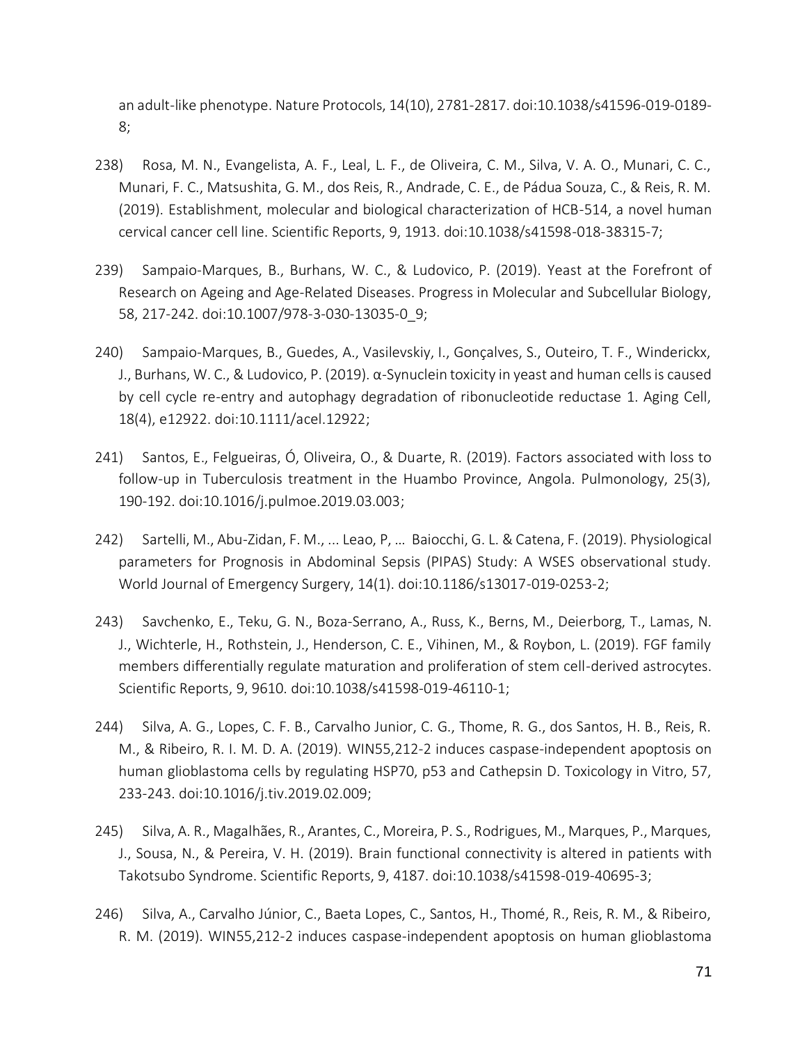an adult-like phenotype. Nature Protocols, 14(10), 2781-2817. doi:10.1038/s41596-019-0189-8;

238) Rosa, M. N., Evangelista, A. F., Leal, L. F., de Oliveira, C. M., Silva, V. A. O., Munari, C. C., Munari, F. C., Matsushita, G. M., dos Reis, R., Andrade, C. E., de Pádua Souza, C., & Reis, R. M. (2019). Establishment, molecular and biological characterization of HCB-514, a novel human cervical cancer cell line. Scientific Reports, 9, 1913. doi:10.1038/s41598-018-38315-7;

239) Sampaio-Marques, B., Burhans, W. C., & Ludovico, P. (2019). Yeast at the Forefront of Research on Ageing and Age-Related Diseases. Progress in Molecular and Subcellular Biology, 58, 217-242. doi:10.1007/978-3-030-13035-0_9;

240) Sampaio-Marques, B., Guedes, A., Vasilevskiy, I., Gonçalves, S., Outeiro, T. F., Winderickx, J., Burhans, W. C., & Ludovico, P. (2019). α-Synuclein toxicity in yeast and human cells is caused by cell cycle re-entry and autophagy degradation of ribonucleotide reductase 1. Aging Cell, 18(4), e12922. doi:10.1111/acel.12922;

241) Santos, E., Felgueiras, Ó, Oliveira, O., & Duarte, R. (2019). Factors associated with loss to follow-up in Tuberculosis treatment in the Huambo Province, Angola. Pulmonology, 25(3), 190-192. doi:10.1016/j.pulmoe.2019.03.003;

242) Sartelli, M., Abu-Zidan, F. M., ... Leao, P, … Baiocchi, G. L. & Catena, F. (2019). Physiological parameters for Prognosis in Abdominal Sepsis (PIPAS) Study: A WSES observational study. World Journal of Emergency Surgery, 14(1). doi:10.1186/s13017-019-0253-2;

243) Savchenko, E., Teku, G. N., Boza-Serrano, A., Russ, K., Berns, M., Deierborg, T., Lamas, N. J., Wichterle, H., Rothstein, J., Henderson, C. E., Vihinen, M., & Roybon, L. (2019). FGF family members differentially regulate maturation and proliferation of stem cell-derived astrocytes. Scientific Reports, 9, 9610. doi:10.1038/s41598-019-46110-1;

244) Silva, A. G., Lopes, C. F. B., Carvalho Junior, C. G., Thome, R. G., dos Santos, H. B., Reis, R. M., & Ribeiro, R. I. M. D. A. (2019). WIN55,212-2 induces caspase-independent apoptosis on human glioblastoma cells by regulating HSP70, p53 and Cathepsin D. Toxicology in Vitro, 57, 233-243. doi:10.1016/j.tiv.2019.02.009;

245) Silva, A. R., Magalhães, R., Arantes, C., Moreira, P. S., Rodrigues, M., Marques, P., Marques, J., Sousa, N., & Pereira, V. H. (2019). Brain functional connectivity is altered in patients with Takotsubo Syndrome. Scientific Reports, 9, 4187. doi:10.1038/s41598-019-40695-3;

246) Silva, A., Carvalho Júnior, C., Baeta Lopes, C., Santos, H., Thomé, R., Reis, R. M., & Ribeiro, R. M. (2019). WIN55,212-2 induces caspase-independent apoptosis on human glioblastoma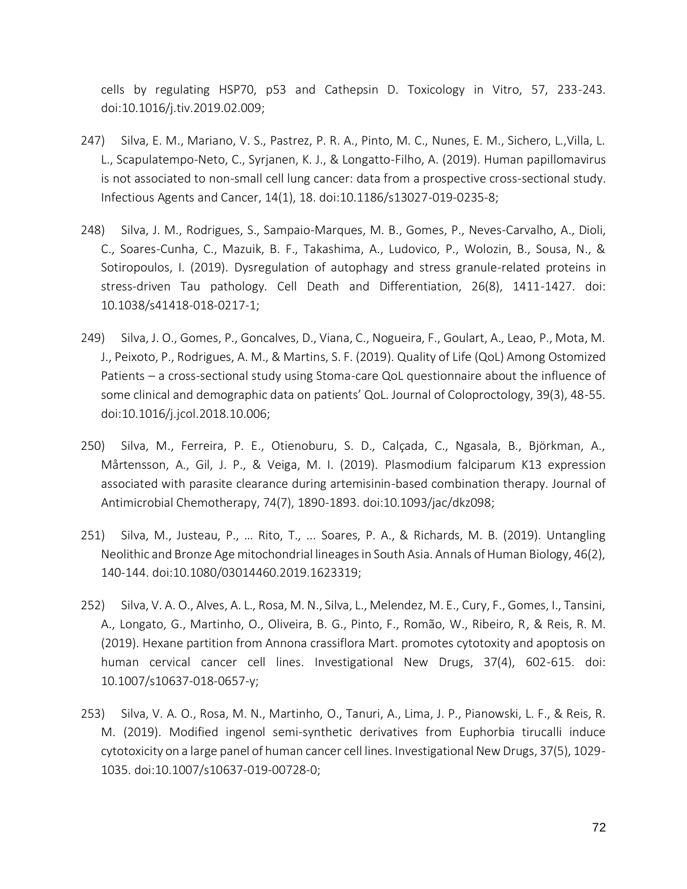cells by regulating HSP70, p53 and Cathepsin D. Toxicology in Vitro, 57, 233-243. doi:10.1016/j.tiv.2019.02.009;

247) Silva, E. M., Mariano, V. S., Pastrez, P. R. A., Pinto, M. C., Nunes, E. M., Sichero, L.,Villa, L. L., Scapulatempo-Neto, C., Syrjanen, K. J., & Longatto-Filho, A. (2019). Human papillomavirus is not associated to non-small cell lung cancer: data from a prospective cross-sectional study. Infectious Agents and Cancer, 14(1), 18. doi:10.1186/s13027-019-0235-8;

248) Silva, J. M., Rodrigues, S., Sampaio-Marques, M. B., Gomes, P., Neves-Carvalho, A., Dioli, C., Soares-Cunha, C., Mazuik, B. F., Takashima, A., Ludovico, P., Wolozin, B., Sousa, N., & Sotiropoulos, I. (2019). Dysregulation of autophagy and stress granule-related proteins in stress-driven Tau pathology. Cell Death and Differentiation, 26(8), 1411-1427. doi: 10.1038/s41418-018-0217-1;

249) Silva, J. O., Gomes, P., Goncalves, D., Viana, C., Nogueira, F., Goulart, A., Leao, P., Mota, M. J., Peixoto, P., Rodrigues, A. M., & Martins, S. F. (2019). Quality of Life (QoL) Among Ostomized Patients – a cross-sectional study using Stoma-care QoL questionnaire about the influence of some clinical and demographic data on patients' QoL. Journal of Coloproctology, 39(3), 48-55. doi:10.1016/j.jcol.2018.10.006;

250) Silva, M., Ferreira, P. E., Otienoburu, S. D., Calçada, C., Ngasala, B., Björkman, A., Mårtensson, A., Gil, J. P., & Veiga, M. I. (2019). Plasmodium falciparum K13 expression associated with parasite clearance during artemisinin-based combination therapy. Journal of Antimicrobial Chemotherapy, 74(7), 1890-1893. doi:10.1093/jac/dkz098;

251) Silva, M., Justeau, P., … Rito, T., ... Soares, P. A., & Richards, M. B. (2019). Untangling Neolithic and Bronze Age mitochondrial lineages in South Asia. Annals of Human Biology, 46(2), 140-144. doi:10.1080/03014460.2019.1623319;

252) Silva, V. A. O., Alves, A. L., Rosa, M. N., Silva, L., Melendez, M. E., Cury, F., Gomes, I., Tansini, A., Longato, G., Martinho, O., Oliveira, B. G., Pinto, F., Romão, W., Ribeiro, R, & Reis, R. M. (2019). Hexane partition from Annona crassiflora Mart. promotes cytotoxity and apoptosis on human cervical cancer cell lines. Investigational New Drugs, 37(4), 602-615. doi: 10.1007/s10637-018-0657-y;

253) Silva, V. A. O., Rosa, M. N., Martinho, O., Tanuri, A., Lima, J. P., Pianowski, L. F., & Reis, R. M. (2019). Modified ingenol semi-synthetic derivatives from Euphorbia tirucalli induce cytotoxicity on a large panel of human cancer cell lines. Investigational New Drugs, 37(5), 1029-1035. doi:10.1007/s10637-019-00728-0;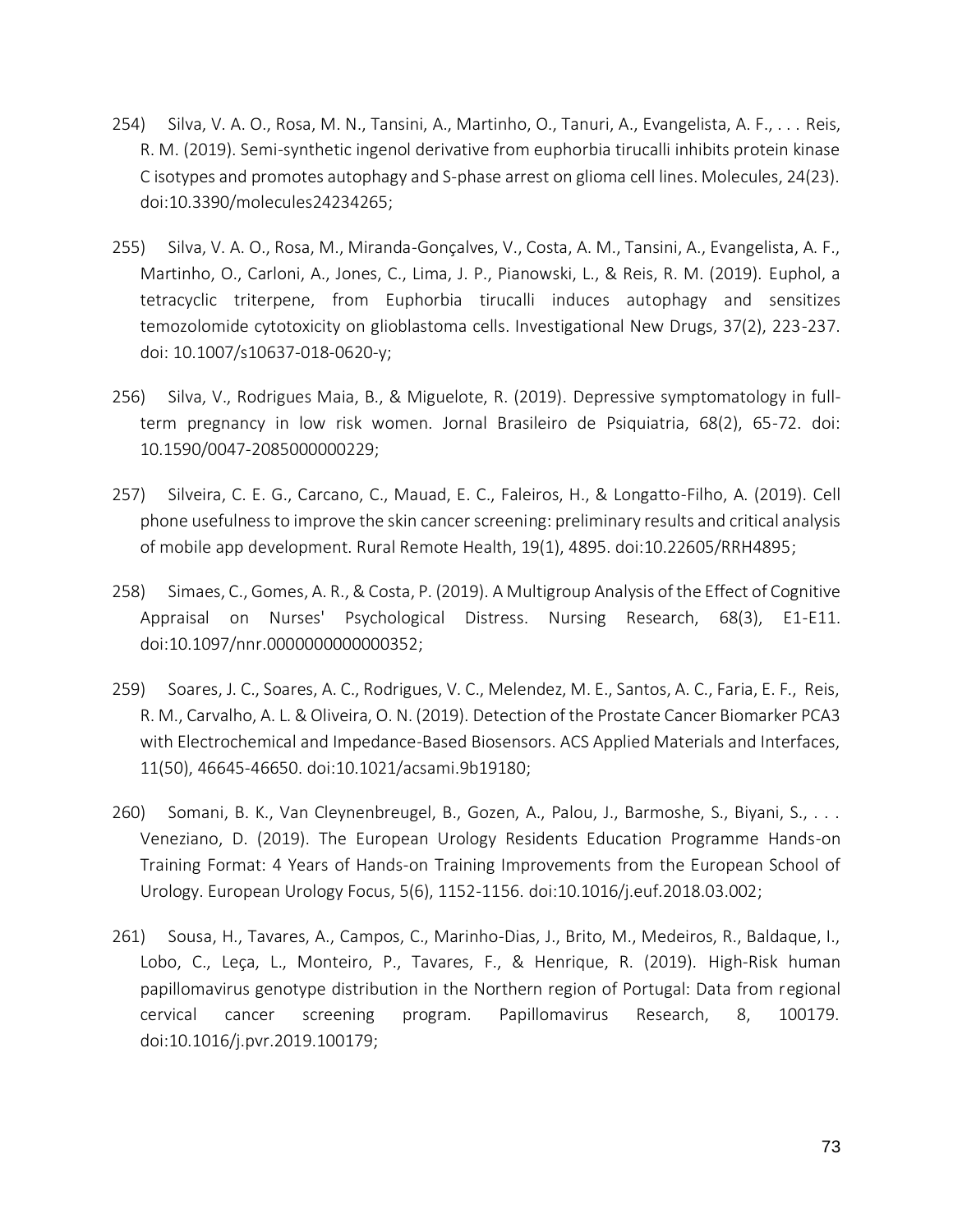254) Silva, V. A. O., Rosa, M. N., Tansini, A., Martinho, O., Tanuri, A., Evangelista, A. F., . . . Reis, R. M. (2019). Semi-synthetic ingenol derivative from euphorbia tirucalli inhibits protein kinase C isotypes and promotes autophagy and S-phase arrest on glioma cell lines. Molecules, 24(23). doi:10.3390/molecules24234265;

255) Silva, V. A. O., Rosa, M., Miranda-Gonçalves, V., Costa, A. M., Tansini, A., Evangelista, A. F., Martinho, O., Carloni, A., Jones, C., Lima, J. P., Pianowski, L., & Reis, R. M. (2019). Euphol, a tetracyclic triterpene, from Euphorbia tirucalli induces autophagy and sensitizes temozolomide cytotoxicity on glioblastoma cells. Investigational New Drugs, 37(2), 223-237. doi: 10.1007/s10637-018-0620-y;

256) Silva, V., Rodrigues Maia, B., & Miguelote, R. (2019). Depressive symptomatology in full-term pregnancy in low risk women. Jornal Brasileiro de Psiquiatria, 68(2), 65-72. doi: 10.1590/0047-2085000000229;

257) Silveira, C. E. G., Carcano, C., Mauad, E. C., Faleiros, H., & Longatto-Filho, A. (2019). Cell phone usefulness to improve the skin cancer screening: preliminary results and critical analysis of mobile app development. Rural Remote Health, 19(1), 4895. doi:10.22605/RRH4895;

258) Simaes, C., Gomes, A. R., & Costa, P. (2019). A Multigroup Analysis of the Effect of Cognitive Appraisal on Nurses' Psychological Distress. Nursing Research, 68(3), E1-E11. doi:10.1097/nnr.0000000000000352;

259) Soares, J. C., Soares, A. C., Rodrigues, V. C., Melendez, M. E., Santos, A. C., Faria, E. F., Reis, R. M., Carvalho, A. L. & Oliveira, O. N. (2019). Detection of the Prostate Cancer Biomarker PCA3 with Electrochemical and Impedance-Based Biosensors. ACS Applied Materials and Interfaces, 11(50), 46645-46650. doi:10.1021/acsami.9b19180;

260) Somani, B. K., Van Cleynenbreugel, B., Gozen, A., Palou, J., Barmoshe, S., Biyani, S., . . . Veneziano, D. (2019). The European Urology Residents Education Programme Hands-on Training Format: 4 Years of Hands-on Training Improvements from the European School of Urology. European Urology Focus, 5(6), 1152-1156. doi:10.1016/j.euf.2018.03.002;

261) Sousa, H., Tavares, A., Campos, C., Marinho-Dias, J., Brito, M., Medeiros, R., Baldaque, I., Lobo, C., Leça, L., Monteiro, P., Tavares, F., & Henrique, R. (2019). High-Risk human papillomavirus genotype distribution in the Northern region of Portugal: Data from regional cervical cancer screening program. Papillomavirus Research, 8, 100179. doi:10.1016/j.pvr.2019.100179;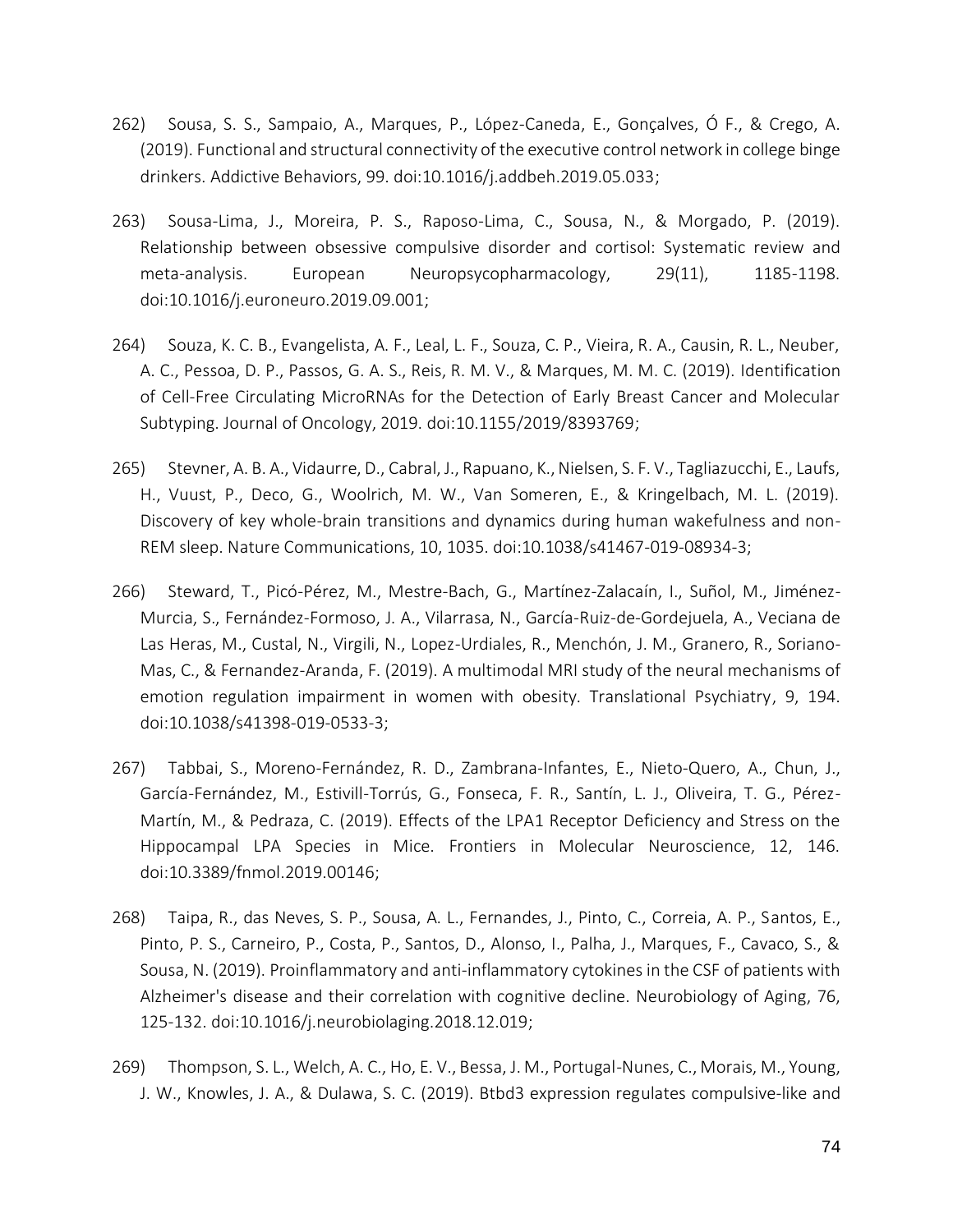262) Sousa, S. S., Sampaio, A., Marques, P., López-Caneda, E., Gonçalves, Ó F., & Crego, A. (2019). Functional and structural connectivity of the executive control network in college binge drinkers. Addictive Behaviors, 99. doi:10.1016/j.addbeh.2019.05.033;

263) Sousa-Lima, J., Moreira, P. S., Raposo-Lima, C., Sousa, N., & Morgado, P. (2019). Relationship between obsessive compulsive disorder and cortisol: Systematic review and meta-analysis. European Neuropsycopharmacology, 29(11), 1185-1198. doi:10.1016/j.euroneuro.2019.09.001;

264) Souza, K. C. B., Evangelista, A. F., Leal, L. F., Souza, C. P., Vieira, R. A., Causin, R. L., Neuber, A. C., Pessoa, D. P., Passos, G. A. S., Reis, R. M. V., & Marques, M. M. C. (2019). Identification of Cell-Free Circulating MicroRNAs for the Detection of Early Breast Cancer and Molecular Subtyping. Journal of Oncology, 2019. doi:10.1155/2019/8393769;

265) Stevner, A. B. A., Vidaurre, D., Cabral, J., Rapuano, K., Nielsen, S. F. V., Tagliazucchi, E., Laufs, H., Vuust, P., Deco, G., Woolrich, M. W., Van Someren, E., & Kringelbach, M. L. (2019). Discovery of key whole-brain transitions and dynamics during human wakefulness and non-REM sleep. Nature Communications, 10, 1035. doi:10.1038/s41467-019-08934-3;

266) Steward, T., Picó-Pérez, M., Mestre-Bach, G., Martínez-Zalacaín, I., Suñol, M., Jiménez-Murcia, S., Fernández-Formoso, J. A., Vilarrasa, N., García-Ruiz-de-Gordejuela, A., Veciana de Las Heras, M., Custal, N., Virgili, N., Lopez-Urdiales, R., Menchón, J. M., Granero, R., Soriano-Mas, C., & Fernandez-Aranda, F. (2019). A multimodal MRI study of the neural mechanisms of emotion regulation impairment in women with obesity. Translational Psychiatry, 9, 194. doi:10.1038/s41398-019-0533-3;

267) Tabbai, S., Moreno-Fernández, R. D., Zambrana-Infantes, E., Nieto-Quero, A., Chun, J., García-Fernández, M., Estivill-Torrús, G., Fonseca, F. R., Santín, L. J., Oliveira, T. G., Pérez-Martín, M., & Pedraza, C. (2019). Effects of the LPA1 Receptor Deficiency and Stress on the Hippocampal LPA Species in Mice. Frontiers in Molecular Neuroscience, 12, 146. doi:10.3389/fnmol.2019.00146;

268) Taipa, R., das Neves, S. P., Sousa, A. L., Fernandes, J., Pinto, C., Correia, A. P., Santos, E., Pinto, P. S., Carneiro, P., Costa, P., Santos, D., Alonso, I., Palha, J., Marques, F., Cavaco, S., & Sousa, N. (2019). Proinflammatory and anti-inflammatory cytokines in the CSF of patients with Alzheimer's disease and their correlation with cognitive decline. Neurobiology of Aging, 76, 125-132. doi:10.1016/j.neurobiolaging.2018.12.019;

269) Thompson, S. L., Welch, A. C., Ho, E. V., Bessa, J. M., Portugal-Nunes, C., Morais, M., Young, J. W., Knowles, J. A., & Dulawa, S. C. (2019). Btbd3 expression regulates compulsive-like and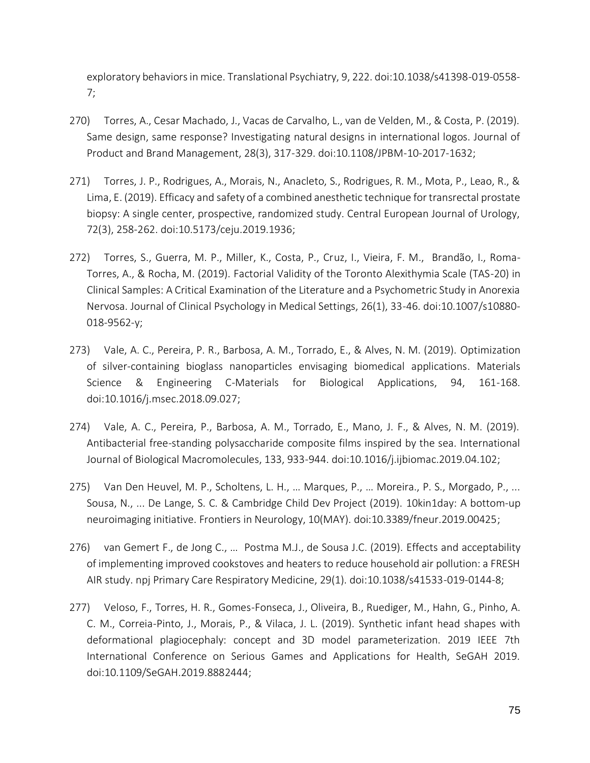exploratory behaviors in mice. Translational Psychiatry, 9, 222. doi:10.1038/s41398-019-0558-7;

270) Torres, A., Cesar Machado, J., Vacas de Carvalho, L., van de Velden, M., & Costa, P. (2019). Same design, same response? Investigating natural designs in international logos. Journal of Product and Brand Management, 28(3), 317-329. doi:10.1108/JPBM-10-2017-1632;

271) Torres, J. P., Rodrigues, A., Morais, N., Anacleto, S., Rodrigues, R. M., Mota, P., Leao, R., & Lima, E. (2019). Efficacy and safety of a combined anesthetic technique for transrectal prostate biopsy: A single center, prospective, randomized study. Central European Journal of Urology, 72(3), 258-262. doi:10.5173/ceju.2019.1936;

272) Torres, S., Guerra, M. P., Miller, K., Costa, P., Cruz, I., Vieira, F. M., Brandão, I., Roma-Torres, A., & Rocha, M. (2019). Factorial Validity of the Toronto Alexithymia Scale (TAS-20) in Clinical Samples: A Critical Examination of the Literature and a Psychometric Study in Anorexia Nervosa. Journal of Clinical Psychology in Medical Settings, 26(1), 33-46. doi:10.1007/s10880-018-9562-y;

273) Vale, A. C., Pereira, P. R., Barbosa, A. M., Torrado, E., & Alves, N. M. (2019). Optimization of silver-containing bioglass nanoparticles envisaging biomedical applications. Materials Science & Engineering C-Materials for Biological Applications, 94, 161-168. doi:10.1016/j.msec.2018.09.027;

274) Vale, A. C., Pereira, P., Barbosa, A. M., Torrado, E., Mano, J. F., & Alves, N. M. (2019). Antibacterial free-standing polysaccharide composite films inspired by the sea. International Journal of Biological Macromolecules, 133, 933-944. doi:10.1016/j.ijbiomac.2019.04.102;

275) Van Den Heuvel, M. P., Scholtens, L. H., … Marques, P., … Moreira., P. S., Morgado, P., ... Sousa, N., ... De Lange, S. C. & Cambridge Child Dev Project (2019). 10kin1day: A bottom-up neuroimaging initiative. Frontiers in Neurology, 10(MAY). doi:10.3389/fneur.2019.00425;

276) van Gemert F., de Jong C., … Postma M.J., de Sousa J.C. (2019). Effects and acceptability of implementing improved cookstoves and heaters to reduce household air pollution: a FRESH AIR study. npj Primary Care Respiratory Medicine, 29(1). doi:10.1038/s41533-019-0144-8;

277) Veloso, F., Torres, H. R., Gomes-Fonseca, J., Oliveira, B., Ruediger, M., Hahn, G., Pinho, A. C. M., Correia-Pinto, J., Morais, P., & Vilaca, J. L. (2019). Synthetic infant head shapes with deformational plagiocephaly: concept and 3D model parameterization. 2019 IEEE 7th International Conference on Serious Games and Applications for Health, SeGAH 2019. doi:10.1109/SeGAH.2019.8882444;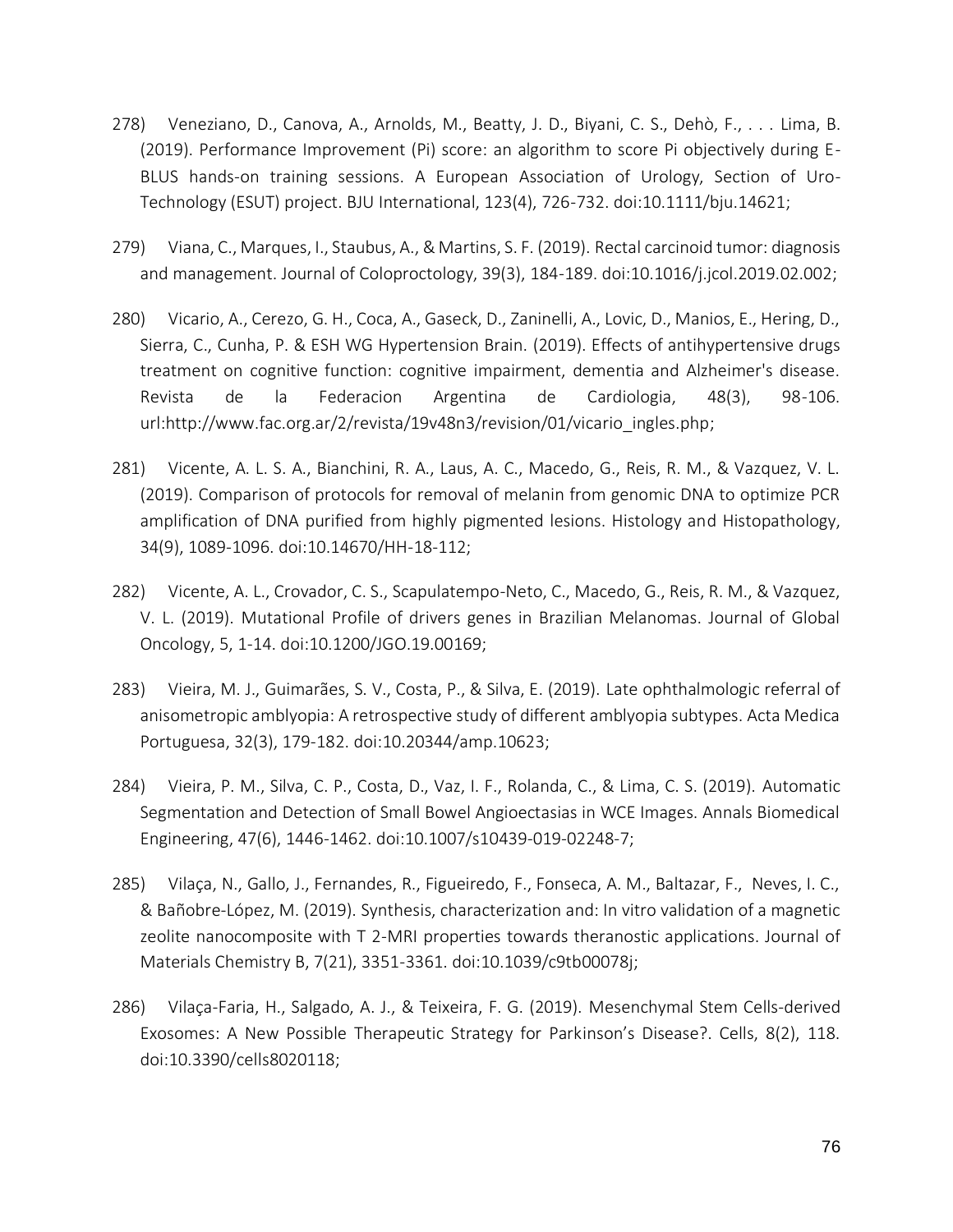278) Veneziano, D., Canova, A., Arnolds, M., Beatty, J. D., Biyani, C. S., Dehò, F., . . . Lima, B. (2019). Performance Improvement (Pi) score: an algorithm to score Pi objectively during E-BLUS hands-on training sessions. A European Association of Urology, Section of Uro-Technology (ESUT) project. BJU International, 123(4), 726-732. doi:10.1111/bju.14621;

279) Viana, C., Marques, I., Staubus, A., & Martins, S. F. (2019). Rectal carcinoid tumor: diagnosis and management. Journal of Coloproctology, 39(3), 184-189. doi:10.1016/j.jcol.2019.02.002;

280) Vicario, A., Cerezo, G. H., Coca, A., Gaseck, D., Zaninelli, A., Lovic, D., Manios, E., Hering, D., Sierra, C., Cunha, P. & ESH WG Hypertension Brain. (2019). Effects of antihypertensive drugs treatment on cognitive function: cognitive impairment, dementia and Alzheimer's disease. Revista de la Federacion Argentina de Cardiologia, 48(3), 98-106. url:http://www.fac.org.ar/2/revista/19v48n3/revision/01/vicario_ingles.php;

281) Vicente, A. L. S. A., Bianchini, R. A., Laus, A. C., Macedo, G., Reis, R. M., & Vazquez, V. L. (2019). Comparison of protocols for removal of melanin from genomic DNA to optimize PCR amplification of DNA purified from highly pigmented lesions. Histology and Histopathology, 34(9), 1089-1096. doi:10.14670/HH-18-112;

282) Vicente, A. L., Crovador, C. S., Scapulatempo-Neto, C., Macedo, G., Reis, R. M., & Vazquez, V. L. (2019). Mutational Profile of drivers genes in Brazilian Melanomas. Journal of Global Oncology, 5, 1-14. doi:10.1200/JGO.19.00169;

283) Vieira, M. J., Guimarães, S. V., Costa, P., & Silva, E. (2019). Late ophthalmologic referral of anisometropic amblyopia: A retrospective study of different amblyopia subtypes. Acta Medica Portuguesa, 32(3), 179-182. doi:10.20344/amp.10623;

284) Vieira, P. M., Silva, C. P., Costa, D., Vaz, I. F., Rolanda, C., & Lima, C. S. (2019). Automatic Segmentation and Detection of Small Bowel Angioectasias in WCE Images. Annals Biomedical Engineering, 47(6), 1446-1462. doi:10.1007/s10439-019-02248-7;

285) Vilaça, N., Gallo, J., Fernandes, R., Figueiredo, F., Fonseca, A. M., Baltazar, F., Neves, I. C., & Bañobre-López, M. (2019). Synthesis, characterization and: In vitro validation of a magnetic zeolite nanocomposite with T 2-MRI properties towards theranostic applications. Journal of Materials Chemistry B, 7(21), 3351-3361. doi:10.1039/c9tb00078j;

286) Vilaça-Faria, H., Salgado, A. J., & Teixeira, F. G. (2019). Mesenchymal Stem Cells-derived Exosomes: A New Possible Therapeutic Strategy for Parkinson's Disease?. Cells, 8(2), 118. doi:10.3390/cells8020118;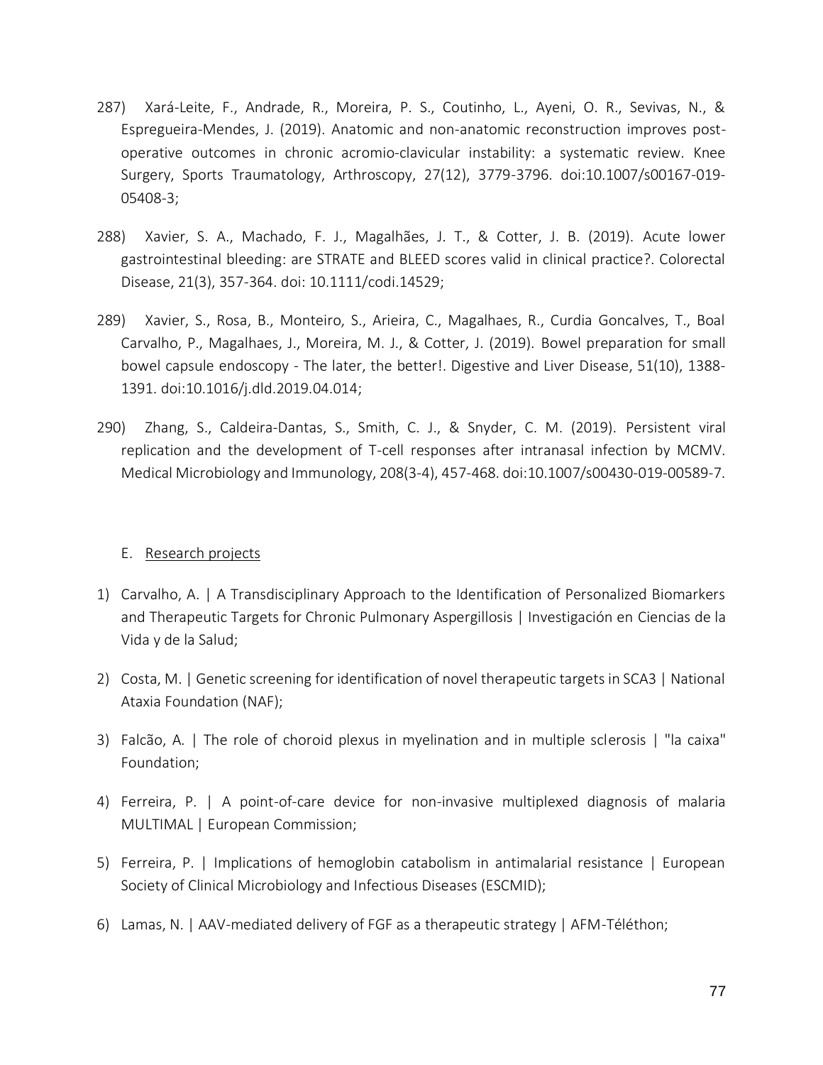287) Xará-Leite, F., Andrade, R., Moreira, P. S., Coutinho, L., Ayeni, O. R., Sevivas, N., & Espregueira-Mendes, J. (2019). Anatomic and non-anatomic reconstruction improves post-operative outcomes in chronic acromio-clavicular instability: a systematic review. Knee Surgery, Sports Traumatology, Arthroscopy, 27(12), 3779-3796. doi:10.1007/s00167-019-05408-3;

288) Xavier, S. A., Machado, F. J., Magalhães, J. T., & Cotter, J. B. (2019). Acute lower gastrointestinal bleeding: are STRATE and BLEED scores valid in clinical practice?. Colorectal Disease, 21(3), 357-364. doi: 10.1111/codi.14529;

289) Xavier, S., Rosa, B., Monteiro, S., Arieira, C., Magalhaes, R., Curdia Goncalves, T., Boal Carvalho, P., Magalhaes, J., Moreira, M. J., & Cotter, J. (2019). Bowel preparation for small bowel capsule endoscopy - The later, the better!. Digestive and Liver Disease, 51(10), 1388-1391. doi:10.1016/j.dld.2019.04.014;

290) Zhang, S., Caldeira-Dantas, S., Smith, C. J., & Snyder, C. M. (2019). Persistent viral replication and the development of T-cell responses after intranasal infection by MCMV. Medical Microbiology and Immunology, 208(3-4), 457-468. doi:10.1007/s00430-019-00589-7.

E. Research projects

1) Carvalho, A. | A Transdisciplinary Approach to the Identification of Personalized Biomarkers and Therapeutic Targets for Chronic Pulmonary Aspergillosis | Investigación en Ciencias de la Vida y de la Salud;

2) Costa, M. | Genetic screening for identification of novel therapeutic targets in SCA3 | National Ataxia Foundation (NAF);

3) Falcão, A. | The role of choroid plexus in myelination and in multiple sclerosis | "la caixa" Foundation;

4) Ferreira, P. | A point-of-care device for non-invasive multiplexed diagnosis of malaria MULTIMAL | European Commission;

5) Ferreira, P. | Implications of hemoglobin catabolism in antimalarial resistance | European Society of Clinical Microbiology and Infectious Diseases (ESCMID);

6) Lamas, N. | AAV-mediated delivery of FGF as a therapeutic strategy | AFM-Téléthon;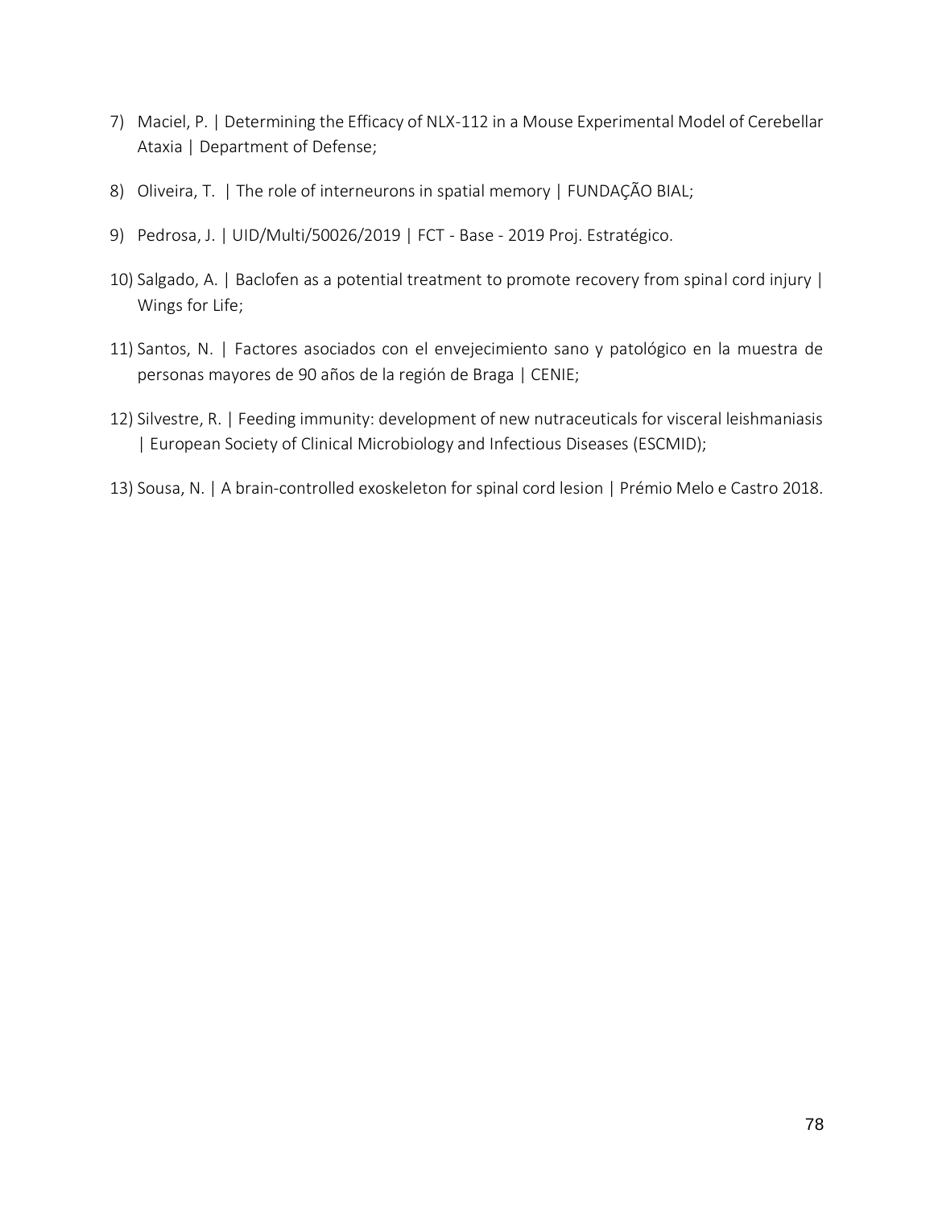7) Maciel, P. | Determining the Efficacy of NLX-112 in a Mouse Experimental Model of Cerebellar Ataxia | Department of Defense;

8) Oliveira, T. | The role of interneurons in spatial memory | FUNDAÇÃO BIAL;

9) Pedrosa, J. | UID/Multi/50026/2019 | FCT - Base - 2019 Proj. Estratégico.

10) Salgado, A. | Baclofen as a potential treatment to promote recovery from spinal cord injury | Wings for Life;

11) Santos, N. | Factores asociados con el envejecimiento sano y patológico en la muestra de personas mayores de 90 años de la región de Braga | CENIE;

12) Silvestre, R. | Feeding immunity: development of new nutraceuticals for visceral leishmaniasis | European Society of Clinical Microbiology and Infectious Diseases (ESCMID);

13) Sousa, N. | A brain-controlled exoskeleton for spinal cord lesion | Prémio Melo e Castro 2018.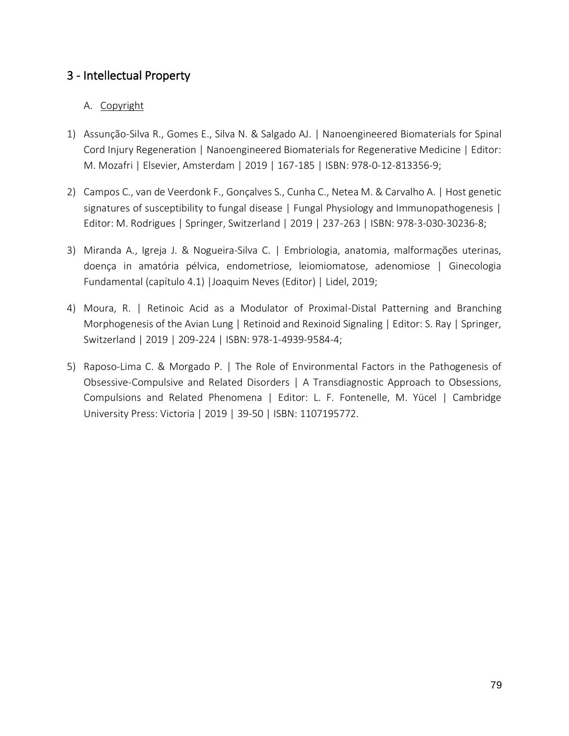## 3 - Intellectual Property

### A. Copyright

1) Assunção-Silva R., Gomes E., Silva N. & Salgado AJ. | Nanoengineered Biomaterials for Spinal Cord Injury Regeneration | Nanoengineered Biomaterials for Regenerative Medicine | Editor: M. Mozafri | Elsevier, Amsterdam | 2019 | 167-185 | ISBN: 978-0-12-813356-9;

2) Campos C., van de Veerdonk F., Gonçalves S., Cunha C., Netea M. & Carvalho A. | Host genetic signatures of susceptibility to fungal disease | Fungal Physiology and Immunopathogenesis | Editor: M. Rodrigues | Springer, Switzerland | 2019 | 237-263 | ISBN: 978-3-030-30236-8;

3) Miranda A., Igreja J. & Nogueira-Silva C. | Embriologia, anatomia, malformações uterinas, doença in amatória pélvica, endometriose, leiomiomatose, adenomiose | Ginecologia Fundamental (capítulo 4.1) |Joaquim Neves (Editor) | Lidel, 2019;

4) Moura, R. | Retinoic Acid as a Modulator of Proximal-Distal Patterning and Branching Morphogenesis of the Avian Lung | Retinoid and Rexinoid Signaling | Editor: S. Ray | Springer, Switzerland | 2019 | 209-224 | ISBN: 978-1-4939-9584-4;

5) Raposo-Lima C. & Morgado P. | The Role of Environmental Factors in the Pathogenesis of Obsessive-Compulsive and Related Disorders | A Transdiagnostic Approach to Obsessions, Compulsions and Related Phenomena | Editor: L. F. Fontenelle, M. Yücel | Cambridge University Press: Victoria | 2019 | 39-50 | ISBN: 1107195772.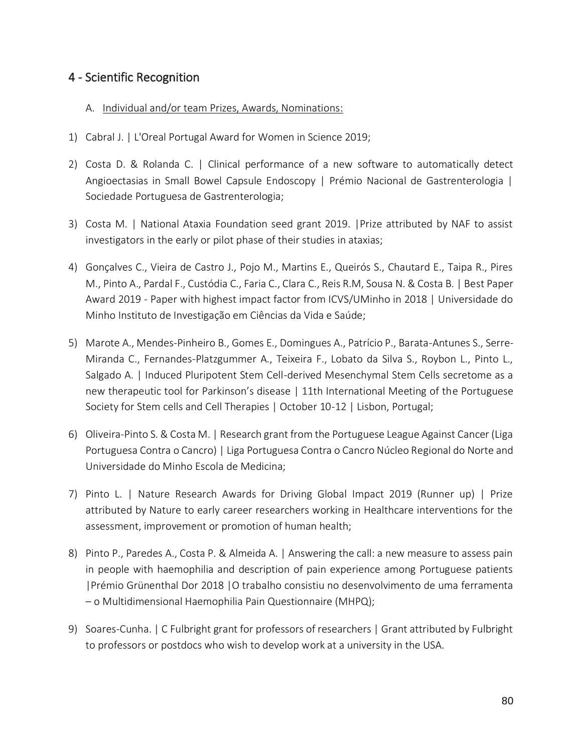## 4 - Scientific Recognition

A. Individual and/or team Prizes, Awards, Nominations:

1) Cabral J. | L'Oreal Portugal Award for Women in Science 2019;
2) Costa D. & Rolanda C. | Clinical performance of a new software to automatically detect Angioectasias in Small Bowel Capsule Endoscopy | Prémio Nacional de Gastrenterologia | Sociedade Portuguesa de Gastrenterologia;
3) Costa M. | National Ataxia Foundation seed grant 2019. |Prize attributed by NAF to assist investigators in the early or pilot phase of their studies in ataxias;
4) Gonçalves C., Vieira de Castro J., Pojo M., Martins E., Queirós S., Chautard E., Taipa R., Pires M., Pinto A., Pardal F., Custódia C., Faria C., Clara C., Reis R.M, Sousa N. & Costa B. | Best Paper Award 2019 - Paper with highest impact factor from ICVS/UMinho in 2018 | Universidade do Minho Instituto de Investigação em Ciências da Vida e Saúde;
5) Marote A., Mendes-Pinheiro B., Gomes E., Domingues A., Patrício P., Barata-Antunes S., Serre-Miranda C., Fernandes-Platzgummer A., Teixeira F., Lobato da Silva S., Roybon L., Pinto L., Salgado A. | Induced Pluripotent Stem Cell-derived Mesenchymal Stem Cells secretome as a new therapeutic tool for Parkinson's disease | 11th International Meeting of the Portuguese Society for Stem cells and Cell Therapies | October 10-12 | Lisbon, Portugal;
6) Oliveira-Pinto S. & Costa M. | Research grant from the Portuguese League Against Cancer (Liga Portuguesa Contra o Cancro) | Liga Portuguesa Contra o Cancro Núcleo Regional do Norte and Universidade do Minho Escola de Medicina;
7) Pinto L. | Nature Research Awards for Driving Global Impact 2019 (Runner up) | Prize attributed by Nature to early career researchers working in Healthcare interventions for the assessment, improvement or promotion of human health;
8) Pinto P., Paredes A., Costa P. & Almeida A. | Answering the call: a new measure to assess pain in people with haemophilia and description of pain experience among Portuguese patients |Prémio Grünenthal Dor 2018 |O trabalho consistiu no desenvolvimento de uma ferramenta – o Multidimensional Haemophilia Pain Questionnaire (MHPQ);
9) Soares-Cunha. | C Fulbright grant for professors of researchers | Grant attributed by Fulbright to professors or postdocs who wish to develop work at a university in the USA.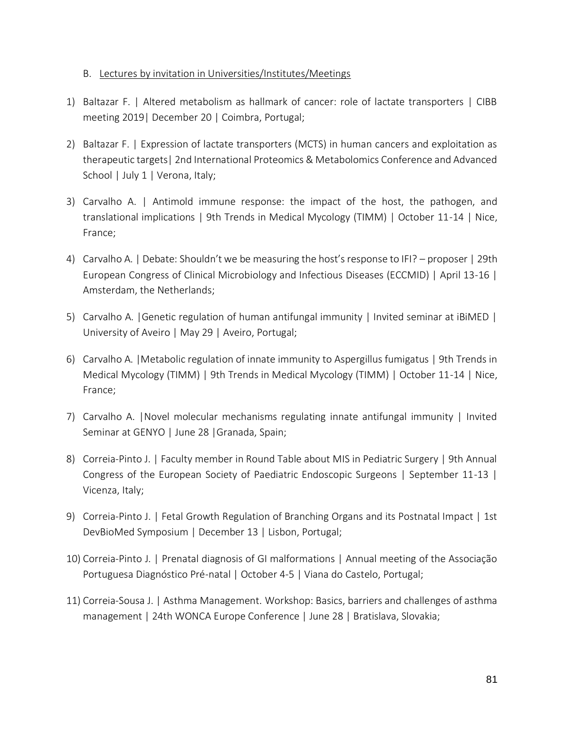B. <u>Lectures by invitation in Universities/Institutes/Meetings</u>

1) Baltazar F. | Altered metabolism as hallmark of cancer: role of lactate transporters | CIBB meeting 2019| December 20 | Coimbra, Portugal;

2) Baltazar F. | Expression of lactate transporters (MCTS) in human cancers and exploitation as therapeutic targets| 2nd International Proteomics & Metabolomics Conference and Advanced School | July 1 | Verona, Italy;

3) Carvalho A. | Antimold immune response: the impact of the host, the pathogen, and translational implications | 9th Trends in Medical Mycology (TIMM) | October 11-14 | Nice, France;

4) Carvalho A. | Debate: Shouldn't we be measuring the host's response to IFI? – proposer | 29th European Congress of Clinical Microbiology and Infectious Diseases (ECCMID) | April 13-16 | Amsterdam, the Netherlands;

5) Carvalho A. |Genetic regulation of human antifungal immunity | Invited seminar at iBiMED | University of Aveiro | May 29 | Aveiro, Portugal;

6) Carvalho A. |Metabolic regulation of innate immunity to Aspergillus fumigatus | 9th Trends in Medical Mycology (TIMM) | 9th Trends in Medical Mycology (TIMM) | October 11-14 | Nice, France;

7) Carvalho A. |Novel molecular mechanisms regulating innate antifungal immunity | Invited Seminar at GENYO | June 28 |Granada, Spain;

8) Correia-Pinto J. | Faculty member in Round Table about MIS in Pediatric Surgery | 9th Annual Congress of the European Society of Paediatric Endoscopic Surgeons | September 11-13 | Vicenza, Italy;

9) Correia-Pinto J. | Fetal Growth Regulation of Branching Organs and its Postnatal Impact | 1st DevBioMed Symposium | December 13 | Lisbon, Portugal;

10) Correia-Pinto J. | Prenatal diagnosis of GI malformations | Annual meeting of the Associação Portuguesa Diagnóstico Pré-natal | October 4-5 | Viana do Castelo, Portugal;

11) Correia-Sousa J. | Asthma Management. Workshop: Basics, barriers and challenges of asthma management | 24th WONCA Europe Conference | June 28 | Bratislava, Slovakia;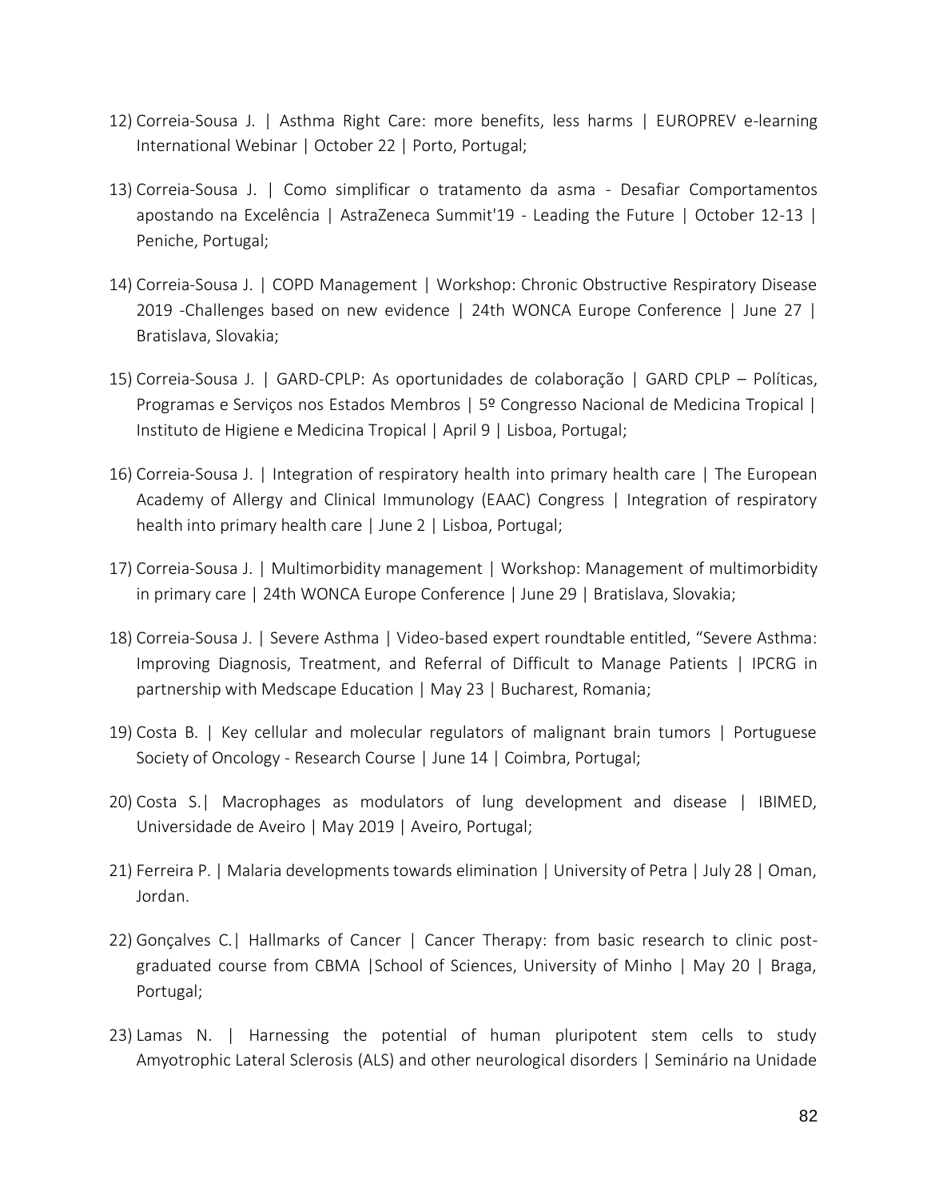12) Correia-Sousa J. | Asthma Right Care: more benefits, less harms | EUROPREV e-learning International Webinar | October 22 | Porto, Portugal;

13) Correia-Sousa J. | Como simplificar o tratamento da asma - Desafiar Comportamentos apostando na Excelência | AstraZeneca Summit'19 - Leading the Future | October 12-13 | Peniche, Portugal;

14) Correia-Sousa J. | COPD Management | Workshop: Chronic Obstructive Respiratory Disease 2019 -Challenges based on new evidence | 24th WONCA Europe Conference | June 27 | Bratislava, Slovakia;

15) Correia-Sousa J. | GARD-CPLP: As oportunidades de colaboração | GARD CPLP – Políticas, Programas e Serviços nos Estados Membros | 5º Congresso Nacional de Medicina Tropical | Instituto de Higiene e Medicina Tropical | April 9 | Lisboa, Portugal;

16) Correia-Sousa J. | Integration of respiratory health into primary health care | The European Academy of Allergy and Clinical Immunology (EAAC) Congress | Integration of respiratory health into primary health care | June 2 | Lisboa, Portugal;

17) Correia-Sousa J. | Multimorbidity management | Workshop: Management of multimorbidity in primary care | 24th WONCA Europe Conference | June 29 | Bratislava, Slovakia;

18) Correia-Sousa J. | Severe Asthma | Video-based expert roundtable entitled, "Severe Asthma: Improving Diagnosis, Treatment, and Referral of Difficult to Manage Patients | IPCRG in partnership with Medscape Education | May 23 | Bucharest, Romania;

19) Costa B. | Key cellular and molecular regulators of malignant brain tumors | Portuguese Society of Oncology - Research Course | June 14 | Coimbra, Portugal;

20) Costa S.| Macrophages as modulators of lung development and disease | IBIMED, Universidade de Aveiro | May 2019 | Aveiro, Portugal;

21) Ferreira P. | Malaria developments towards elimination | University of Petra | July 28 | Oman, Jordan.

22) Gonçalves C.| Hallmarks of Cancer | Cancer Therapy: from basic research to clinic post-graduated course from CBMA |School of Sciences, University of Minho | May 20 | Braga, Portugal;

23) Lamas N. | Harnessing the potential of human pluripotent stem cells to study Amyotrophic Lateral Sclerosis (ALS) and other neurological disorders | Seminário na Unidade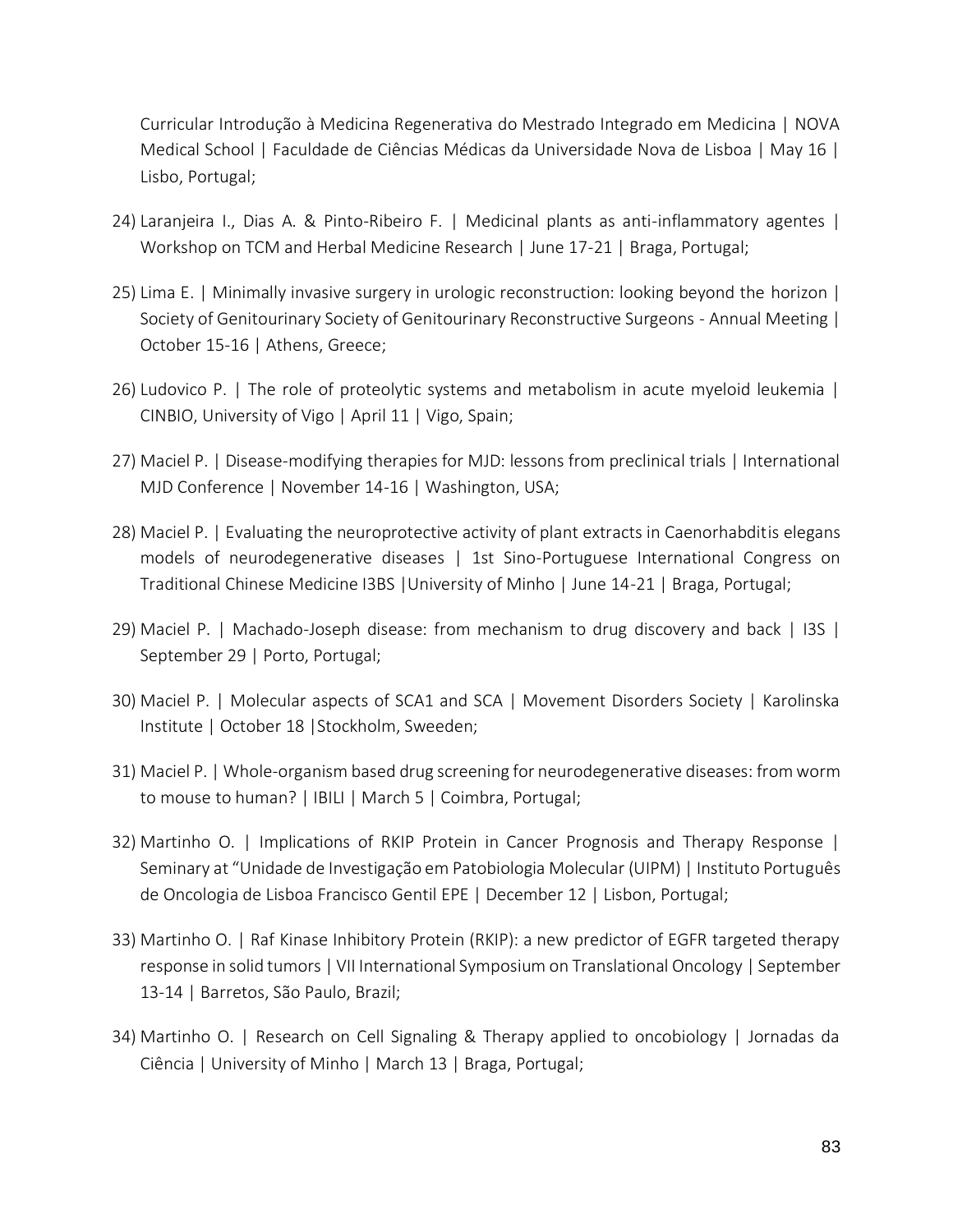Curricular Introdução à Medicina Regenerativa do Mestrado Integrado em Medicina | NOVA Medical School | Faculdade de Ciências Médicas da Universidade Nova de Lisboa | May 16 | Lisbo, Portugal;

24) Laranjeira I., Dias A. & Pinto-Ribeiro F. | Medicinal plants as anti-inflammatory agentes | Workshop on TCM and Herbal Medicine Research | June 17-21 | Braga, Portugal;

25) Lima E. | Minimally invasive surgery in urologic reconstruction: looking beyond the horizon | Society of Genitourinary Society of Genitourinary Reconstructive Surgeons - Annual Meeting | October 15-16 | Athens, Greece;

26) Ludovico P. | The role of proteolytic systems and metabolism in acute myeloid leukemia | CINBIO, University of Vigo | April 11 | Vigo, Spain;

27) Maciel P. | Disease-modifying therapies for MJD: lessons from preclinical trials | International MJD Conference | November 14-16 | Washington, USA;

28) Maciel P. | Evaluating the neuroprotective activity of plant extracts in Caenorhabditis elegans models of neurodegenerative diseases | 1st Sino-Portuguese International Congress on Traditional Chinese Medicine I3BS |University of Minho | June 14-21 | Braga, Portugal;

29) Maciel P. | Machado-Joseph disease: from mechanism to drug discovery and back | I3S | September 29 | Porto, Portugal;

30) Maciel P. | Molecular aspects of SCA1 and SCA | Movement Disorders Society | Karolinska Institute | October 18 |Stockholm, Sweeden;

31) Maciel P. | Whole-organism based drug screening for neurodegenerative diseases: from worm to mouse to human? | IBILI | March 5 | Coimbra, Portugal;

32) Martinho O. | Implications of RKIP Protein in Cancer Prognosis and Therapy Response | Seminary at "Unidade de Investigação em Patobiologia Molecular (UIPM) | Instituto Português de Oncologia de Lisboa Francisco Gentil EPE | December 12 | Lisbon, Portugal;

33) Martinho O. | Raf Kinase Inhibitory Protein (RKIP): a new predictor of EGFR targeted therapy response in solid tumors | VII International Symposium on Translational Oncology | September 13-14 | Barretos, São Paulo, Brazil;

34) Martinho O. | Research on Cell Signaling & Therapy applied to oncobiology | Jornadas da Ciência | University of Minho | March 13 | Braga, Portugal;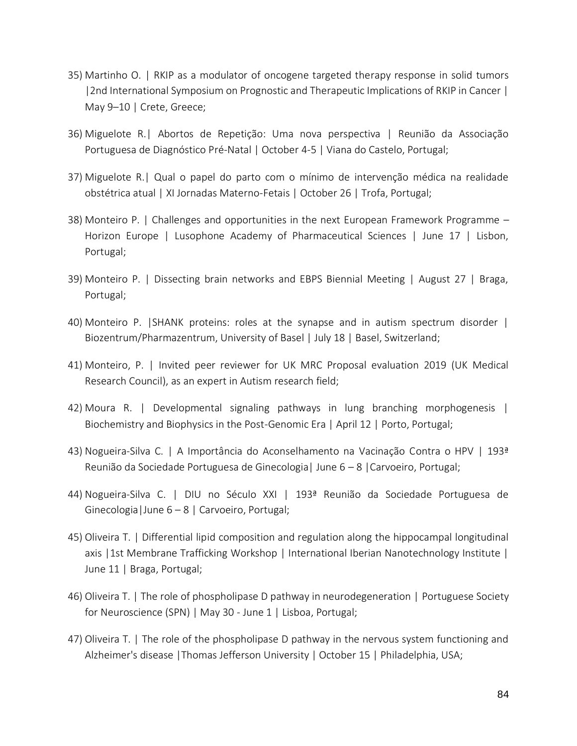35) Martinho O. | RKIP as a modulator of oncogene targeted therapy response in solid tumors |2nd International Symposium on Prognostic and Therapeutic Implications of RKIP in Cancer | May 9–10 | Crete, Greece;

36) Miguelote R.| Abortos de Repetição: Uma nova perspectiva | Reunião da Associação Portuguesa de Diagnóstico Pré-Natal | October 4-5 | Viana do Castelo, Portugal;

37) Miguelote R.| Qual o papel do parto com o mínimo de intervenção médica na realidade obstétrica atual | XI Jornadas Materno-Fetais | October 26 | Trofa, Portugal;

38) Monteiro P. | Challenges and opportunities in the next European Framework Programme – Horizon Europe | Lusophone Academy of Pharmaceutical Sciences | June 17 | Lisbon, Portugal;

39) Monteiro P. | Dissecting brain networks and EBPS Biennial Meeting | August 27 | Braga, Portugal;

40) Monteiro P. |SHANK proteins: roles at the synapse and in autism spectrum disorder | Biozentrum/Pharmazentrum, University of Basel | July 18 | Basel, Switzerland;

41) Monteiro, P. | Invited peer reviewer for UK MRC Proposal evaluation 2019 (UK Medical Research Council), as an expert in Autism research field;

42) Moura R. | Developmental signaling pathways in lung branching morphogenesis | Biochemistry and Biophysics in the Post-Genomic Era | April 12 | Porto, Portugal;

43) Nogueira-Silva C. | A Importância do Aconselhamento na Vacinação Contra o HPV | 193ª Reunião da Sociedade Portuguesa de Ginecologia| June 6 – 8 |Carvoeiro, Portugal;

44) Nogueira-Silva C. | DIU no Século XXI | 193ª Reunião da Sociedade Portuguesa de Ginecologia|June 6 – 8 | Carvoeiro, Portugal;

45) Oliveira T. | Differential lipid composition and regulation along the hippocampal longitudinal axis |1st Membrane Trafficking Workshop | International Iberian Nanotechnology Institute | June 11 | Braga, Portugal;

46) Oliveira T. | The role of phospholipase D pathway in neurodegeneration | Portuguese Society for Neuroscience (SPN) | May 30 - June 1 | Lisboa, Portugal;

47) Oliveira T. | The role of the phospholipase D pathway in the nervous system functioning and Alzheimer's disease |Thomas Jefferson University | October 15 | Philadelphia, USA;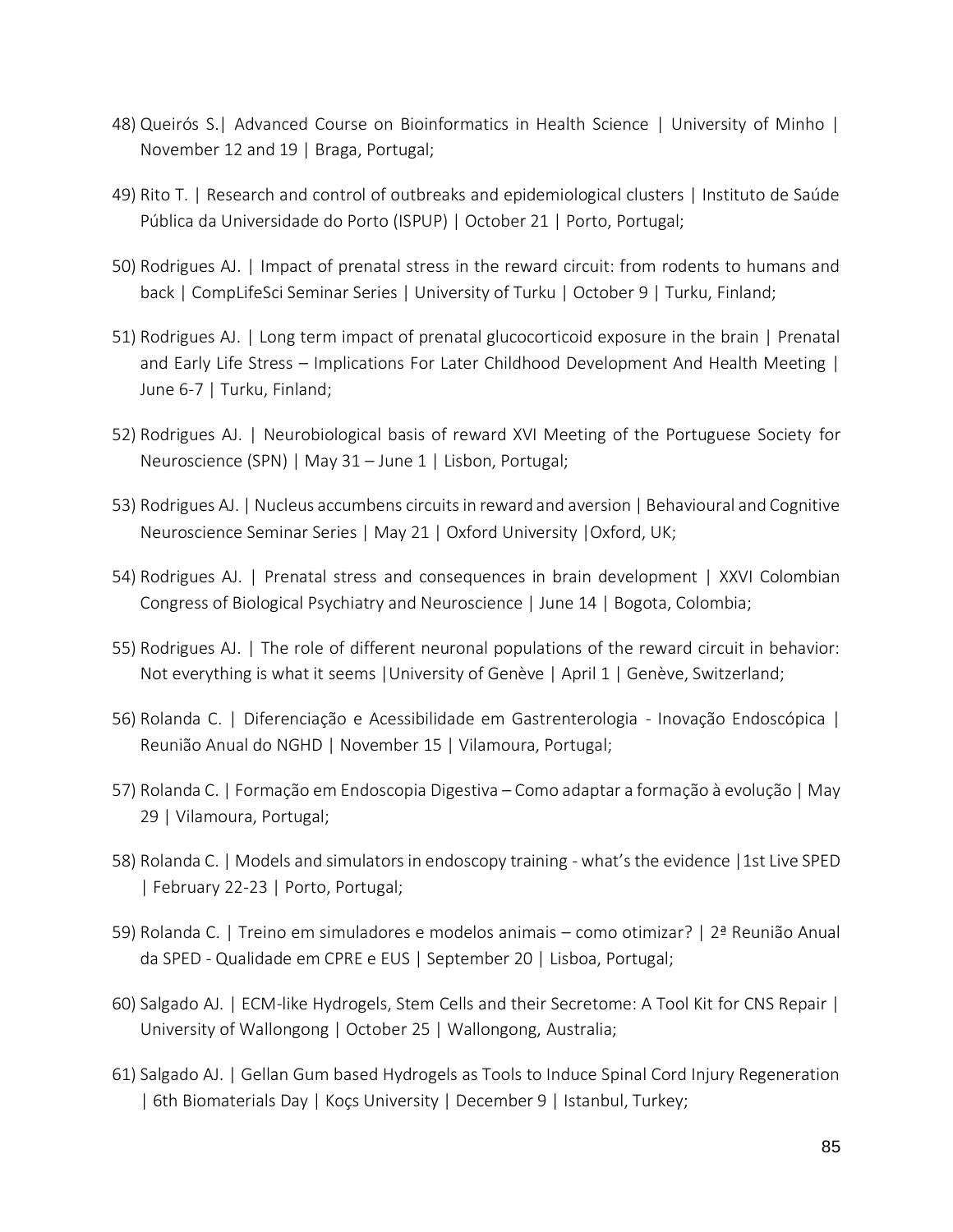48) Queirós S.| Advanced Course on Bioinformatics in Health Science | University of Minho | November 12 and 19 | Braga, Portugal;

49) Rito T. | Research and control of outbreaks and epidemiological clusters | Instituto de Saúde Pública da Universidade do Porto (ISPUP) | October 21 | Porto, Portugal;

50) Rodrigues AJ. | Impact of prenatal stress in the reward circuit: from rodents to humans and back | CompLifeSci Seminar Series | University of Turku | October 9 | Turku, Finland;

51) Rodrigues AJ. | Long term impact of prenatal glucocorticoid exposure in the brain | Prenatal and Early Life Stress – Implications For Later Childhood Development And Health Meeting | June 6-7 | Turku, Finland;

52) Rodrigues AJ. | Neurobiological basis of reward XVI Meeting of the Portuguese Society for Neuroscience (SPN) | May 31 – June 1 | Lisbon, Portugal;

53) Rodrigues AJ. | Nucleus accumbens circuits in reward and aversion | Behavioural and Cognitive Neuroscience Seminar Series | May 21 | Oxford University |Oxford, UK;

54) Rodrigues AJ. | Prenatal stress and consequences in brain development | XXVI Colombian Congress of Biological Psychiatry and Neuroscience | June 14 | Bogota, Colombia;

55) Rodrigues AJ. | The role of different neuronal populations of the reward circuit in behavior: Not everything is what it seems |University of Genève | April 1 | Genève, Switzerland;

56) Rolanda C. | Diferenciação e Acessibilidade em Gastrenterologia - Inovação Endoscópica | Reunião Anual do NGHD | November 15 | Vilamoura, Portugal;

57) Rolanda C. | Formação em Endoscopia Digestiva – Como adaptar a formação à evolução | May 29 | Vilamoura, Portugal;

58) Rolanda C. | Models and simulators in endoscopy training - what's the evidence |1st Live SPED | February 22-23 | Porto, Portugal;

59) Rolanda C. | Treino em simuladores e modelos animais – como otimizar? | 2ª Reunião Anual da SPED - Qualidade em CPRE e EUS | September 20 | Lisboa, Portugal;

60) Salgado AJ. | ECM-like Hydrogels, Stem Cells and their Secretome: A Tool Kit for CNS Repair | University of Wallongong | October 25 | Wallongong, Australia;

61) Salgado AJ. | Gellan Gum based Hydrogels as Tools to Induce Spinal Cord Injury Regeneration | 6th Biomaterials Day | Koçs University | December 9 | Istanbul, Turkey;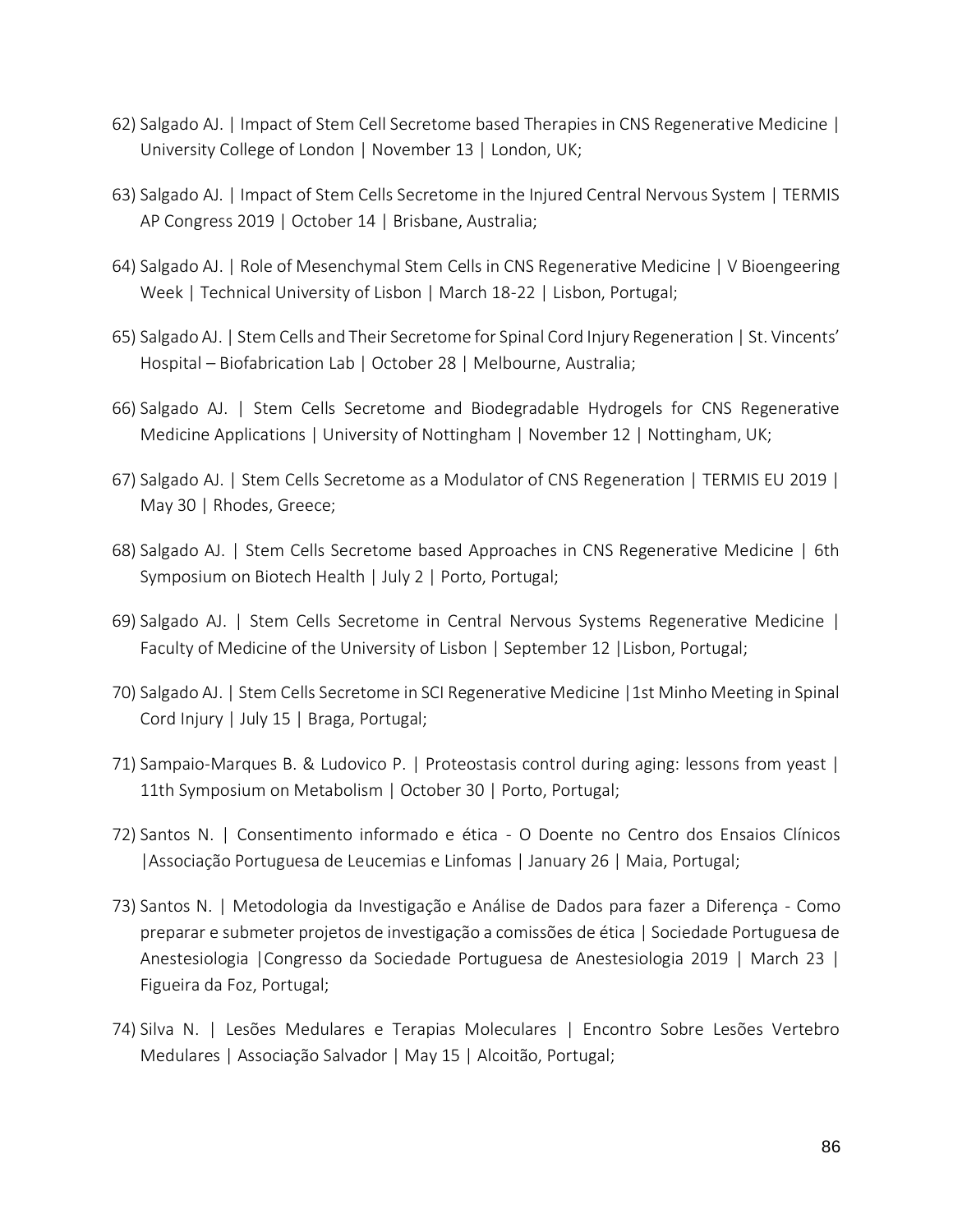62) Salgado AJ. | Impact of Stem Cell Secretome based Therapies in CNS Regenerative Medicine | University College of London | November 13 | London, UK;

63) Salgado AJ. | Impact of Stem Cells Secretome in the Injured Central Nervous System | TERMIS AP Congress 2019 | October 14 | Brisbane, Australia;

64) Salgado AJ. | Role of Mesenchymal Stem Cells in CNS Regenerative Medicine | V Bioengeering Week | Technical University of Lisbon | March 18-22 | Lisbon, Portugal;

65) Salgado AJ. | Stem Cells and Their Secretome for Spinal Cord Injury Regeneration | St. Vincents' Hospital – Biofabrication Lab | October 28 | Melbourne, Australia;

66) Salgado AJ. | Stem Cells Secretome and Biodegradable Hydrogels for CNS Regenerative Medicine Applications | University of Nottingham | November 12 | Nottingham, UK;

67) Salgado AJ. | Stem Cells Secretome as a Modulator of CNS Regeneration | TERMIS EU 2019 | May 30 | Rhodes, Greece;

68) Salgado AJ. | Stem Cells Secretome based Approaches in CNS Regenerative Medicine | 6th Symposium on Biotech Health | July 2 | Porto, Portugal;

69) Salgado AJ. | Stem Cells Secretome in Central Nervous Systems Regenerative Medicine | Faculty of Medicine of the University of Lisbon | September 12 |Lisbon, Portugal;

70) Salgado AJ. | Stem Cells Secretome in SCI Regenerative Medicine |1st Minho Meeting in Spinal Cord Injury | July 15 | Braga, Portugal;

71) Sampaio-Marques B. & Ludovico P. | Proteostasis control during aging: lessons from yeast | 11th Symposium on Metabolism | October 30 | Porto, Portugal;

72) Santos N. | Consentimento informado e ética - O Doente no Centro dos Ensaios Clínicos |Associação Portuguesa de Leucemias e Linfomas | January 26 | Maia, Portugal;

73) Santos N. | Metodologia da Investigação e Análise de Dados para fazer a Diferença - Como preparar e submeter projetos de investigação a comissões de ética | Sociedade Portuguesa de Anestesiologia |Congresso da Sociedade Portuguesa de Anestesiologia 2019 | March 23 | Figueira da Foz, Portugal;

74) Silva N. | Lesões Medulares e Terapias Moleculares | Encontro Sobre Lesões Vertebro Medulares | Associação Salvador | May 15 | Alcoitão, Portugal;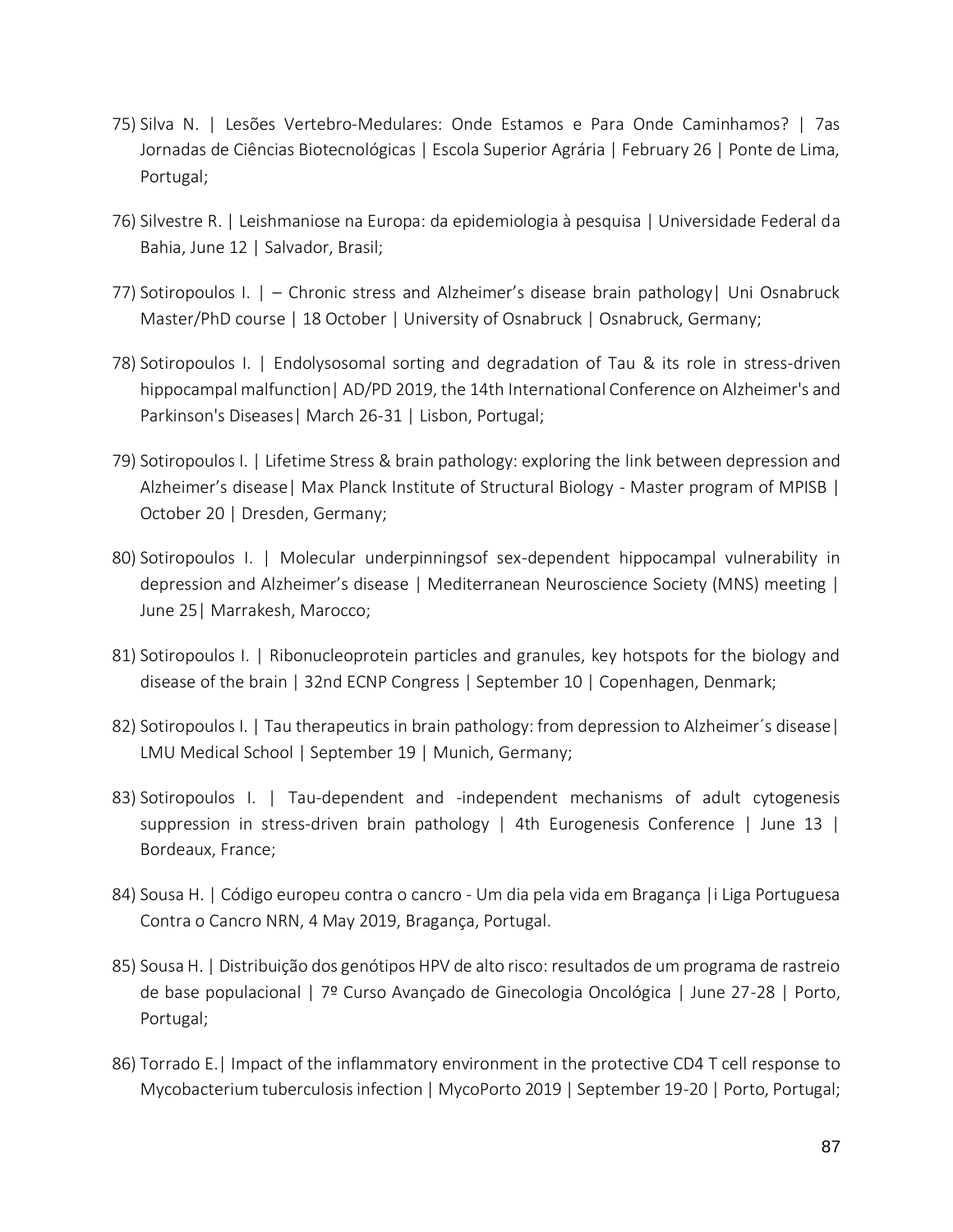75) Silva N. | Lesões Vertebro-Medulares: Onde Estamos e Para Onde Caminhamos? | 7as Jornadas de Ciências Biotecnológicas | Escola Superior Agrária | February 26 | Ponte de Lima, Portugal;

76) Silvestre R. | Leishmaniose na Europa: da epidemiologia à pesquisa | Universidade Federal da Bahia, June 12 | Salvador, Brasil;

77) Sotiropoulos I. | – Chronic stress and Alzheimer's disease brain pathology| Uni Osnabruck Master/PhD course | 18 October | University of Osnabruck | Osnabruck, Germany;

78) Sotiropoulos I. | Endolysosomal sorting and degradation of Tau & its role in stress-driven hippocampal malfunction| AD/PD 2019, the 14th International Conference on Alzheimer's and Parkinson's Diseases| March 26-31 | Lisbon, Portugal;

79) Sotiropoulos I. | Lifetime Stress & brain pathology: exploring the link between depression and Alzheimer's disease| Max Planck Institute of Structural Biology - Master program of MPISB | October 20 | Dresden, Germany;

80) Sotiropoulos I. | Molecular underpinningsof sex-dependent hippocampal vulnerability in depression and Alzheimer's disease | Mediterranean Neuroscience Society (MNS) meeting | June 25| Marrakesh, Marocco;

81) Sotiropoulos I. | Ribonucleoprotein particles and granules, key hotspots for the biology and disease of the brain | 32nd ECNP Congress | September 10 | Copenhagen, Denmark;

82) Sotiropoulos I. | Tau therapeutics in brain pathology: from depression to Alzheimer´s disease| LMU Medical School | September 19 | Munich, Germany;

83) Sotiropoulos I. | Tau-dependent and -independent mechanisms of adult cytogenesis suppression in stress-driven brain pathology | 4th Eurogenesis Conference | June 13 | Bordeaux, France;

84) Sousa H. | Código europeu contra o cancro - Um dia pela vida em Bragança |i Liga Portuguesa Contra o Cancro NRN, 4 May 2019, Bragança, Portugal.

85) Sousa H. | Distribuição dos genótipos HPV de alto risco: resultados de um programa de rastreio de base populacional | 7º Curso Avançado de Ginecologia Oncológica | June 27-28 | Porto, Portugal;

86) Torrado E.| Impact of the inflammatory environment in the protective CD4 T cell response to Mycobacterium tuberculosis infection | MycoPorto 2019 | September 19-20 | Porto, Portugal;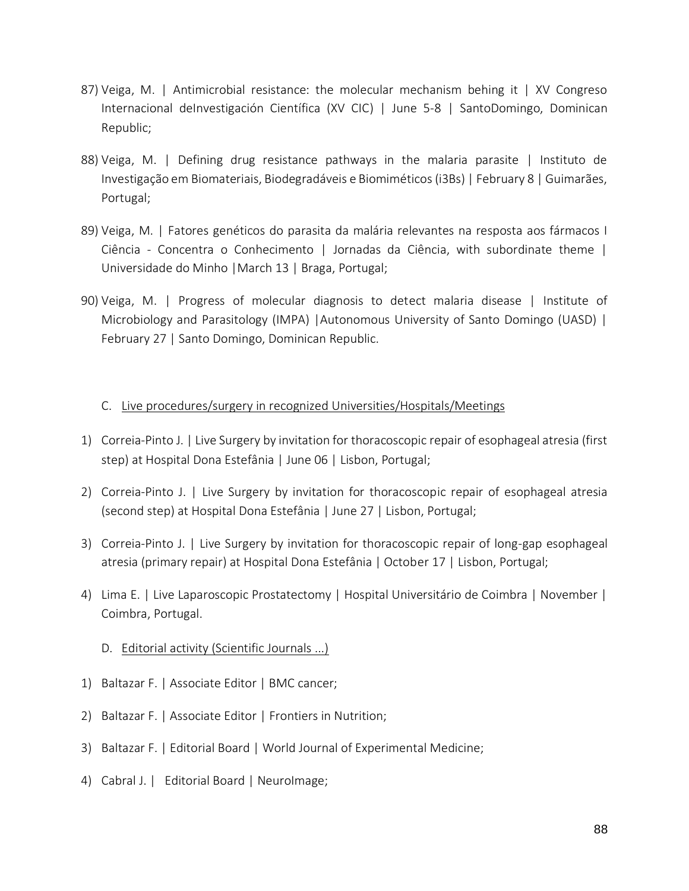87) Veiga, M. | Antimicrobial resistance: the molecular mechanism behing it | XV Congreso Internacional deInvestigación Científica (XV CIC) | June 5-8 | SantoDomingo, Dominican Republic;

88) Veiga, M. | Defining drug resistance pathways in the malaria parasite | Instituto de Investigação em Biomateriais, Biodegradáveis e Biomiméticos (i3Bs) | February 8 | Guimarães, Portugal;

89) Veiga, M. | Fatores genéticos do parasita da malária relevantes na resposta aos fármacos I Ciência - Concentra o Conhecimento | Jornadas da Ciência, with subordinate theme | Universidade do Minho |March 13 | Braga, Portugal;

90) Veiga, M. | Progress of molecular diagnosis to detect malaria disease | Institute of Microbiology and Parasitology (IMPA) |Autonomous University of Santo Domingo (UASD) | February 27 | Santo Domingo, Dominican Republic.

C. Live procedures/surgery in recognized Universities/Hospitals/Meetings

1) Correia-Pinto J. | Live Surgery by invitation for thoracoscopic repair of esophageal atresia (first step) at Hospital Dona Estefânia | June 06 | Lisbon, Portugal;

2) Correia-Pinto J. | Live Surgery by invitation for thoracoscopic repair of esophageal atresia (second step) at Hospital Dona Estefânia | June 27 | Lisbon, Portugal;

3) Correia-Pinto J. | Live Surgery by invitation for thoracoscopic repair of long-gap esophageal atresia (primary repair) at Hospital Dona Estefânia | October 17 | Lisbon, Portugal;

4) Lima E. | Live Laparoscopic Prostatectomy | Hospital Universitário de Coimbra | November | Coimbra, Portugal.

D. Editorial activity (Scientific Journals ...)

1) Baltazar F. | Associate Editor | BMC cancer;

2) Baltazar F. | Associate Editor | Frontiers in Nutrition;

3) Baltazar F. | Editorial Board | World Journal of Experimental Medicine;

4) Cabral J. | Editorial Board | NeuroImage;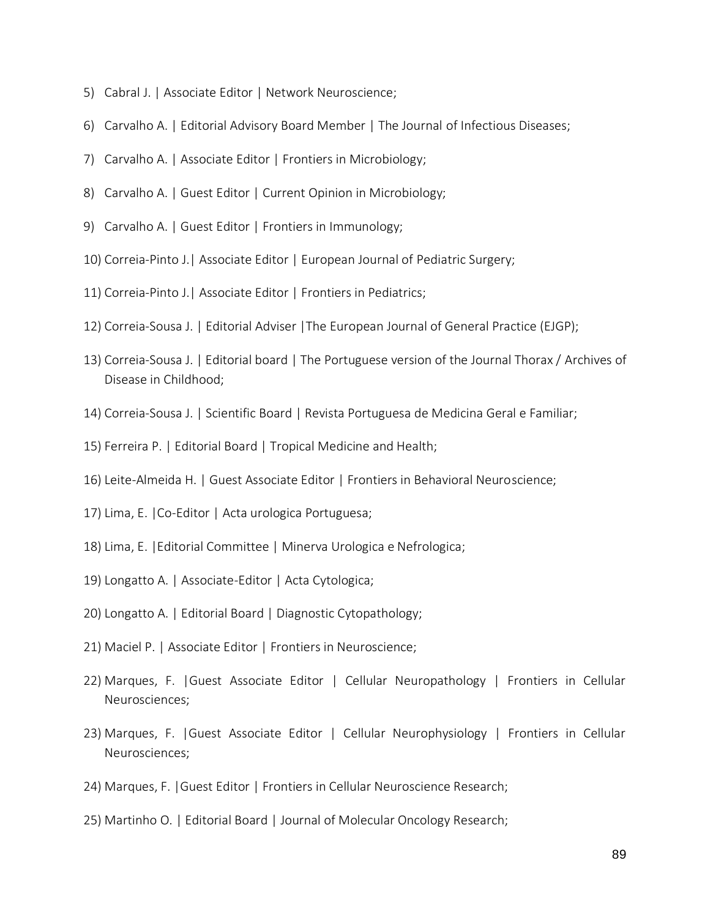5) Cabral J. | Associate Editor | Network Neuroscience;
6) Carvalho A. | Editorial Advisory Board Member | The Journal of Infectious Diseases;
7) Carvalho A. | Associate Editor | Frontiers in Microbiology;
8) Carvalho A. | Guest Editor | Current Opinion in Microbiology;
9) Carvalho A. | Guest Editor | Frontiers in Immunology;
10) Correia-Pinto J.| Associate Editor | European Journal of Pediatric Surgery;
11) Correia-Pinto J.| Associate Editor | Frontiers in Pediatrics;
12) Correia-Sousa J. | Editorial Adviser |The European Journal of General Practice (EJGP);
13) Correia-Sousa J. | Editorial board | The Portuguese version of the Journal Thorax / Archives of Disease in Childhood;
14) Correia-Sousa J. | Scientific Board | Revista Portuguesa de Medicina Geral e Familiar;
15) Ferreira P. | Editorial Board | Tropical Medicine and Health;
16) Leite-Almeida H. | Guest Associate Editor | Frontiers in Behavioral Neuroscience;
17) Lima, E. |Co-Editor | Acta urologica Portuguesa;
18) Lima, E. |Editorial Committee | Minerva Urologica e Nefrologica;
19) Longatto A. | Associate-Editor | Acta Cytologica;
20) Longatto A. | Editorial Board | Diagnostic Cytopathology;
21) Maciel P. | Associate Editor | Frontiers in Neuroscience;
22) Marques, F. |Guest Associate Editor | Cellular Neuropathology | Frontiers in Cellular Neurosciences;
23) Marques, F. |Guest Associate Editor | Cellular Neurophysiology | Frontiers in Cellular Neurosciences;
24) Marques, F. |Guest Editor | Frontiers in Cellular Neuroscience Research;
25) Martinho O. | Editorial Board | Journal of Molecular Oncology Research;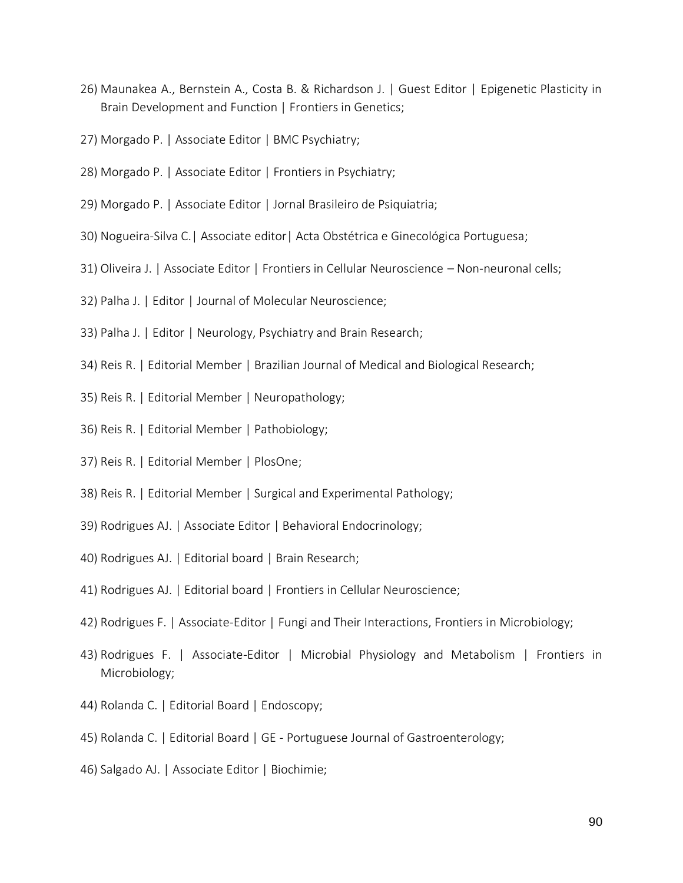26) Maunakea A., Bernstein A., Costa B. & Richardson J. | Guest Editor | Epigenetic Plasticity in Brain Development and Function | Frontiers in Genetics;

27) Morgado P. | Associate Editor | BMC Psychiatry;

28) Morgado P. | Associate Editor | Frontiers in Psychiatry;

29) Morgado P. | Associate Editor | Jornal Brasileiro de Psiquiatria;

30) Nogueira-Silva C.| Associate editor| Acta Obstétrica e Ginecológica Portuguesa;

31) Oliveira J. | Associate Editor | Frontiers in Cellular Neuroscience – Non-neuronal cells;

32) Palha J. | Editor | Journal of Molecular Neuroscience;

33) Palha J. | Editor | Neurology, Psychiatry and Brain Research;

34) Reis R. | Editorial Member | Brazilian Journal of Medical and Biological Research;

35) Reis R. | Editorial Member | Neuropathology;

36) Reis R. | Editorial Member | Pathobiology;

37) Reis R. | Editorial Member | PlosOne;

38) Reis R. | Editorial Member | Surgical and Experimental Pathology;

39) Rodrigues AJ. | Associate Editor | Behavioral Endocrinology;

40) Rodrigues AJ. | Editorial board | Brain Research;

41) Rodrigues AJ. | Editorial board | Frontiers in Cellular Neuroscience;

42) Rodrigues F. | Associate-Editor | Fungi and Their Interactions, Frontiers in Microbiology;

43) Rodrigues F. | Associate-Editor | Microbial Physiology and Metabolism | Frontiers in Microbiology;

44) Rolanda C. | Editorial Board | Endoscopy;

45) Rolanda C. | Editorial Board | GE - Portuguese Journal of Gastroenterology;

46) Salgado AJ. | Associate Editor | Biochimie;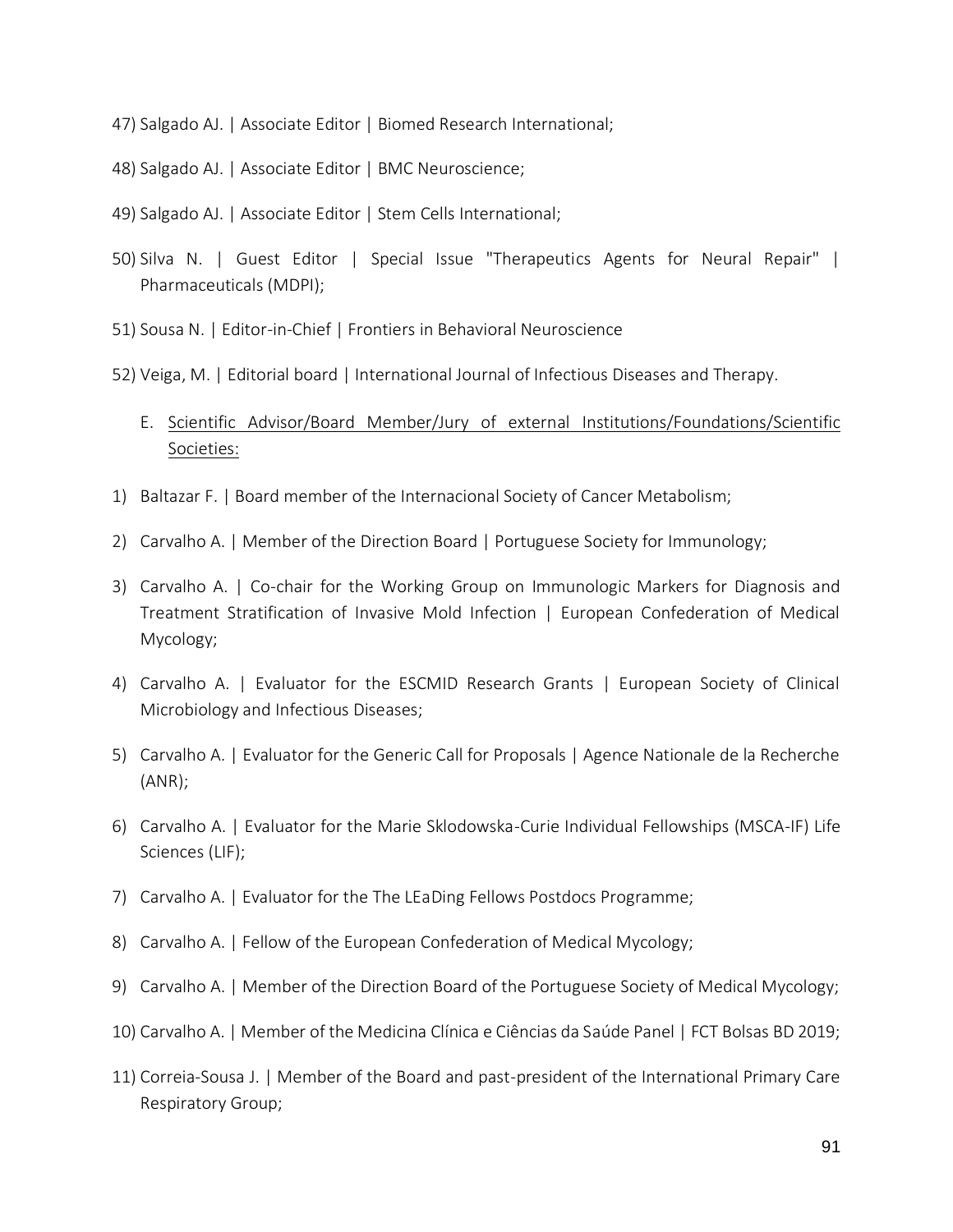47) Salgado AJ. | Associate Editor | Biomed Research International;

48) Salgado AJ. | Associate Editor | BMC Neuroscience;

49) Salgado AJ. | Associate Editor | Stem Cells International;

50) Silva N. | Guest Editor | Special Issue "Therapeutics Agents for Neural Repair" | Pharmaceuticals (MDPI);

51) Sousa N. | Editor-in-Chief | Frontiers in Behavioral Neuroscience

52) Veiga, M. | Editorial board | International Journal of Infectious Diseases and Therapy.

E. <u>Scientific Advisor/Board Member/Jury of external Institutions/Foundations/Scientific Societies:</u>

1) Baltazar F. | Board member of the Internacional Society of Cancer Metabolism;

2) Carvalho A. | Member of the Direction Board | Portuguese Society for Immunology;

3) Carvalho A. | Co-chair for the Working Group on Immunologic Markers for Diagnosis and Treatment Stratification of Invasive Mold Infection | European Confederation of Medical Mycology;

4) Carvalho A. | Evaluator for the ESCMID Research Grants | European Society of Clinical Microbiology and Infectious Diseases;

5) Carvalho A. | Evaluator for the Generic Call for Proposals | Agence Nationale de la Recherche (ANR);

6) Carvalho A. | Evaluator for the Marie Sklodowska-Curie Individual Fellowships (MSCA-IF) Life Sciences (LIF);

7) Carvalho A. | Evaluator for the The LEaDing Fellows Postdocs Programme;

8) Carvalho A. | Fellow of the European Confederation of Medical Mycology;

9) Carvalho A. | Member of the Direction Board of the Portuguese Society of Medical Mycology;

10) Carvalho A. | Member of the Medicina Clínica e Ciências da Saúde Panel | FCT Bolsas BD 2019;

11) Correia-Sousa J. | Member of the Board and past-president of the International Primary Care Respiratory Group;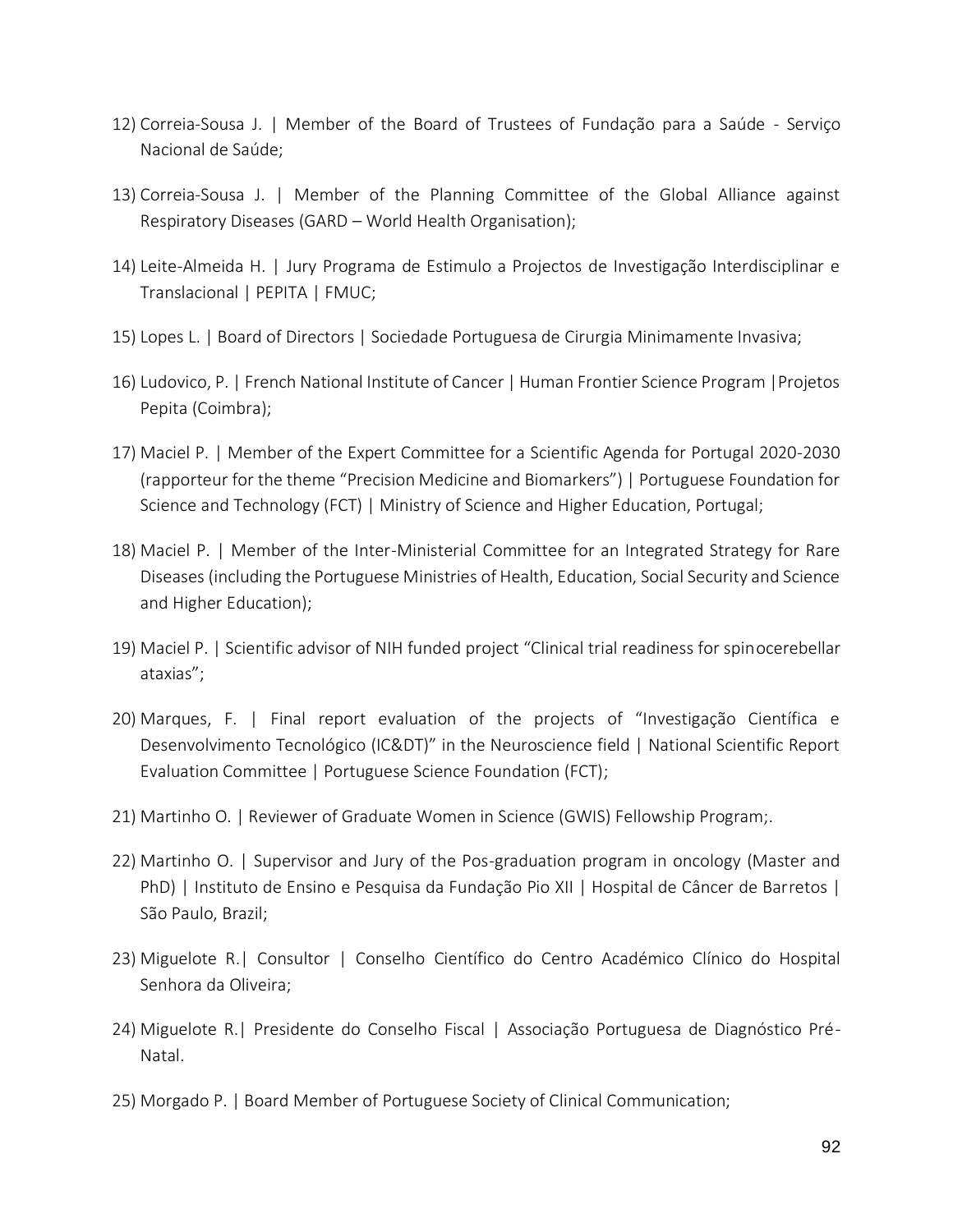12) Correia-Sousa J. | Member of the Board of Trustees of Fundação para a Saúde - Serviço Nacional de Saúde;

13) Correia-Sousa J. | Member of the Planning Committee of the Global Alliance against Respiratory Diseases (GARD – World Health Organisation);

14) Leite-Almeida H. | Jury Programa de Estimulo a Projectos de Investigação Interdisciplinar e Translacional | PEPITA | FMUC;

15) Lopes L. | Board of Directors | Sociedade Portuguesa de Cirurgia Minimamente Invasiva;

16) Ludovico, P. | French National Institute of Cancer | Human Frontier Science Program |Projetos Pepita (Coimbra);

17) Maciel P. | Member of the Expert Committee for a Scientific Agenda for Portugal 2020-2030 (rapporteur for the theme "Precision Medicine and Biomarkers") | Portuguese Foundation for Science and Technology (FCT) | Ministry of Science and Higher Education, Portugal;

18) Maciel P. | Member of the Inter-Ministerial Committee for an Integrated Strategy for Rare Diseases (including the Portuguese Ministries of Health, Education, Social Security and Science and Higher Education);

19) Maciel P. | Scientific advisor of NIH funded project "Clinical trial readiness for spinocerebellar ataxias";

20) Marques, F. | Final report evaluation of the projects of "Investigação Científica e Desenvolvimento Tecnológico (IC&DT)" in the Neuroscience field | National Scientific Report Evaluation Committee | Portuguese Science Foundation (FCT);

21) Martinho O. | Reviewer of Graduate Women in Science (GWIS) Fellowship Program;.

22) Martinho O. | Supervisor and Jury of the Pos-graduation program in oncology (Master and PhD) | Instituto de Ensino e Pesquisa da Fundação Pio XII | Hospital de Câncer de Barretos | São Paulo, Brazil;

23) Miguelote R.| Consultor | Conselho Científico do Centro Académico Clínico do Hospital Senhora da Oliveira;

24) Miguelote R.| Presidente do Conselho Fiscal | Associação Portuguesa de Diagnóstico Pré-Natal.

25) Morgado P. | Board Member of Portuguese Society of Clinical Communication;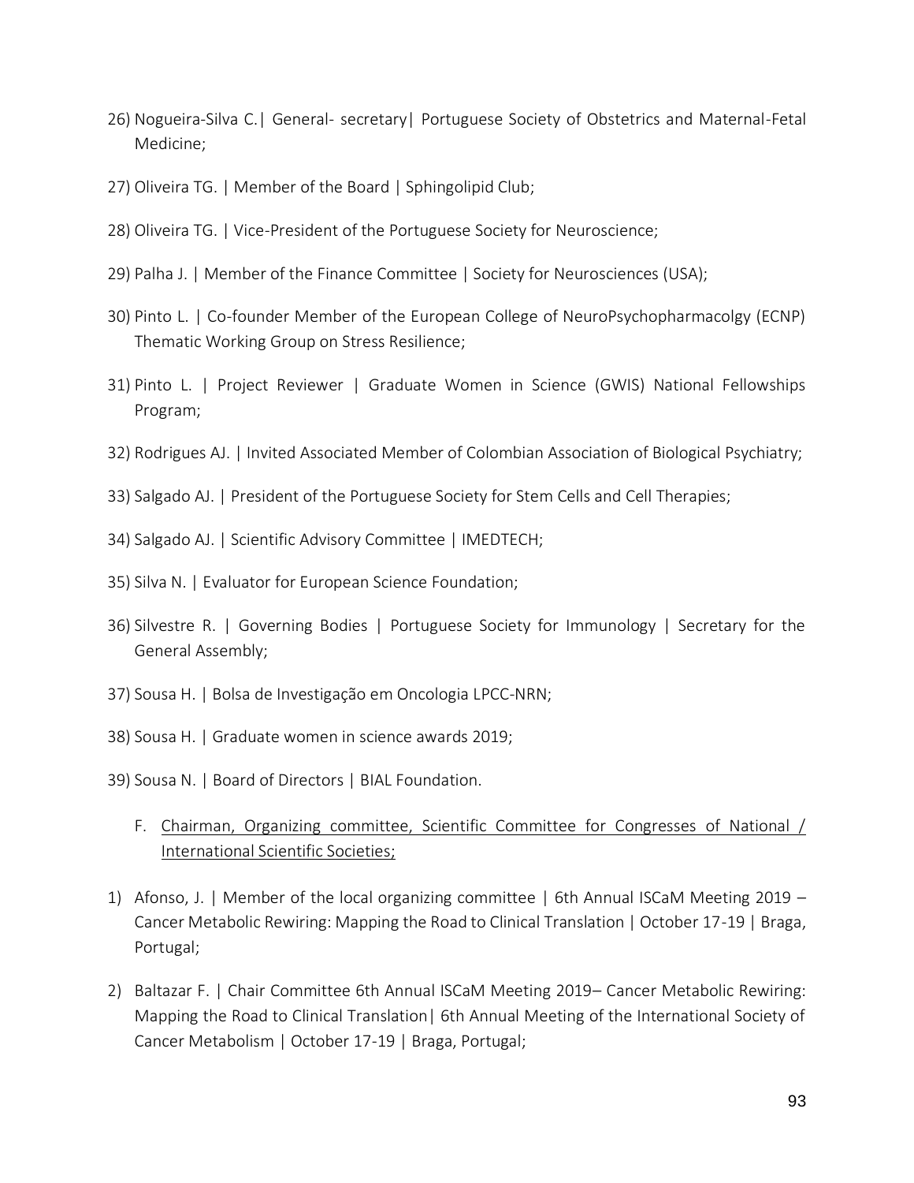26) Nogueira-Silva C.| General- secretary| Portuguese Society of Obstetrics and Maternal-Fetal Medicine;

27) Oliveira TG. | Member of the Board | Sphingolipid Club;

28) Oliveira TG. | Vice-President of the Portuguese Society for Neuroscience;

29) Palha J. | Member of the Finance Committee | Society for Neurosciences (USA);

30) Pinto L. | Co-founder Member of the European College of NeuroPsychopharmacolgy (ECNP) Thematic Working Group on Stress Resilience;

31) Pinto L. | Project Reviewer | Graduate Women in Science (GWIS) National Fellowships Program;

32) Rodrigues AJ. | Invited Associated Member of Colombian Association of Biological Psychiatry;

33) Salgado AJ. | President of the Portuguese Society for Stem Cells and Cell Therapies;

34) Salgado AJ. | Scientific Advisory Committee | IMEDTECH;

35) Silva N. | Evaluator for European Science Foundation;

36) Silvestre R. | Governing Bodies | Portuguese Society for Immunology | Secretary for the General Assembly;

37) Sousa H. | Bolsa de Investigação em Oncologia LPCC-NRN;

38) Sousa H. | Graduate women in science awards 2019;

39) Sousa N. | Board of Directors | BIAL Foundation.

F. <u>Chairman, Organizing committee, Scientific Committee for Congresses of National / International Scientific Societies;</u>

1) Afonso, J. | Member of the local organizing committee | 6th Annual ISCaM Meeting 2019 – Cancer Metabolic Rewiring: Mapping the Road to Clinical Translation | October 17-19 | Braga, Portugal;

2) Baltazar F. | Chair Committee 6th Annual ISCaM Meeting 2019– Cancer Metabolic Rewiring: Mapping the Road to Clinical Translation| 6th Annual Meeting of the International Society of Cancer Metabolism | October 17-19 | Braga, Portugal;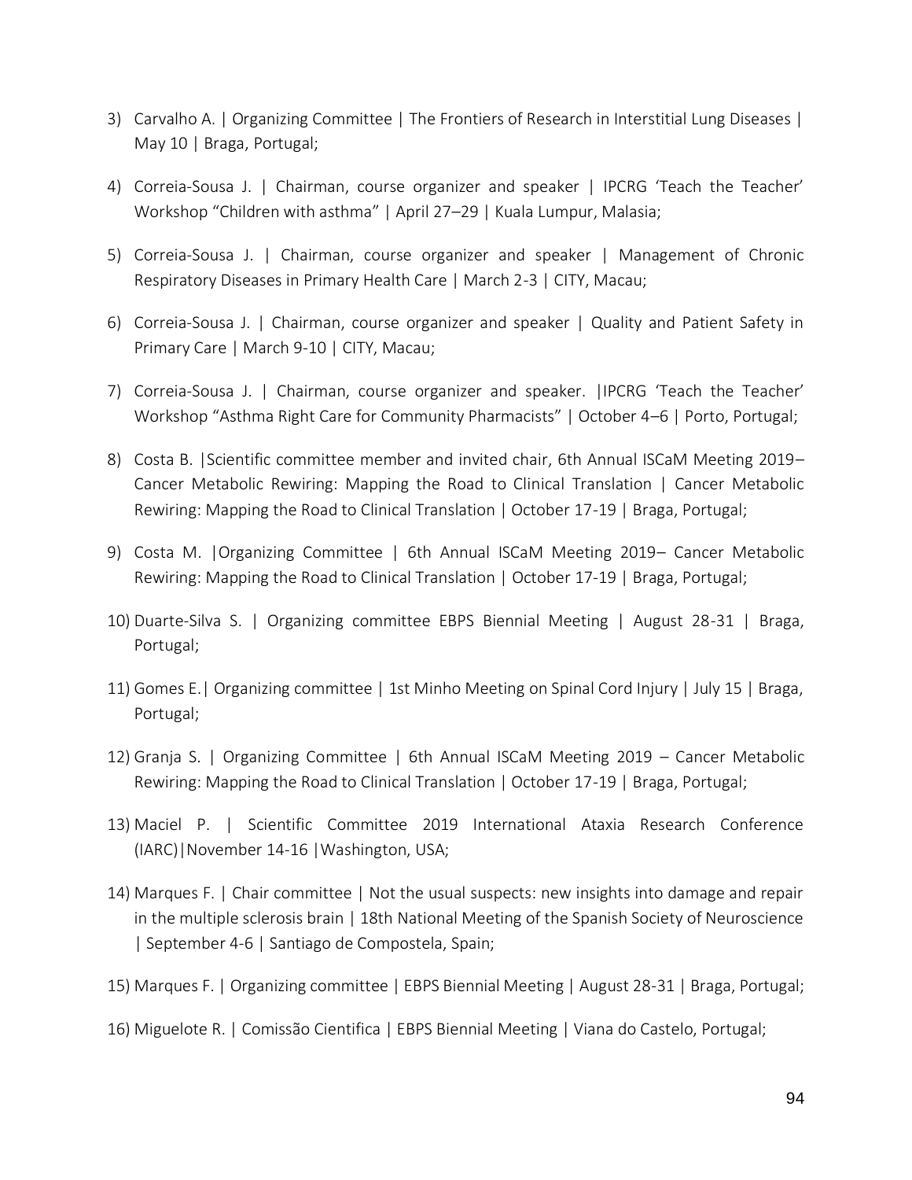3) Carvalho A. | Organizing Committee | The Frontiers of Research in Interstitial Lung Diseases | May 10 | Braga, Portugal;

4) Correia-Sousa J. | Chairman, course organizer and speaker | IPCRG 'Teach the Teacher' Workshop "Children with asthma" | April 27–29 | Kuala Lumpur, Malasia;

5) Correia-Sousa J. | Chairman, course organizer and speaker | Management of Chronic Respiratory Diseases in Primary Health Care | March 2-3 | CITY, Macau;

6) Correia-Sousa J. | Chairman, course organizer and speaker | Quality and Patient Safety in Primary Care | March 9-10 | CITY, Macau;

7) Correia-Sousa J. | Chairman, course organizer and speaker. |IPCRG 'Teach the Teacher' Workshop "Asthma Right Care for Community Pharmacists" | October 4–6 | Porto, Portugal;

8) Costa B. |Scientific committee member and invited chair, 6th Annual ISCaM Meeting 2019– Cancer Metabolic Rewiring: Mapping the Road to Clinical Translation | Cancer Metabolic Rewiring: Mapping the Road to Clinical Translation | October 17-19 | Braga, Portugal;

9) Costa M. |Organizing Committee | 6th Annual ISCaM Meeting 2019– Cancer Metabolic Rewiring: Mapping the Road to Clinical Translation | October 17-19 | Braga, Portugal;

10) Duarte-Silva S. | Organizing committee EBPS Biennial Meeting | August 28-31 | Braga, Portugal;

11) Gomes E.| Organizing committee | 1st Minho Meeting on Spinal Cord Injury | July 15 | Braga, Portugal;

12) Granja S. | Organizing Committee | 6th Annual ISCaM Meeting 2019 – Cancer Metabolic Rewiring: Mapping the Road to Clinical Translation | October 17-19 | Braga, Portugal;

13) Maciel P. | Scientific Committee 2019 International Ataxia Research Conference (IARC)|November 14-16 |Washington, USA;

14) Marques F. | Chair committee | Not the usual suspects: new insights into damage and repair in the multiple sclerosis brain | 18th National Meeting of the Spanish Society of Neuroscience | September 4-6 | Santiago de Compostela, Spain;

15) Marques F. | Organizing committee | EBPS Biennial Meeting | August 28-31 | Braga, Portugal;

16) Miguelote R. | Comissão Cientifica | EBPS Biennial Meeting | Viana do Castelo, Portugal;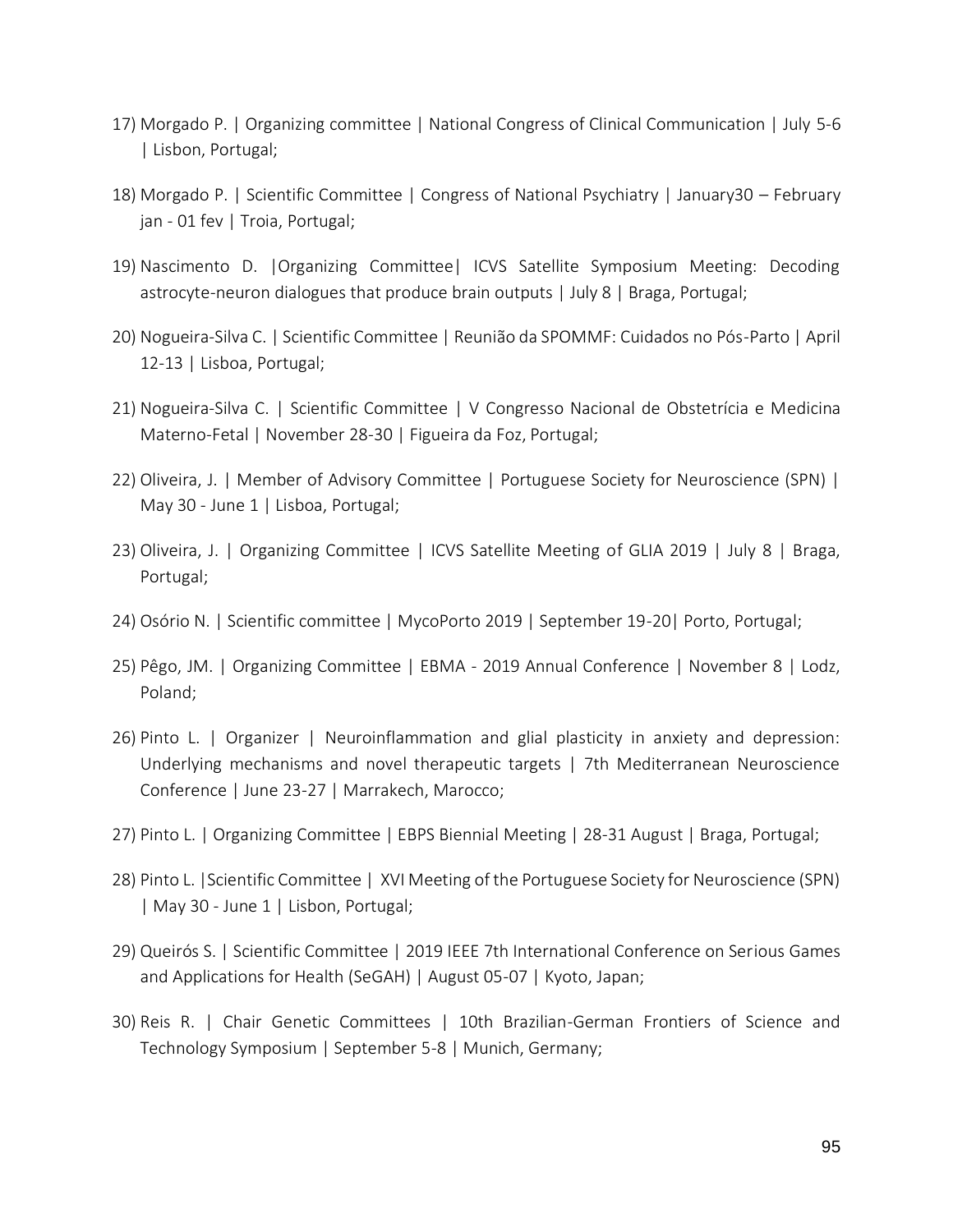17) Morgado P. | Organizing committee | National Congress of Clinical Communication | July 5-6 | Lisbon, Portugal;

18) Morgado P. | Scientific Committee | Congress of National Psychiatry | January30 – February jan - 01 fev | Troia, Portugal;

19) Nascimento D. |Organizing Committee| ICVS Satellite Symposium Meeting: Decoding astrocyte-neuron dialogues that produce brain outputs | July 8 | Braga, Portugal;

20) Nogueira-Silva C. | Scientific Committee | Reunião da SPOMMF: Cuidados no Pós-Parto | April 12-13 | Lisboa, Portugal;

21) Nogueira-Silva C. | Scientific Committee | V Congresso Nacional de Obstetrícia e Medicina Materno-Fetal | November 28-30 | Figueira da Foz, Portugal;

22) Oliveira, J. | Member of Advisory Committee | Portuguese Society for Neuroscience (SPN) | May 30 - June 1 | Lisboa, Portugal;

23) Oliveira, J. | Organizing Committee | ICVS Satellite Meeting of GLIA 2019 | July 8 | Braga, Portugal;

24) Osório N. | Scientific committee | MycoPorto 2019 | September 19-20| Porto, Portugal;

25) Pêgo, JM. | Organizing Committee | EBMA - 2019 Annual Conference | November 8 | Lodz, Poland;

26) Pinto L. | Organizer | Neuroinflammation and glial plasticity in anxiety and depression: Underlying mechanisms and novel therapeutic targets | 7th Mediterranean Neuroscience Conference | June 23-27 | Marrakech, Marocco;

27) Pinto L. | Organizing Committee | EBPS Biennial Meeting | 28-31 August | Braga, Portugal;

28) Pinto L. |Scientific Committee | XVI Meeting of the Portuguese Society for Neuroscience (SPN) | May 30 - June 1 | Lisbon, Portugal;

29) Queirós S. | Scientific Committee | 2019 IEEE 7th International Conference on Serious Games and Applications for Health (SeGAH) | August 05-07 | Kyoto, Japan;

30) Reis R. | Chair Genetic Committees | 10th Brazilian-German Frontiers of Science and Technology Symposium | September 5-8 | Munich, Germany;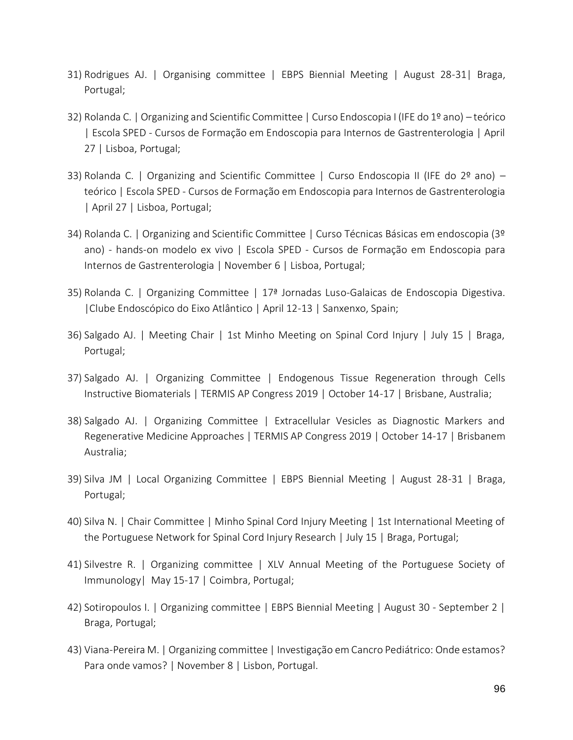31) Rodrigues AJ. | Organising committee | EBPS Biennial Meeting | August 28-31| Braga, Portugal;

32) Rolanda C. | Organizing and Scientific Committee | Curso Endoscopia I (IFE do 1º ano) – teórico | Escola SPED - Cursos de Formação em Endoscopia para Internos de Gastrenterologia | April 27 | Lisboa, Portugal;

33) Rolanda C. | Organizing and Scientific Committee | Curso Endoscopia II (IFE do 2º ano) – teórico | Escola SPED - Cursos de Formação em Endoscopia para Internos de Gastrenterologia | April 27 | Lisboa, Portugal;

34) Rolanda C. | Organizing and Scientific Committee | Curso Técnicas Básicas em endoscopia (3º ano) - hands-on modelo ex vivo | Escola SPED - Cursos de Formação em Endoscopia para Internos de Gastrenterologia | November 6 | Lisboa, Portugal;

35) Rolanda C. | Organizing Committee | 17ª Jornadas Luso-Galaicas de Endoscopia Digestiva. |Clube Endoscópico do Eixo Atlântico | April 12-13 | Sanxenxo, Spain;

36) Salgado AJ. | Meeting Chair | 1st Minho Meeting on Spinal Cord Injury | July 15 | Braga, Portugal;

37) Salgado AJ. | Organizing Committee | Endogenous Tissue Regeneration through Cells Instructive Biomaterials | TERMIS AP Congress 2019 | October 14-17 | Brisbane, Australia;

38) Salgado AJ. | Organizing Committee | Extracellular Vesicles as Diagnostic Markers and Regenerative Medicine Approaches | TERMIS AP Congress 2019 | October 14-17 | Brisbanem Australia;

39) Silva JM | Local Organizing Committee | EBPS Biennial Meeting | August 28-31 | Braga, Portugal;

40) Silva N. | Chair Committee | Minho Spinal Cord Injury Meeting | 1st International Meeting of the Portuguese Network for Spinal Cord Injury Research | July 15 | Braga, Portugal;

41) Silvestre R. | Organizing committee | XLV Annual Meeting of the Portuguese Society of Immunology| May 15-17 | Coimbra, Portugal;

42) Sotiropoulos I. | Organizing committee | EBPS Biennial Meeting | August 30 - September 2 | Braga, Portugal;

43) Viana-Pereira M. | Organizing committee | Investigação em Cancro Pediátrico: Onde estamos? Para onde vamos? | November 8 | Lisbon, Portugal.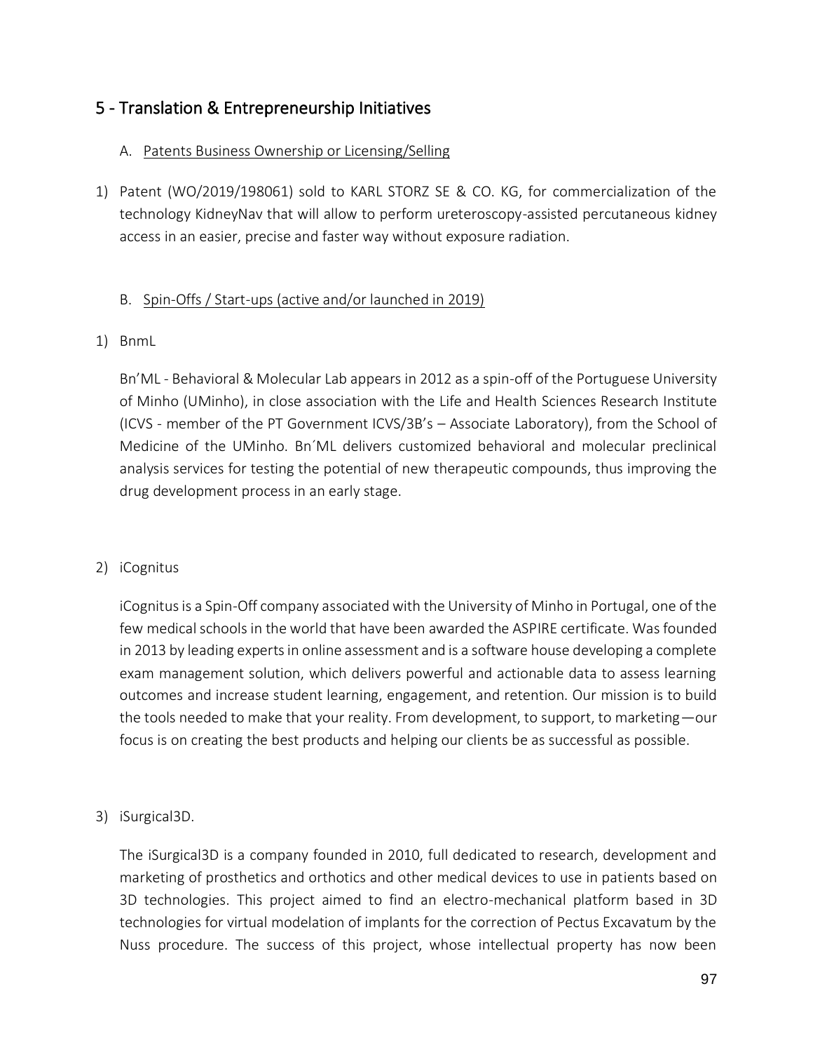## 5 - Translation & Entrepreneurship Initiatives

A. <u>Patents Business Ownership or Licensing/Selling</u>

1) Patent (WO/2019/198061) sold to KARL STORZ SE & CO. KG, for commercialization of the technology KidneyNav that will allow to perform ureteroscopy-assisted percutaneous kidney access in an easier, precise and faster way without exposure radiation.

B. <u>Spin-Offs / Start-ups (active and/or launched in 2019)</u>

1) BnmL

   Bn'ML - Behavioral & Molecular Lab appears in 2012 as a spin-off of the Portuguese University of Minho (UMinho), in close association with the Life and Health Sciences Research Institute (ICVS - member of the PT Government ICVS/3B's – Associate Laboratory), from the School of Medicine of the UMinho. Bn´ML delivers customized behavioral and molecular preclinical analysis services for testing the potential of new therapeutic compounds, thus improving the drug development process in an early stage.

2) iCognitus

   iCognitus is a Spin-Off company associated with the University of Minho in Portugal, one of the few medical schools in the world that have been awarded the ASPIRE certificate. Was founded in 2013 by leading experts in online assessment and is a software house developing a complete exam management solution, which delivers powerful and actionable data to assess learning outcomes and increase student learning, engagement, and retention. Our mission is to build the tools needed to make that your reality. From development, to support, to marketing—our focus is on creating the best products and helping our clients be as successful as possible.

3) iSurgical3D.

   The iSurgical3D is a company founded in 2010, full dedicated to research, development and marketing of prosthetics and orthotics and other medical devices to use in patients based on 3D technologies. This project aimed to find an electro-mechanical platform based in 3D technologies for virtual modelation of implants for the correction of Pectus Excavatum by the Nuss procedure. The success of this project, whose intellectual property has now been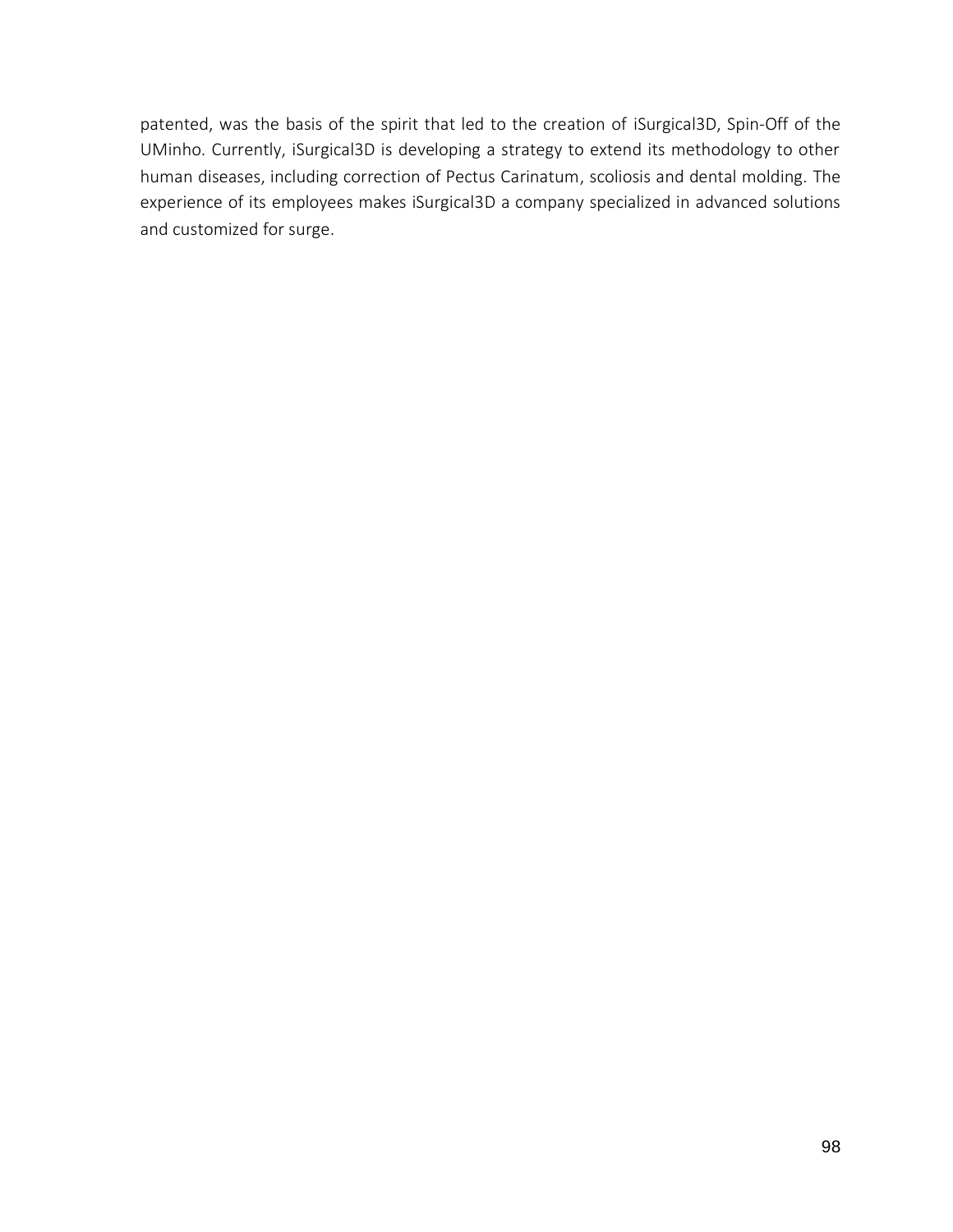patented, was the basis of the spirit that led to the creation of iSurgical3D, Spin-Off of the UMinho. Currently, iSurgical3D is developing a strategy to extend its methodology to other human diseases, including correction of Pectus Carinatum, scoliosis and dental molding. The experience of its employees makes iSurgical3D a company specialized in advanced solutions and customized for surge.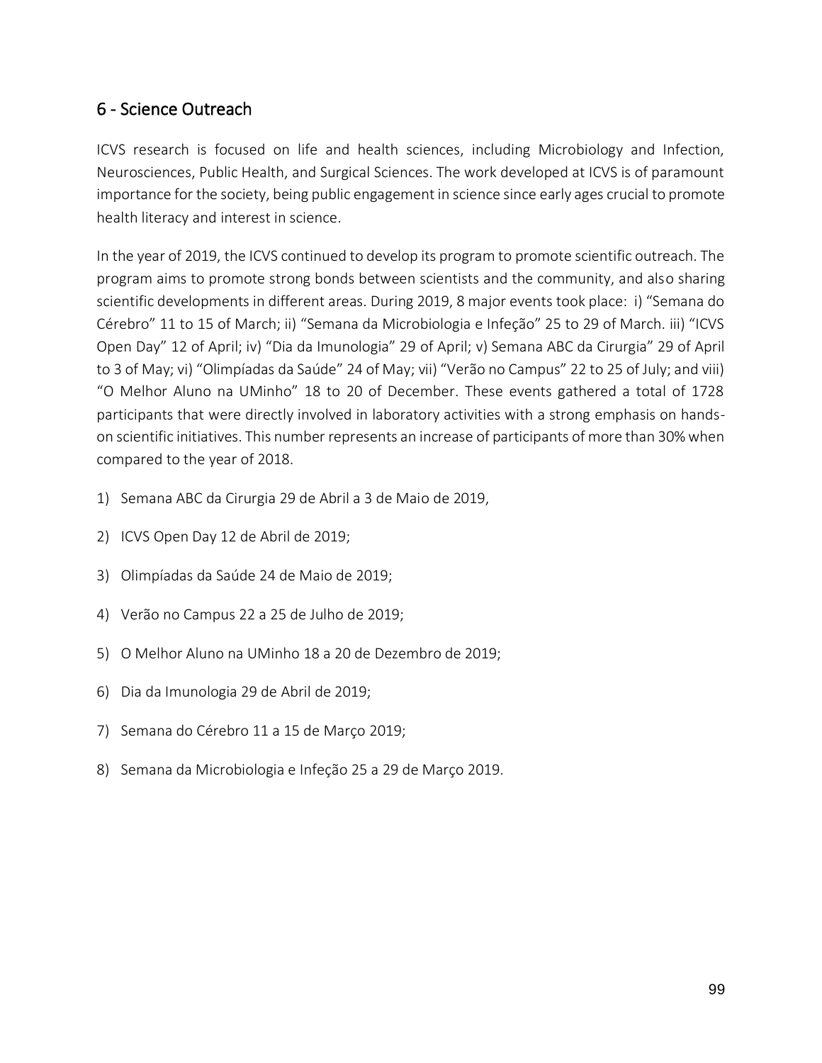## 6 - Science Outreach

ICVS research is focused on life and health sciences, including Microbiology and Infection, Neurosciences, Public Health, and Surgical Sciences. The work developed at ICVS is of paramount importance for the society, being public engagement in science since early ages crucial to promote health literacy and interest in science.

In the year of 2019, the ICVS continued to develop its program to promote scientific outreach. The program aims to promote strong bonds between scientists and the community, and also sharing scientific developments in different areas. During 2019, 8 major events took place: i) "Semana do Cérebro" 11 to 15 of March; ii) "Semana da Microbiologia e Infeção" 25 to 29 of March. iii) "ICVS Open Day" 12 of April; iv) "Dia da Imunologia" 29 of April; v) Semana ABC da Cirurgia" 29 of April to 3 of May; vi) "Olimpíadas da Saúde" 24 of May; vii) "Verão no Campus" 22 to 25 of July; and viii) "O Melhor Aluno na UMinho" 18 to 20 of December. These events gathered a total of 1728 participants that were directly involved in laboratory activities with a strong emphasis on hands-on scientific initiatives. This number represents an increase of participants of more than 30% when compared to the year of 2018.

1) Semana ABC da Cirurgia 29 de Abril a 3 de Maio de 2019,
2) ICVS Open Day 12 de Abril de 2019;
3) Olimpíadas da Saúde 24 de Maio de 2019;
4) Verão no Campus 22 a 25 de Julho de 2019;
5) O Melhor Aluno na UMinho 18 a 20 de Dezembro de 2019;
6) Dia da Imunologia 29 de Abril de 2019;
7) Semana do Cérebro 11 a 15 de Março 2019;
8) Semana da Microbiologia e Infeção 25 a 29 de Março 2019.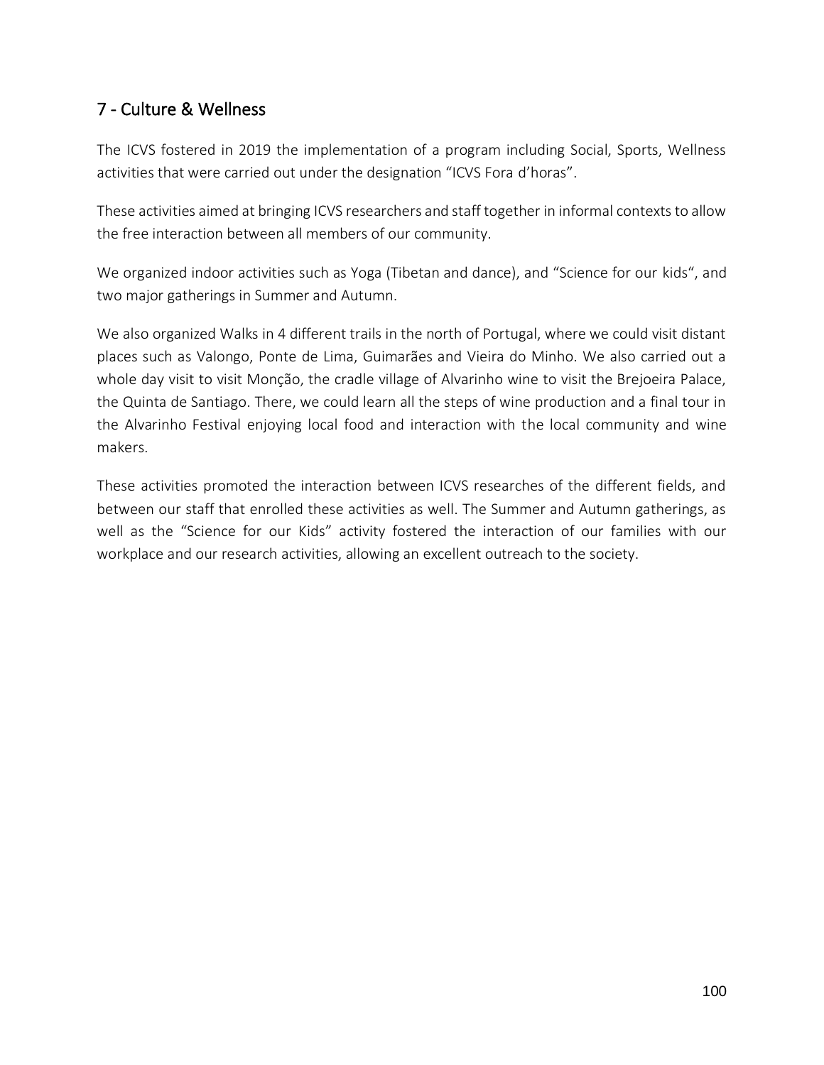## 7 - Culture & Wellness

The ICVS fostered in 2019 the implementation of a program including Social, Sports, Wellness activities that were carried out under the designation "ICVS Fora d'horas".

These activities aimed at bringing ICVS researchers and staff together in informal contexts to allow the free interaction between all members of our community.

We organized indoor activities such as Yoga (Tibetan and dance), and "Science for our kids", and two major gatherings in Summer and Autumn.

We also organized Walks in 4 different trails in the north of Portugal, where we could visit distant places such as Valongo, Ponte de Lima, Guimarães and Vieira do Minho. We also carried out a whole day visit to visit Monção, the cradle village of Alvarinho wine to visit the Brejoeira Palace, the Quinta de Santiago. There, we could learn all the steps of wine production and a final tour in the Alvarinho Festival enjoying local food and interaction with the local community and wine makers.

These activities promoted the interaction between ICVS researches of the different fields, and between our staff that enrolled these activities as well. The Summer and Autumn gatherings, as well as the "Science for our Kids" activity fostered the interaction of our families with our workplace and our research activities, allowing an excellent outreach to the society.